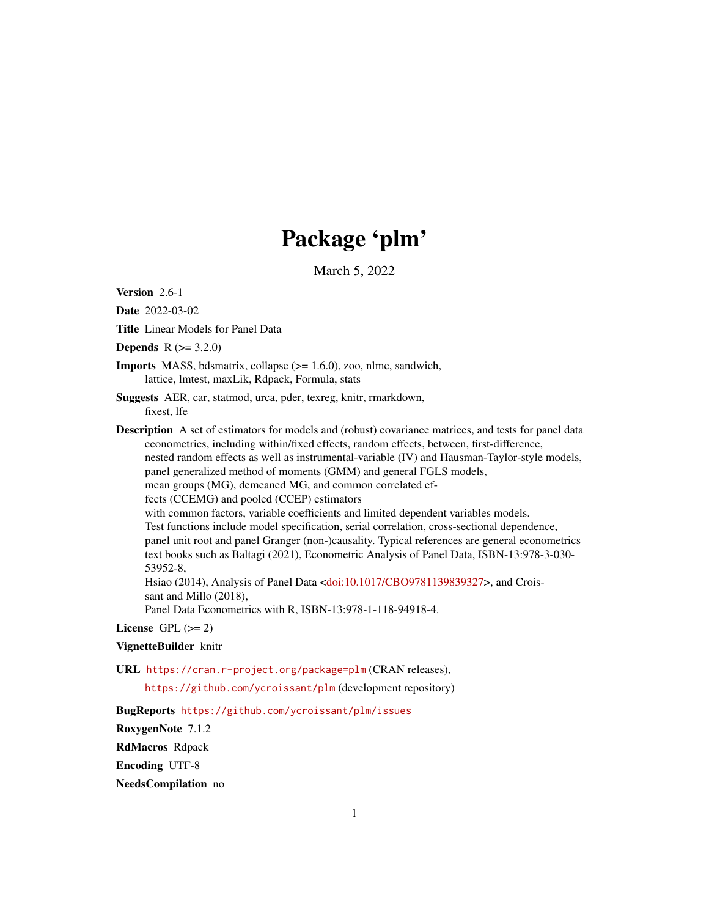# Package 'plm'

March 5, 2022

**Version** 2.6-1

**Date** 2022-03-02

**Title** Linear Models for Panel Data

**Depends** R (>= 3.2.0)

**Imports** MASS, bdsmatrix, collapse (>= 1.6.0), zoo, nlme, sandwich, lattice, lmtest, maxLik, Rdpack, Formula, stats

**Suggests** AER, car, statmod, urca, pder, texreg, knitr, rmarkdown, fixest, lfe

**Description** A set of estimators for models and (robust) covariance matrices, and tests for panel data econometrics, including within/fixed effects, random effects, between, first-difference, nested random effects as well as instrumental-variable (IV) and Hausman-Taylor-style models, panel generalized method of moments (GMM) and general FGLS models, mean groups (MG), demeaned MG, and common correlated effects (CCEMG) and pooled (CCEP) estimators with common factors, variable coefficients and limited dependent variables models. Test functions include model specification, serial correlation, cross-sectional dependence, panel unit root and panel Granger (non-)causality. Typical references are general econometrics text books such as Baltagi (2021), Econometric Analysis of Panel Data, ISBN-13:978-3-030-53952-8, Hsiao (2014), Analysis of Panel Data <doi:10.1017/CBO9781139839327>, and Croissant and Millo (2018), Panel Data Econometrics with R, ISBN-13:978-1-118-94918-4.

**License** GPL (>= 2)

**VignetteBuilder** knitr

**URL** https://cran.r-project.org/package=plm (CRAN releases),
https://github.com/ycroissant/plm (development repository)

**BugReports** https://github.com/ycroissant/plm/issues

**RoxygenNote** 7.1.2

**RdMacros** Rdpack

**Encoding** UTF-8

**NeedsCompilation** no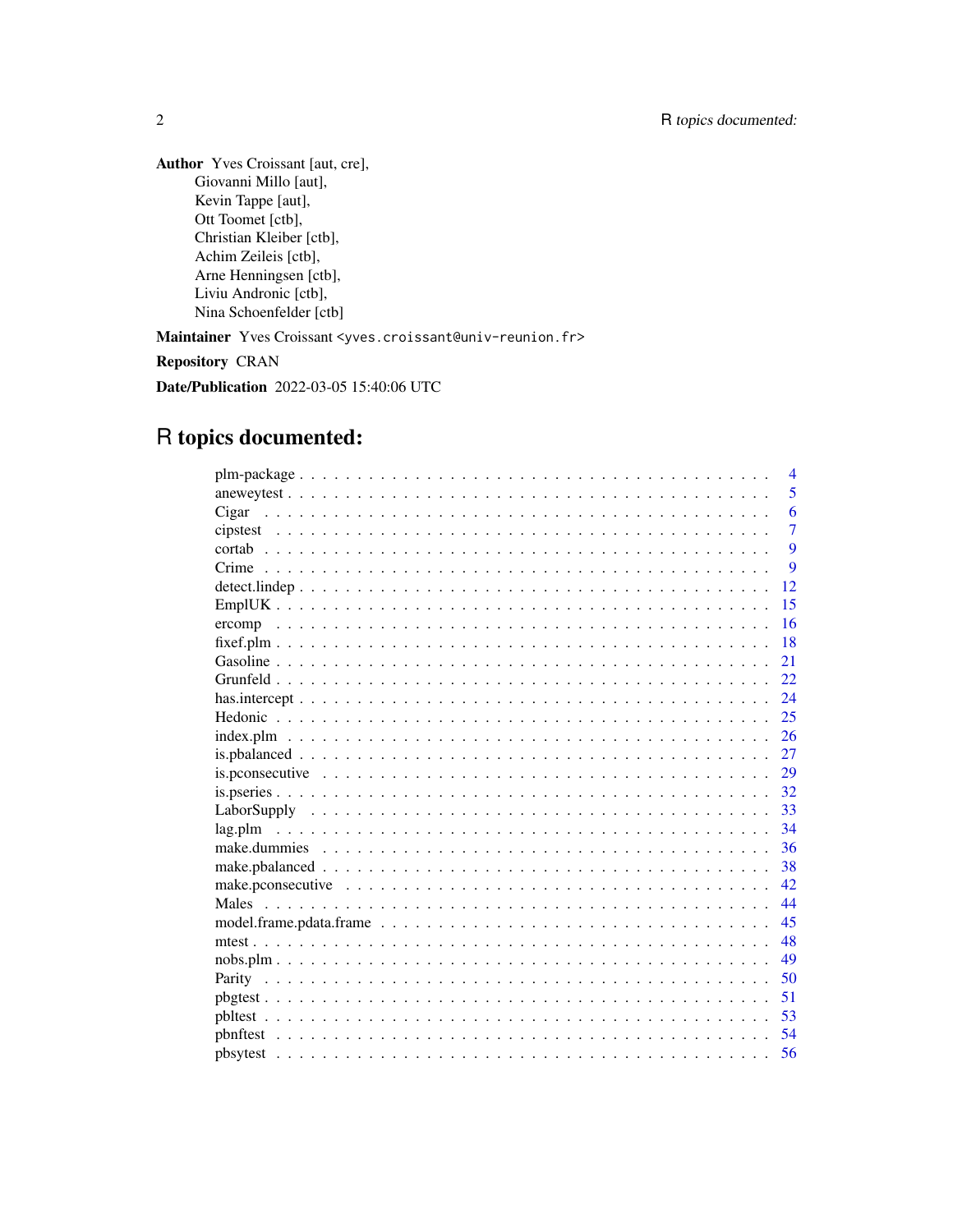**Author** Yves Croissant [aut, cre],
Giovanni Millo [aut],
Kevin Tappe [aut],
Ott Toomet [ctb],
Christian Kleiber [ctb],
Achim Zeileis [ctb],
Arne Henningsen [ctb],
Liviu Andronic [ctb],
Nina Schoenfelder [ctb]

**Maintainer** Yves Croissant <yves.croissant@univ-reunion.fr>

**Repository** CRAN

**Date/Publication** 2022-03-05 15:40:06 UTC

# R topics documented:

| | |
|---|---|
| plm-package | 4 |
| aneweytest | 5 |
| Cigar | 6 |
| cipstest | 7 |
| cortab | 9 |
| Crime | 9 |
| detect.lindep | 12 |
| EmplUK | 15 |
| ercomp | 16 |
| fixef.plm | 18 |
| Gasoline | 21 |
| Grunfeld | 22 |
| has.intercept | 24 |
| Hedonic | 25 |
| index.plm | 26 |
| is.pbalanced | 27 |
| is.pconsecutive | 29 |
| is.pseries | 32 |
| LaborSupply | 33 |
| lag.plm | 34 |
| make.dummies | 36 |
| make.pbalanced | 38 |
| make.pconsecutive | 42 |
| Males | 44 |
| model.frame.pdata.frame | 45 |
| mtest | 48 |
| nobs.plm | 49 |
| Parity | 50 |
| pbgtest | 51 |
| pbltest | 53 |
| pbnftest | 54 |
| pbsytest | 56 |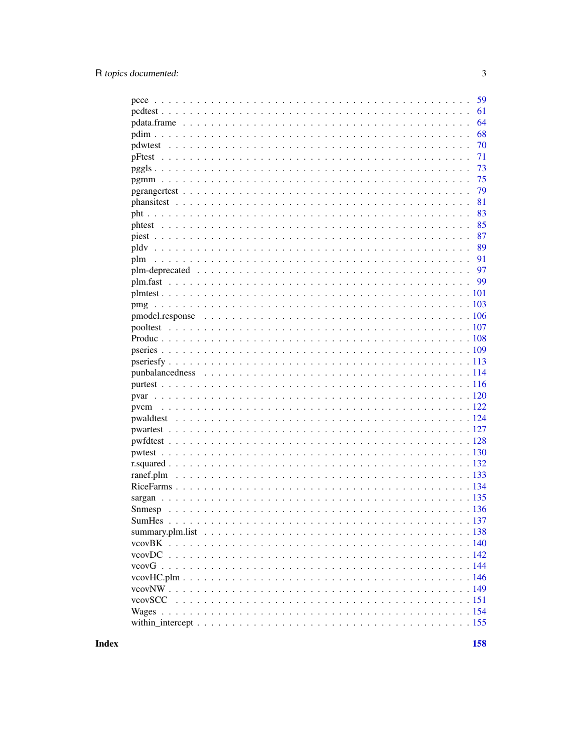| | |
|---|---|
| pcce | 59 |
| pcdtest | 61 |
| pdata.frame | 64 |
| pdim | 68 |
| pdwtest | 70 |
| pFtest | 71 |
| pggls | 73 |
| pgmm | 75 |
| pgrangertest | 79 |
| phansitest | 81 |
| pht | 83 |
| phtest | 85 |
| piest | 87 |
| pldv | 89 |
| plm | 91 |
| plm-deprecated | 97 |
| plm.fast | 99 |
| plmtest | 101 |
| pmg | 103 |
| pmodel.response | 106 |
| pooltest | 107 |
| Produc | 108 |
| pseries | 109 |
| pseriesfy | 113 |
| punbalancedness | 114 |
| purtest | 116 |
| pvar | 120 |
| pvcm | 122 |
| pwaldtest | 124 |
| pwartest | 127 |
| pwfdtest | 128 |
| pwtest | 130 |
| r.squared | 132 |
| ranef.plm | 133 |
| RiceFarms | 134 |
| sargan | 135 |
| Snmesp | 136 |
| SumHes | 137 |
| summary.plm.list | 138 |
| vcovBK | 140 |
| vcovDC | 142 |
| vcovG | 144 |
| vcovHC.plm | 146 |
| vcovNW | 149 |
| vcovSCC | 151 |
| Wages | 154 |
| within_intercept | 155 |

**Index** **158**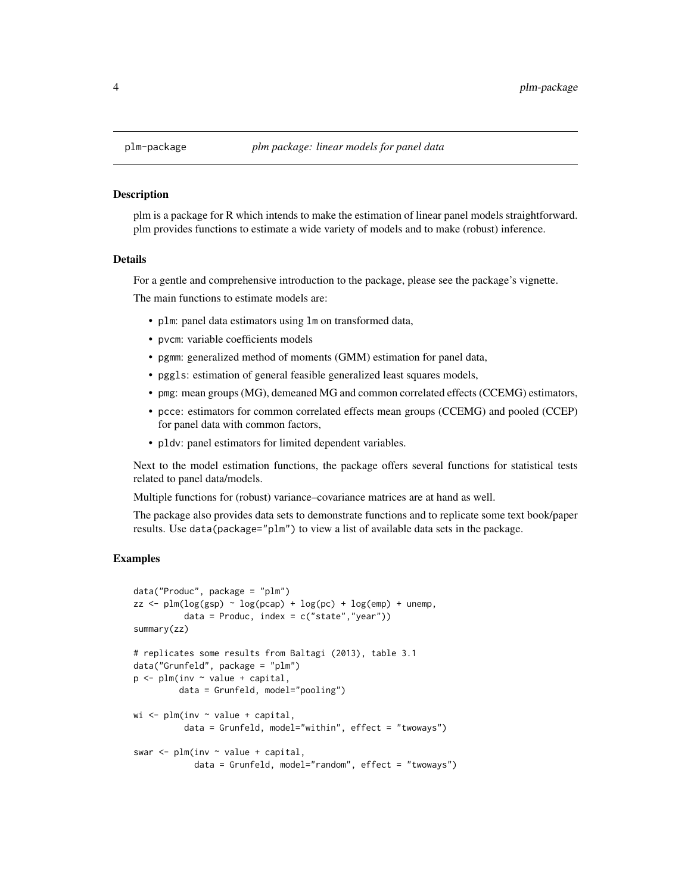# plm-package — *plm package: linear models for panel data*

## Description

plm is a package for R which intends to make the estimation of linear panel models straightforward. plm provides functions to estimate a wide variety of models and to make (robust) inference.

## Details

For a gentle and comprehensive introduction to the package, please see the package's vignette.

The main functions to estimate models are:

- `plm`: panel data estimators using `lm` on transformed data,
- `pvcm`: variable coefficients models
- `pgmm`: generalized method of moments (GMM) estimation for panel data,
- `pggls`: estimation of general feasible generalized least squares models,
- `pmg`: mean groups (MG), demeaned MG and common correlated effects (CCEMG) estimators,
- `pcce`: estimators for common correlated effects mean groups (CCEMG) and pooled (CCEP) for panel data with common factors,
- `pldv`: panel estimators for limited dependent variables.

Next to the model estimation functions, the package offers several functions for statistical tests related to panel data/models.

Multiple functions for (robust) variance–covariance matrices are at hand as well.

The package also provides data sets to demonstrate functions and to replicate some text book/paper results. Use `data(package="plm")` to view a list of available data sets in the package.

## Examples

```
data("Produc", package = "plm")
zz <- plm(log(gsp) ~ log(pcap) + log(pc) + log(emp) + unemp,
          data = Produc, index = c("state","year"))
summary(zz)

# replicates some results from Baltagi (2013), table 3.1
data("Grunfeld", package = "plm")
p <- plm(inv ~ value + capital,
         data = Grunfeld, model="pooling")

wi <- plm(inv ~ value + capital,
          data = Grunfeld, model="within", effect = "twoways")

swar <- plm(inv ~ value + capital,
            data = Grunfeld, model="random", effect = "twoways")
```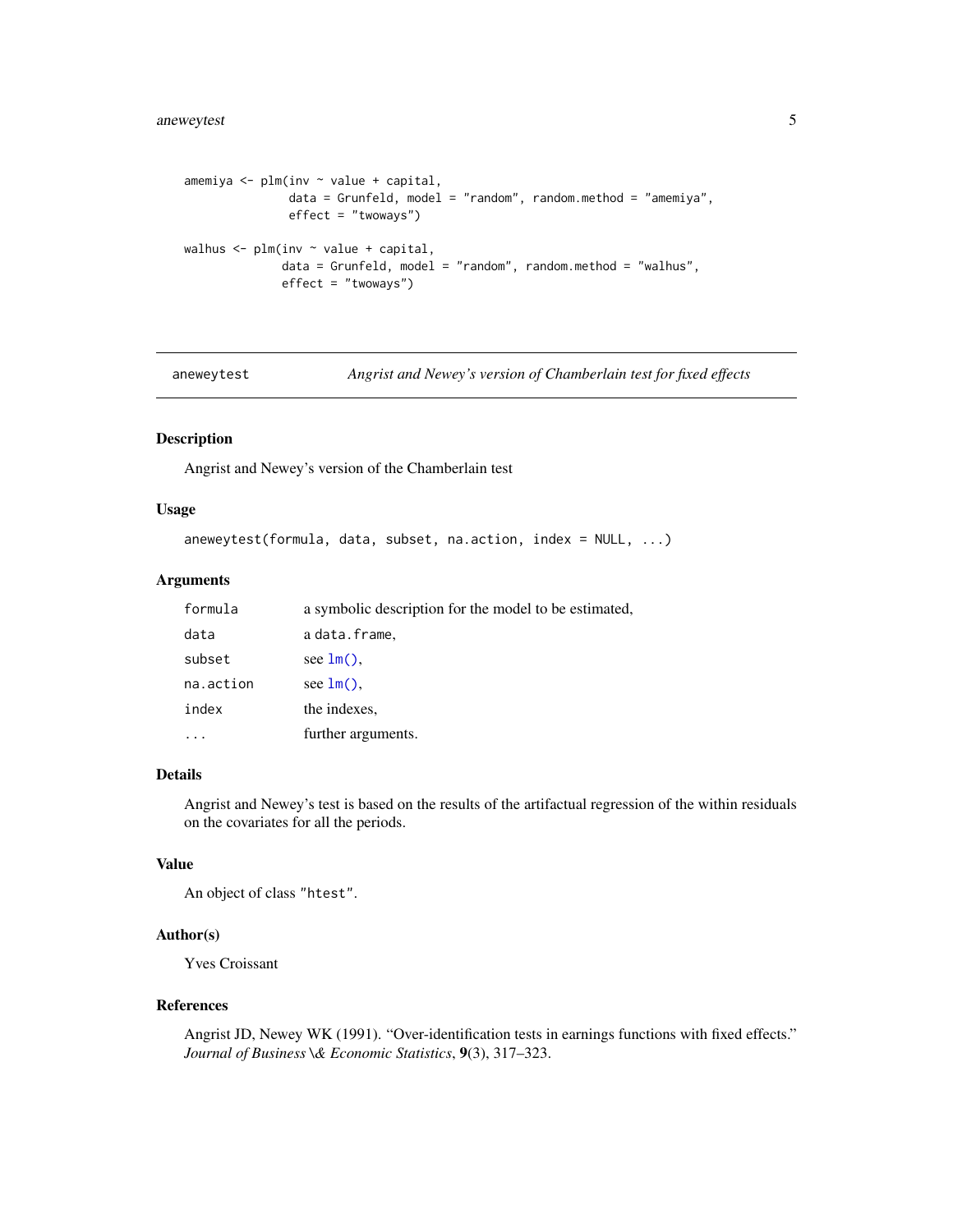```
amemiya <- plm(inv ~ value + capital,
               data = Grunfeld, model = "random", random.method = "amemiya",
               effect = "twoways")

walhus <- plm(inv ~ value + capital,
              data = Grunfeld, model = "random", random.method = "walhus",
              effect = "twoways")
```

## aneweytest — *Angrist and Newey's version of Chamberlain test for fixed effects*

### Description

Angrist and Newey's version of the Chamberlain test

### Usage

```
aneweytest(formula, data, subset, na.action, index = NULL, ...)
```

### Arguments

| | |
|---|---|
| `formula` | a symbolic description for the model to be estimated, |
| `data` | a `data.frame`, |
| `subset` | see `lm()`, |
| `na.action` | see `lm()`, |
| `index` | the indexes, |
| `...` | further arguments. |

### Details

Angrist and Newey's test is based on the results of the artifactual regression of the within residuals on the covariates for all the periods.

### Value

An object of class `"htest"`.

### Author(s)

Yves Croissant

### References

Angrist JD, Newey WK (1991). "Over-identification tests in earnings functions with fixed effects." *Journal of Business \& Economic Statistics*, **9**(3), 317–323.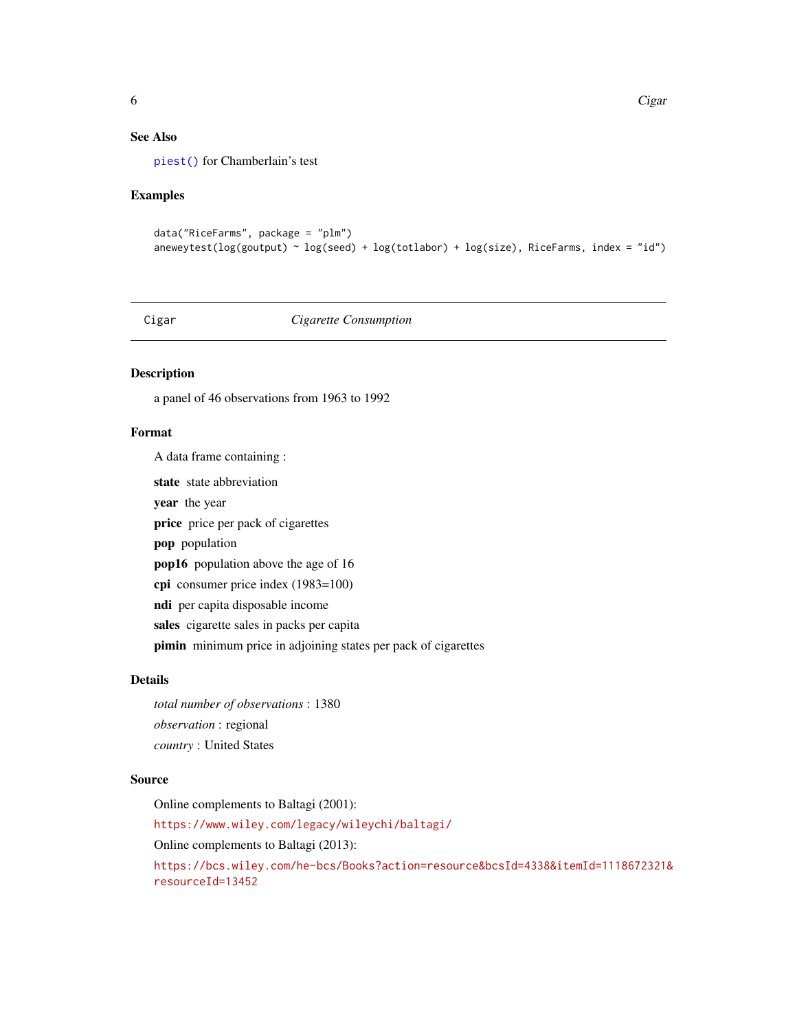### See Also

piest() for Chamberlain's test

### Examples

```
data("RiceFarms", package = "plm")
aneweytest(log(goutput) ~ log(seed) + log(totlabor) + log(size), RiceFarms, index = "id")
```

---

## Cigar — *Cigarette Consumption*

---

### Description

a panel of 46 observations from 1963 to 1992

### Format

A data frame containing :

**state** state abbreviation

**year** the year

**price** price per pack of cigarettes

**pop** population

**pop16** population above the age of 16

**cpi** consumer price index (1983=100)

**ndi** per capita disposable income

**sales** cigarette sales in packs per capita

**pimin** minimum price in adjoining states per pack of cigarettes

### Details

*total number of observations* : 1380

*observation* : regional

*country* : United States

### Source

Online complements to Baltagi (2001):

https://www.wiley.com/legacy/wileychi/baltagi/

Online complements to Baltagi (2013):

https://bcs.wiley.com/he-bcs/Books?action=resource&bcsId=4338&itemId=1118672321&resourceId=13452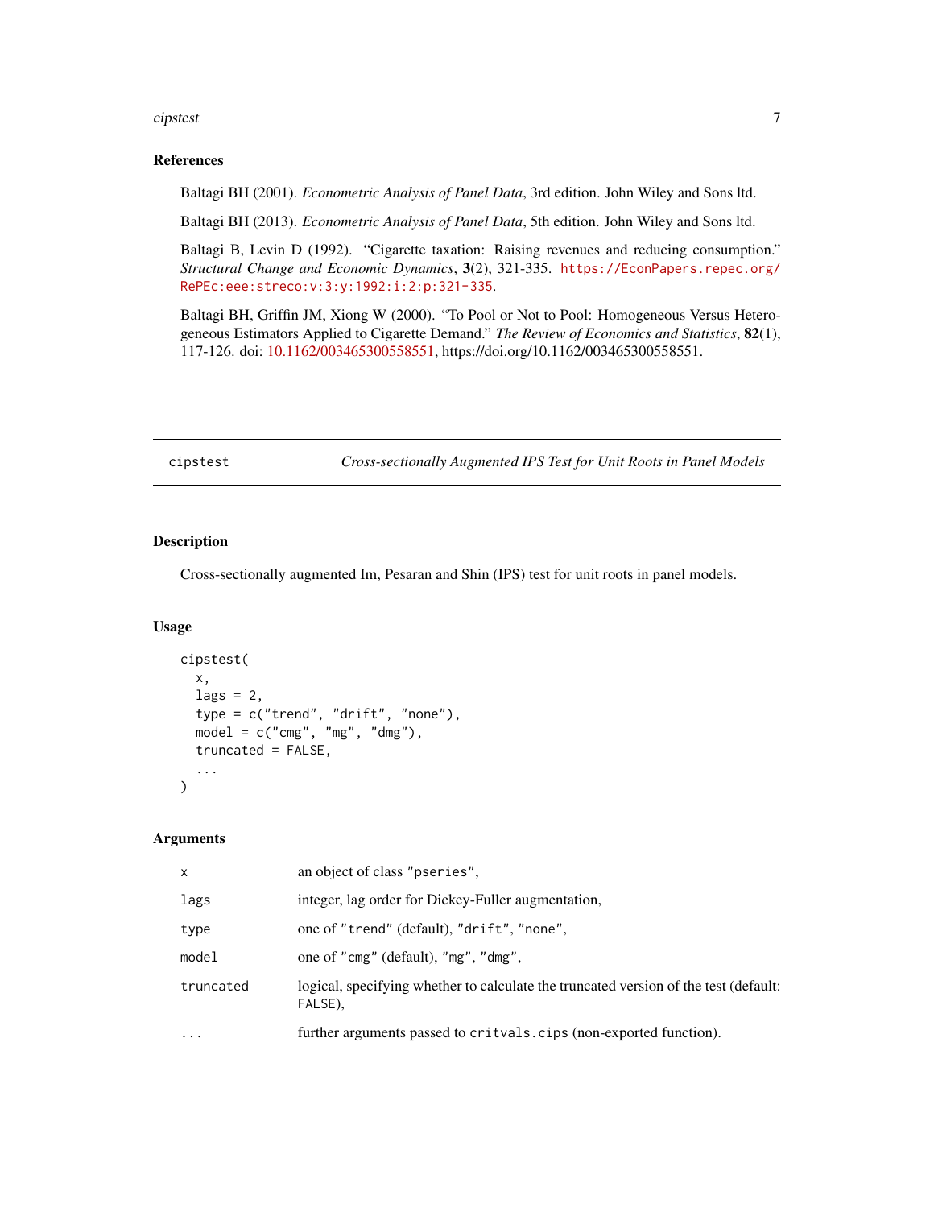## References

Baltagi BH (2001). *Econometric Analysis of Panel Data*, 3rd edition. John Wiley and Sons ltd.

Baltagi BH (2013). *Econometric Analysis of Panel Data*, 5th edition. John Wiley and Sons ltd.

Baltagi B, Levin D (1992). "Cigarette taxation: Raising revenues and reducing consumption." *Structural Change and Economic Dynamics*, **3**(2), 321-335. https://EconPapers.repec.org/RePEc:eee:streco:v:3:y:1992:i:2:p:321-335.

Baltagi BH, Griffin JM, Xiong W (2000). "To Pool or Not to Pool: Homogeneous Versus Heterogeneous Estimators Applied to Cigarette Demand." *The Review of Economics and Statistics*, **82**(1), 117-126. doi: 10.1162/003465300558551, https://doi.org/10.1162/003465300558551.

---

# cipstest — *Cross-sectionally Augmented IPS Test for Unit Roots in Panel Models*

## Description

Cross-sectionally augmented Im, Pesaran and Shin (IPS) test for unit roots in panel models.

## Usage

```
cipstest(
  x,
  lags = 2,
  type = c("trend", "drift", "none"),
  model = c("cmg", "mg", "dmg"),
  truncated = FALSE,
  ...
)
```

## Arguments

| | |
|---|---|
| `x` | an object of class `"pseries"`, |
| `lags` | integer, lag order for Dickey-Fuller augmentation, |
| `type` | one of `"trend"` (default), `"drift"`, `"none"`, |
| `model` | one of `"cmg"` (default), `"mg"`, `"dmg"`, |
| `truncated` | logical, specifying whether to calculate the truncated version of the test (default: `FALSE`), |
| `...` | further arguments passed to `critvals.cips` (non-exported function). |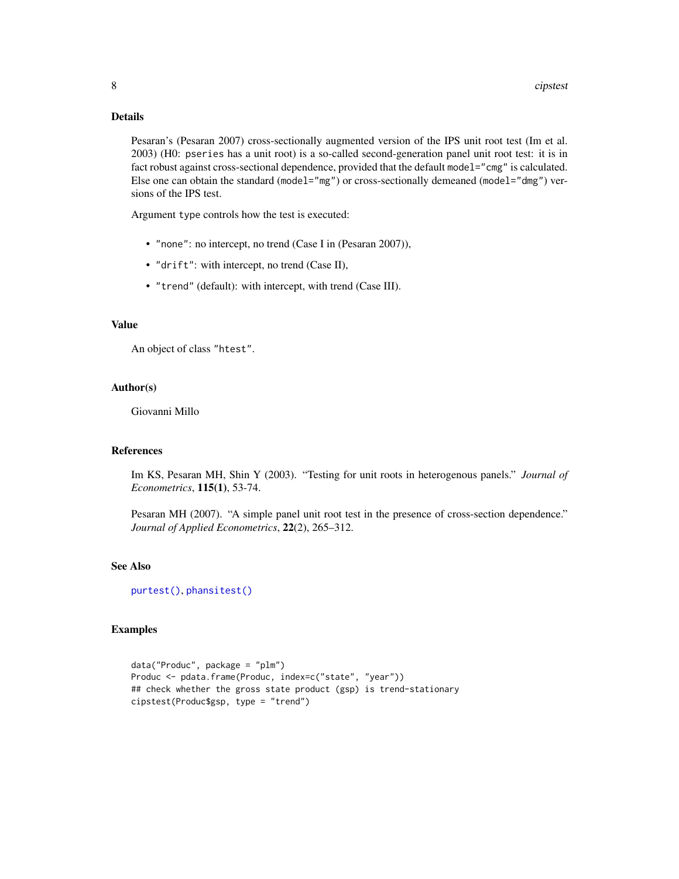## Details

Pesaran's (Pesaran 2007) cross-sectionally augmented version of the IPS unit root test (Im et al. 2003) (H0: `pseries` has a unit root) is a so-called second-generation panel unit root test: it is in fact robust against cross-sectional dependence, provided that the default `model="cmg"` is calculated. Else one can obtain the standard (`model="mg"`) or cross-sectionally demeaned (`model="dmg"`) versions of the IPS test.

Argument `type` controls how the test is executed:

- `"none"`: no intercept, no trend (Case I in (Pesaran 2007)),
- `"drift"`: with intercept, no trend (Case II),
- `"trend"` (default): with intercept, with trend (Case III).

## Value

An object of class `"htest"`.

## Author(s)

Giovanni Millo

## References

Im KS, Pesaran MH, Shin Y (2003). "Testing for unit roots in heterogenous panels." *Journal of Econometrics*, **115(1)**, 53-74.

Pesaran MH (2007). "A simple panel unit root test in the presence of cross-section dependence." *Journal of Applied Econometrics*, **22**(2), 265–312.

## See Also

`purtest()`, `phansitest()`

## Examples

```
data("Produc", package = "plm")
Produc <- pdata.frame(Produc, index=c("state", "year"))
## check whether the gross state product (gsp) is trend-stationary
cipstest(Produc$gsp, type = "trend")
```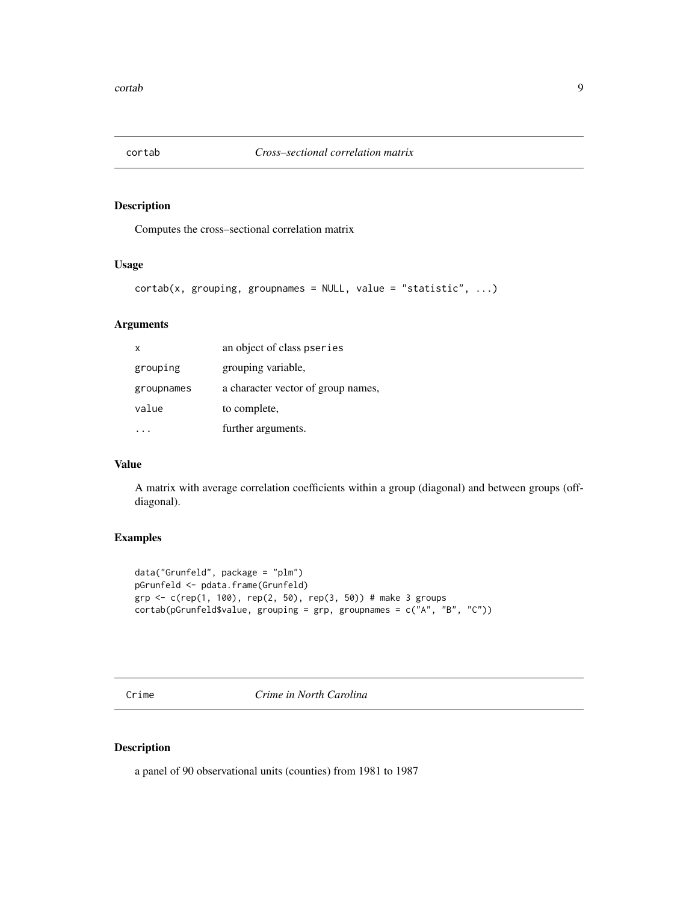## cortab — *Cross–sectional correlation matrix*

### Description

Computes the cross–sectional correlation matrix

### Usage

```
cortab(x, grouping, groupnames = NULL, value = "statistic", ...)
```

### Arguments

| | |
|---|---|
| `x` | an object of class `pseries` |
| `grouping` | grouping variable, |
| `groupnames` | a character vector of group names, |
| `value` | to complete, |
| `...` | further arguments. |

### Value

A matrix with average correlation coefficients within a group (diagonal) and between groups (off-diagonal).

### Examples

```
data("Grunfeld", package = "plm")
pGrunfeld <- pdata.frame(Grunfeld)
grp <- c(rep(1, 100), rep(2, 50), rep(3, 50)) # make 3 groups
cortab(pGrunfeld$value, grouping = grp, groupnames = c("A", "B", "C"))
```

## Crime — *Crime in North Carolina*

### Description

a panel of 90 observational units (counties) from 1981 to 1987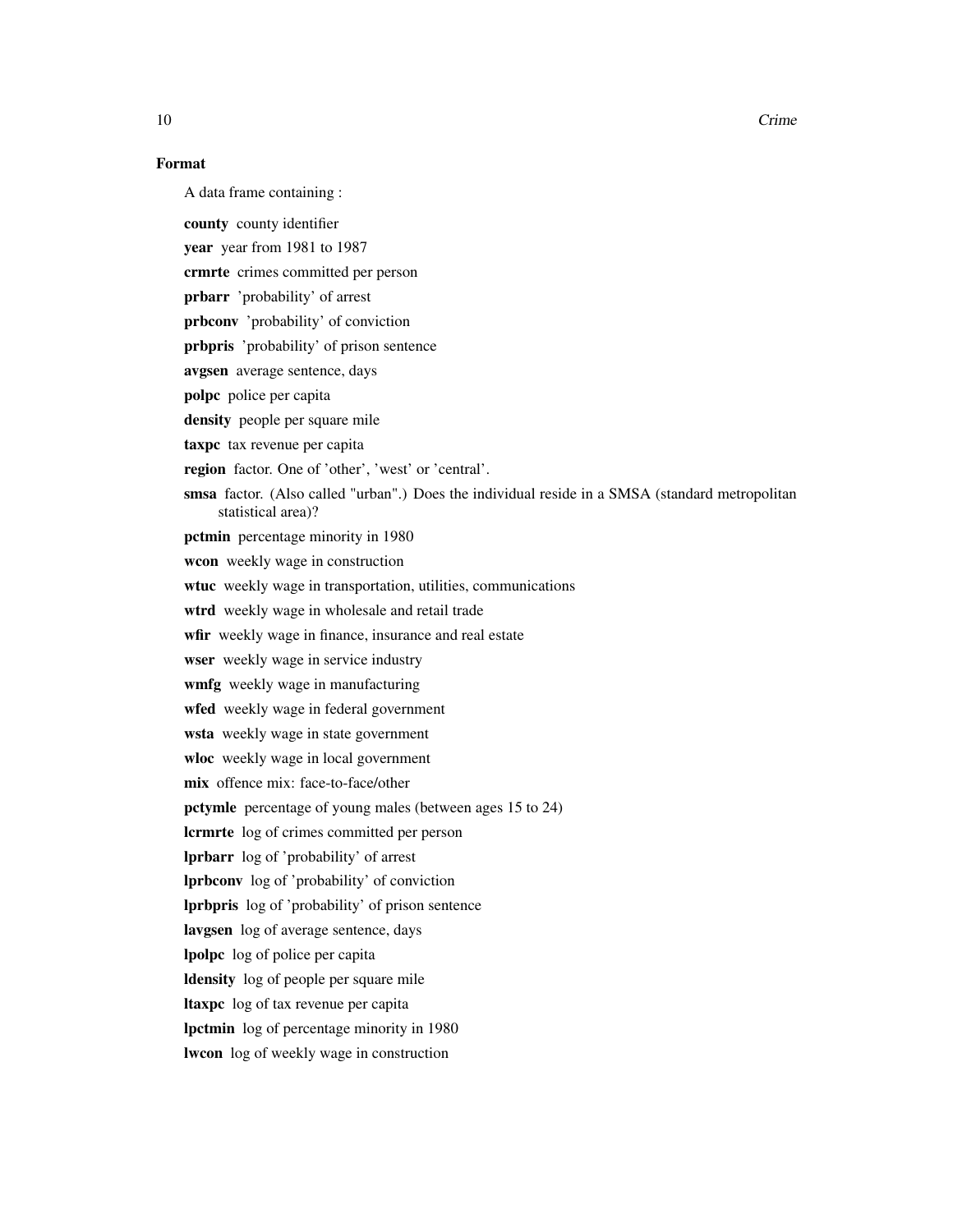### Format

A data frame containing :

**county** county identifier

**year** year from 1981 to 1987

**crmrte** crimes committed per person

**prbarr** 'probability' of arrest

**prbconv** 'probability' of conviction

**prbpris** 'probability' of prison sentence

**avgsen** average sentence, days

**polpc** police per capita

**density** people per square mile

**taxpc** tax revenue per capita

**region** factor. One of 'other', 'west' or 'central'.

**smsa** factor. (Also called "urban".) Does the individual reside in a SMSA (standard metropolitan statistical area)?

**pctmin** percentage minority in 1980

**wcon** weekly wage in construction

**wtuc** weekly wage in transportation, utilities, communications

**wtrd** weekly wage in wholesale and retail trade

**wfir** weekly wage in finance, insurance and real estate

**wser** weekly wage in service industry

**wmfg** weekly wage in manufacturing

**wfed** weekly wage in federal government

**wsta** weekly wage in state government

**wloc** weekly wage in local government

**mix** offence mix: face-to-face/other

**pctymle** percentage of young males (between ages 15 to 24)

**lcrmrte** log of crimes committed per person

**lprbarr** log of 'probability' of arrest

**lprbconv** log of 'probability' of conviction

**lprbpris** log of 'probability' of prison sentence

**lavgsen** log of average sentence, days

**lpolpc** log of police per capita

**ldensity** log of people per square mile

**ltaxpc** log of tax revenue per capita

**lpctmin** log of percentage minority in 1980

**lwcon** log of weekly wage in construction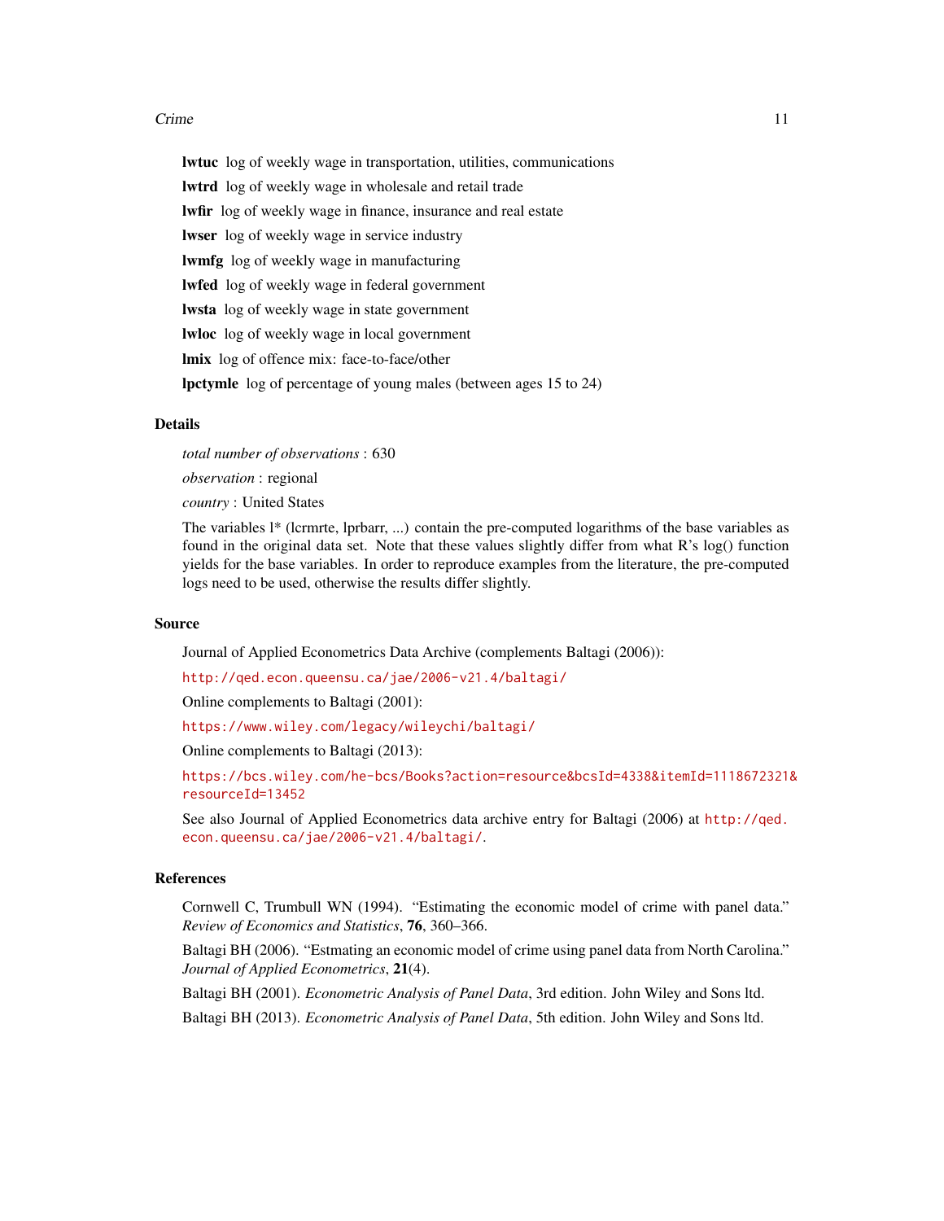**lwtuc** log of weekly wage in transportation, utilities, communications

**lwtrd** log of weekly wage in wholesale and retail trade

**lwfir** log of weekly wage in finance, insurance and real estate

**lwser** log of weekly wage in service industry

**lwmfg** log of weekly wage in manufacturing

**lwfed** log of weekly wage in federal government

**lwsta** log of weekly wage in state government

**lwloc** log of weekly wage in local government

**lmix** log of offence mix: face-to-face/other

**lpctymle** log of percentage of young males (between ages 15 to 24)

## Details

*total number of observations* : 630

*observation* : regional

*country* : United States

The variables l* (lcrmrte, lprbarr, ...) contain the pre-computed logarithms of the base variables as found in the original data set. Note that these values slightly differ from what R's log() function yields for the base variables. In order to reproduce examples from the literature, the pre-computed logs need to be used, otherwise the results differ slightly.

## Source

Journal of Applied Econometrics Data Archive (complements Baltagi (2006)):

http://qed.econ.queensu.ca/jae/2006-v21.4/baltagi/

Online complements to Baltagi (2001):

https://www.wiley.com/legacy/wileychi/baltagi/

Online complements to Baltagi (2013):

https://bcs.wiley.com/he-bcs/Books?action=resource&bcsId=4338&itemId=1118672321&resourceId=13452

See also Journal of Applied Econometrics data archive entry for Baltagi (2006) at http://qed.econ.queensu.ca/jae/2006-v21.4/baltagi/.

## References

Cornwell C, Trumbull WN (1994). "Estimating the economic model of crime with panel data." *Review of Economics and Statistics*, **76**, 360–366.

Baltagi BH (2006). "Estmating an economic model of crime using panel data from North Carolina." *Journal of Applied Econometrics*, **21**(4).

Baltagi BH (2001). *Econometric Analysis of Panel Data*, 3rd edition. John Wiley and Sons ltd.

Baltagi BH (2013). *Econometric Analysis of Panel Data*, 5th edition. John Wiley and Sons ltd.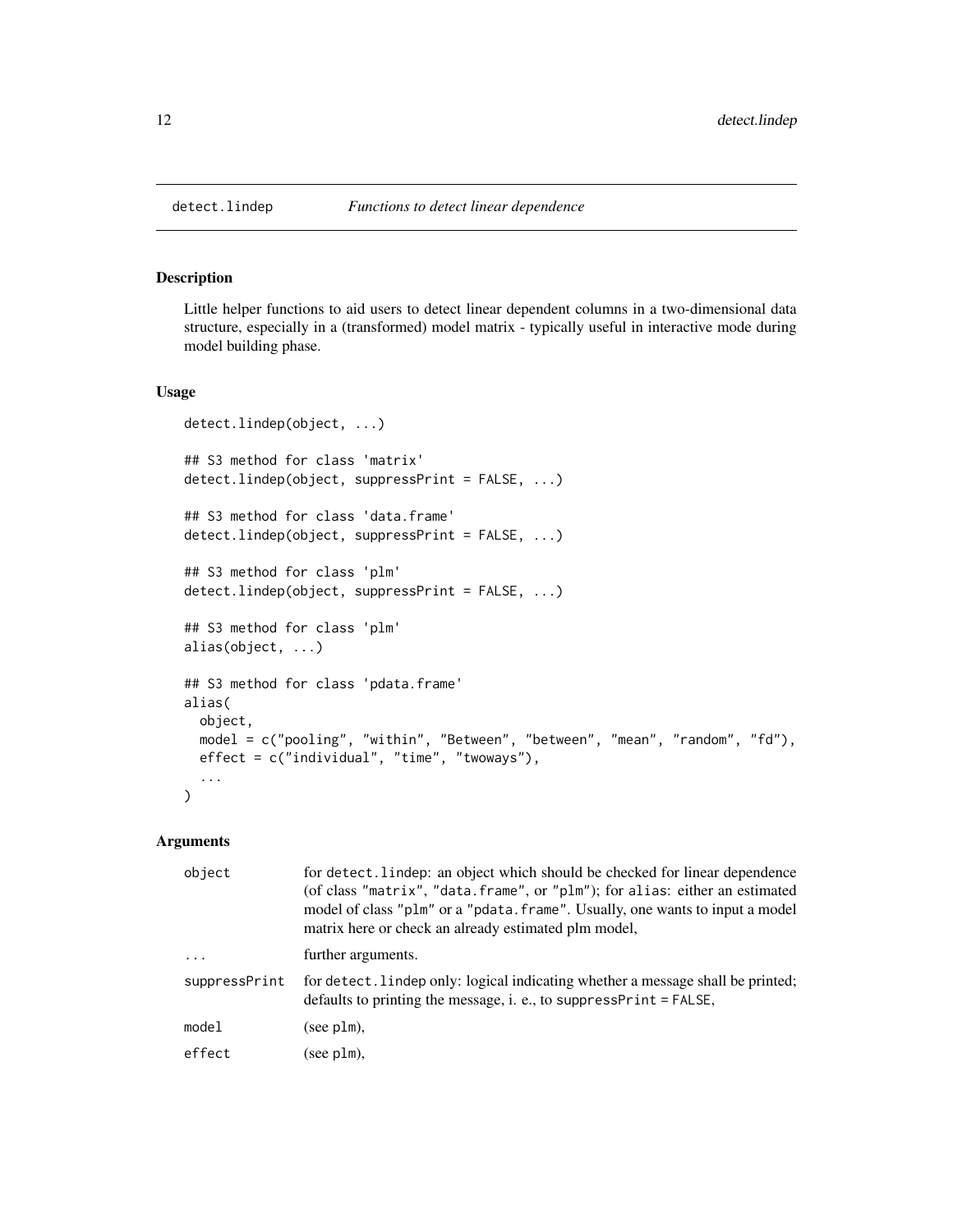# detect.lindep — *Functions to detect linear dependence*

## Description

Little helper functions to aid users to detect linear dependent columns in a two-dimensional data structure, especially in a (transformed) model matrix - typically useful in interactive mode during model building phase.

## Usage

```
detect.lindep(object, ...)

## S3 method for class 'matrix'
detect.lindep(object, suppressPrint = FALSE, ...)

## S3 method for class 'data.frame'
detect.lindep(object, suppressPrint = FALSE, ...)

## S3 method for class 'plm'
detect.lindep(object, suppressPrint = FALSE, ...)

## S3 method for class 'plm'
alias(object, ...)

## S3 method for class 'pdata.frame'
alias(
  object,
  model = c("pooling", "within", "Between", "between", "mean", "random", "fd"),
  effect = c("individual", "time", "twoways"),
  ...
)
```

## Arguments

| | |
|---|---|
| `object` | for `detect.lindep`: an object which should be checked for linear dependence (of class `"matrix"`, `"data.frame"`, or `"plm"`); for `alias`: either an estimated model of class `"plm"` or a `"pdata.frame"`. Usually, one wants to input a model matrix here or check an already estimated plm model, |
| `...` | further arguments. |
| `suppressPrint` | for `detect.lindep` only: logical indicating whether a message shall be printed; defaults to printing the message, i. e., to `suppressPrint = FALSE`, |
| `model` | (see `plm`), |
| `effect` | (see `plm`), |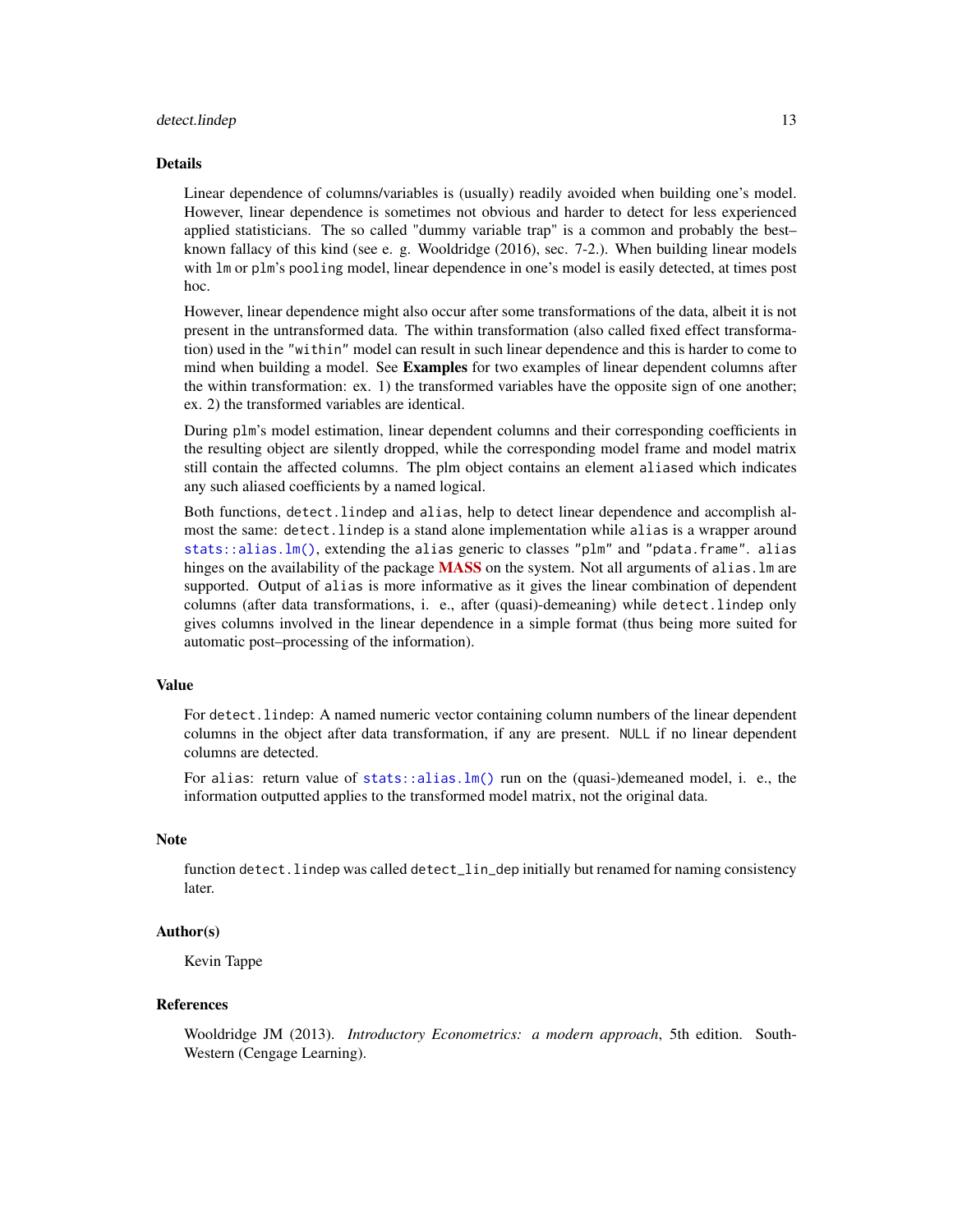### Details

Linear dependence of columns/variables is (usually) readily avoided when building one's model. However, linear dependence is sometimes not obvious and harder to detect for less experienced applied statisticians. The so called "dummy variable trap" is a common and probably the best–known fallacy of this kind (see e. g. Wooldridge (2016), sec. 7-2.). When building linear models with `lm` or `plm`'s `pooling` model, linear dependence in one's model is easily detected, at times post hoc.

However, linear dependence might also occur after some transformations of the data, albeit it is not present in the untransformed data. The within transformation (also called fixed effect transformation) used in the `"within"` model can result in such linear dependence and this is harder to come to mind when building a model. See **Examples** for two examples of linear dependent columns after the within transformation: ex. 1) the transformed variables have the opposite sign of one another; ex. 2) the transformed variables are identical.

During `plm`'s model estimation, linear dependent columns and their corresponding coefficients in the resulting object are silently dropped, while the corresponding model frame and model matrix still contain the affected columns. The plm object contains an element `aliased` which indicates any such aliased coefficients by a named logical.

Both functions, `detect.lindep` and `alias`, help to detect linear dependence and accomplish almost the same: `detect.lindep` is a stand alone implementation while `alias` is a wrapper around `stats::alias.lm()`, extending the `alias` generic to classes `"plm"` and `"pdata.frame"`. `alias` hinges on the availability of the package **MASS** on the system. Not all arguments of `alias.lm` are supported. Output of `alias` is more informative as it gives the linear combination of dependent columns (after data transformations, i. e., after (quasi)-demeaning) while `detect.lindep` only gives columns involved in the linear dependence in a simple format (thus being more suited for automatic post–processing of the information).

### Value

For `detect.lindep`: A named numeric vector containing column numbers of the linear dependent columns in the object after data transformation, if any are present. `NULL` if no linear dependent columns are detected.

For `alias`: return value of `stats::alias.lm()` run on the (quasi-)demeaned model, i. e., the information outputted applies to the transformed model matrix, not the original data.

### Note

function `detect.lindep` was called `detect_lin_dep` initially but renamed for naming consistency later.

### Author(s)

Kevin Tappe

### References

Wooldridge JM (2013). *Introductory Econometrics: a modern approach*, 5th edition. South-Western (Cengage Learning).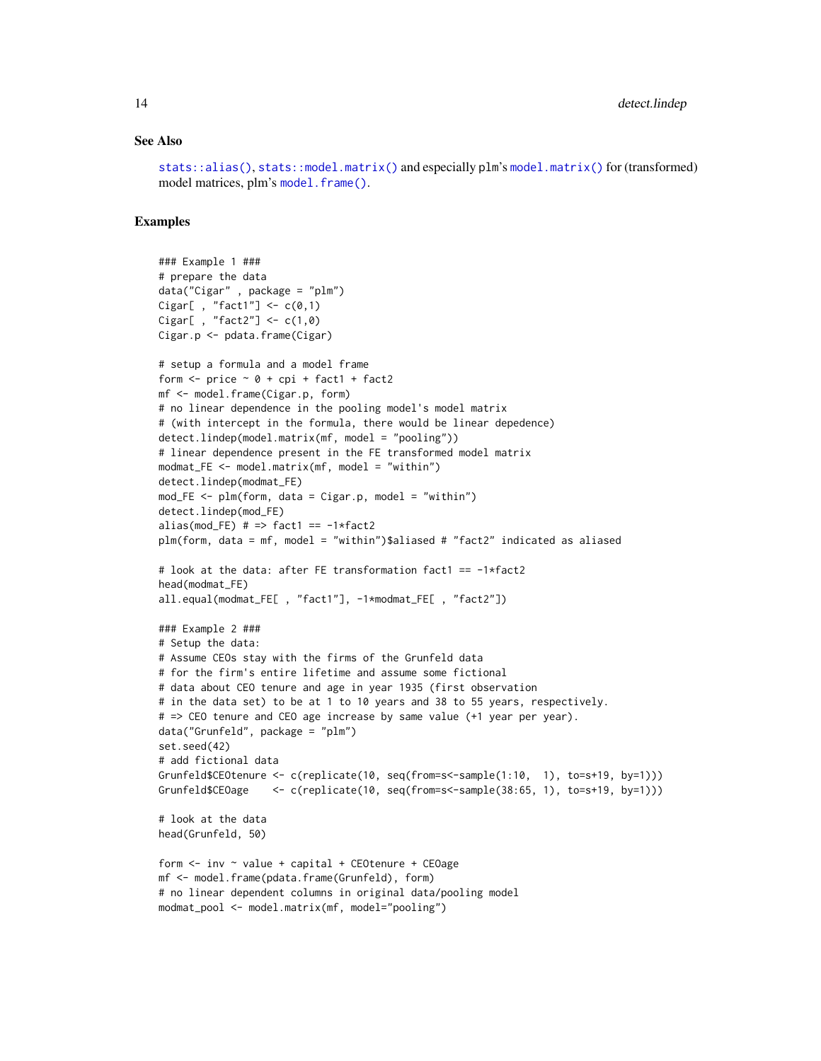## See Also

stats::alias(), stats::model.matrix() and especially plm's model.matrix() for (transformed) model matrices, plm's model.frame().

## Examples

```
### Example 1 ###
# prepare the data
data("Cigar" , package = "plm")
Cigar[ , "fact1"] <- c(0,1)
Cigar[ , "fact2"] <- c(1,0)
Cigar.p <- pdata.frame(Cigar)

# setup a formula and a model frame
form <- price ~ 0 + cpi + fact1 + fact2
mf <- model.frame(Cigar.p, form)
# no linear dependence in the pooling model's model matrix
# (with intercept in the formula, there would be linear depedence)
detect.lindep(model.matrix(mf, model = "pooling"))
# linear dependence present in the FE transformed model matrix
modmat_FE <- model.matrix(mf, model = "within")
detect.lindep(modmat_FE)
mod_FE <- plm(form, data = Cigar.p, model = "within")
detect.lindep(mod_FE)
alias(mod_FE) # => fact1 == -1*fact2
plm(form, data = mf, model = "within")$aliased # "fact2" indicated as aliased

# look at the data: after FE transformation fact1 == -1*fact2
head(modmat_FE)
all.equal(modmat_FE[ , "fact1"], -1*modmat_FE[ , "fact2"])

### Example 2 ###
# Setup the data:
# Assume CEOs stay with the firms of the Grunfeld data
# for the firm's entire lifetime and assume some fictional
# data about CEO tenure and age in year 1935 (first observation
# in the data set) to be at 1 to 10 years and 38 to 55 years, respectively.
# => CEO tenure and CEO age increase by same value (+1 year per year).
data("Grunfeld", package = "plm")
set.seed(42)
# add fictional data
Grunfeld$CEOtenure <- c(replicate(10, seq(from=s<-sample(1:10,  1), to=s+19, by=1)))
Grunfeld$CEOage    <- c(replicate(10, seq(from=s<-sample(38:65, 1), to=s+19, by=1)))

# look at the data
head(Grunfeld, 50)

form <- inv ~ value + capital + CEOtenure + CEOage
mf <- model.frame(pdata.frame(Grunfeld), form)
# no linear dependent columns in original data/pooling model
modmat_pool <- model.matrix(mf, model="pooling")
```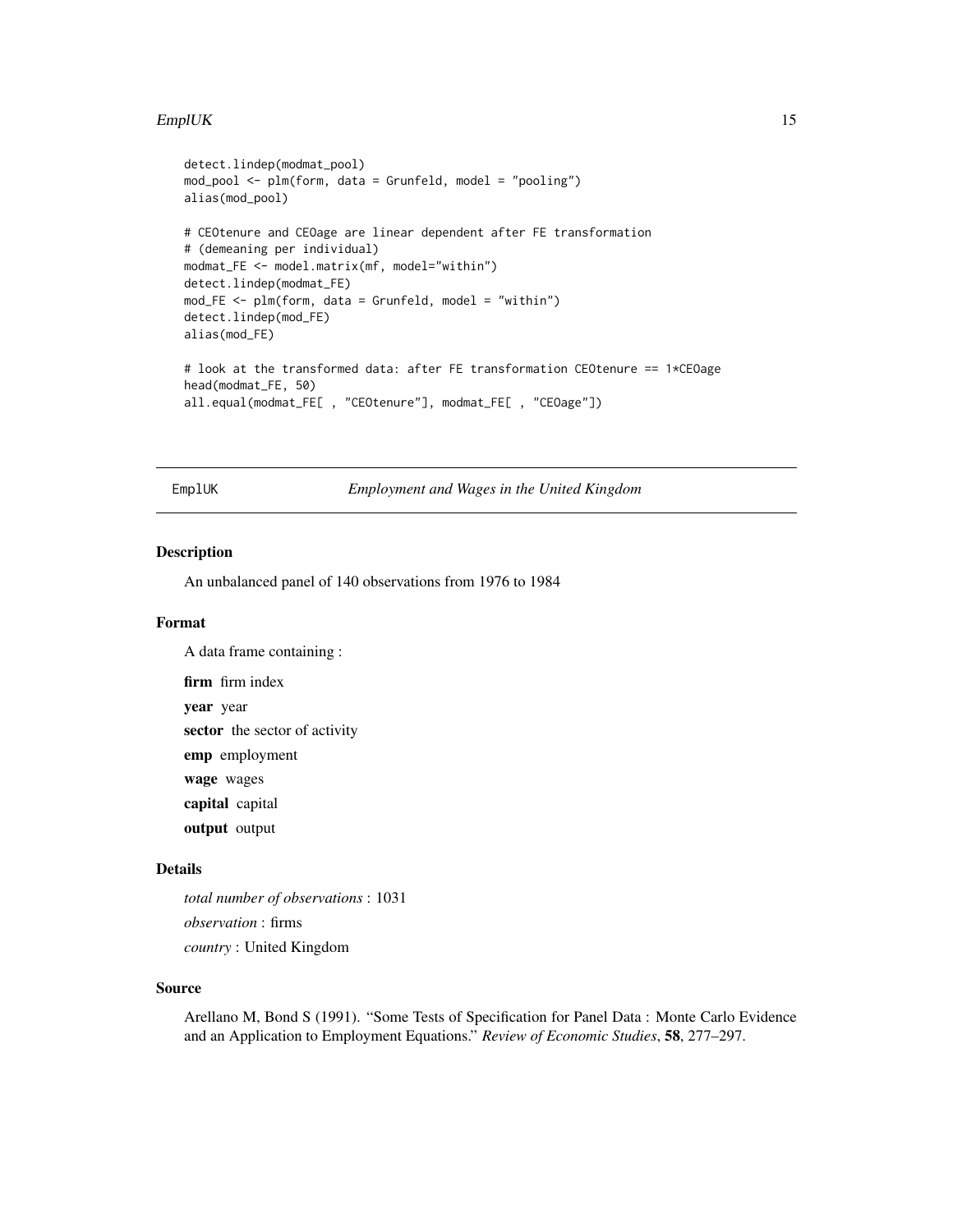```
detect.lindep(modmat_pool)
mod_pool <- plm(form, data = Grunfeld, model = "pooling")
alias(mod_pool)

# CEOtenure and CEOage are linear dependent after FE transformation
# (demeaning per individual)
modmat_FE <- model.matrix(mf, model="within")
detect.lindep(modmat_FE)
mod_FE <- plm(form, data = Grunfeld, model = "within")
detect.lindep(mod_FE)
alias(mod_FE)

# look at the transformed data: after FE transformation CEOtenure == 1*CEOage
head(modmat_FE, 50)
all.equal(modmat_FE[ , "CEOtenure"], modmat_FE[ , "CEOage"])
```

---

## EmplUK — *Employment and Wages in the United Kingdom*

---

### Description

An unbalanced panel of 140 observations from 1976 to 1984

### Format

A data frame containing :

**firm** firm index

**year** year

**sector** the sector of activity

**emp** employment

**wage** wages

**capital** capital

**output** output

### Details

*total number of observations* : 1031

*observation* : firms

*country* : United Kingdom

### Source

Arellano M, Bond S (1991). "Some Tests of Specification for Panel Data : Monte Carlo Evidence and an Application to Employment Equations." *Review of Economic Studies*, **58**, 277–297.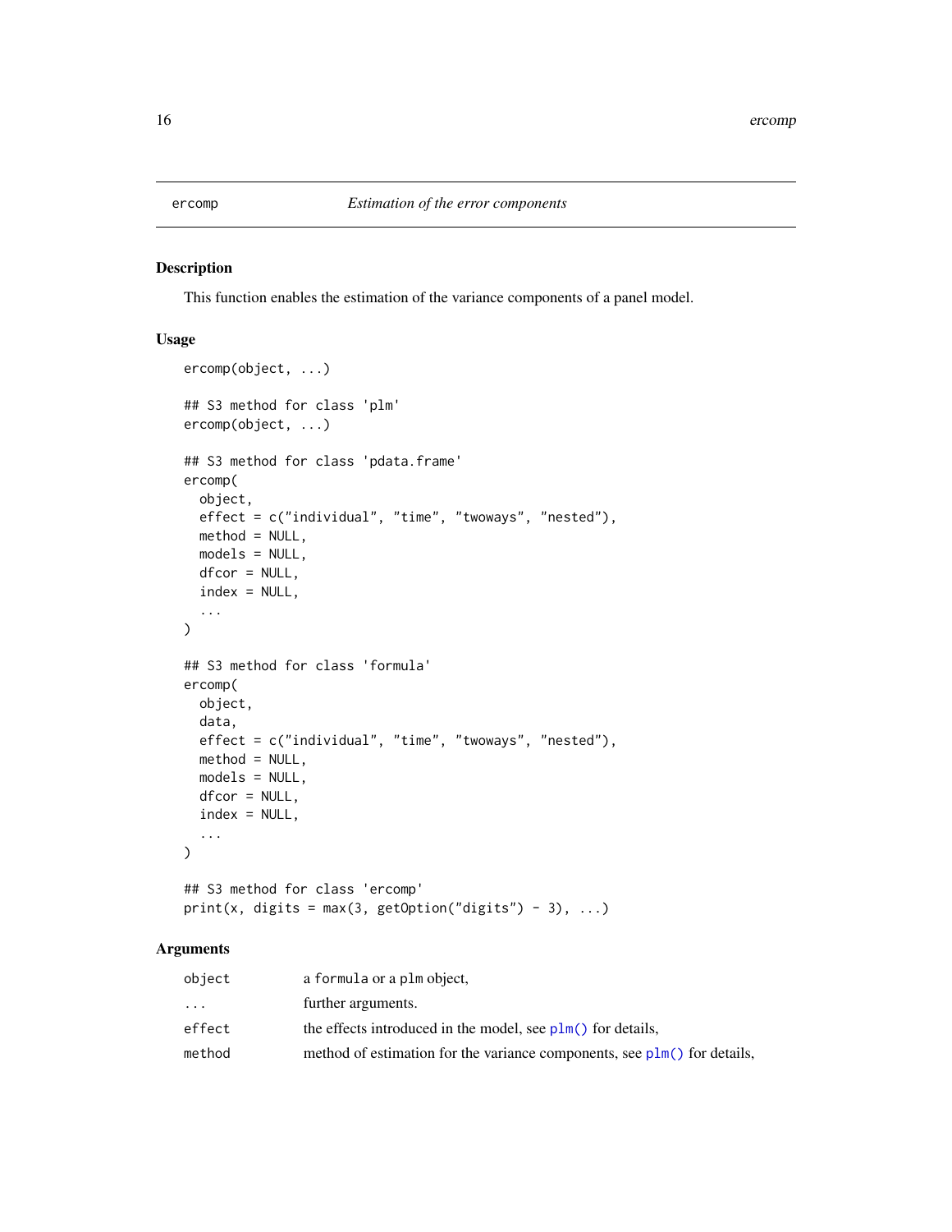# ercomp — *Estimation of the error components*

## Description

This function enables the estimation of the variance components of a panel model.

## Usage

```
ercomp(object, ...)

## S3 method for class 'plm'
ercomp(object, ...)

## S3 method for class 'pdata.frame'
ercomp(
  object,
  effect = c("individual", "time", "twoways", "nested"),
  method = NULL,
  models = NULL,
  dfcor = NULL,
  index = NULL,
  ...
)

## S3 method for class 'formula'
ercomp(
  object,
  data,
  effect = c("individual", "time", "twoways", "nested"),
  method = NULL,
  models = NULL,
  dfcor = NULL,
  index = NULL,
  ...
)

## S3 method for class 'ercomp'
print(x, digits = max(3, getOption("digits") - 3), ...)
```

## Arguments

| | |
|---|---|
| `object` | a `formula` or a `plm` object, |
| `...` | further arguments. |
| `effect` | the effects introduced in the model, see `plm()` for details, |
| `method` | method of estimation for the variance components, see `plm()` for details, |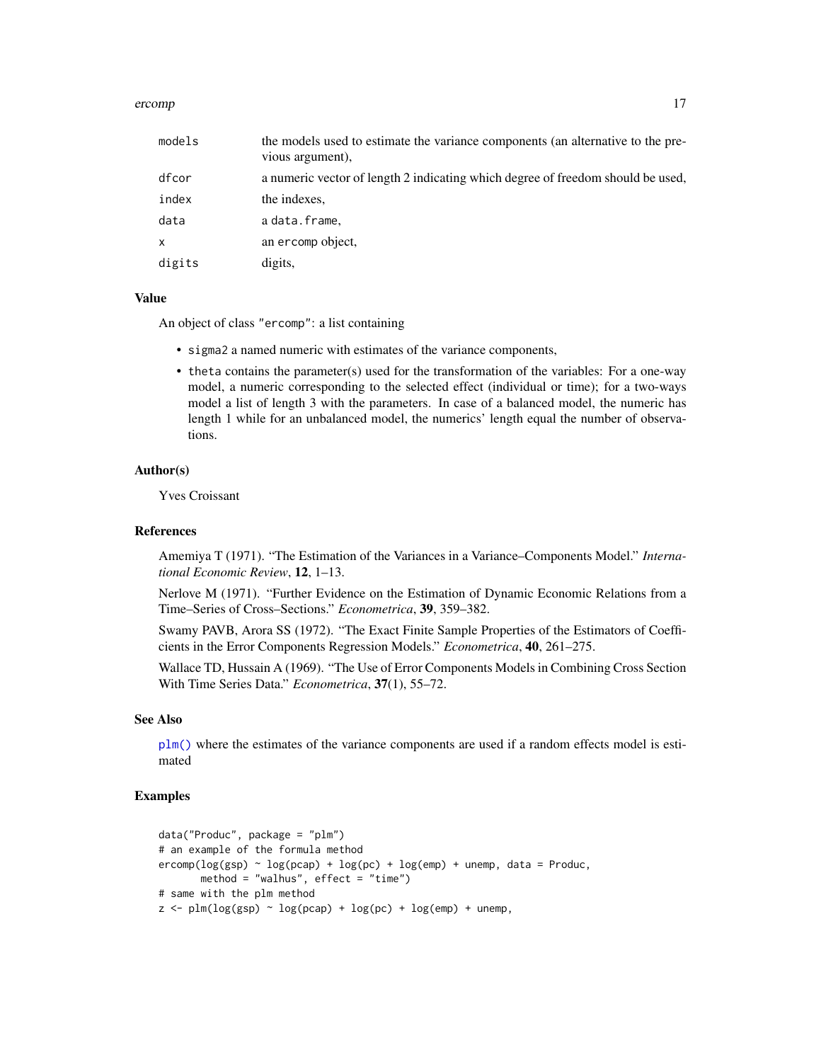| | |
|---|---|
| models | the models used to estimate the variance components (an alternative to the previous argument), |
| dfcor | a numeric vector of length 2 indicating which degree of freedom should be used, |
| index | the indexes, |
| data | a data.frame, |
| x | an ercomp object, |
| digits | digits, |

### Value

An object of class "ercomp": a list containing

- sigma2 a named numeric with estimates of the variance components,
- theta contains the parameter(s) used for the transformation of the variables: For a one-way model, a numeric corresponding to the selected effect (individual or time); for a two-ways model a list of length 3 with the parameters. In case of a balanced model, the numeric has length 1 while for an unbalanced model, the numerics' length equal the number of observations.

### Author(s)

Yves Croissant

### References

Amemiya T (1971). "The Estimation of the Variances in a Variance–Components Model." *International Economic Review*, **12**, 1–13.

Nerlove M (1971). "Further Evidence on the Estimation of Dynamic Economic Relations from a Time–Series of Cross–Sections." *Econometrica*, **39**, 359–382.

Swamy PAVB, Arora SS (1972). "The Exact Finite Sample Properties of the Estimators of Coefficients in the Error Components Regression Models." *Econometrica*, **40**, 261–275.

Wallace TD, Hussain A (1969). "The Use of Error Components Models in Combining Cross Section With Time Series Data." *Econometrica*, **37**(1), 55–72.

### See Also

plm() where the estimates of the variance components are used if a random effects model is estimated

### Examples

```
data("Produc", package = "plm")
# an example of the formula method
ercomp(log(gsp) ~ log(pcap) + log(pc) + log(emp) + unemp, data = Produc,
       method = "walhus", effect = "time")
# same with the plm method
z <- plm(log(gsp) ~ log(pcap) + log(pc) + log(emp) + unemp,
```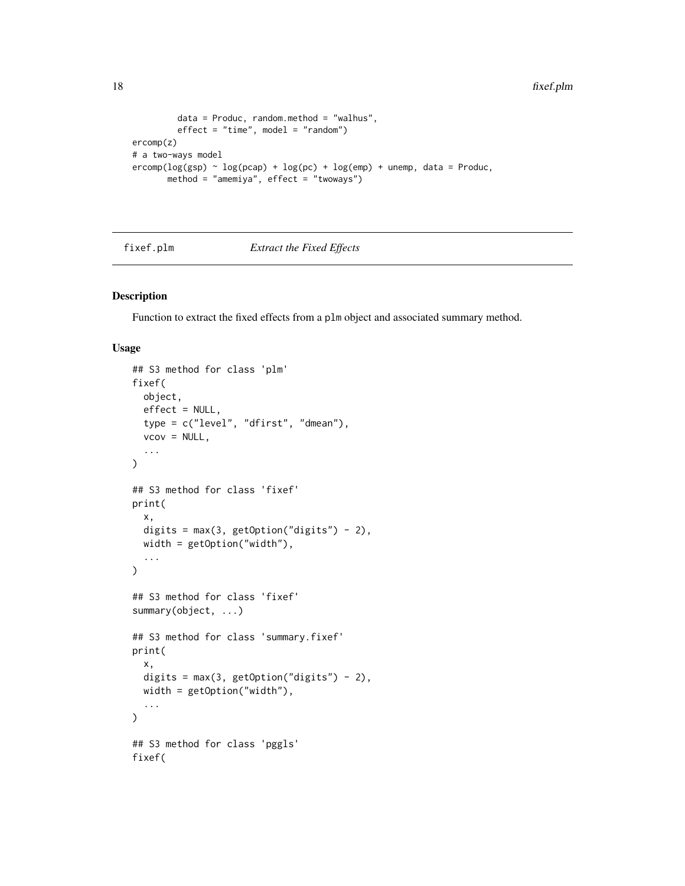```
        data = Produc, random.method = "walhus",
        effect = "time", model = "random")
ercomp(z)
# a two-ways model
ercomp(log(gsp) ~ log(pcap) + log(pc) + log(emp) + unemp, data = Produc,
       method = "amemiya", effect = "twoways")
```

---

## fixef.plm — *Extract the Fixed Effects*

---

### Description

Function to extract the fixed effects from a `plm` object and associated summary method.

### Usage

```
## S3 method for class 'plm'
fixef(
  object,
  effect = NULL,
  type = c("level", "dfirst", "dmean"),
  vcov = NULL,
  ...
)

## S3 method for class 'fixef'
print(
  x,
  digits = max(3, getOption("digits") - 2),
  width = getOption("width"),
  ...
)

## S3 method for class 'fixef'
summary(object, ...)

## S3 method for class 'summary.fixef'
print(
  x,
  digits = max(3, getOption("digits") - 2),
  width = getOption("width"),
  ...
)

## S3 method for class 'pggls'
fixef(
```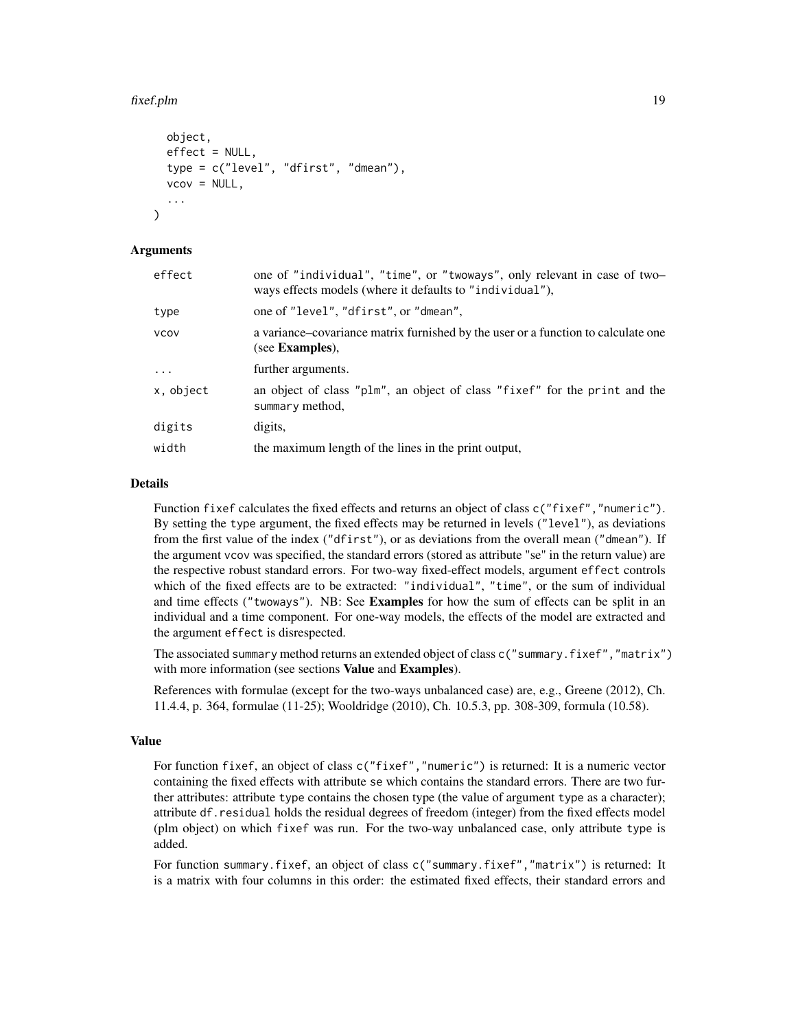```
  object,
  effect = NULL,
  type = c("level", "dfirst", "dmean"),
  vcov = NULL,
  ...
)
```

### Arguments

| | |
|---|---|
| `effect` | one of `"individual"`, `"time"`, or `"twoways"`, only relevant in case of two–ways effects models (where it defaults to `"individual"`), |
| `type` | one of `"level"`, `"dfirst"`, or `"dmean"`, |
| `vcov` | a variance–covariance matrix furnished by the user or a function to calculate one (see **Examples**), |
| `...` | further arguments. |
| `x, object` | an object of class `"plm"`, an object of class `"fixef"` for the `print` and the `summary` method, |
| `digits` | digits, |
| `width` | the maximum length of the lines in the print output, |

### Details

Function `fixef` calculates the fixed effects and returns an object of class `c("fixef","numeric")`. By setting the `type` argument, the fixed effects may be returned in levels (`"level"`), as deviations from the first value of the index (`"dfirst"`), or as deviations from the overall mean (`"dmean"`). If the argument `vcov` was specified, the standard errors (stored as attribute "se" in the return value) are the respective robust standard errors. For two-way fixed-effect models, argument `effect` controls which of the fixed effects are to be extracted: `"individual"`, `"time"`, or the sum of individual and time effects (`"twoways"`). NB: See **Examples** for how the sum of effects can be split in an individual and a time component. For one-way models, the effects of the model are extracted and the argument `effect` is disrespected.

The associated `summary` method returns an extended object of class `c("summary.fixef","matrix")` with more information (see sections **Value** and **Examples**).

References with formulae (except for the two-ways unbalanced case) are, e.g., Greene (2012), Ch. 11.4.4, p. 364, formulae (11-25); Wooldridge (2010), Ch. 10.5.3, pp. 308-309, formula (10.58).

### Value

For function `fixef`, an object of class `c("fixef","numeric")` is returned: It is a numeric vector containing the fixed effects with attribute `se` which contains the standard errors. There are two further attributes: attribute `type` contains the chosen type (the value of argument `type` as a character); attribute `df.residual` holds the residual degrees of freedom (integer) from the fixed effects model (plm object) on which `fixef` was run. For the two-way unbalanced case, only attribute `type` is added.

For function `summary.fixef`, an object of class `c("summary.fixef","matrix")` is returned: It is a matrix with four columns in this order: the estimated fixed effects, their standard errors and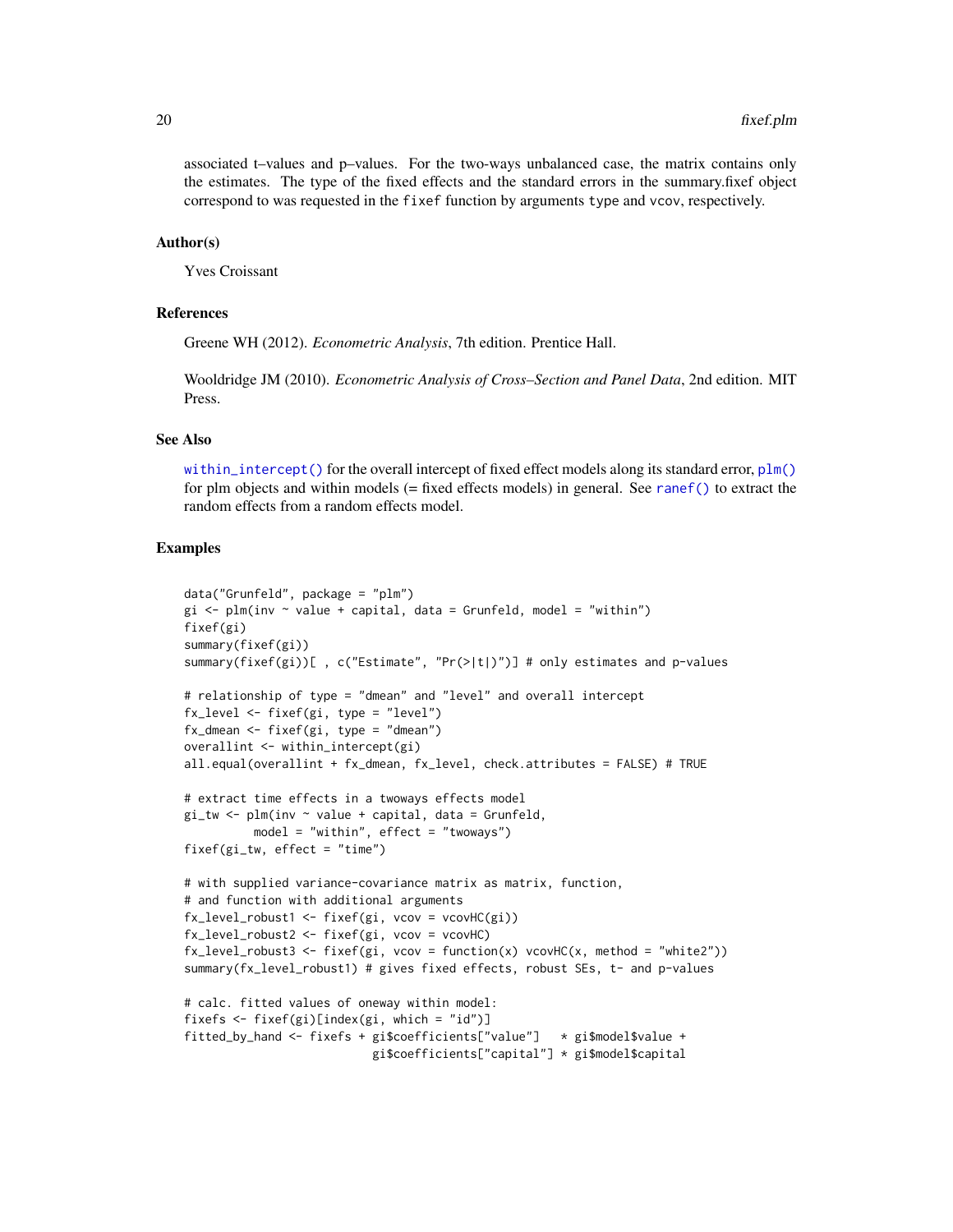associated t–values and p–values. For the two-ways unbalanced case, the matrix contains only the estimates. The type of the fixed effects and the standard errors in the summary.fixef object correspond to was requested in the `fixef` function by arguments `type` and `vcov`, respectively.

## Author(s)

Yves Croissant

## References

Greene WH (2012). *Econometric Analysis*, 7th edition. Prentice Hall.

Wooldridge JM (2010). *Econometric Analysis of Cross–Section and Panel Data*, 2nd edition. MIT Press.

## See Also

`within_intercept()` for the overall intercept of fixed effect models along its standard error, `plm()` for plm objects and within models (= fixed effects models) in general. See `ranef()` to extract the random effects from a random effects model.

## Examples

```
data("Grunfeld", package = "plm")
gi <- plm(inv ~ value + capital, data = Grunfeld, model = "within")
fixef(gi)
summary(fixef(gi))
summary(fixef(gi))[ , c("Estimate", "Pr(>|t|)")] # only estimates and p-values

# relationship of type = "dmean" and "level" and overall intercept
fx_level <- fixef(gi, type = "level")
fx_dmean <- fixef(gi, type = "dmean")
overallint <- within_intercept(gi)
all.equal(overallint + fx_dmean, fx_level, check.attributes = FALSE) # TRUE

# extract time effects in a twoways effects model
gi_tw <- plm(inv ~ value + capital, data = Grunfeld,
         model = "within", effect = "twoways")
fixef(gi_tw, effect = "time")

# with supplied variance-covariance matrix as matrix, function,
# and function with additional arguments
fx_level_robust1 <- fixef(gi, vcov = vcovHC(gi))
fx_level_robust2 <- fixef(gi, vcov = vcovHC)
fx_level_robust3 <- fixef(gi, vcov = function(x) vcovHC(x, method = "white2"))
summary(fx_level_robust1) # gives fixed effects, robust SEs, t- and p-values

# calc. fitted values of oneway within model:
fixefs <- fixef(gi)[index(gi, which = "id")]
fitted_by_hand <- fixefs + gi$coefficients["value"]   * gi$model$value +
                          gi$coefficients["capital"] * gi$model$capital
```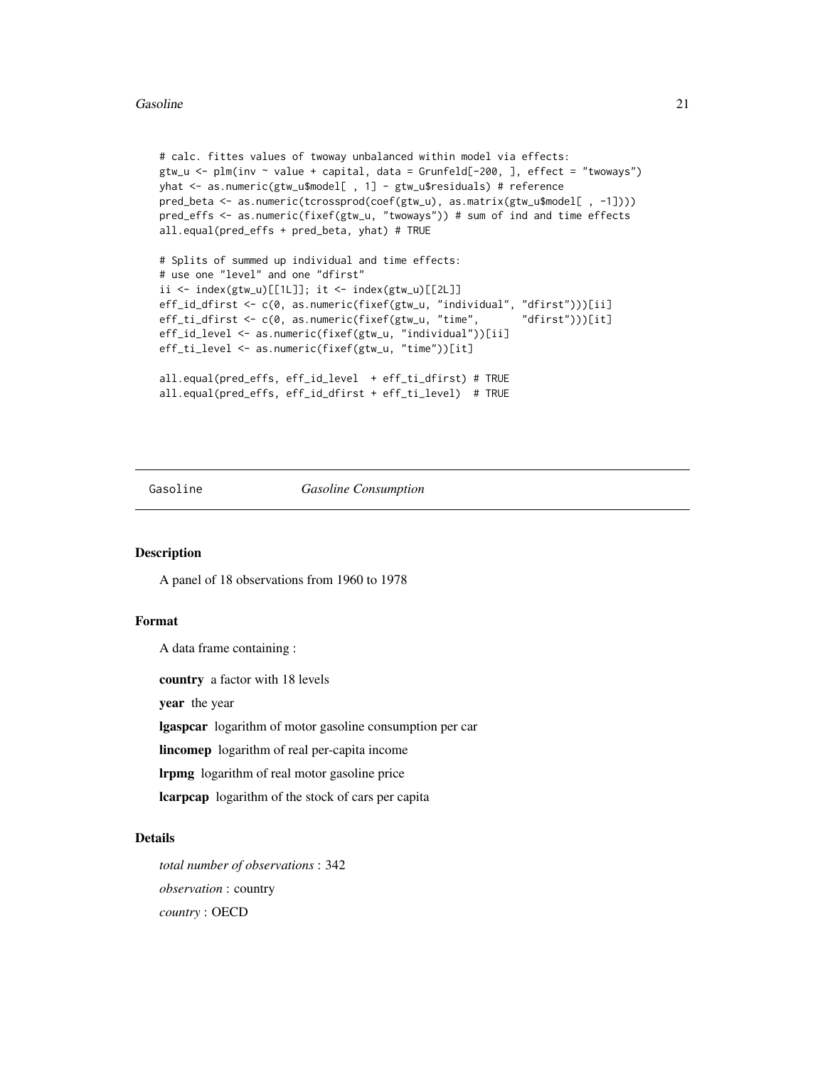```
# calc. fittes values of twoway unbalanced within model via effects:
gtw_u <- plm(inv ~ value + capital, data = Grunfeld[-200, ], effect = "twoways")
yhat <- as.numeric(gtw_u$model[ , 1] - gtw_u$residuals) # reference
pred_beta <- as.numeric(tcrossprod(coef(gtw_u), as.matrix(gtw_u$model[ , -1])))
pred_effs <- as.numeric(fixef(gtw_u, "twoways")) # sum of ind and time effects
all.equal(pred_effs + pred_beta, yhat) # TRUE

# Splits of summed up individual and time effects:
# use one "level" and one "dfirst"
ii <- index(gtw_u)[[1L]]; it <- index(gtw_u)[[2L]]
eff_id_dfirst <- c(0, as.numeric(fixef(gtw_u, "individual", "dfirst")))[ii]
eff_ti_dfirst <- c(0, as.numeric(fixef(gtw_u, "time",       "dfirst")))[it]
eff_id_level <- as.numeric(fixef(gtw_u, "individual"))[ii]
eff_ti_level <- as.numeric(fixef(gtw_u, "time"))[it]

all.equal(pred_effs, eff_id_level  + eff_ti_dfirst) # TRUE
all.equal(pred_effs, eff_id_dfirst + eff_ti_level)  # TRUE
```

## Gasoline — *Gasoline Consumption*

### Description

A panel of 18 observations from 1960 to 1978

### Format

A data frame containing :

**country** a factor with 18 levels

**year** the year

**lgaspcar** logarithm of motor gasoline consumption per car

**lincomep** logarithm of real per-capita income

**lrpmg** logarithm of real motor gasoline price

**lcarpcap** logarithm of the stock of cars per capita

### Details

*total number of observations* : 342

*observation* : country

*country* : OECD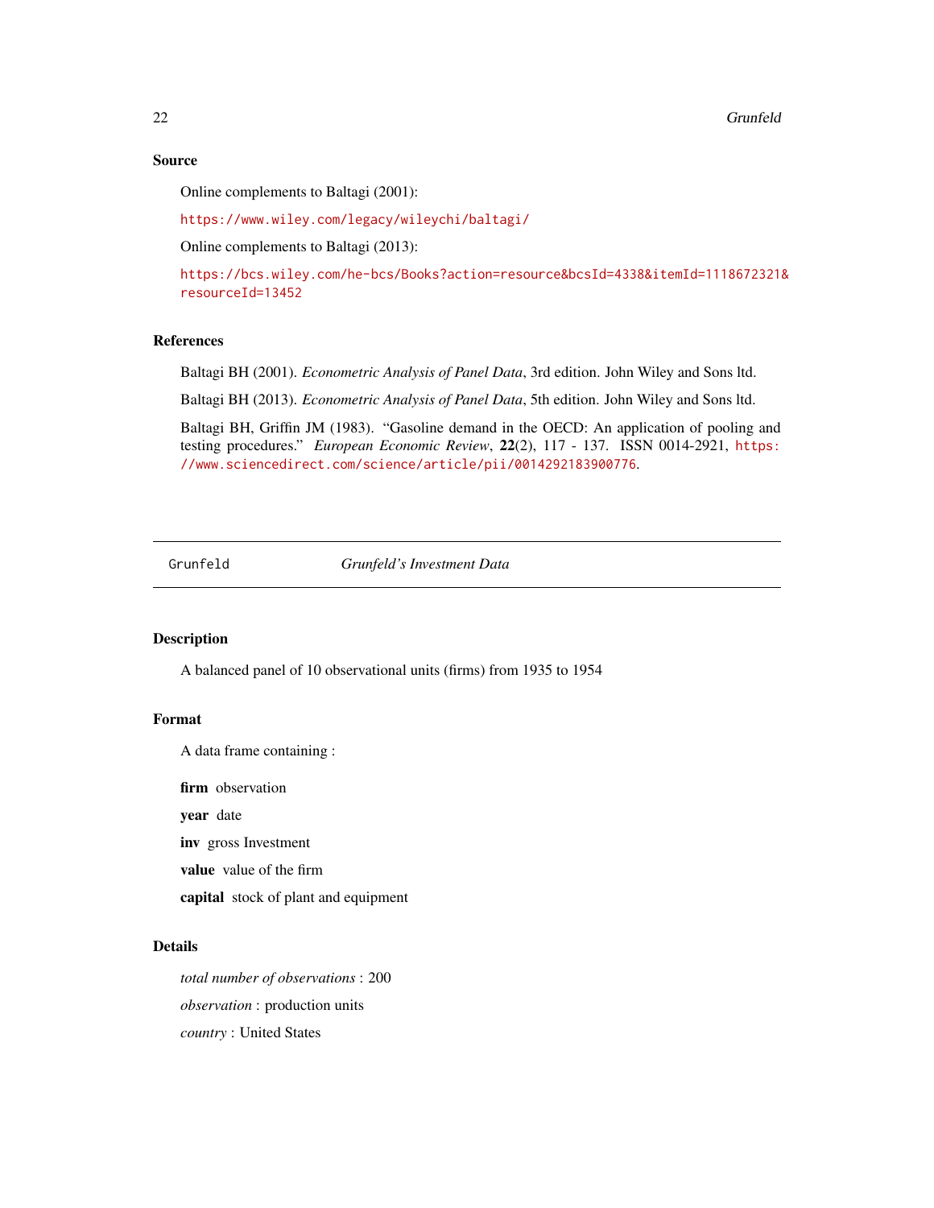### Source

Online complements to Baltagi (2001):

https://www.wiley.com/legacy/wileychi/baltagi/

Online complements to Baltagi (2013):

https://bcs.wiley.com/he-bcs/Books?action=resource&bcsId=4338&itemId=1118672321&resourceId=13452

### References

Baltagi BH (2001). *Econometric Analysis of Panel Data*, 3rd edition. John Wiley and Sons ltd.

Baltagi BH (2013). *Econometric Analysis of Panel Data*, 5th edition. John Wiley and Sons ltd.

Baltagi BH, Griffin JM (1983). "Gasoline demand in the OECD: An application of pooling and testing procedures." *European Economic Review*, **22**(2), 117 - 137. ISSN 0014-2921, https://www.sciencedirect.com/science/article/pii/0014292183900776.

---

## Grunfeld    *Grunfeld's Investment Data*

---

### Description

A balanced panel of 10 observational units (firms) from 1935 to 1954

### Format

A data frame containing :

**firm** observation

**year** date

**inv** gross Investment

**value** value of the firm

**capital** stock of plant and equipment

### Details

*total number of observations* : 200

*observation* : production units

*country* : United States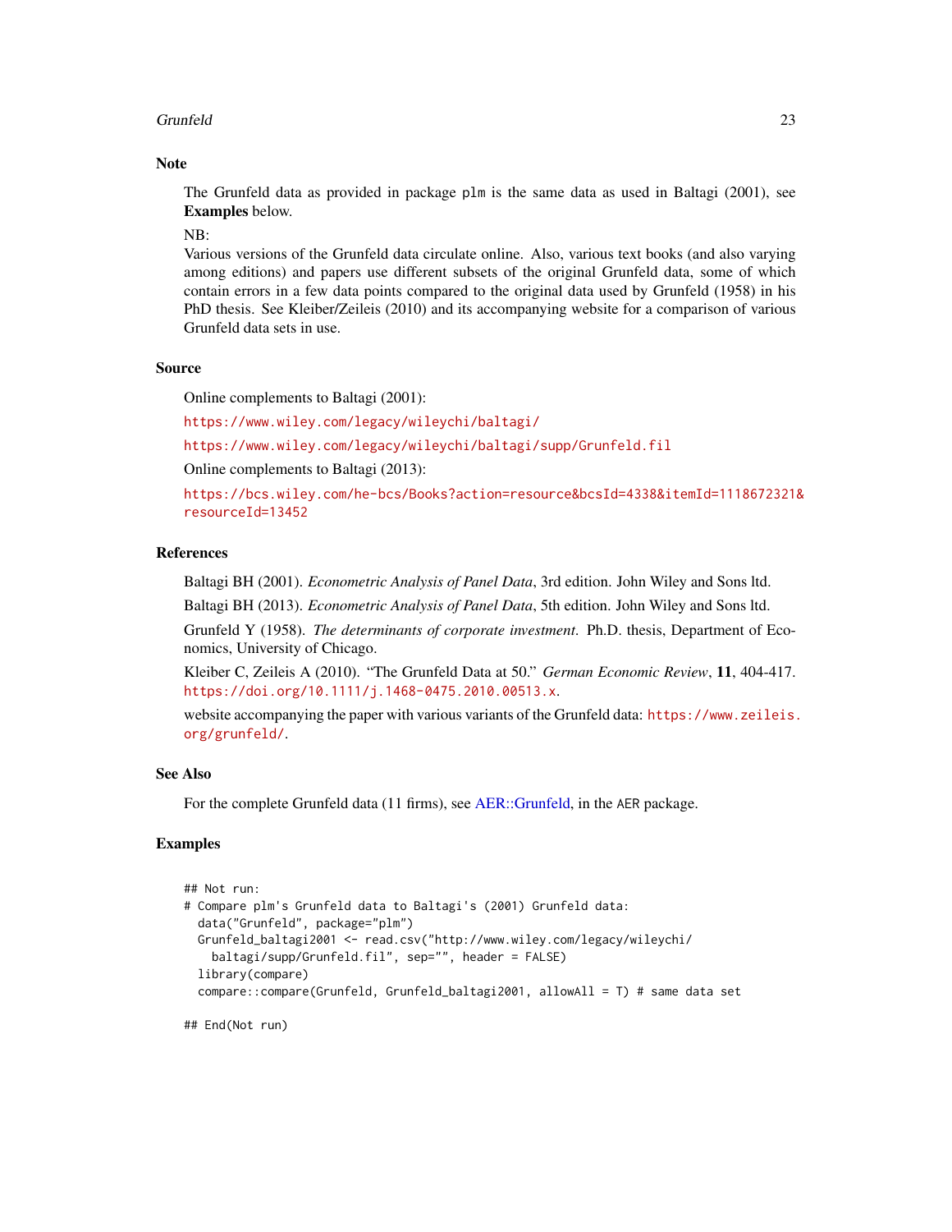## Note

The Grunfeld data as provided in package plm is the same data as used in Baltagi (2001), see **Examples** below.

NB:
Various versions of the Grunfeld data circulate online. Also, various text books (and also varying among editions) and papers use different subsets of the original Grunfeld data, some of which contain errors in a few data points compared to the original data used by Grunfeld (1958) in his PhD thesis. See Kleiber/Zeileis (2010) and its accompanying website for a comparison of various Grunfeld data sets in use.

## Source

Online complements to Baltagi (2001):

https://www.wiley.com/legacy/wileychi/baltagi/

https://www.wiley.com/legacy/wileychi/baltagi/supp/Grunfeld.fil

Online complements to Baltagi (2013):

https://bcs.wiley.com/he-bcs/Books?action=resource&bcsId=4338&itemId=1118672321&resourceId=13452

## References

Baltagi BH (2001). *Econometric Analysis of Panel Data*, 3rd edition. John Wiley and Sons ltd.

Baltagi BH (2013). *Econometric Analysis of Panel Data*, 5th edition. John Wiley and Sons ltd.

Grunfeld Y (1958). *The determinants of corporate investment*. Ph.D. thesis, Department of Economics, University of Chicago.

Kleiber C, Zeileis A (2010). "The Grunfeld Data at 50." *German Economic Review*, **11**, 404-417. https://doi.org/10.1111/j.1468-0475.2010.00513.x.

website accompanying the paper with various variants of the Grunfeld data: https://www.zeileis.org/grunfeld/.

## See Also

For the complete Grunfeld data (11 firms), see AER::Grunfeld, in the AER package.

## Examples

```
## Not run:
# Compare plm's Grunfeld data to Baltagi's (2001) Grunfeld data:
  data("Grunfeld", package="plm")
  Grunfeld_baltagi2001 <- read.csv("http://www.wiley.com/legacy/wileychi/
    baltagi/supp/Grunfeld.fil", sep="", header = FALSE)
  library(compare)
  compare::compare(Grunfeld, Grunfeld_baltagi2001, allowAll = T) # same data set

## End(Not run)
```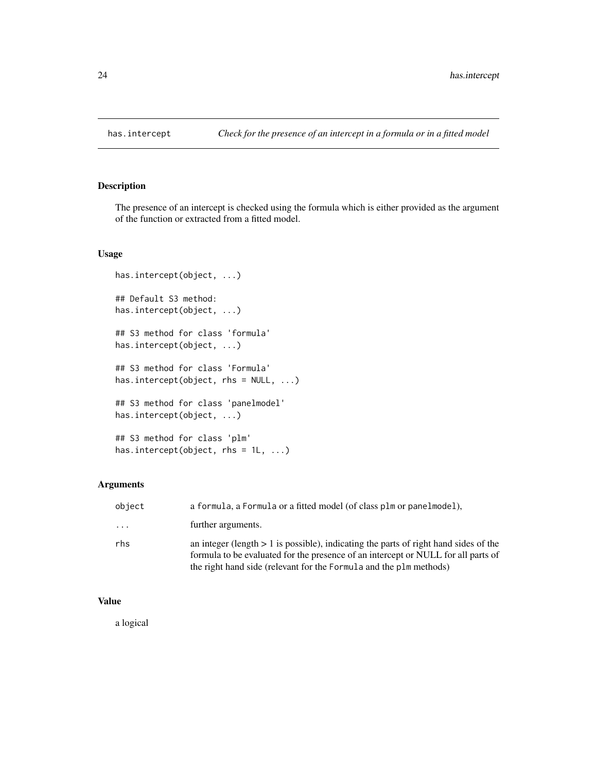# has.intercept — *Check for the presence of an intercept in a formula or in a fitted model*

## Description

The presence of an intercept is checked using the formula which is either provided as the argument of the function or extracted from a fitted model.

## Usage

```
has.intercept(object, ...)

## Default S3 method:
has.intercept(object, ...)

## S3 method for class 'formula'
has.intercept(object, ...)

## S3 method for class 'Formula'
has.intercept(object, rhs = NULL, ...)

## S3 method for class 'panelmodel'
has.intercept(object, ...)

## S3 method for class 'plm'
has.intercept(object, rhs = 1L, ...)
```

## Arguments

| | |
|---|---|
| object | a formula, a Formula or a fitted model (of class plm or panelmodel), |
| ... | further arguments. |
| rhs | an integer (length > 1 is possible), indicating the parts of right hand sides of the formula to be evaluated for the presence of an intercept or NULL for all parts of the right hand side (relevant for the Formula and the plm methods) |

## Value

a logical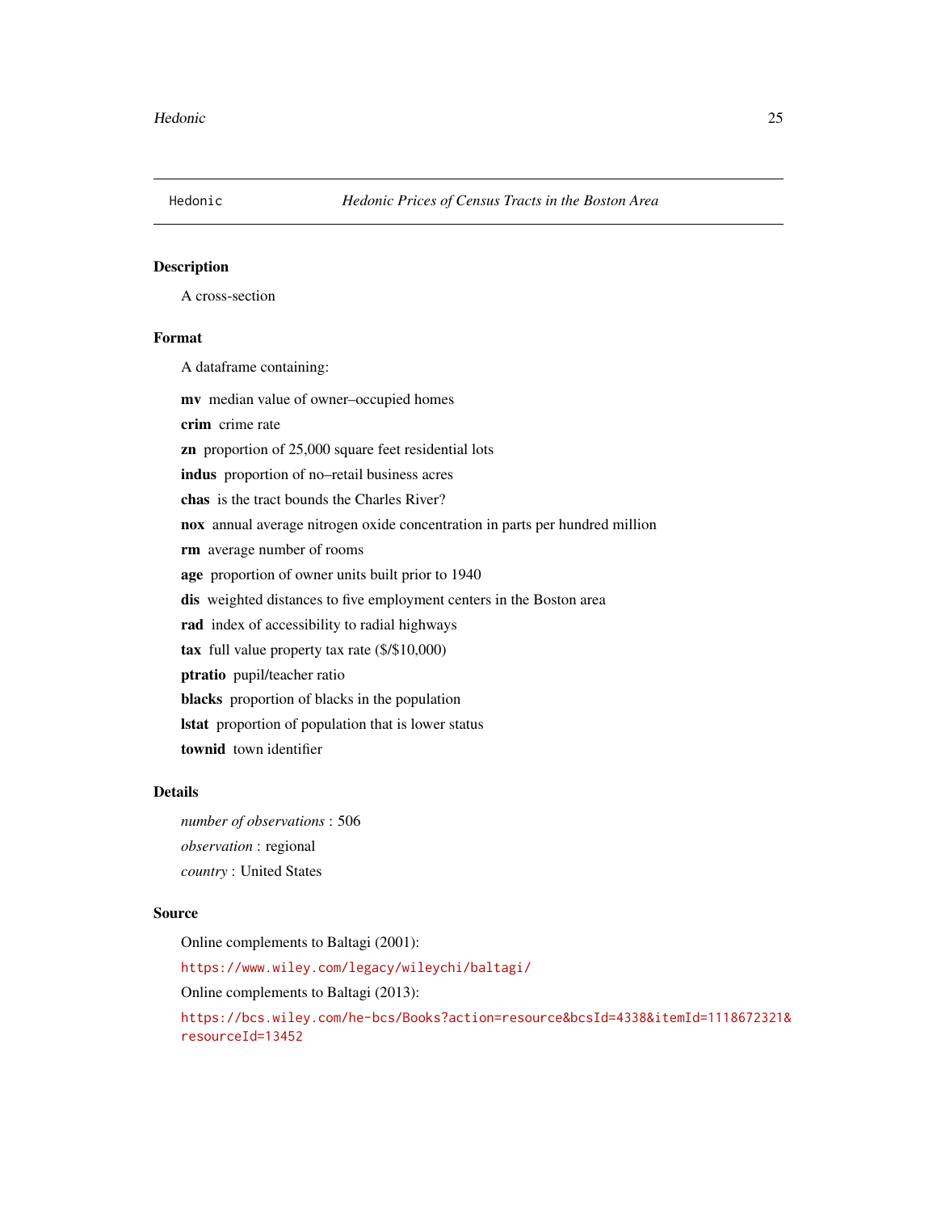Hedonic *Hedonic Prices of Census Tracts in the Boston Area*

## Description

A cross-section

## Format

A dataframe containing:

**mv** median value of owner–occupied homes

**crim** crime rate

**zn** proportion of 25,000 square feet residential lots

**indus** proportion of no–retail business acres

**chas** is the tract bounds the Charles River?

**nox** annual average nitrogen oxide concentration in parts per hundred million

**rm** average number of rooms

**age** proportion of owner units built prior to 1940

**dis** weighted distances to five employment centers in the Boston area

**rad** index of accessibility to radial highways

**tax** full value property tax rate ($/$10,000)

**ptratio** pupil/teacher ratio

**blacks** proportion of blacks in the population

**lstat** proportion of population that is lower status

**townid** town identifier

## Details

*number of observations* : 506

*observation* : regional

*country* : United States

## Source

Online complements to Baltagi (2001):

https://www.wiley.com/legacy/wileychi/baltagi/

Online complements to Baltagi (2013):

https://bcs.wiley.com/he-bcs/Books?action=resource&bcsId=4338&itemId=1118672321&resourceId=13452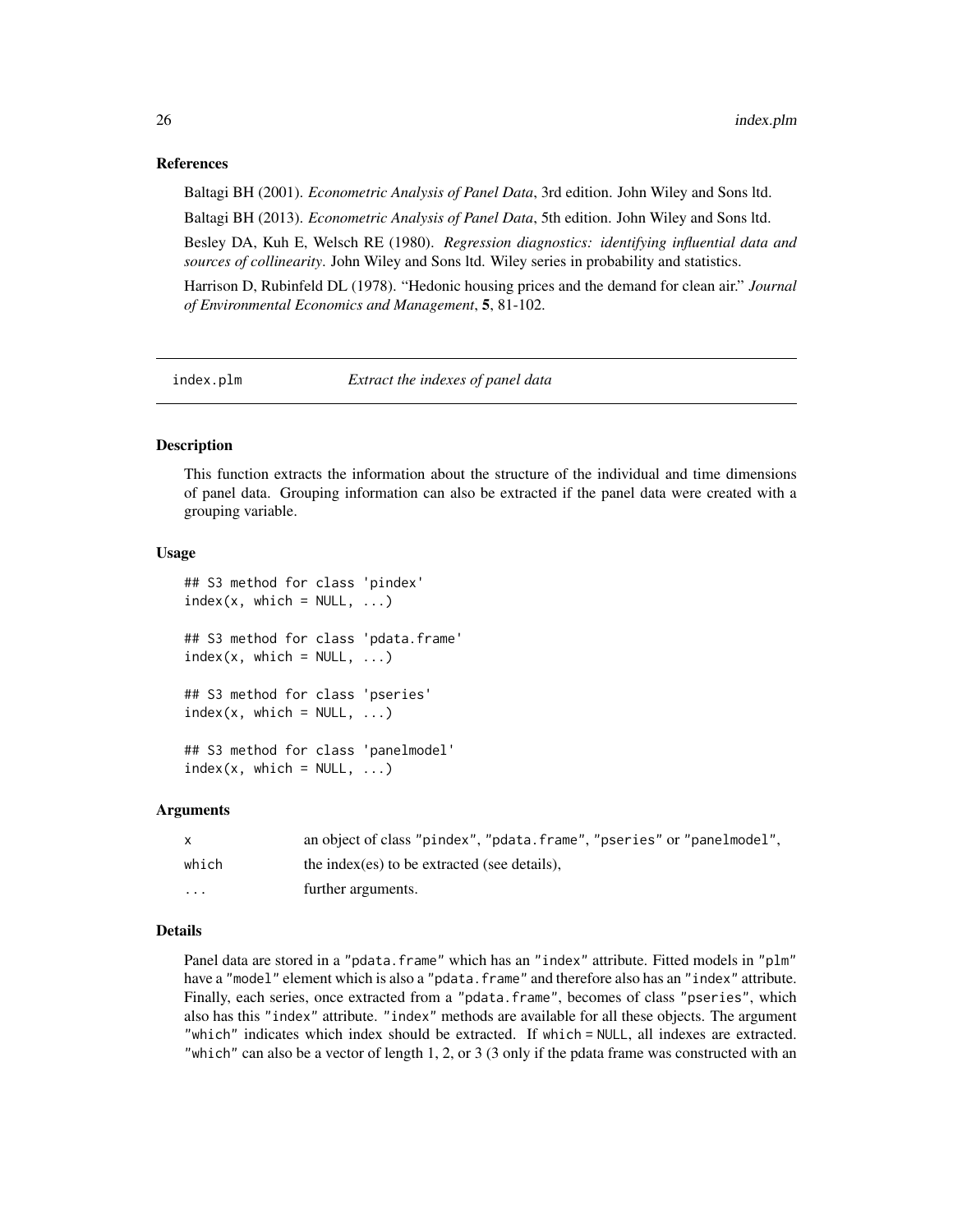## References

Baltagi BH (2001). *Econometric Analysis of Panel Data*, 3rd edition. John Wiley and Sons ltd.

Baltagi BH (2013). *Econometric Analysis of Panel Data*, 5th edition. John Wiley and Sons ltd.

Besley DA, Kuh E, Welsch RE (1980). *Regression diagnostics: identifying influential data and sources of collinearity*. John Wiley and Sons ltd. Wiley series in probability and statistics.

Harrison D, Rubinfeld DL (1978). "Hedonic housing prices and the demand for clean air." *Journal of Environmental Economics and Management*, **5**, 81-102.

---

# index.plm — *Extract the indexes of panel data*

## Description

This function extracts the information about the structure of the individual and time dimensions of panel data. Grouping information can also be extracted if the panel data were created with a grouping variable.

## Usage

```
## S3 method for class 'pindex'
index(x, which = NULL, ...)

## S3 method for class 'pdata.frame'
index(x, which = NULL, ...)

## S3 method for class 'pseries'
index(x, which = NULL, ...)

## S3 method for class 'panelmodel'
index(x, which = NULL, ...)
```

## Arguments

| | |
|---|---|
| x | an object of class "pindex", "pdata.frame", "pseries" or "panelmodel", |
| which | the index(es) to be extracted (see details), |
| ... | further arguments. |

## Details

Panel data are stored in a "pdata.frame" which has an "index" attribute. Fitted models in "plm" have a "model" element which is also a "pdata.frame" and therefore also has an "index" attribute. Finally, each series, once extracted from a "pdata.frame", becomes of class "pseries", which also has this "index" attribute. "index" methods are available for all these objects. The argument "which" indicates which index should be extracted. If which = NULL, all indexes are extracted. "which" can also be a vector of length 1, 2, or 3 (3 only if the pdata frame was constructed with an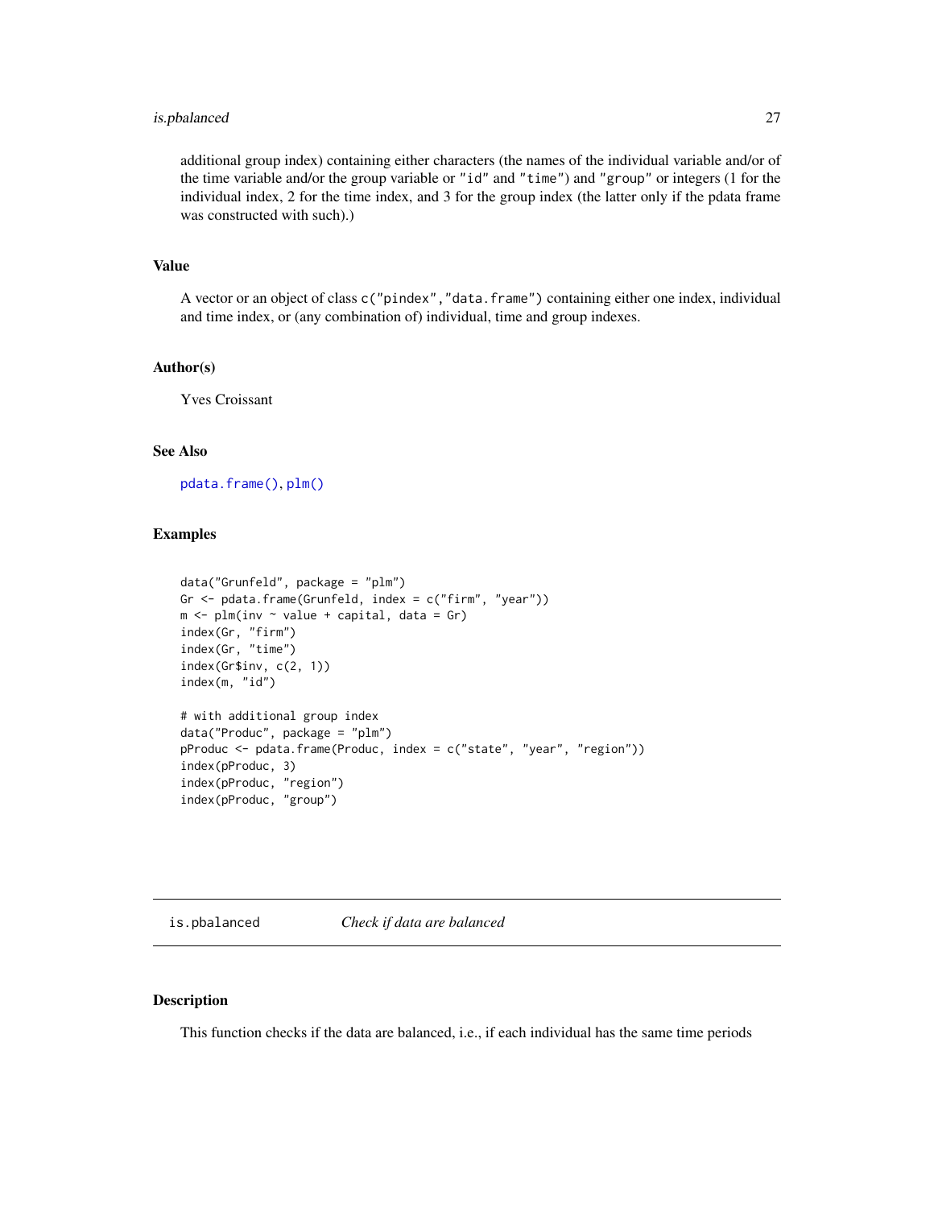additional group index) containing either characters (the names of the individual variable and/or of the time variable and/or the group variable or "id" and "time") and "group" or integers (1 for the individual index, 2 for the time index, and 3 for the group index (the latter only if the pdata frame was constructed with such).)

### Value

A vector or an object of class c("pindex","data.frame") containing either one index, individual and time index, or (any combination of) individual, time and group indexes.

### Author(s)

Yves Croissant

### See Also

pdata.frame(), plm()

### Examples

```
data("Grunfeld", package = "plm")
Gr <- pdata.frame(Grunfeld, index = c("firm", "year"))
m <- plm(inv ~ value + capital, data = Gr)
index(Gr, "firm")
index(Gr, "time")
index(Gr$inv, c(2, 1))
index(m, "id")

# with additional group index
data("Produc", package = "plm")
pProduc <- pdata.frame(Produc, index = c("state", "year", "region"))
index(pProduc, 3)
index(pProduc, "region")
index(pProduc, "group")
```

---

## is.pbalanced — *Check if data are balanced*

### Description

This function checks if the data are balanced, i.e., if each individual has the same time periods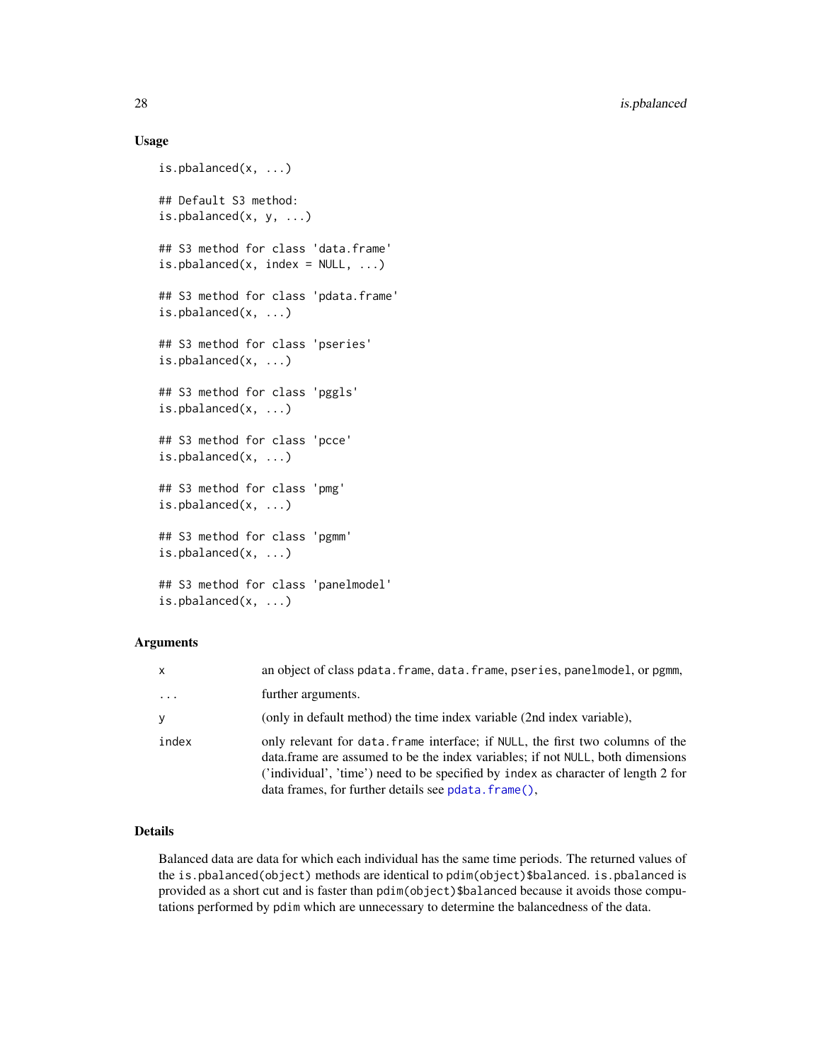### Usage

```
is.pbalanced(x, ...)

## Default S3 method:
is.pbalanced(x, y, ...)

## S3 method for class 'data.frame'
is.pbalanced(x, index = NULL, ...)

## S3 method for class 'pdata.frame'
is.pbalanced(x, ...)

## S3 method for class 'pseries'
is.pbalanced(x, ...)

## S3 method for class 'pggls'
is.pbalanced(x, ...)

## S3 method for class 'pcce'
is.pbalanced(x, ...)

## S3 method for class 'pmg'
is.pbalanced(x, ...)

## S3 method for class 'pgmm'
is.pbalanced(x, ...)

## S3 method for class 'panelmodel'
is.pbalanced(x, ...)
```

### Arguments

| | |
|---|---|
| x | an object of class `pdata.frame`, `data.frame`, `pseries`, `panelmodel`, or `pgmm`, |
| ... | further arguments. |
| y | (only in default method) the time index variable (2nd index variable), |
| index | only relevant for `data.frame` interface; if `NULL`, the first two columns of the data.frame are assumed to be the index variables; if not `NULL`, both dimensions ('individual', 'time') need to be specified by `index` as character of length 2 for data frames, for further details see `pdata.frame()`, |

### Details

Balanced data are data for which each individual has the same time periods. The returned values of the `is.pbalanced(object)` methods are identical to `pdim(object)$balanced`. `is.pbalanced` is provided as a short cut and is faster than `pdim(object)$balanced` because it avoids those computations performed by `pdim` which are unnecessary to determine the balancedness of the data.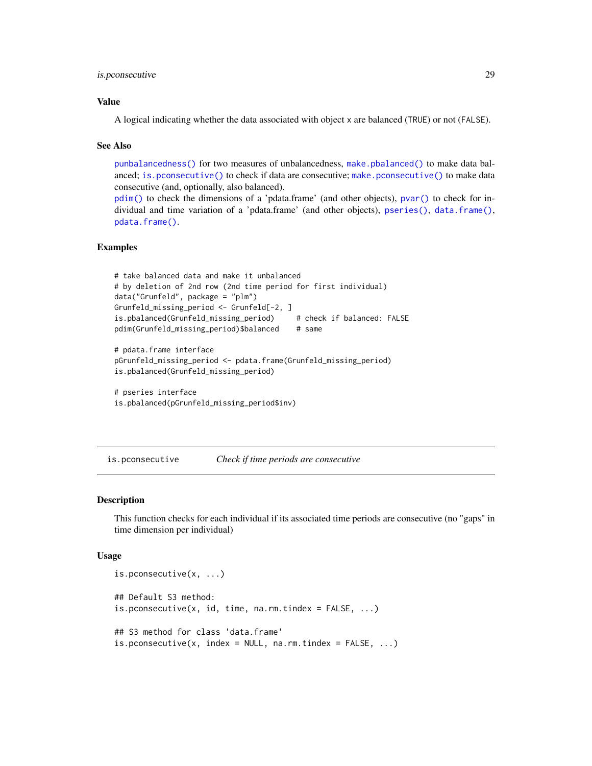## Value

A logical indicating whether the data associated with object x are balanced (TRUE) or not (FALSE).

## See Also

punbalancedness() for two measures of unbalancedness, make.pbalanced() to make data balanced; is.pconsecutive() to check if data are consecutive; make.pconsecutive() to make data consecutive (and, optionally, also balanced).
pdim() to check the dimensions of a 'pdata.frame' (and other objects), pvar() to check for individual and time variation of a 'pdata.frame' (and other objects), pseries(), data.frame(), pdata.frame().

## Examples

```
# take balanced data and make it unbalanced
# by deletion of 2nd row (2nd time period for first individual)
data("Grunfeld", package = "plm")
Grunfeld_missing_period <- Grunfeld[-2, ]
is.pbalanced(Grunfeld_missing_period)     # check if balanced: FALSE
pdim(Grunfeld_missing_period)$balanced    # same

# pdata.frame interface
pGrunfeld_missing_period <- pdata.frame(Grunfeld_missing_period)
is.pbalanced(Grunfeld_missing_period)

# pseries interface
is.pbalanced(pGrunfeld_missing_period$inv)
```

---

# is.pconsecutive — *Check if time periods are consecutive*

## Description

This function checks for each individual if its associated time periods are consecutive (no "gaps" in time dimension per individual)

## Usage

```
is.pconsecutive(x, ...)

## Default S3 method:
is.pconsecutive(x, id, time, na.rm.tindex = FALSE, ...)

## S3 method for class 'data.frame'
is.pconsecutive(x, index = NULL, na.rm.tindex = FALSE, ...)
```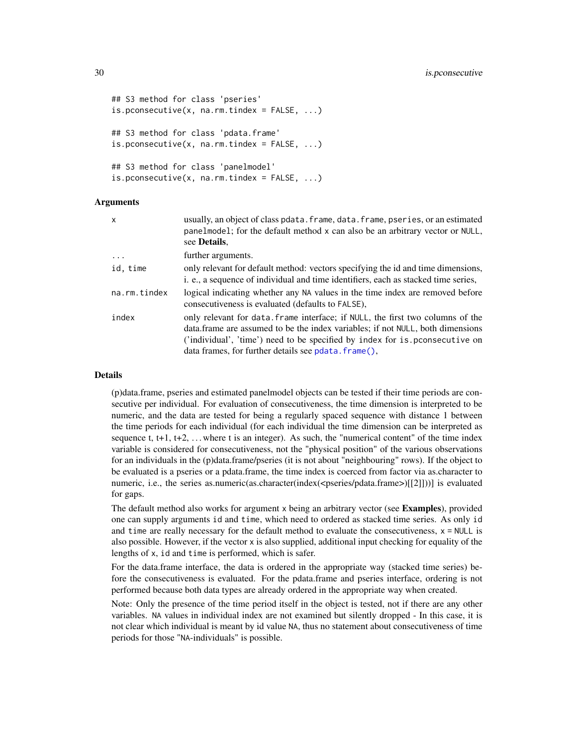```
## S3 method for class 'pseries'
is.pconsecutive(x, na.rm.tindex = FALSE, ...)

## S3 method for class 'pdata.frame'
is.pconsecutive(x, na.rm.tindex = FALSE, ...)

## S3 method for class 'panelmodel'
is.pconsecutive(x, na.rm.tindex = FALSE, ...)
```

### Arguments

| | |
|---|---|
| `x` | usually, an object of class `pdata.frame`, `data.frame`, `pseries`, or an estimated `panelmodel`; for the default method `x` can also be an arbitrary vector or `NULL`, see **Details**, |
| `...` | further arguments. |
| `id, time` | only relevant for default method: vectors specifying the id and time dimensions, i. e., a sequence of individual and time identifiers, each as stacked time series, |
| `na.rm.tindex` | logical indicating whether any `NA` values in the time index are removed before consecutiveness is evaluated (defaults to `FALSE`), |
| `index` | only relevant for `data.frame` interface; if `NULL`, the first two columns of the data.frame are assumed to be the index variables; if not `NULL`, both dimensions ('individual', 'time') need to be specified by `index` for `is.pconsecutive` on data frames, for further details see `pdata.frame()`, |

### Details

(p)data.frame, pseries and estimated panelmodel objects can be tested if their time periods are consecutive per individual. For evaluation of consecutiveness, the time dimension is interpreted to be numeric, and the data are tested for being a regularly spaced sequence with distance 1 between the time periods for each individual (for each individual the time dimension can be interpreted as sequence t, t+1, t+2, ... where t is an integer). As such, the "numerical content" of the time index variable is considered for consecutiveness, not the "physical position" of the various observations for an individuals in the (p)data.frame/pseries (it is not about "neighbouring" rows). If the object to be evaluated is a pseries or a pdata.frame, the time index is coerced from factor via as.character to numeric, i.e., the series as.numeric(as.character(index(<pseries/pdata.frame>)[[2]]))] is evaluated for gaps.

The default method also works for argument `x` being an arbitrary vector (see **Examples**), provided one can supply arguments `id` and `time`, which need to ordered as stacked time series. As only `id` and `time` are really necessary for the default method to evaluate the consecutiveness, `x = NULL` is also possible. However, if the vector `x` is also supplied, additional input checking for equality of the lengths of `x`, `id` and `time` is performed, which is safer.

For the data.frame interface, the data is ordered in the appropriate way (stacked time series) before the consecutiveness is evaluated. For the pdata.frame and pseries interface, ordering is not performed because both data types are already ordered in the appropriate way when created.

Note: Only the presence of the time period itself in the object is tested, not if there are any other variables. `NA` values in individual index are not examined but silently dropped - In this case, it is not clear which individual is meant by id value `NA`, thus no statement about consecutiveness of time periods for those "`NA`-individuals" is possible.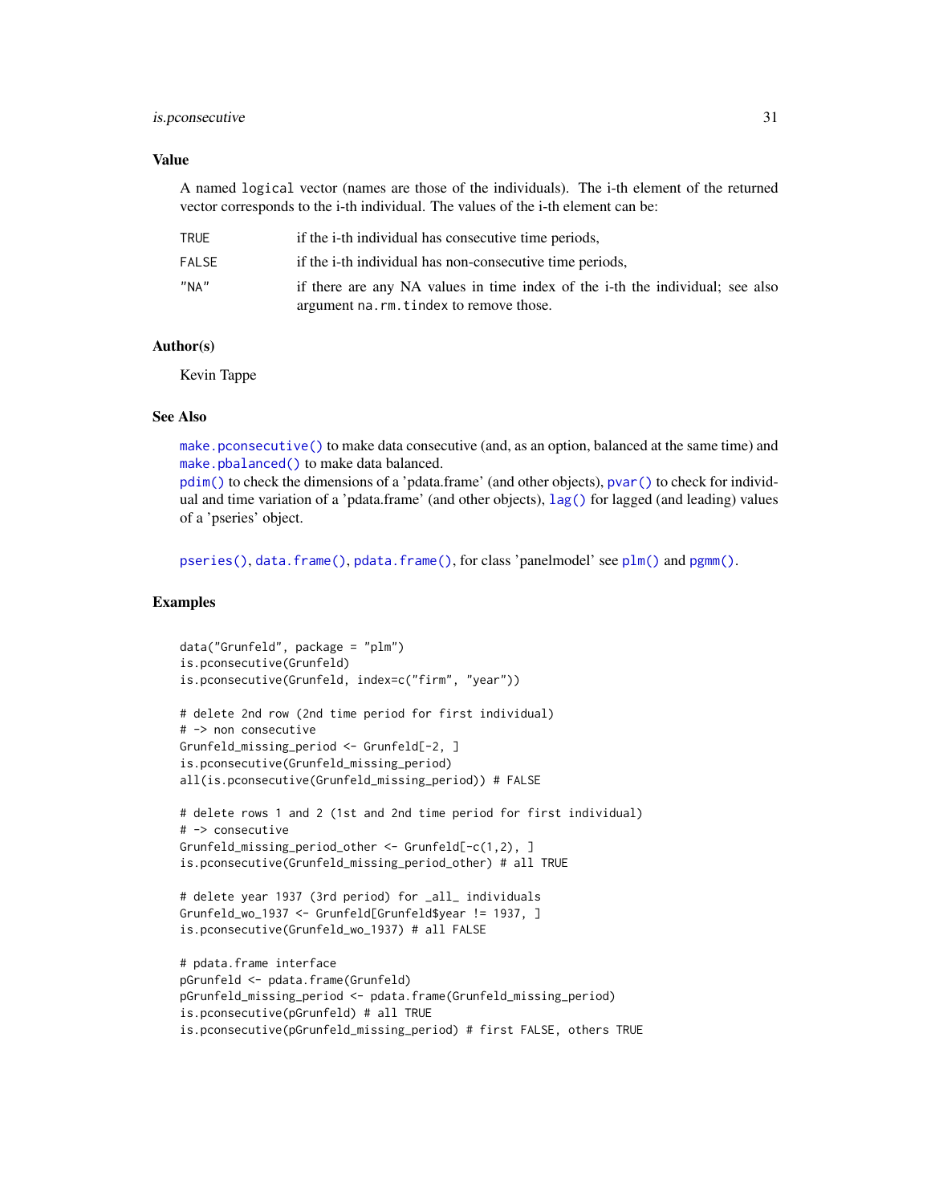### Value

A named `logical` vector (names are those of the individuals). The i-th element of the returned vector corresponds to the i-th individual. The values of the i-th element can be:

| | |
|---|---|
| TRUE | if the i-th individual has consecutive time periods, |
| FALSE | if the i-th individual has non-consecutive time periods, |
| "NA" | if there are any NA values in time index of the i-th the individual; see also argument `na.rm.tindex` to remove those. |

### Author(s)

Kevin Tappe

### See Also

`make.pconsecutive()` to make data consecutive (and, as an option, balanced at the same time) and `make.pbalanced()` to make data balanced.
`pdim()` to check the dimensions of a 'pdata.frame' (and other objects), `pvar()` to check for individual and time variation of a 'pdata.frame' (and other objects), `lag()` for lagged (and leading) values of a 'pseries' object.

`pseries()`, `data.frame()`, `pdata.frame()`, for class 'panelmodel' see `plm()` and `pgmm()`.

### Examples

```
data("Grunfeld", package = "plm")
is.pconsecutive(Grunfeld)
is.pconsecutive(Grunfeld, index=c("firm", "year"))

# delete 2nd row (2nd time period for first individual)
# -> non consecutive
Grunfeld_missing_period <- Grunfeld[-2, ]
is.pconsecutive(Grunfeld_missing_period)
all(is.pconsecutive(Grunfeld_missing_period)) # FALSE

# delete rows 1 and 2 (1st and 2nd time period for first individual)
# -> consecutive
Grunfeld_missing_period_other <- Grunfeld[-c(1,2), ]
is.pconsecutive(Grunfeld_missing_period_other) # all TRUE

# delete year 1937 (3rd period) for _all_ individuals
Grunfeld_wo_1937 <- Grunfeld[Grunfeld$year != 1937, ]
is.pconsecutive(Grunfeld_wo_1937) # all FALSE

# pdata.frame interface
pGrunfeld <- pdata.frame(Grunfeld)
pGrunfeld_missing_period <- pdata.frame(Grunfeld_missing_period)
is.pconsecutive(pGrunfeld) # all TRUE
is.pconsecutive(pGrunfeld_missing_period) # first FALSE, others TRUE
```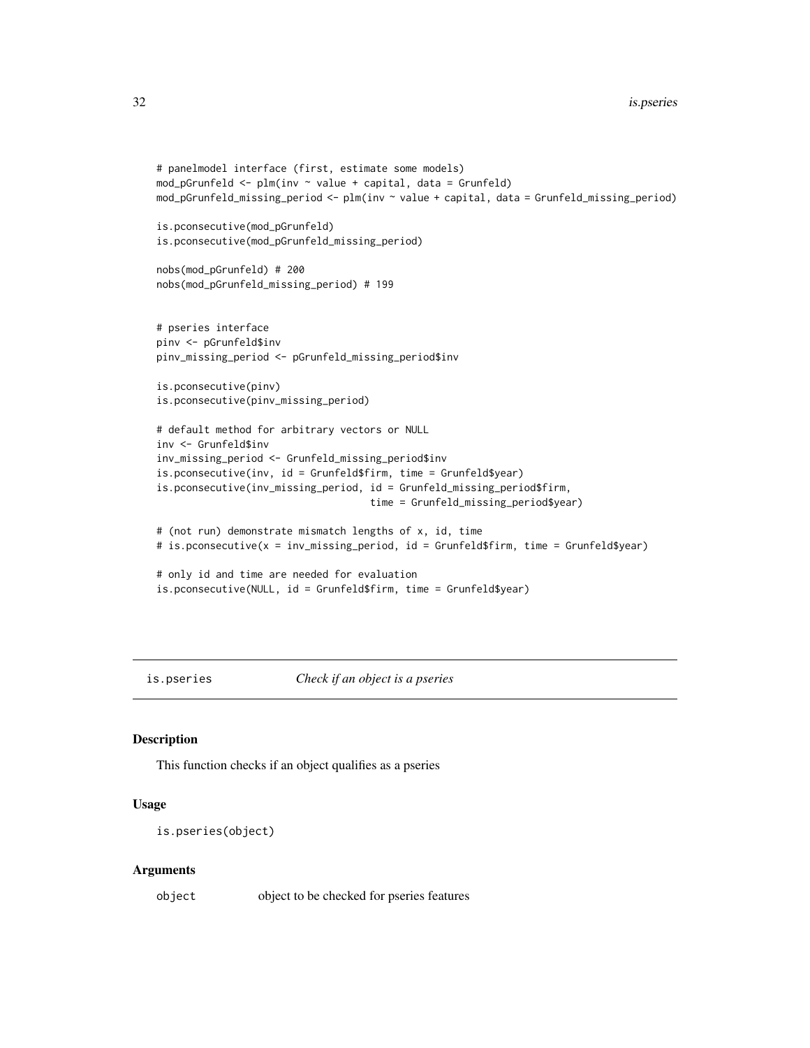```
# panelmodel interface (first, estimate some models)
mod_pGrunfeld <- plm(inv ~ value + capital, data = Grunfeld)
mod_pGrunfeld_missing_period <- plm(inv ~ value + capital, data = Grunfeld_missing_period)

is.pconsecutive(mod_pGrunfeld)
is.pconsecutive(mod_pGrunfeld_missing_period)

nobs(mod_pGrunfeld) # 200
nobs(mod_pGrunfeld_missing_period) # 199


# pseries interface
pinv <- pGrunfeld$inv
pinv_missing_period <- pGrunfeld_missing_period$inv

is.pconsecutive(pinv)
is.pconsecutive(pinv_missing_period)

# default method for arbitrary vectors or NULL
inv <- Grunfeld$inv
inv_missing_period <- Grunfeld_missing_period$inv
is.pconsecutive(inv, id = Grunfeld$firm, time = Grunfeld$year)
is.pconsecutive(inv_missing_period, id = Grunfeld_missing_period$firm,
                                    time = Grunfeld_missing_period$year)

# (not run) demonstrate mismatch lengths of x, id, time
# is.pconsecutive(x = inv_missing_period, id = Grunfeld$firm, time = Grunfeld$year)

# only id and time are needed for evaluation
is.pconsecutive(NULL, id = Grunfeld$firm, time = Grunfeld$year)
```

## is.pseries — *Check if an object is a pseries*

### Description

This function checks if an object qualifies as a pseries

### Usage

```
is.pseries(object)
```

### Arguments

| | |
|---|---|
| `object` | object to be checked for pseries features |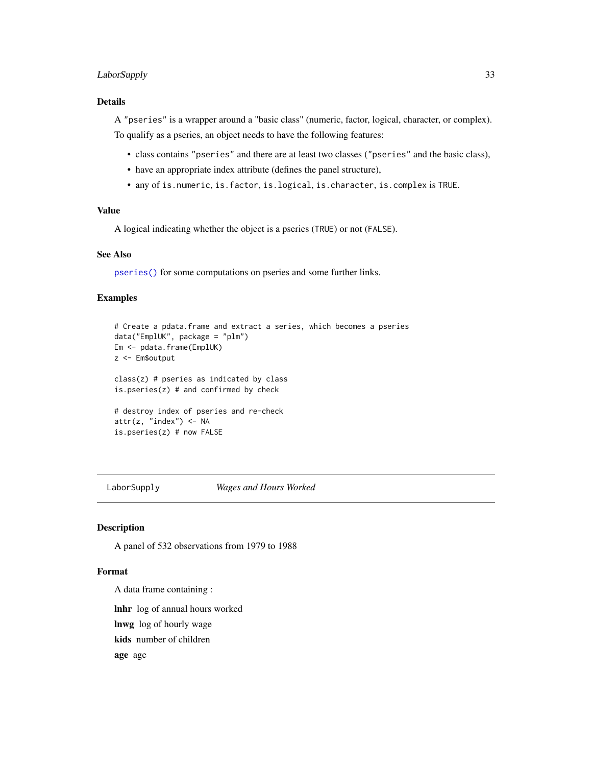### Details

A "pseries" is a wrapper around a "basic class" (numeric, factor, logical, character, or complex).

To qualify as a pseries, an object needs to have the following features:

- class contains "pseries" and there are at least two classes ("pseries" and the basic class),
- have an appropriate index attribute (defines the panel structure),
- any of is.numeric, is.factor, is.logical, is.character, is.complex is TRUE.

### Value

A logical indicating whether the object is a pseries (TRUE) or not (FALSE).

### See Also

pseries() for some computations on pseries and some further links.

### Examples

```
# Create a pdata.frame and extract a series, which becomes a pseries
data("EmplUK", package = "plm")
Em <- pdata.frame(EmplUK)
z <- Em$output

class(z) # pseries as indicated by class
is.pseries(z) # and confirmed by check

# destroy index of pseries and re-check
attr(z, "index") <- NA
is.pseries(z) # now FALSE
```

---

## LaborSupply — *Wages and Hours Worked*

### Description

A panel of 532 observations from 1979 to 1988

### Format

A data frame containing :

**lnhr** log of annual hours worked

**lnwg** log of hourly wage

**kids** number of children

**age** age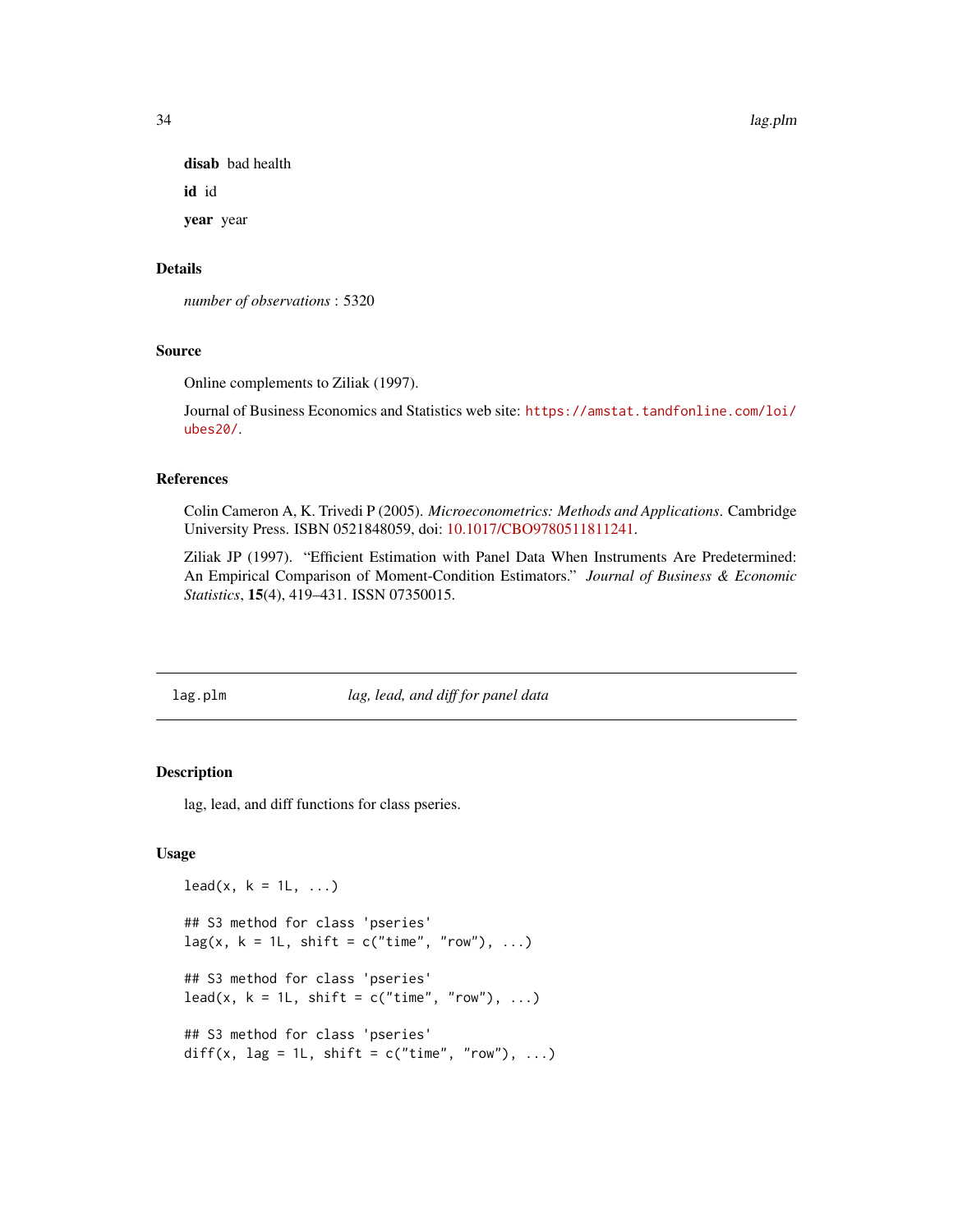**disab** bad health

**id** id

**year** year

### Details

*number of observations* : 5320

### Source

Online complements to Ziliak (1997).

Journal of Business Economics and Statistics web site: https://amstat.tandfonline.com/loi/ubes20/.

### References

Colin Cameron A, K. Trivedi P (2005). *Microeconometrics: Methods and Applications*. Cambridge University Press. ISBN 0521848059, doi: 10.1017/CBO9780511811241.

Ziliak JP (1997). "Efficient Estimation with Panel Data When Instruments Are Predetermined: An Empirical Comparison of Moment-Condition Estimators." *Journal of Business & Economic Statistics*, **15**(4), 419–431. ISSN 07350015.

---

## lag.plm — *lag, lead, and diff for panel data*

### Description

lag, lead, and diff functions for class pseries.

### Usage

```
lead(x, k = 1L, ...)

## S3 method for class 'pseries'
lag(x, k = 1L, shift = c("time", "row"), ...)

## S3 method for class 'pseries'
lead(x, k = 1L, shift = c("time", "row"), ...)

## S3 method for class 'pseries'
diff(x, lag = 1L, shift = c("time", "row"), ...)
```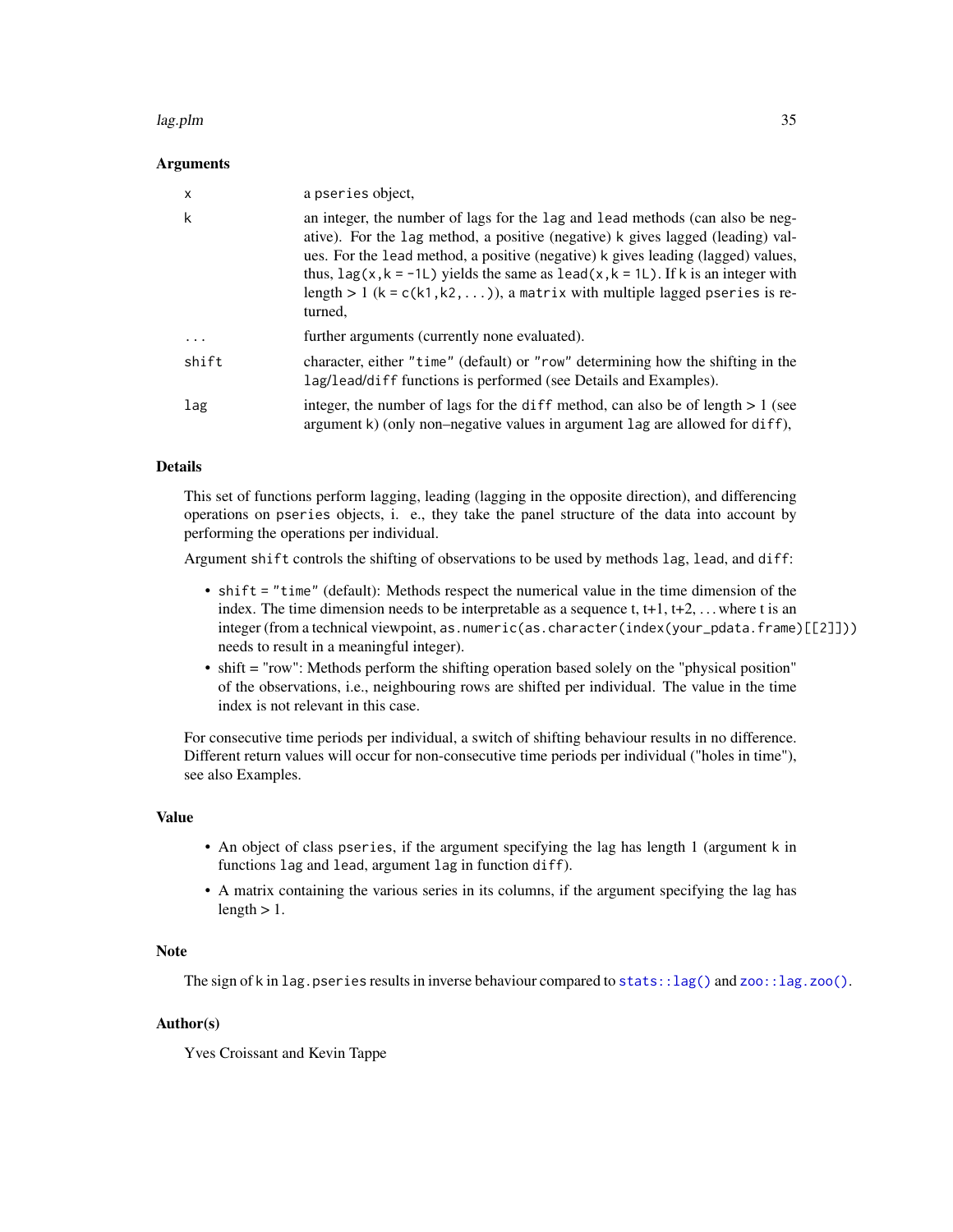### Arguments

| | |
|---|---|
| x | a pseries object, |
| k | an integer, the number of lags for the lag and lead methods (can also be negative). For the lag method, a positive (negative) k gives lagged (leading) values. For the lead method, a positive (negative) k gives leading (lagged) values, thus, `lag(x,k = -1L)` yields the same as `lead(x,k = 1L)`. If k is an integer with length > 1 (`k = c(k1,k2,...)`), a matrix with multiple lagged pseries is returned, |
| ... | further arguments (currently none evaluated). |
| shift | character, either "time" (default) or "row" determining how the shifting in the lag/lead/diff functions is performed (see Details and Examples). |
| lag | integer, the number of lags for the diff method, can also be of length > 1 (see argument k) (only non–negative values in argument lag are allowed for diff), |

### Details

This set of functions perform lagging, leading (lagging in the opposite direction), and differencing operations on pseries objects, i. e., they take the panel structure of the data into account by performing the operations per individual.

Argument shift controls the shifting of observations to be used by methods lag, lead, and diff:

- shift = "time" (default): Methods respect the numerical value in the time dimension of the index. The time dimension needs to be interpretable as a sequence t, t+1, t+2, ... where t is an integer (from a technical viewpoint, `as.numeric(as.character(index(your_pdata.frame)[[2]]))` needs to result in a meaningful integer).
- shift = "row": Methods perform the shifting operation based solely on the "physical position" of the observations, i.e., neighbouring rows are shifted per individual. The value in the time index is not relevant in this case.

For consecutive time periods per individual, a switch of shifting behaviour results in no difference. Different return values will occur for non-consecutive time periods per individual ("holes in time"), see also Examples.

### Value

- An object of class pseries, if the argument specifying the lag has length 1 (argument k in functions lag and lead, argument lag in function diff).
- A matrix containing the various series in its columns, if the argument specifying the lag has length > 1.

### Note

The sign of k in lag.pseries results in inverse behaviour compared to `stats::lag()` and `zoo::lag.zoo()`.

### Author(s)

Yves Croissant and Kevin Tappe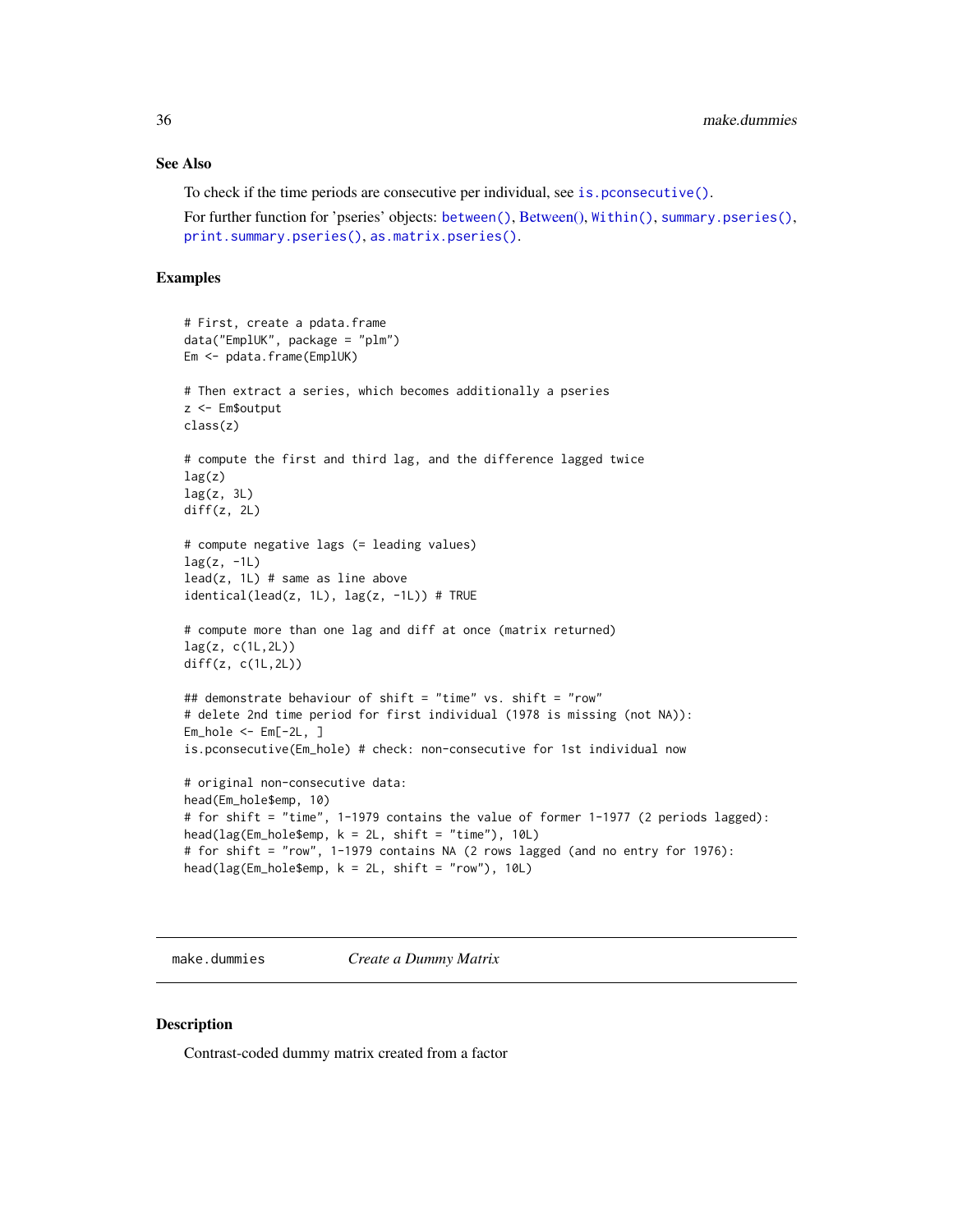### See Also

To check if the time periods are consecutive per individual, see `is.pconsecutive()`.

For further function for 'pseries' objects: `between()`, `Between()`, `Within()`, `summary.pseries()`, `print.summary.pseries()`, `as.matrix.pseries()`.

### Examples

```
# First, create a pdata.frame
data("EmplUK", package = "plm")
Em <- pdata.frame(EmplUK)

# Then extract a series, which becomes additionally a pseries
z <- Em$output
class(z)

# compute the first and third lag, and the difference lagged twice
lag(z)
lag(z, 3L)
diff(z, 2L)

# compute negative lags (= leading values)
lag(z, -1L)
lead(z, 1L) # same as line above
identical(lead(z, 1L), lag(z, -1L)) # TRUE

# compute more than one lag and diff at once (matrix returned)
lag(z, c(1L,2L))
diff(z, c(1L,2L))

## demonstrate behaviour of shift = "time" vs. shift = "row"
# delete 2nd time period for first individual (1978 is missing (not NA)):
Em_hole <- Em[-2L, ]
is.pconsecutive(Em_hole) # check: non-consecutive for 1st individual now

# original non-consecutive data:
head(Em_hole$emp, 10)
# for shift = "time", 1-1979 contains the value of former 1-1977 (2 periods lagged):
head(lag(Em_hole$emp, k = 2L, shift = "time"), 10L)
# for shift = "row", 1-1979 contains NA (2 rows lagged (and no entry for 1976):
head(lag(Em_hole$emp, k = 2L, shift = "row"), 10L)
```

---

## make.dummies *Create a Dummy Matrix*

### Description

Contrast-coded dummy matrix created from a factor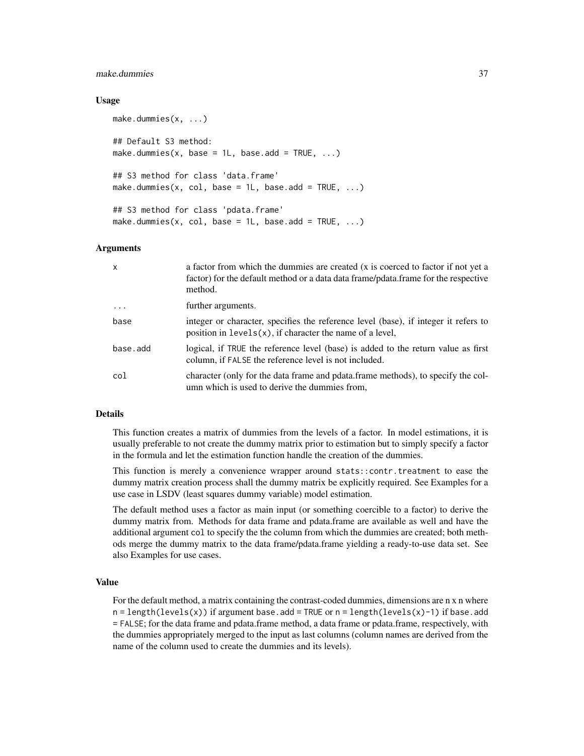### Usage

```
make.dummies(x, ...)

## Default S3 method:
make.dummies(x, base = 1L, base.add = TRUE, ...)

## S3 method for class 'data.frame'
make.dummies(x, col, base = 1L, base.add = TRUE, ...)

## S3 method for class 'pdata.frame'
make.dummies(x, col, base = 1L, base.add = TRUE, ...)
```

### Arguments

| | |
|---|---|
| x | a factor from which the dummies are created (x is coerced to factor if not yet a factor) for the default method or a data data frame/pdata.frame for the respective method. |
| ... | further arguments. |
| base | integer or character, specifies the reference level (base), if integer it refers to position in `levels(x)`, if character the name of a level, |
| base.add | logical, if `TRUE` the reference level (base) is added to the return value as first column, if `FALSE` the reference level is not included. |
| col | character (only for the data frame and pdata.frame methods), to specify the column which is used to derive the dummies from, |

### Details

This function creates a matrix of dummies from the levels of a factor. In model estimations, it is usually preferable to not create the dummy matrix prior to estimation but to simply specify a factor in the formula and let the estimation function handle the creation of the dummies.

This function is merely a convenience wrapper around `stats::contr.treatment` to ease the dummy matrix creation process shall the dummy matrix be explicitly required. See Examples for a use case in LSDV (least squares dummy variable) model estimation.

The default method uses a factor as main input (or something coercible to a factor) to derive the dummy matrix from. Methods for data frame and pdata.frame are available as well and have the additional argument `col` to specify the the column from which the dummies are created; both methods merge the dummy matrix to the data frame/pdata.frame yielding a ready-to-use data set. See also Examples for use cases.

### Value

For the default method, a matrix containing the contrast-coded dummies, dimensions are n x n where n = `length(levels(x))` if argument `base.add = TRUE` or n = `length(levels(x)-1)` if `base.add = FALSE`; for the data frame and pdata.frame method, a data frame or pdata.frame, respectively, with the dummies appropriately merged to the input as last columns (column names are derived from the name of the column used to create the dummies and its levels).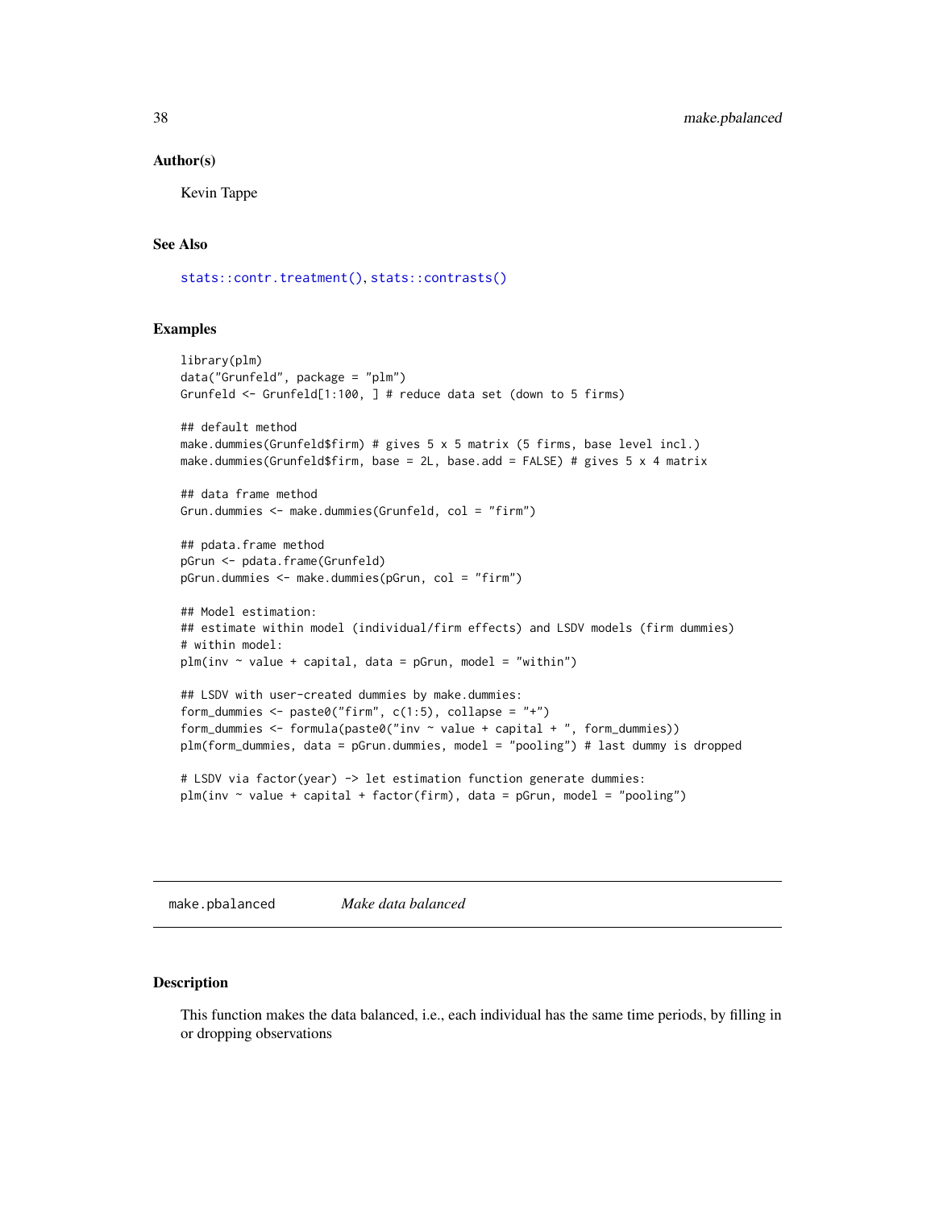### Author(s)

Kevin Tappe

### See Also

stats::contr.treatment(), stats::contrasts()

### Examples

```
library(plm)
data("Grunfeld", package = "plm")
Grunfeld <- Grunfeld[1:100, ] # reduce data set (down to 5 firms)

## default method
make.dummies(Grunfeld$firm) # gives 5 x 5 matrix (5 firms, base level incl.)
make.dummies(Grunfeld$firm, base = 2L, base.add = FALSE) # gives 5 x 4 matrix

## data frame method
Grun.dummies <- make.dummies(Grunfeld, col = "firm")

## pdata.frame method
pGrun <- pdata.frame(Grunfeld)
pGrun.dummies <- make.dummies(pGrun, col = "firm")

## Model estimation:
## estimate within model (individual/firm effects) and LSDV models (firm dummies)
# within model:
plm(inv ~ value + capital, data = pGrun, model = "within")

## LSDV with user-created dummies by make.dummies:
form_dummies <- paste0("firm", c(1:5), collapse = "+")
form_dummies <- formula(paste0("inv ~ value + capital + ", form_dummies))
plm(form_dummies, data = pGrun.dummies, model = "pooling") # last dummy is dropped

# LSDV via factor(year) -> let estimation function generate dummies:
plm(inv ~ value + capital + factor(firm), data = pGrun, model = "pooling")
```

---

## make.pbalanced *Make data balanced*

### Description

This function makes the data balanced, i.e., each individual has the same time periods, by filling in or dropping observations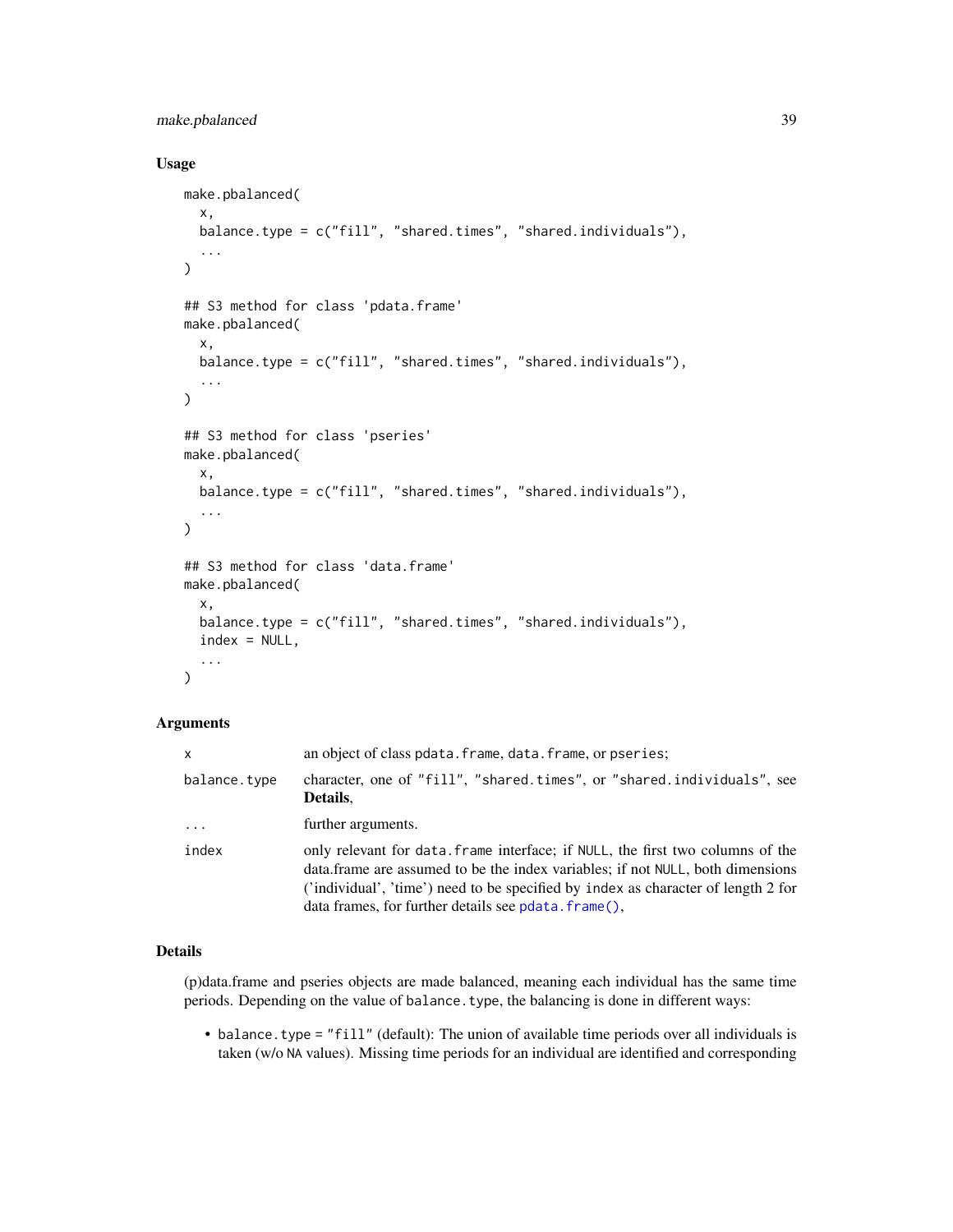## Usage

```
make.pbalanced(
  x,
  balance.type = c("fill", "shared.times", "shared.individuals"),
  ...
)

## S3 method for class 'pdata.frame'
make.pbalanced(
  x,
  balance.type = c("fill", "shared.times", "shared.individuals"),
  ...
)

## S3 method for class 'pseries'
make.pbalanced(
  x,
  balance.type = c("fill", "shared.times", "shared.individuals"),
  ...
)

## S3 method for class 'data.frame'
make.pbalanced(
  x,
  balance.type = c("fill", "shared.times", "shared.individuals"),
  index = NULL,
  ...
)
```

## Arguments

| | |
|---|---|
| x | an object of class `pdata.frame`, `data.frame`, or `pseries`; |
| balance.type | character, one of `"fill"`, `"shared.times"`, or `"shared.individuals"`, see **Details**, |
| ... | further arguments. |
| index | only relevant for `data.frame` interface; if `NULL`, the first two columns of the data.frame are assumed to be the index variables; if not `NULL`, both dimensions ('individual', 'time') need to be specified by `index` as character of length 2 for data frames, for further details see `pdata.frame()`, |

## Details

(p)data.frame and pseries objects are made balanced, meaning each individual has the same time periods. Depending on the value of `balance.type`, the balancing is done in different ways:

- `balance.type = "fill"` (default): The union of available time periods over all individuals is taken (w/o `NA` values). Missing time periods for an individual are identified and corresponding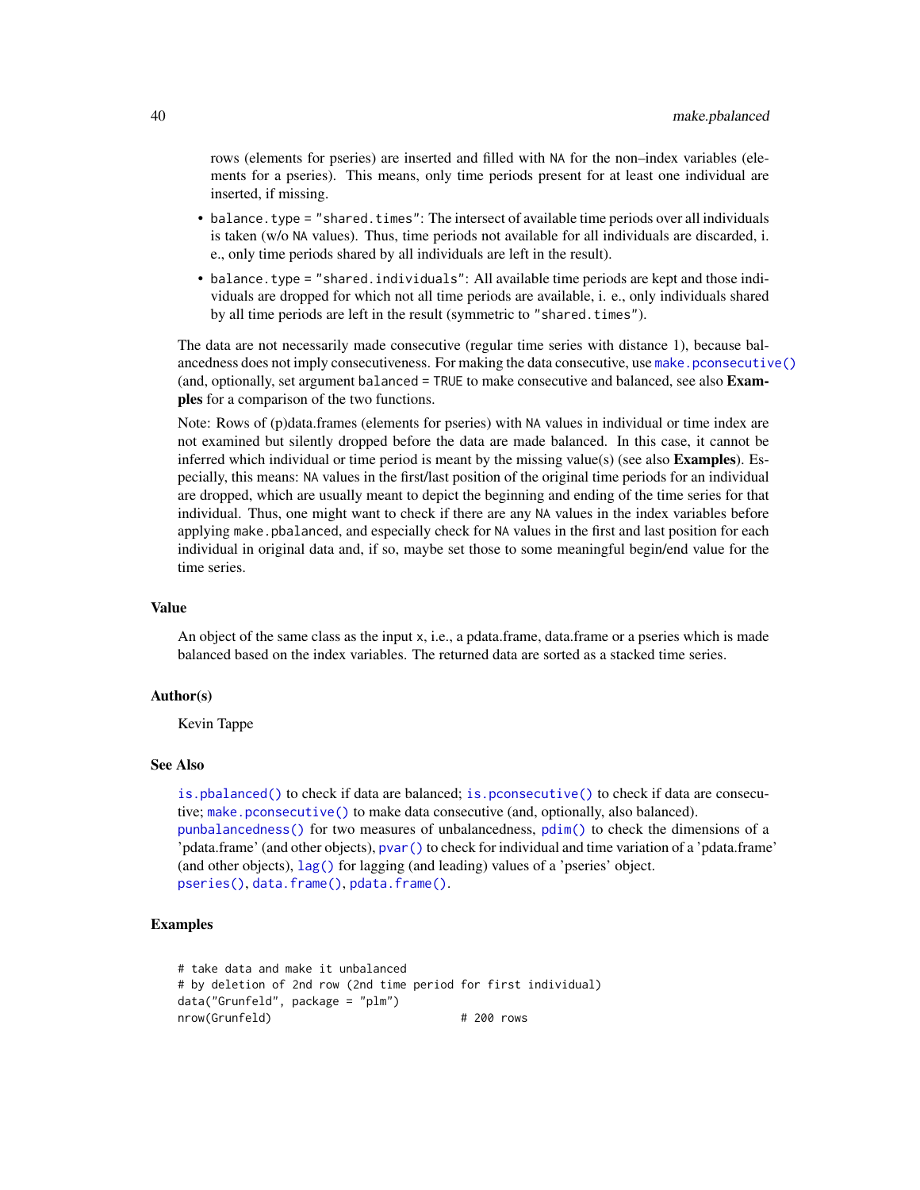rows (elements for pseries) are inserted and filled with NA for the non–index variables (elements for a pseries). This means, only time periods present for at least one individual are inserted, if missing.

- balance.type = "shared.times": The intersect of available time periods over all individuals is taken (w/o NA values). Thus, time periods not available for all individuals are discarded, i. e., only time periods shared by all individuals are left in the result).
- balance.type = "shared.individuals": All available time periods are kept and those individuals are dropped for which not all time periods are available, i. e., only individuals shared by all time periods are left in the result (symmetric to "shared.times").

The data are not necessarily made consecutive (regular time series with distance 1), because balancedness does not imply consecutiveness. For making the data consecutive, use make.pconsecutive() (and, optionally, set argument balanced = TRUE to make consecutive and balanced, see also **Examples** for a comparison of the two functions.

Note: Rows of (p)data.frames (elements for pseries) with NA values in individual or time index are not examined but silently dropped before the data are made balanced. In this case, it cannot be inferred which individual or time period is meant by the missing value(s) (see also **Examples**). Especially, this means: NA values in the first/last position of the original time periods for an individual are dropped, which are usually meant to depict the beginning and ending of the time series for that individual. Thus, one might want to check if there are any NA values in the index variables before applying make.pbalanced, and especially check for NA values in the first and last position for each individual in original data and, if so, maybe set those to some meaningful begin/end value for the time series.

## Value

An object of the same class as the input x, i.e., a pdata.frame, data.frame or a pseries which is made balanced based on the index variables. The returned data are sorted as a stacked time series.

## Author(s)

Kevin Tappe

## See Also

is.pbalanced() to check if data are balanced; is.pconsecutive() to check if data are consecutive; make.pconsecutive() to make data consecutive (and, optionally, also balanced).
punbalancedness() for two measures of unbalancedness, pdim() to check the dimensions of a 'pdata.frame' (and other objects), pvar() to check for individual and time variation of a 'pdata.frame' (and other objects), lag() for lagging (and leading) values of a 'pseries' object.
pseries(), data.frame(), pdata.frame().

## Examples

```
# take data and make it unbalanced
# by deletion of 2nd row (2nd time period for first individual)
data("Grunfeld", package = "plm")
nrow(Grunfeld)                          # 200 rows
```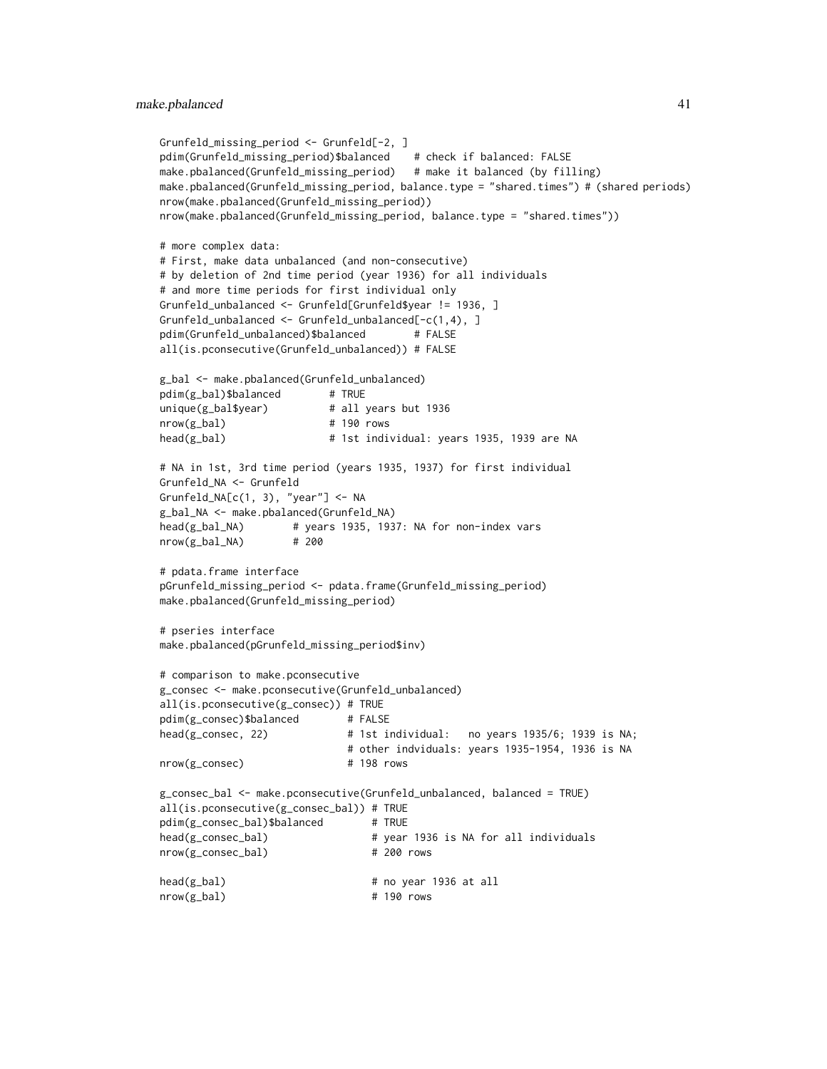```
Grunfeld_missing_period <- Grunfeld[-2, ]
pdim(Grunfeld_missing_period)$balanced    # check if balanced: FALSE
make.pbalanced(Grunfeld_missing_period)   # make it balanced (by filling)
make.pbalanced(Grunfeld_missing_period, balance.type = "shared.times") # (shared periods)
nrow(make.pbalanced(Grunfeld_missing_period))
nrow(make.pbalanced(Grunfeld_missing_period, balance.type = "shared.times"))

# more complex data:
# First, make data unbalanced (and non-consecutive)
# by deletion of 2nd time period (year 1936) for all individuals
# and more time periods for first individual only
Grunfeld_unbalanced <- Grunfeld[Grunfeld$year != 1936, ]
Grunfeld_unbalanced <- Grunfeld_unbalanced[-c(1,4), ]
pdim(Grunfeld_unbalanced)$balanced        # FALSE
all(is.pconsecutive(Grunfeld_unbalanced)) # FALSE

g_bal <- make.pbalanced(Grunfeld_unbalanced)
pdim(g_bal)$balanced        # TRUE
unique(g_bal$year)          # all years but 1936
nrow(g_bal)                 # 190 rows
head(g_bal)                 # 1st individual: years 1935, 1939 are NA

# NA in 1st, 3rd time period (years 1935, 1937) for first individual
Grunfeld_NA <- Grunfeld
Grunfeld_NA[c(1, 3), "year"] <- NA
g_bal_NA <- make.pbalanced(Grunfeld_NA)
head(g_bal_NA)        # years 1935, 1937: NA for non-index vars
nrow(g_bal_NA)        # 200

# pdata.frame interface
pGrunfeld_missing_period <- pdata.frame(Grunfeld_missing_period)
make.pbalanced(Grunfeld_missing_period)

# pseries interface
make.pbalanced(pGrunfeld_missing_period$inv)

# comparison to make.pconsecutive
g_consec <- make.pconsecutive(Grunfeld_unbalanced)
all(is.pconsecutive(g_consec)) # TRUE
pdim(g_consec)$balanced        # FALSE
head(g_consec, 22)             # 1st individual:   no years 1935/6; 1939 is NA;
                               # other indviduals: years 1935-1954, 1936 is NA
nrow(g_consec)                 # 198 rows

g_consec_bal <- make.pconsecutive(Grunfeld_unbalanced, balanced = TRUE)
all(is.pconsecutive(g_consec_bal)) # TRUE
pdim(g_consec_bal)$balanced        # TRUE
head(g_consec_bal)                 # year 1936 is NA for all individuals
nrow(g_consec_bal)                 # 200 rows

head(g_bal)                        # no year 1936 at all
nrow(g_bal)                        # 190 rows
```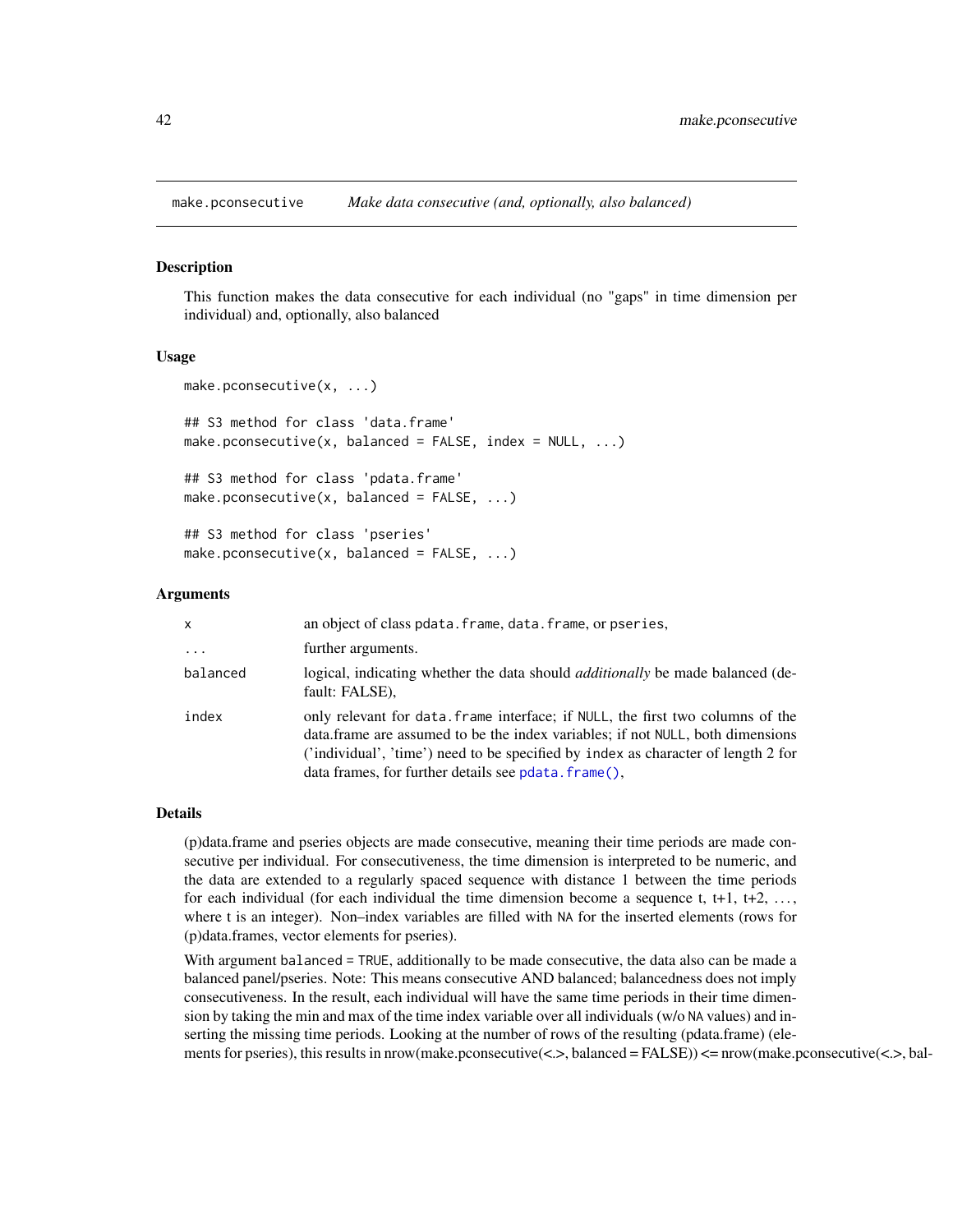make.pconsecutive *Make data consecutive (and, optionally, also balanced)*

### Description

This function makes the data consecutive for each individual (no "gaps" in time dimension per individual) and, optionally, also balanced

### Usage

```
make.pconsecutive(x, ...)

## S3 method for class 'data.frame'
make.pconsecutive(x, balanced = FALSE, index = NULL, ...)

## S3 method for class 'pdata.frame'
make.pconsecutive(x, balanced = FALSE, ...)

## S3 method for class 'pseries'
make.pconsecutive(x, balanced = FALSE, ...)
```

### Arguments

| | |
|---|---|
| x | an object of class pdata.frame, data.frame, or pseries, |
| ... | further arguments. |
| balanced | logical, indicating whether the data should *additionally* be made balanced (default: FALSE), |
| index | only relevant for data.frame interface; if NULL, the first two columns of the data.frame are assumed to be the index variables; if not NULL, both dimensions ('individual', 'time') need to be specified by index as character of length 2 for data frames, for further details see pdata.frame(), |

### Details

(p)data.frame and pseries objects are made consecutive, meaning their time periods are made consecutive per individual. For consecutiveness, the time dimension is interpreted to be numeric, and the data are extended to a regularly spaced sequence with distance 1 between the time periods for each individual (for each individual the time dimension become a sequence t, t+1, t+2, ..., where t is an integer). Non–index variables are filled with NA for the inserted elements (rows for (p)data.frames, vector elements for pseries).

With argument balanced = TRUE, additionally to be made consecutive, the data also can be made a balanced panel/pseries. Note: This means consecutive AND balanced; balancedness does not imply consecutiveness. In the result, each individual will have the same time periods in their time dimension by taking the min and max of the time index variable over all individuals (w/o NA values) and inserting the missing time periods. Looking at the number of rows of the resulting (pdata.frame) (elements for pseries), this results in nrow(make.pconsecutive(<.>, balanced = FALSE)) <= nrow(make.pconsecutive(<.>, bal-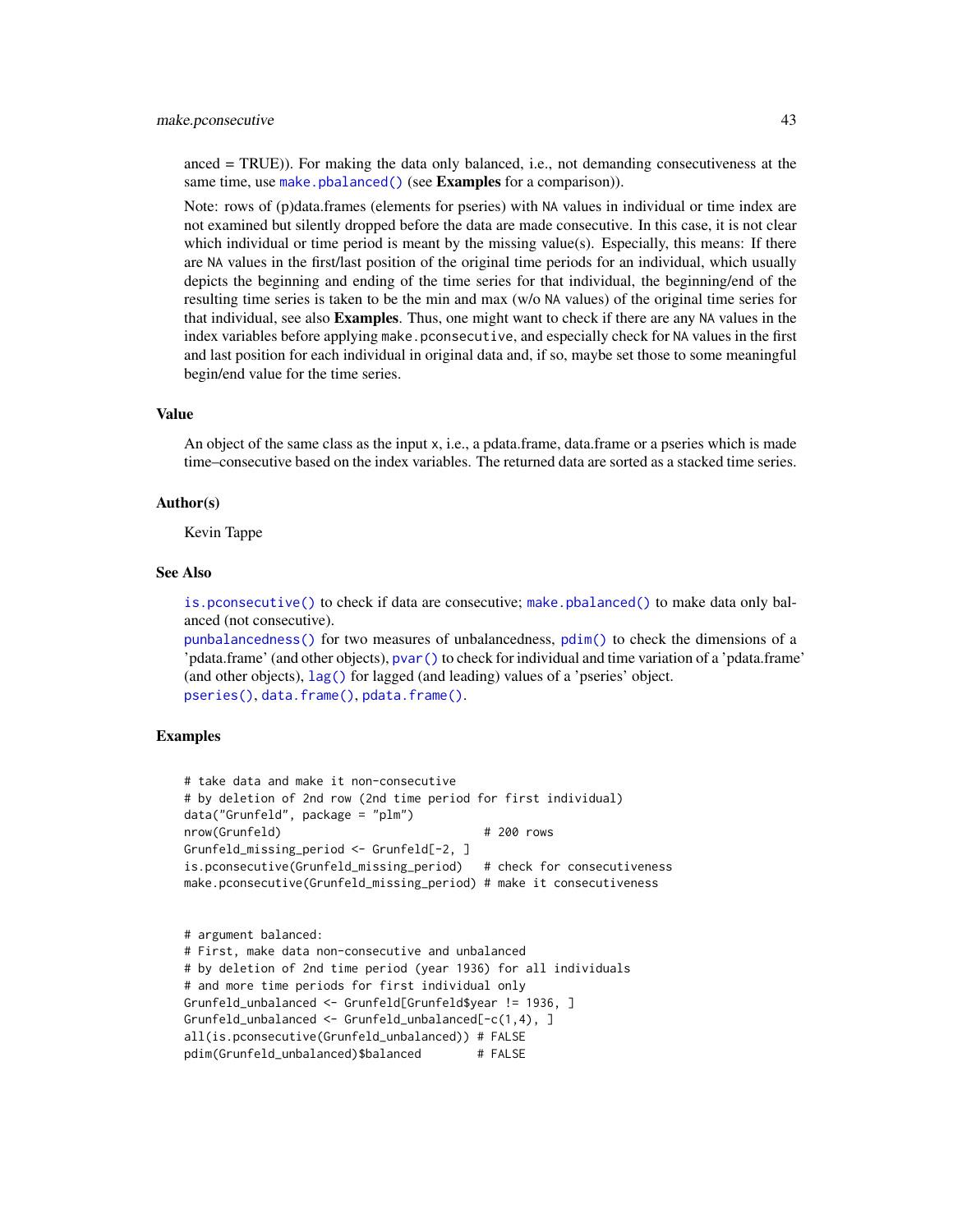anced = TRUE)). For making the data only balanced, i.e., not demanding consecutiveness at the same time, use `make.pbalanced()` (see **Examples** for a comparison)).

Note: rows of (p)data.frames (elements for pseries) with `NA` values in individual or time index are not examined but silently dropped before the data are made consecutive. In this case, it is not clear which individual or time period is meant by the missing value(s). Especially, this means: If there are `NA` values in the first/last position of the original time periods for an individual, which usually depicts the beginning and ending of the time series for that individual, the beginning/end of the resulting time series is taken to be the min and max (w/o `NA` values) of the original time series for that individual, see also **Examples**. Thus, one might want to check if there are any `NA` values in the index variables before applying `make.pconsecutive`, and especially check for `NA` values in the first and last position for each individual in original data and, if so, maybe set those to some meaningful begin/end value for the time series.

### Value

An object of the same class as the input `x`, i.e., a pdata.frame, data.frame or a pseries which is made time–consecutive based on the index variables. The returned data are sorted as a stacked time series.

### Author(s)

Kevin Tappe

### See Also

`is.pconsecutive()` to check if data are consecutive; `make.pbalanced()` to make data only balanced (not consecutive).
`punbalancedness()` for two measures of unbalancedness, `pdim()` to check the dimensions of a 'pdata.frame' (and other objects), `pvar()` to check for individual and time variation of a 'pdata.frame' (and other objects), `lag()` for lagged (and leading) values of a 'pseries' object.
`pseries()`, `data.frame()`, `pdata.frame()`.

### Examples

```
# take data and make it non-consecutive
# by deletion of 2nd row (2nd time period for first individual)
data("Grunfeld", package = "plm")
nrow(Grunfeld)                             # 200 rows
Grunfeld_missing_period <- Grunfeld[-2, ]
is.pconsecutive(Grunfeld_missing_period)   # check for consecutiveness
make.pconsecutive(Grunfeld_missing_period) # make it consecutiveness


# argument balanced:
# First, make data non-consecutive and unbalanced
# by deletion of 2nd time period (year 1936) for all individuals
# and more time periods for first individual only
Grunfeld_unbalanced <- Grunfeld[Grunfeld$year != 1936, ]
Grunfeld_unbalanced <- Grunfeld_unbalanced[-c(1,4), ]
all(is.pconsecutive(Grunfeld_unbalanced)) # FALSE
pdim(Grunfeld_unbalanced)$balanced        # FALSE
```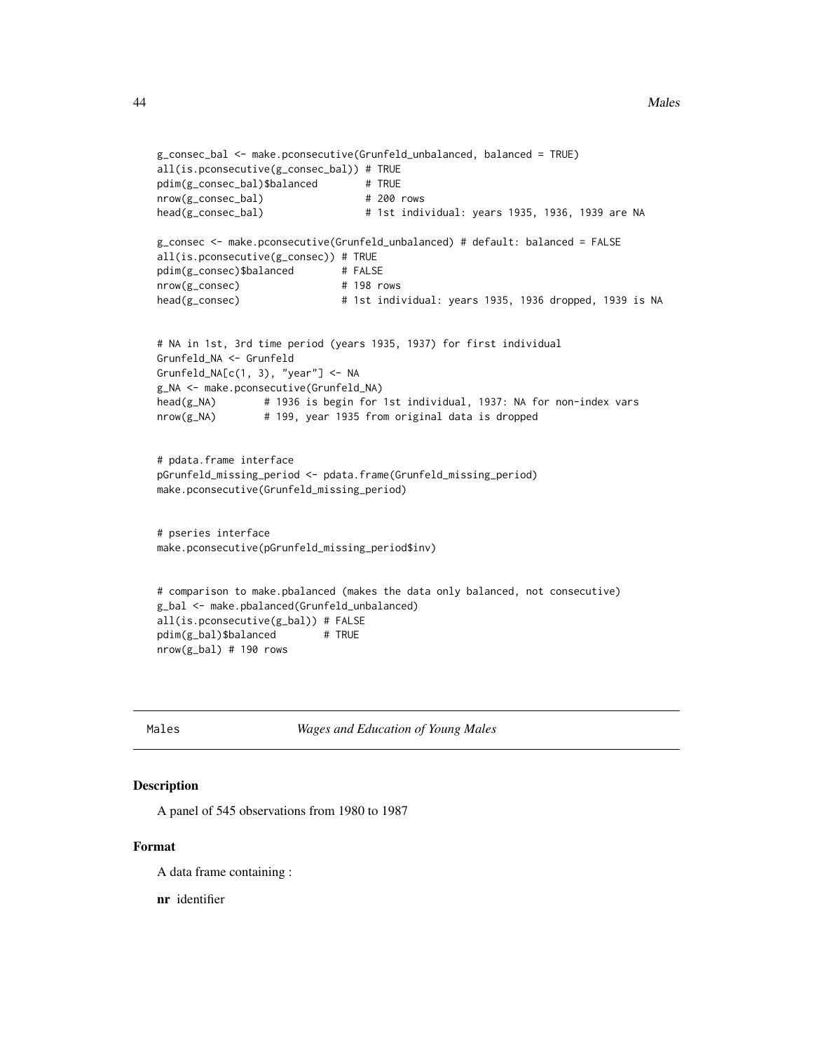```
g_consec_bal <- make.pconsecutive(Grunfeld_unbalanced, balanced = TRUE)
all(is.pconsecutive(g_consec_bal)) # TRUE
pdim(g_consec_bal)$balanced        # TRUE
nrow(g_consec_bal)                 # 200 rows
head(g_consec_bal)                 # 1st individual: years 1935, 1936, 1939 are NA

g_consec <- make.pconsecutive(Grunfeld_unbalanced) # default: balanced = FALSE
all(is.pconsecutive(g_consec)) # TRUE
pdim(g_consec)$balanced        # FALSE
nrow(g_consec)                 # 198 rows
head(g_consec)                 # 1st individual: years 1935, 1936 dropped, 1939 is NA


# NA in 1st, 3rd time period (years 1935, 1937) for first individual
Grunfeld_NA <- Grunfeld
Grunfeld_NA[c(1, 3), "year"] <- NA
g_NA <- make.pconsecutive(Grunfeld_NA)
head(g_NA)        # 1936 is begin for 1st individual, 1937: NA for non-index vars
nrow(g_NA)        # 199, year 1935 from original data is dropped


# pdata.frame interface
pGrunfeld_missing_period <- pdata.frame(Grunfeld_missing_period)
make.pconsecutive(Grunfeld_missing_period)


# pseries interface
make.pconsecutive(pGrunfeld_missing_period$inv)


# comparison to make.pbalanced (makes the data only balanced, not consecutive)
g_bal <- make.pbalanced(Grunfeld_unbalanced)
all(is.pconsecutive(g_bal)) # FALSE
pdim(g_bal)$balanced        # TRUE
nrow(g_bal) # 190 rows
```

---

## Males — *Wages and Education of Young Males*

### Description

A panel of 545 observations from 1980 to 1987

### Format

A data frame containing :

**nr** identifier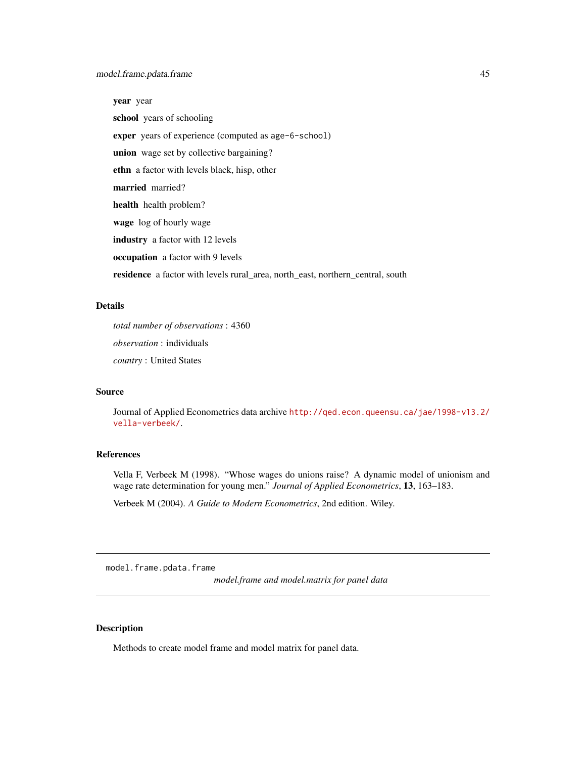**year** year

**school** years of schooling

**exper** years of experience (computed as `age-6-school`)

**union** wage set by collective bargaining?

**ethn** a factor with levels black, hisp, other

**married** married?

**health** health problem?

**wage** log of hourly wage

**industry** a factor with 12 levels

**occupation** a factor with 9 levels

**residence** a factor with levels rural_area, north_east, northern_central, south

### Details

*total number of observations* : 4360

*observation* : individuals

*country* : United States

### Source

Journal of Applied Econometrics data archive http://qed.econ.queensu.ca/jae/1998-v13.2/vella-verbeek/.

### References

Vella F, Verbeek M (1998). "Whose wages do unions raise? A dynamic model of unionism and wage rate determination for young men." *Journal of Applied Econometrics*, **13**, 163–183.

Verbeek M (2004). *A Guide to Modern Econometrics*, 2nd edition. Wiley.

---

## model.frame.pdata.frame

*model.frame and model.matrix for panel data*

### Description

Methods to create model frame and model matrix for panel data.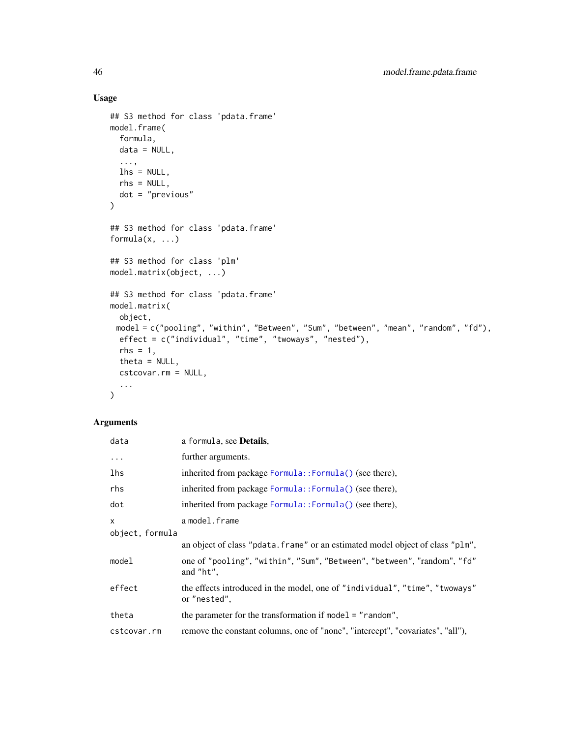## Usage

```
## S3 method for class 'pdata.frame'
model.frame(
  formula,
  data = NULL,
  ...,
  lhs = NULL,
  rhs = NULL,
  dot = "previous"
)

## S3 method for class 'pdata.frame'
formula(x, ...)

## S3 method for class 'plm'
model.matrix(object, ...)

## S3 method for class 'pdata.frame'
model.matrix(
  object,
 model = c("pooling", "within", "Between", "Sum", "between", "mean", "random", "fd"),
  effect = c("individual", "time", "twoways", "nested"),
  rhs = 1,
  theta = NULL,
  cstcovar.rm = NULL,
  ...
)
```

## Arguments

| | |
|---|---|
| `data` | a `formula`, see **Details**, |
| `...` | further arguments. |
| `lhs` | inherited from package `Formula::Formula()` (see there), |
| `rhs` | inherited from package `Formula::Formula()` (see there), |
| `dot` | inherited from package `Formula::Formula()` (see there), |
| `x` | a `model.frame` |
| `object, formula` | an object of class `"pdata.frame"` or an estimated model object of class `"plm"`, |
| `model` | one of `"pooling"`, `"within"`, `"Sum"`, `"Between"`, `"between"`, `"random"`, `"fd"` and `"ht"`, |
| `effect` | the effects introduced in the model, one of `"individual"`, `"time"`, `"twoways"` or `"nested"`, |
| `theta` | the parameter for the transformation if `model = "random"`, |
| `cstcovar.rm` | remove the constant columns, one of "none", "intercept", "covariates", "all"), |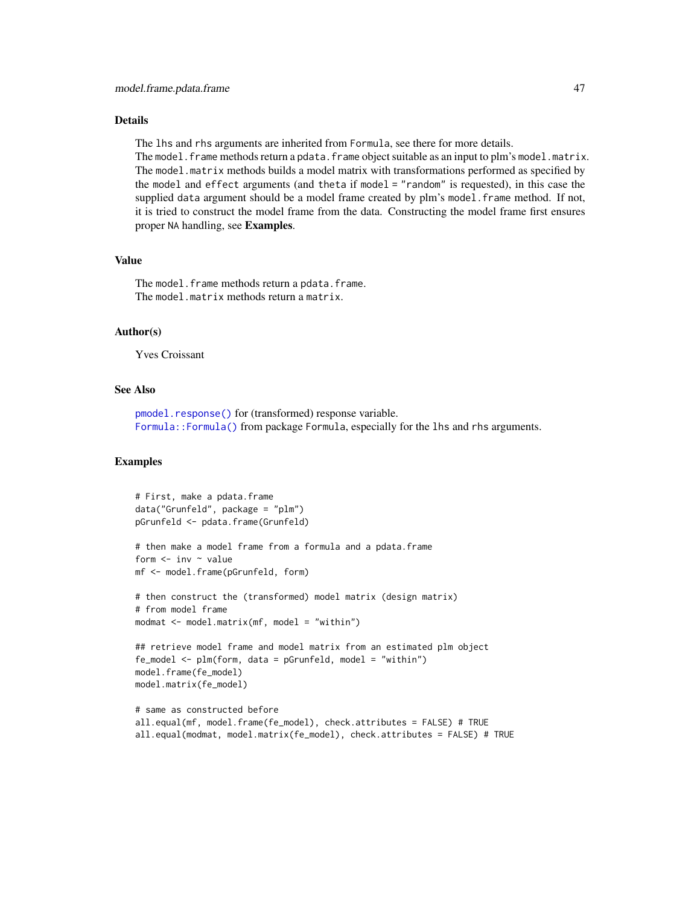## Details

The `lhs` and `rhs` arguments are inherited from `Formula`, see there for more details.
The `model.frame` methods return a `pdata.frame` object suitable as an input to plm's `model.matrix`.
The `model.matrix` methods builds a model matrix with transformations performed as specified by the `model` and `effect` arguments (and `theta` if `model = "random"` is requested), in this case the supplied `data` argument should be a model frame created by plm's `model.frame` method. If not, it is tried to construct the model frame from the data. Constructing the model frame first ensures proper `NA` handling, see **Examples**.

## Value

The `model.frame` methods return a `pdata.frame`.
The `model.matrix` methods return a `matrix`.

## Author(s)

Yves Croissant

## See Also

`pmodel.response()` for (transformed) response variable.
`Formula::Formula()` from package `Formula`, especially for the `lhs` and `rhs` arguments.

## Examples

```
# First, make a pdata.frame
data("Grunfeld", package = "plm")
pGrunfeld <- pdata.frame(Grunfeld)

# then make a model frame from a formula and a pdata.frame
form <- inv ~ value
mf <- model.frame(pGrunfeld, form)

# then construct the (transformed) model matrix (design matrix)
# from model frame
modmat <- model.matrix(mf, model = "within")

## retrieve model frame and model matrix from an estimated plm object
fe_model <- plm(form, data = pGrunfeld, model = "within")
model.frame(fe_model)
model.matrix(fe_model)

# same as constructed before
all.equal(mf, model.frame(fe_model), check.attributes = FALSE) # TRUE
all.equal(modmat, model.matrix(fe_model), check.attributes = FALSE) # TRUE
```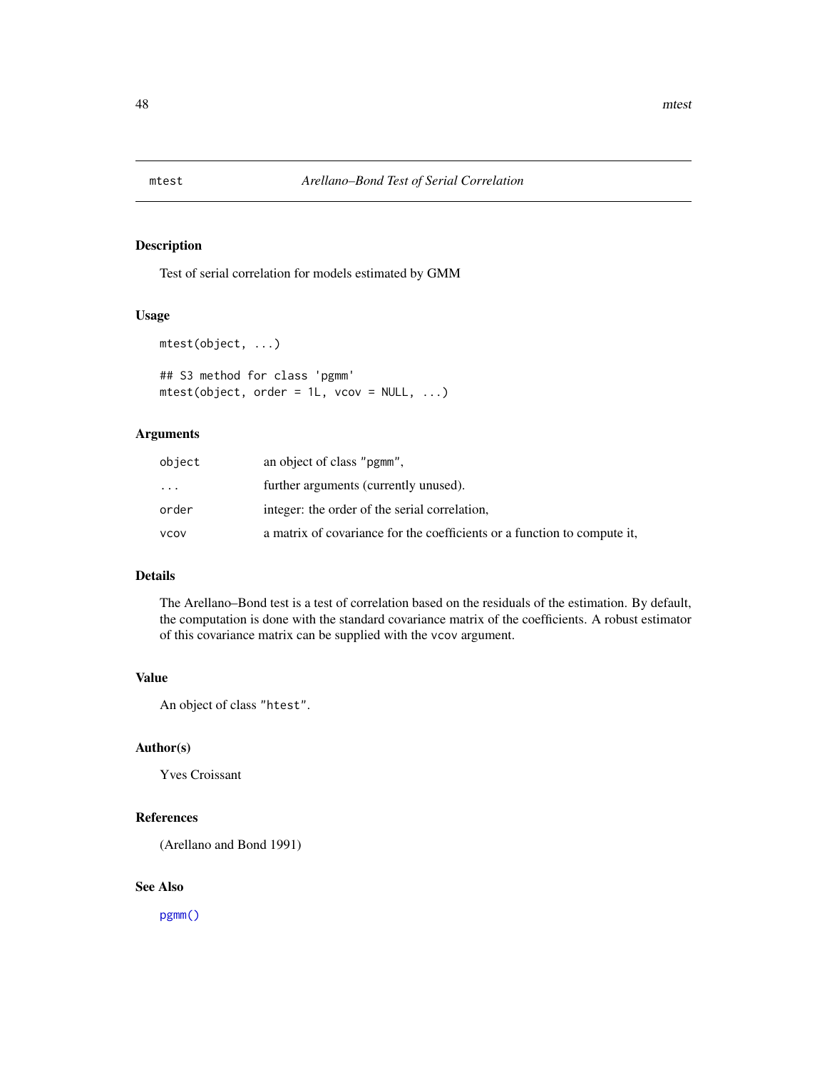mtest *Arellano–Bond Test of Serial Correlation*

## Description

Test of serial correlation for models estimated by GMM

## Usage

```
mtest(object, ...)

## S3 method for class 'pgmm'
mtest(object, order = 1L, vcov = NULL, ...)
```

## Arguments

| | |
|---|---|
| `object` | an object of class "pgmm", |
| `...` | further arguments (currently unused). |
| `order` | integer: the order of the serial correlation, |
| `vcov` | a matrix of covariance for the coefficients or a function to compute it, |

## Details

The Arellano–Bond test is a test of correlation based on the residuals of the estimation. By default, the computation is done with the standard covariance matrix of the coefficients. A robust estimator of this covariance matrix can be supplied with the `vcov` argument.

## Value

An object of class "htest".

## Author(s)

Yves Croissant

## References

(Arellano and Bond 1991)

## See Also

`pgmm()`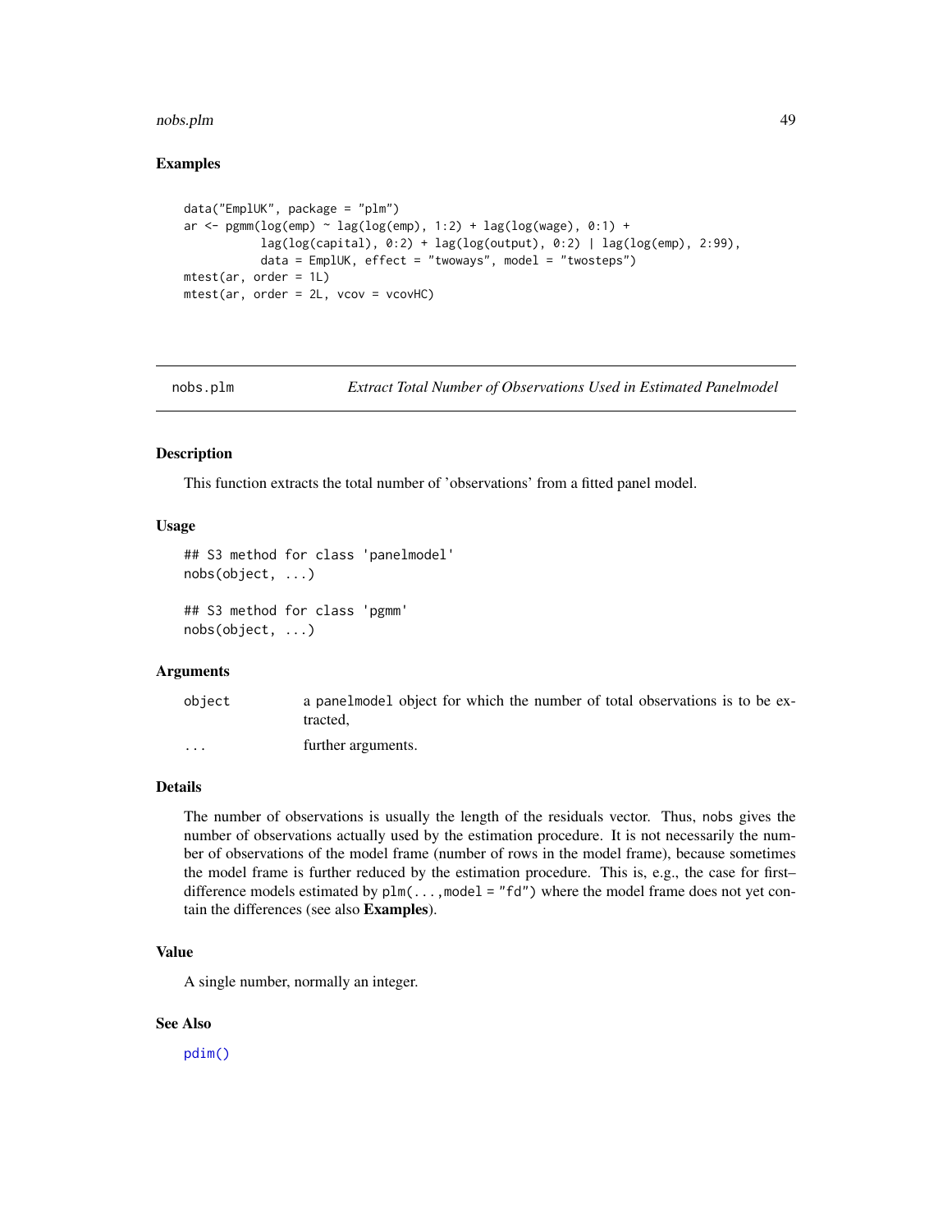### Examples

```
data("EmplUK", package = "plm")
ar <- pgmm(log(emp) ~ lag(log(emp), 1:2) + lag(log(wage), 0:1) +
           lag(log(capital), 0:2) + lag(log(output), 0:2) | lag(log(emp), 2:99),
           data = EmplUK, effect = "twoways", model = "twosteps")
mtest(ar, order = 1L)
mtest(ar, order = 2L, vcov = vcovHC)
```

---

## nobs.plm — *Extract Total Number of Observations Used in Estimated Panelmodel*

### Description

This function extracts the total number of 'observations' from a fitted panel model.

### Usage

```
## S3 method for class 'panelmodel'
nobs(object, ...)

## S3 method for class 'pgmm'
nobs(object, ...)
```

### Arguments

| | |
|---|---|
| object | a panelmodel object for which the number of total observations is to be extracted, |
| ... | further arguments. |

### Details

The number of observations is usually the length of the residuals vector. Thus, nobs gives the number of observations actually used by the estimation procedure. It is not necessarily the number of observations of the model frame (number of rows in the model frame), because sometimes the model frame is further reduced by the estimation procedure. This is, e.g., the case for first–difference models estimated by plm(...,model = "fd") where the model frame does not yet contain the differences (see also **Examples**).

### Value

A single number, normally an integer.

### See Also

pdim()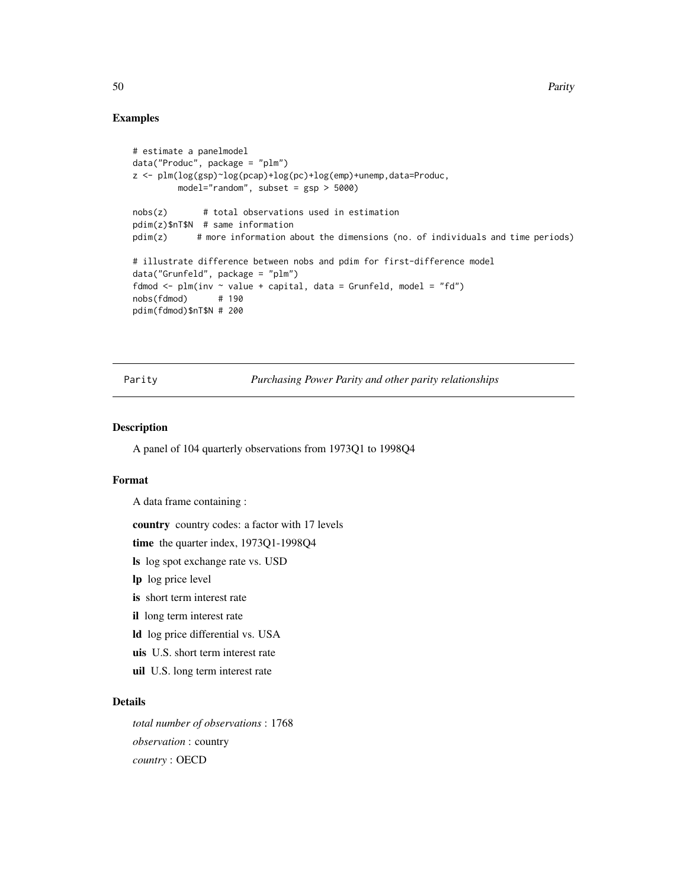### Examples

```
# estimate a panelmodel
data("Produc", package = "plm")
z <- plm(log(gsp)~log(pcap)+log(pc)+log(emp)+unemp,data=Produc,
         model="random", subset = gsp > 5000)

nobs(z)       # total observations used in estimation
pdim(z)$nT$N  # same information
pdim(z)      # more information about the dimensions (no. of individuals and time periods)

# illustrate difference between nobs and pdim for first-difference model
data("Grunfeld", package = "plm")
fdmod <- plm(inv ~ value + capital, data = Grunfeld, model = "fd")
nobs(fdmod)      # 190
pdim(fdmod)$nT$N # 200
```

---

## Parity — *Purchasing Power Parity and other parity relationships*

---

### Description

A panel of 104 quarterly observations from 1973Q1 to 1998Q4

### Format

A data frame containing :

**country** country codes: a factor with 17 levels

**time** the quarter index, 1973Q1-1998Q4

**ls** log spot exchange rate vs. USD

**lp** log price level

**is** short term interest rate

**il** long term interest rate

**ld** log price differential vs. USA

**uis** U.S. short term interest rate

**uil** U.S. long term interest rate

### Details

*total number of observations* : 1768

*observation* : country

*country* : OECD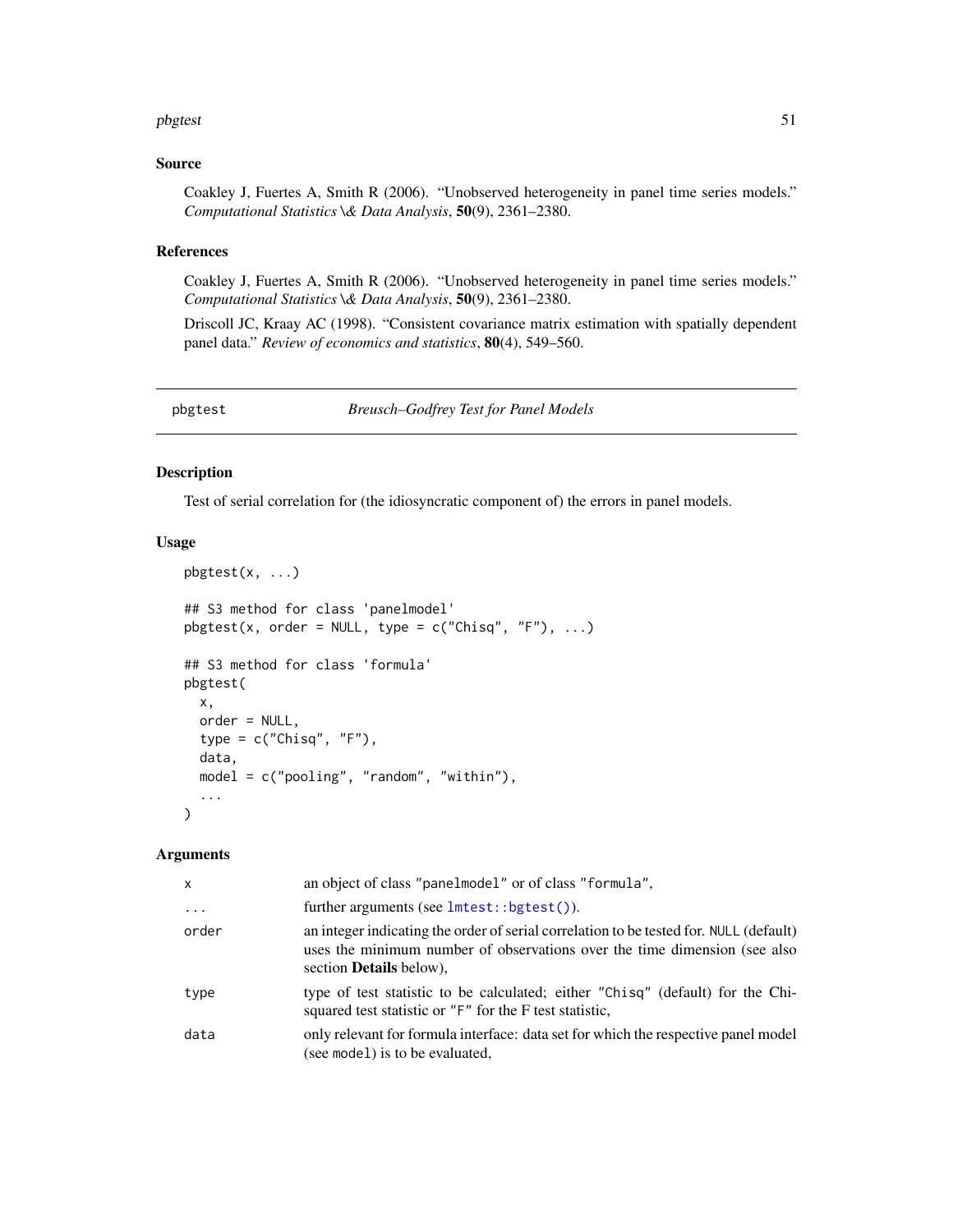### Source

Coakley J, Fuertes A, Smith R (2006). "Unobserved heterogeneity in panel time series models." *Computational Statistics \& Data Analysis*, **50**(9), 2361–2380.

### References

Coakley J, Fuertes A, Smith R (2006). "Unobserved heterogeneity in panel time series models." *Computational Statistics \& Data Analysis*, **50**(9), 2361–2380.

Driscoll JC, Kraay AC (1998). "Consistent covariance matrix estimation with spatially dependent panel data." *Review of economics and statistics*, **80**(4), 549–560.

---

## pbgtest — *Breusch–Godfrey Test for Panel Models*

---

### Description

Test of serial correlation for (the idiosyncratic component of) the errors in panel models.

### Usage

```
pbgtest(x, ...)

## S3 method for class 'panelmodel'
pbgtest(x, order = NULL, type = c("Chisq", "F"), ...)

## S3 method for class 'formula'
pbgtest(
  x,
  order = NULL,
  type = c("Chisq", "F"),
  data,
  model = c("pooling", "random", "within"),
  ...
)
```

### Arguments

| | |
|---|---|
| `x` | an object of class "panelmodel" or of class "formula", |
| `...` | further arguments (see `lmtest::bgtest()`). |
| `order` | an integer indicating the order of serial correlation to be tested for. `NULL` (default) uses the minimum number of observations over the time dimension (see also section **Details** below), |
| `type` | type of test statistic to be calculated; either "Chisq" (default) for the Chi-squared test statistic or "F" for the F test statistic, |
| `data` | only relevant for formula interface: data set for which the respective panel model (see `model`) is to be evaluated, |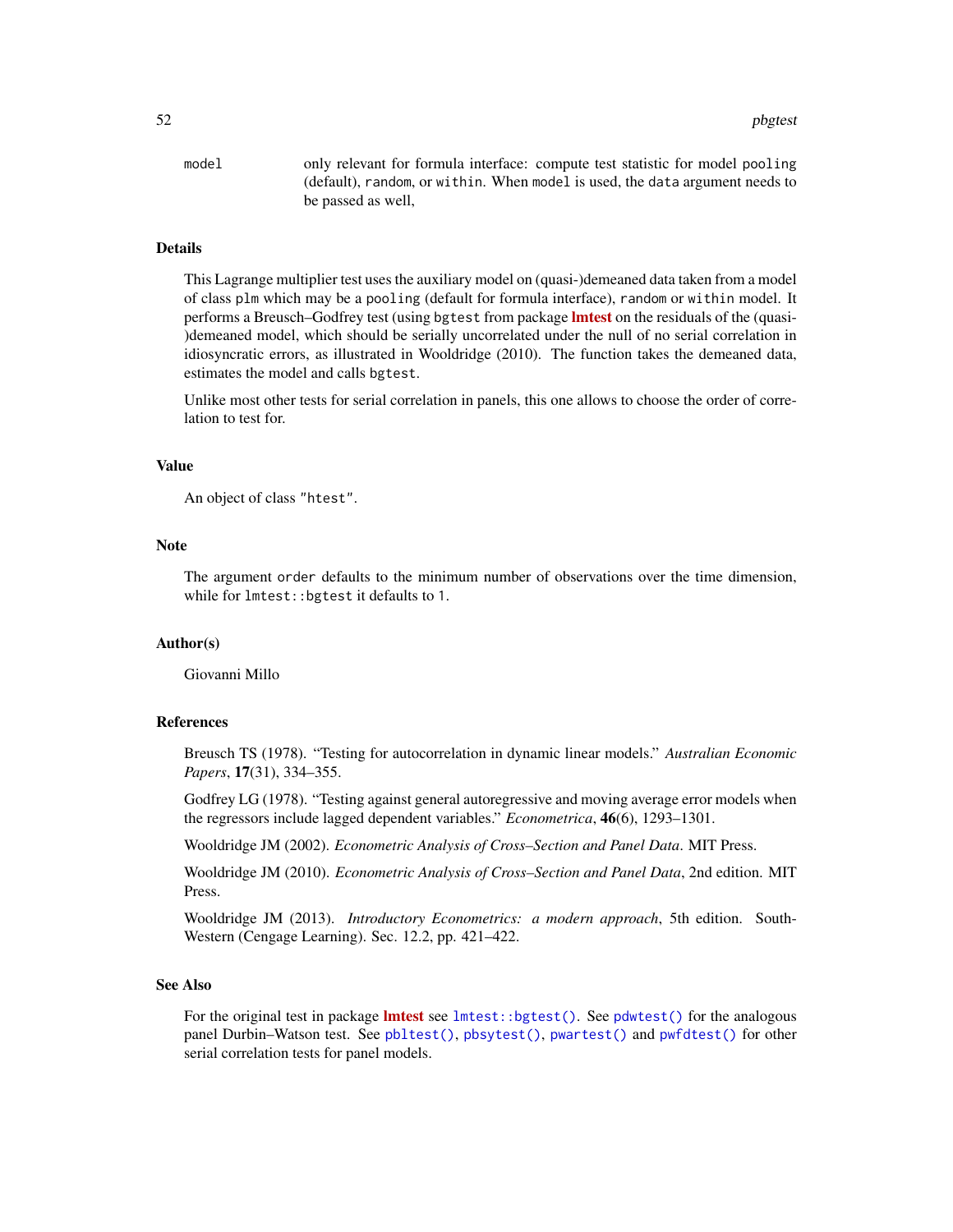`model` only relevant for formula interface: compute test statistic for model `pooling` (default), `random`, or `within`. When `model` is used, the `data` argument needs to be passed as well,

### Details

This Lagrange multiplier test uses the auxiliary model on (quasi-)demeaned data taken from a model of class `plm` which may be a `pooling` (default for formula interface), `random` or `within` model. It performs a Breusch–Godfrey test (using `bgtest` from package **lmtest** on the residuals of the (quasi-)demeaned model, which should be serially uncorrelated under the null of no serial correlation in idiosyncratic errors, as illustrated in Wooldridge (2010). The function takes the demeaned data, estimates the model and calls `bgtest`.

Unlike most other tests for serial correlation in panels, this one allows to choose the order of correlation to test for.

### Value

An object of class `"htest"`.

### Note

The argument `order` defaults to the minimum number of observations over the time dimension, while for `lmtest::bgtest` it defaults to `1`.

### Author(s)

Giovanni Millo

### References

Breusch TS (1978). "Testing for autocorrelation in dynamic linear models." *Australian Economic Papers*, **17**(31), 334–355.

Godfrey LG (1978). "Testing against general autoregressive and moving average error models when the regressors include lagged dependent variables." *Econometrica*, **46**(6), 1293–1301.

Wooldridge JM (2002). *Econometric Analysis of Cross–Section and Panel Data*. MIT Press.

Wooldridge JM (2010). *Econometric Analysis of Cross–Section and Panel Data*, 2nd edition. MIT Press.

Wooldridge JM (2013). *Introductory Econometrics: a modern approach*, 5th edition. South-Western (Cengage Learning). Sec. 12.2, pp. 421–422.

### See Also

For the original test in package **lmtest** see `lmtest::bgtest()`. See `pdwtest()` for the analogous panel Durbin–Watson test. See `pbltest()`, `pbsytest()`, `pwartest()` and `pwfdtest()` for other serial correlation tests for panel models.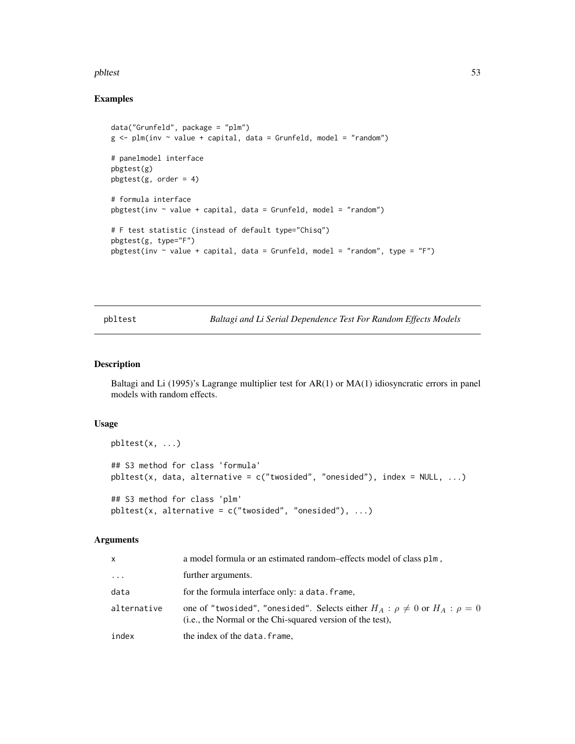## Examples

```
data("Grunfeld", package = "plm")
g <- plm(inv ~ value + capital, data = Grunfeld, model = "random")

# panelmodel interface
pbgtest(g)
pbgtest(g, order = 4)

# formula interface
pbgtest(inv ~ value + capital, data = Grunfeld, model = "random")

# F test statistic (instead of default type="Chisq")
pbgtest(g, type="F")
pbgtest(inv ~ value + capital, data = Grunfeld, model = "random", type = "F")
```

---

# pbltest — *Baltagi and Li Serial Dependence Test For Random Effects Models*

---

## Description

Baltagi and Li (1995)'s Lagrange multiplier test for AR(1) or MA(1) idiosyncratic errors in panel models with random effects.

## Usage

```
pbltest(x, ...)

## S3 method for class 'formula'
pbltest(x, data, alternative = c("twosided", "onesided"), index = NULL, ...)

## S3 method for class 'plm'
pbltest(x, alternative = c("twosided", "onesided"), ...)
```

## Arguments

| | |
|---|---|
| `x` | a model formula or an estimated random–effects model of class `plm` , |
| `...` | further arguments. |
| `data` | for the formula interface only: a `data.frame`, |
| `alternative` | one of `"twosided"`, `"onesided"`. Selects either $H_A : \rho \neq 0$ or $H_A : \rho = 0$ (i.e., the Normal or the Chi-squared version of the test), |
| `index` | the index of the `data.frame`, |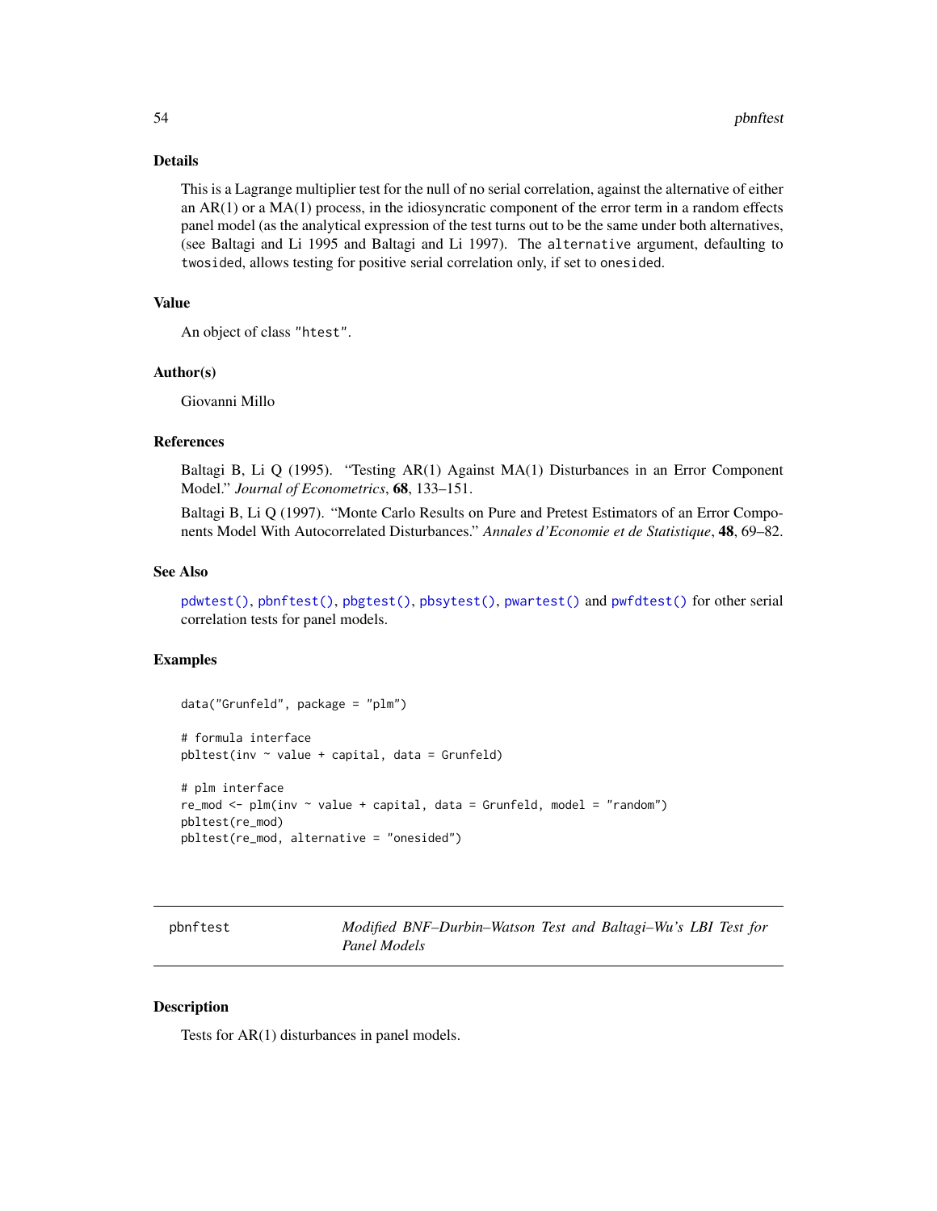### Details

This is a Lagrange multiplier test for the null of no serial correlation, against the alternative of either an AR(1) or a MA(1) process, in the idiosyncratic component of the error term in a random effects panel model (as the analytical expression of the test turns out to be the same under both alternatives, (see Baltagi and Li 1995 and Baltagi and Li 1997). The `alternative` argument, defaulting to `twosided`, allows testing for positive serial correlation only, if set to `onesided`.

### Value

An object of class `"htest"`.

### Author(s)

Giovanni Millo

### References

Baltagi B, Li Q (1995). "Testing AR(1) Against MA(1) Disturbances in an Error Component Model." *Journal of Econometrics*, **68**, 133–151.

Baltagi B, Li Q (1997). "Monte Carlo Results on Pure and Pretest Estimators of an Error Components Model With Autocorrelated Disturbances." *Annales d'Economie et de Statistique*, **48**, 69–82.

### See Also

`pdwtest()`, `pbnftest()`, `pbgtest()`, `pbsytest()`, `pwartest()` and `pwfdtest()` for other serial correlation tests for panel models.

### Examples

```
data("Grunfeld", package = "plm")

# formula interface
pbltest(inv ~ value + capital, data = Grunfeld)

# plm interface
re_mod <- plm(inv ~ value + capital, data = Grunfeld, model = "random")
pbltest(re_mod)
pbltest(re_mod, alternative = "onesided")
```

---

## pbnftest — *Modified BNF–Durbin–Watson Test and Baltagi–Wu's LBI Test for Panel Models*

### Description

Tests for AR(1) disturbances in panel models.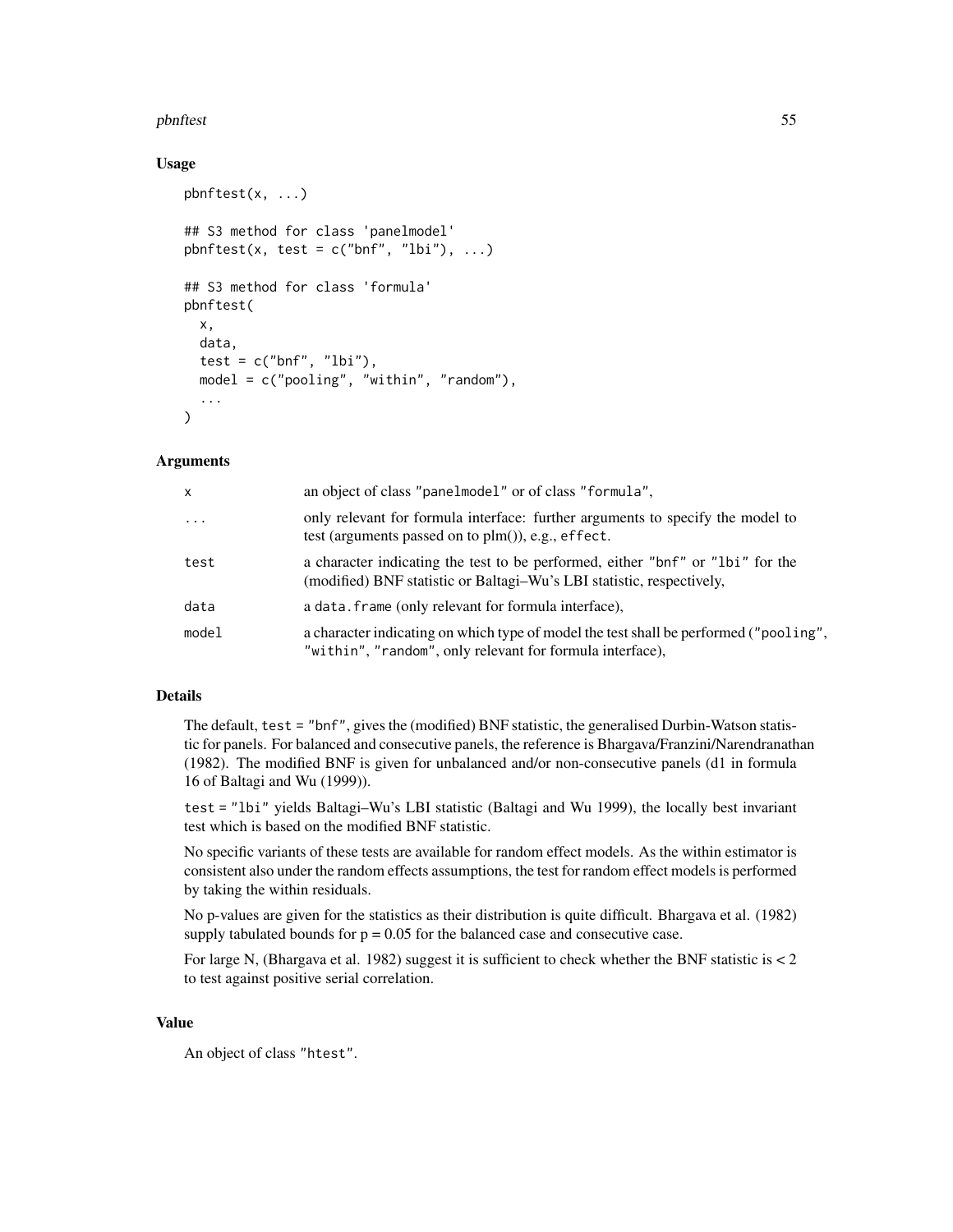## Usage

```
pbnftest(x, ...)

## S3 method for class 'panelmodel'
pbnftest(x, test = c("bnf", "lbi"), ...)

## S3 method for class 'formula'
pbnftest(
  x,
  data,
  test = c("bnf", "lbi"),
  model = c("pooling", "within", "random"),
  ...
)
```

## Arguments

| | |
|---|---|
| `x` | an object of class "panelmodel" or of class "formula", |
| `...` | only relevant for formula interface: further arguments to specify the model to test (arguments passed on to plm()), e.g., `effect`. |
| `test` | a character indicating the test to be performed, either "bnf" or "lbi" for the (modified) BNF statistic or Baltagi–Wu's LBI statistic, respectively, |
| `data` | a `data.frame` (only relevant for formula interface), |
| `model` | a character indicating on which type of model the test shall be performed ("pooling", "within", "random", only relevant for formula interface), |

## Details

The default, `test = "bnf"`, gives the (modified) BNF statistic, the generalised Durbin-Watson statistic for panels. For balanced and consecutive panels, the reference is Bhargava/Franzini/Narendranathan (1982). The modified BNF is given for unbalanced and/or non-consecutive panels (d1 in formula 16 of Baltagi and Wu (1999)).

`test = "lbi"` yields Baltagi–Wu's LBI statistic (Baltagi and Wu 1999), the locally best invariant test which is based on the modified BNF statistic.

No specific variants of these tests are available for random effect models. As the within estimator is consistent also under the random effects assumptions, the test for random effect models is performed by taking the within residuals.

No p-values are given for the statistics as their distribution is quite difficult. Bhargava et al. (1982) supply tabulated bounds for $p = 0.05$ for the balanced case and consecutive case.

For large N, (Bhargava et al. 1982) suggest it is sufficient to check whether the BNF statistic is $< 2$ to test against positive serial correlation.

## Value

An object of class "htest".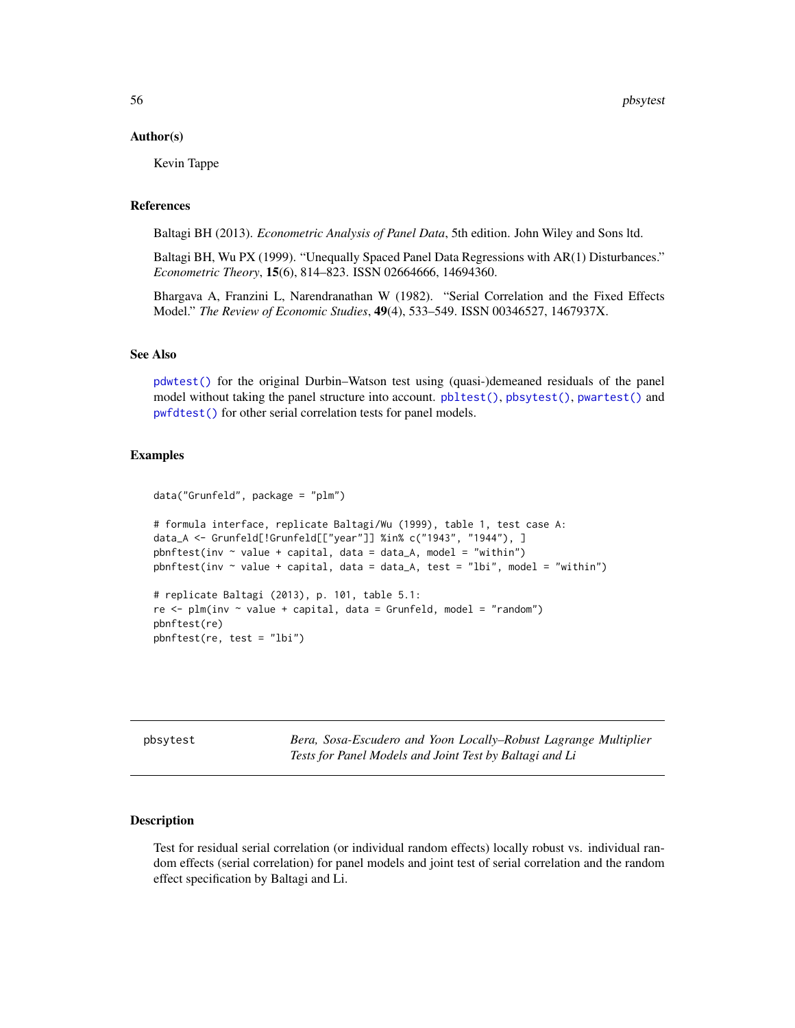### Author(s)

Kevin Tappe

### References

Baltagi BH (2013). *Econometric Analysis of Panel Data*, 5th edition. John Wiley and Sons ltd.

Baltagi BH, Wu PX (1999). "Unequally Spaced Panel Data Regressions with AR(1) Disturbances." *Econometric Theory*, **15**(6), 814–823. ISSN 02664666, 14694360.

Bhargava A, Franzini L, Narendranathan W (1982). "Serial Correlation and the Fixed Effects Model." *The Review of Economic Studies*, **49**(4), 533–549. ISSN 00346527, 1467937X.

### See Also

`pdwtest()` for the original Durbin–Watson test using (quasi-)demeaned residuals of the panel model without taking the panel structure into account. `pbltest()`, `pbsytest()`, `pwartest()` and `pwfdtest()` for other serial correlation tests for panel models.

### Examples

```
data("Grunfeld", package = "plm")

# formula interface, replicate Baltagi/Wu (1999), table 1, test case A:
data_A <- Grunfeld[!Grunfeld[["year"]] %in% c("1943", "1944"), ]
pbnftest(inv ~ value + capital, data = data_A, model = "within")
pbnftest(inv ~ value + capital, data = data_A, test = "lbi", model = "within")

# replicate Baltagi (2013), p. 101, table 5.1:
re <- plm(inv ~ value + capital, data = Grunfeld, model = "random")
pbnftest(re)
pbnftest(re, test = "lbi")
```

---

## pbsytest — *Bera, Sosa-Escudero and Yoon Locally–Robust Lagrange Multiplier Tests for Panel Models and Joint Test by Baltagi and Li*

### Description

Test for residual serial correlation (or individual random effects) locally robust vs. individual random effects (serial correlation) for panel models and joint test of serial correlation and the random effect specification by Baltagi and Li.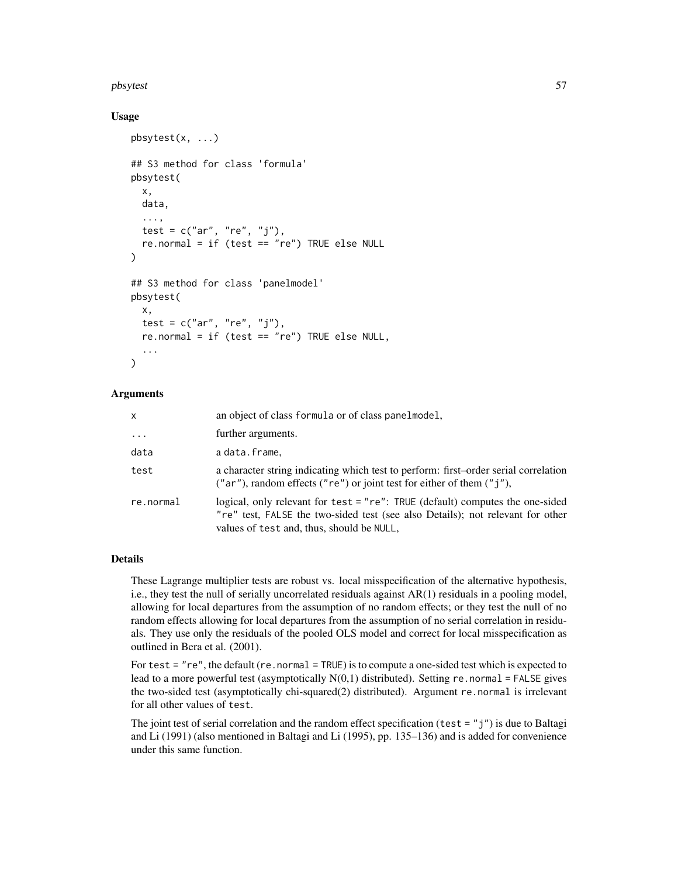## Usage

```
pbsytest(x, ...)

## S3 method for class 'formula'
pbsytest(
  x,
  data,
  ...,
  test = c("ar", "re", "j"),
  re.normal = if (test == "re") TRUE else NULL
)

## S3 method for class 'panelmodel'
pbsytest(
  x,
  test = c("ar", "re", "j"),
  re.normal = if (test == "re") TRUE else NULL,
  ...
)
```

## Arguments

| | |
|---|---|
| x | an object of class formula or of class panelmodel, |
| ... | further arguments. |
| data | a data.frame, |
| test | a character string indicating which test to perform: first–order serial correlation ("ar"), random effects ("re") or joint test for either of them ("j"), |
| re.normal | logical, only relevant for test = "re": TRUE (default) computes the one-sided "re" test, FALSE the two-sided test (see also Details); not relevant for other values of test and, thus, should be NULL, |

## Details

These Lagrange multiplier tests are robust vs. local misspecification of the alternative hypothesis, i.e., they test the null of serially uncorrelated residuals against AR(1) residuals in a pooling model, allowing for local departures from the assumption of no random effects; or they test the null of no random effects allowing for local departures from the assumption of no serial correlation in residuals. They use only the residuals of the pooled OLS model and correct for local misspecification as outlined in Bera et al. (2001).

For test = "re", the default (re.normal = TRUE) is to compute a one-sided test which is expected to lead to a more powerful test (asymptotically N(0,1) distributed). Setting re.normal = FALSE gives the two-sided test (asymptotically chi-squared(2) distributed). Argument re.normal is irrelevant for all other values of test.

The joint test of serial correlation and the random effect specification (test = "j") is due to Baltagi and Li (1991) (also mentioned in Baltagi and Li (1995), pp. 135–136) and is added for convenience under this same function.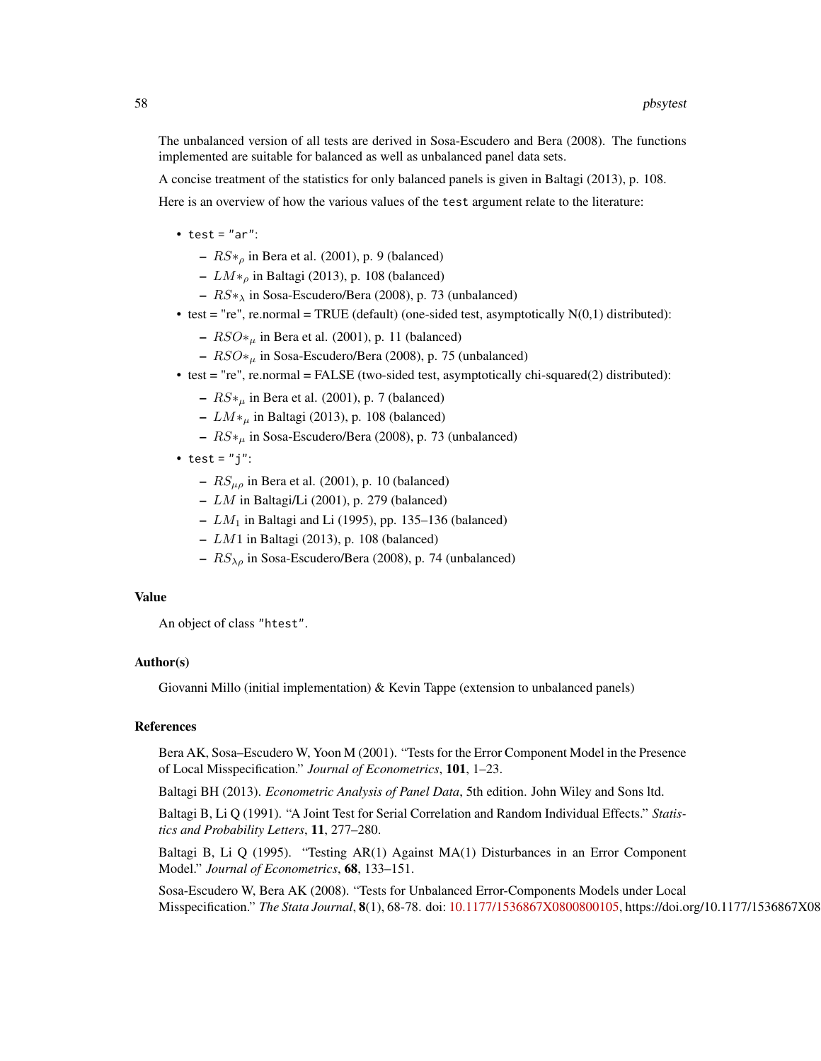The unbalanced version of all tests are derived in Sosa-Escudero and Bera (2008). The functions implemented are suitable for balanced as well as unbalanced panel data sets.

A concise treatment of the statistics for only balanced panels is given in Baltagi (2013), p. 108.

Here is an overview of how the various values of the `test` argument relate to the literature:

- `test = "ar"`:
  - $RS*_{\rho}$ in Bera et al. (2001), p. 9 (balanced)
  - $LM*_{\rho}$ in Baltagi (2013), p. 108 (balanced)
  - $RS*_{\lambda}$ in Sosa-Escudero/Bera (2008), p. 73 (unbalanced)
- test = "re", re.normal = TRUE (default) (one-sided test, asymptotically N(0,1) distributed):
  - $RSO*_{\mu}$ in Bera et al. (2001), p. 11 (balanced)
  - $RSO*_{\mu}$ in Sosa-Escudero/Bera (2008), p. 75 (unbalanced)
- test = "re", re.normal = FALSE (two-sided test, asymptotically chi-squared(2) distributed):
  - $RS*_{\mu}$ in Bera et al. (2001), p. 7 (balanced)
  - $LM*_{\mu}$ in Baltagi (2013), p. 108 (balanced)
  - $RS*_{\mu}$ in Sosa-Escudero/Bera (2008), p. 73 (unbalanced)
- `test = "j"`:
  - $RS_{\mu\rho}$ in Bera et al. (2001), p. 10 (balanced)
  - $LM$ in Baltagi/Li (2001), p. 279 (balanced)
  - $LM_1$ in Baltagi and Li (1995), pp. 135–136 (balanced)
  - $LM1$ in Baltagi (2013), p. 108 (balanced)
  - $RS_{\lambda\rho}$ in Sosa-Escudero/Bera (2008), p. 74 (unbalanced)

## Value

An object of class `"htest"`.

## Author(s)

Giovanni Millo (initial implementation) & Kevin Tappe (extension to unbalanced panels)

## References

Bera AK, Sosa–Escudero W, Yoon M (2001). "Tests for the Error Component Model in the Presence of Local Misspecification." *Journal of Econometrics*, **101**, 1–23.

Baltagi BH (2013). *Econometric Analysis of Panel Data*, 5th edition. John Wiley and Sons ltd.

Baltagi B, Li Q (1991). "A Joint Test for Serial Correlation and Random Individual Effects." *Statistics and Probability Letters*, **11**, 277–280.

Baltagi B, Li Q (1995). "Testing AR(1) Against MA(1) Disturbances in an Error Component Model." *Journal of Econometrics*, **68**, 133–151.

Sosa-Escudero W, Bera AK (2008). "Tests for Unbalanced Error-Components Models under Local Misspecification." *The Stata Journal*, **8**(1), 68-78. doi: 10.1177/1536867X0800800105, https://doi.org/10.1177/1536867X08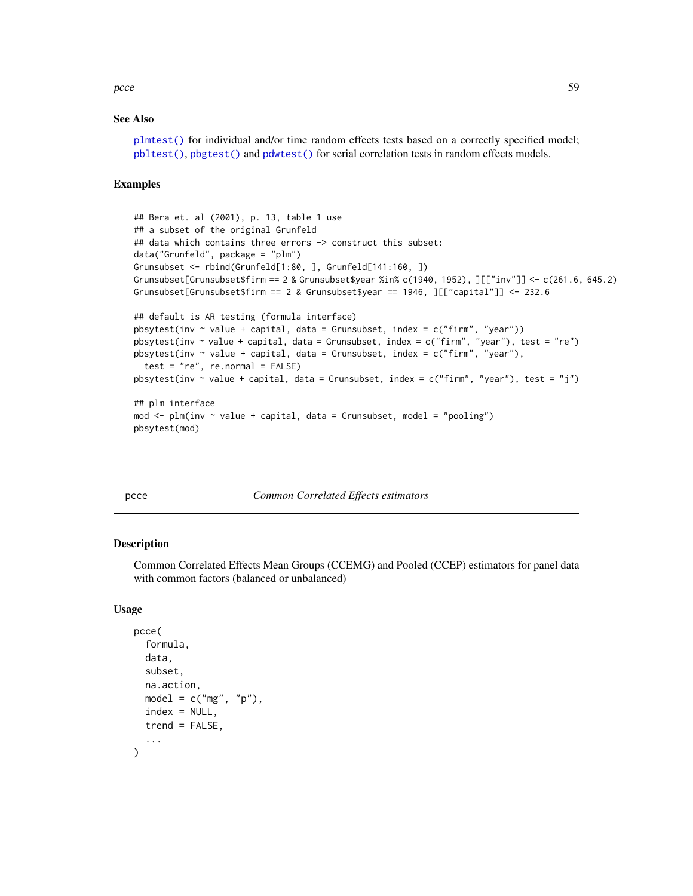## See Also

`plmtest()` for individual and/or time random effects tests based on a correctly specified model; `pbltest()`, `pbgtest()` and `pdwtest()` for serial correlation tests in random effects models.

## Examples

```
## Bera et. al (2001), p. 13, table 1 use
## a subset of the original Grunfeld
## data which contains three errors -> construct this subset:
data("Grunfeld", package = "plm")
Grunsubset <- rbind(Grunfeld[1:80, ], Grunfeld[141:160, ])
Grunsubset[Grunsubset$firm == 2 & Grunsubset$year %in% c(1940, 1952), ][["inv"]] <- c(261.6, 645.2)
Grunsubset[Grunsubset$firm == 2 & Grunsubset$year == 1946, ][["capital"]] <- 232.6

## default is AR testing (formula interface)
pbsytest(inv ~ value + capital, data = Grunsubset, index = c("firm", "year"))
pbsytest(inv ~ value + capital, data = Grunsubset, index = c("firm", "year"), test = "re")
pbsytest(inv ~ value + capital, data = Grunsubset, index = c("firm", "year"),
  test = "re", re.normal = FALSE)
pbsytest(inv ~ value + capital, data = Grunsubset, index = c("firm", "year"), test = "j")

## plm interface
mod <- plm(inv ~ value + capital, data = Grunsubset, model = "pooling")
pbsytest(mod)
```

---

# pcce — *Common Correlated Effects estimators*

## Description

Common Correlated Effects Mean Groups (CCEMG) and Pooled (CCEP) estimators for panel data with common factors (balanced or unbalanced)

## Usage

```
pcce(
  formula,
  data,
  subset,
  na.action,
  model = c("mg", "p"),
  index = NULL,
  trend = FALSE,
  ...
)
```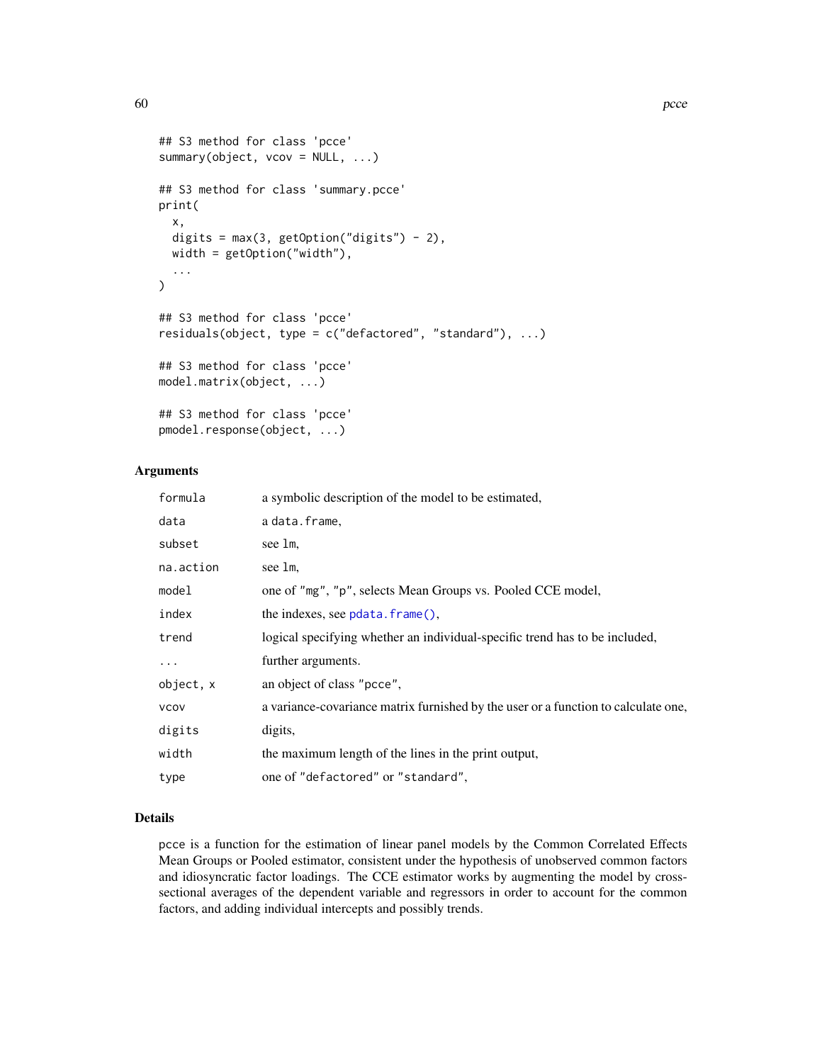```
## S3 method for class 'pcce'
summary(object, vcov = NULL, ...)

## S3 method for class 'summary.pcce'
print(
  x,
  digits = max(3, getOption("digits") - 2),
  width = getOption("width"),
  ...
)

## S3 method for class 'pcce'
residuals(object, type = c("defactored", "standard"), ...)

## S3 method for class 'pcce'
model.matrix(object, ...)

## S3 method for class 'pcce'
pmodel.response(object, ...)
```

### Arguments

| | |
|---|---|
| `formula` | a symbolic description of the model to be estimated, |
| `data` | a `data.frame`, |
| `subset` | see `lm`, |
| `na.action` | see `lm`, |
| `model` | one of `"mg"`, `"p"`, selects Mean Groups vs. Pooled CCE model, |
| `index` | the indexes, see `pdata.frame()`, |
| `trend` | logical specifying whether an individual-specific trend has to be included, |
| `...` | further arguments. |
| `object, x` | an object of class `"pcce"`, |
| `vcov` | a variance-covariance matrix furnished by the user or a function to calculate one, |
| `digits` | digits, |
| `width` | the maximum length of the lines in the print output, |
| `type` | one of `"defactored"` or `"standard"`, |

### Details

pcce is a function for the estimation of linear panel models by the Common Correlated Effects Mean Groups or Pooled estimator, consistent under the hypothesis of unobserved common factors and idiosyncratic factor loadings. The CCE estimator works by augmenting the model by cross-sectional averages of the dependent variable and regressors in order to account for the common factors, and adding individual intercepts and possibly trends.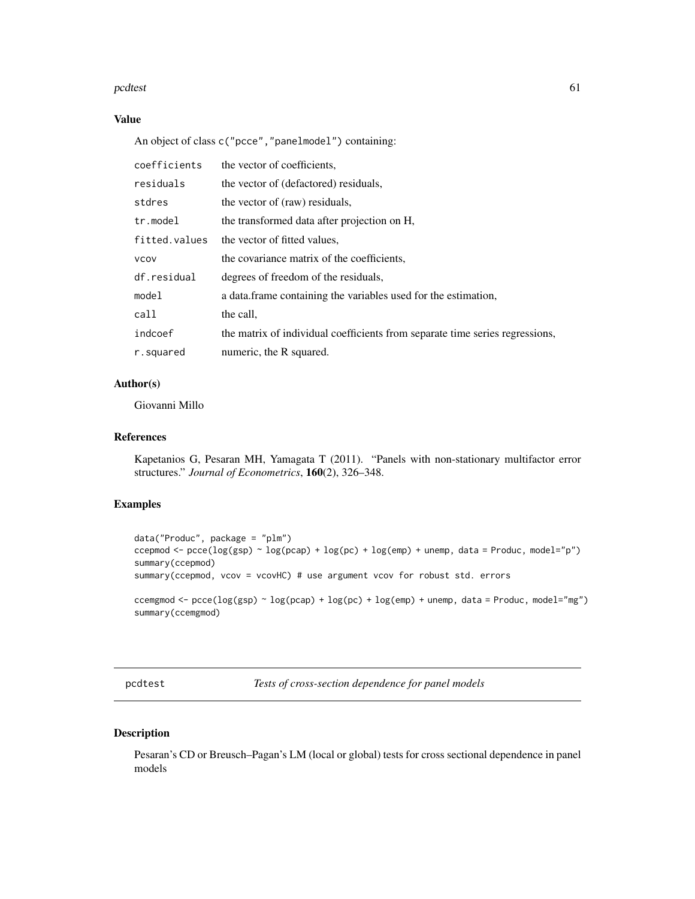### Value

An object of class `c("pcce","panelmodel")` containing:

| | |
|---|---|
| coefficients | the vector of coefficients, |
| residuals | the vector of (defactored) residuals, |
| stdres | the vector of (raw) residuals, |
| tr.model | the transformed data after projection on H, |
| fitted.values | the vector of fitted values, |
| vcov | the covariance matrix of the coefficients, |
| df.residual | degrees of freedom of the residuals, |
| model | a data.frame containing the variables used for the estimation, |
| call | the call, |
| indcoef | the matrix of individual coefficients from separate time series regressions, |
| r.squared | numeric, the R squared. |

### Author(s)

Giovanni Millo

### References

Kapetanios G, Pesaran MH, Yamagata T (2011). "Panels with non-stationary multifactor error structures." *Journal of Econometrics*, **160**(2), 326–348.

### Examples

```
data("Produc", package = "plm")
ccepmod <- pcce(log(gsp) ~ log(pcap) + log(pc) + log(emp) + unemp, data = Produc, model="p")
summary(ccepmod)
summary(ccepmod, vcov = vcovHC) # use argument vcov for robust std. errors

ccemgmod <- pcce(log(gsp) ~ log(pcap) + log(pc) + log(emp) + unemp, data = Produc, model="mg")
summary(ccemgmod)
```

---

## pcdtest — *Tests of cross-section dependence for panel models*

### Description

Pesaran's CD or Breusch–Pagan's LM (local or global) tests for cross sectional dependence in panel models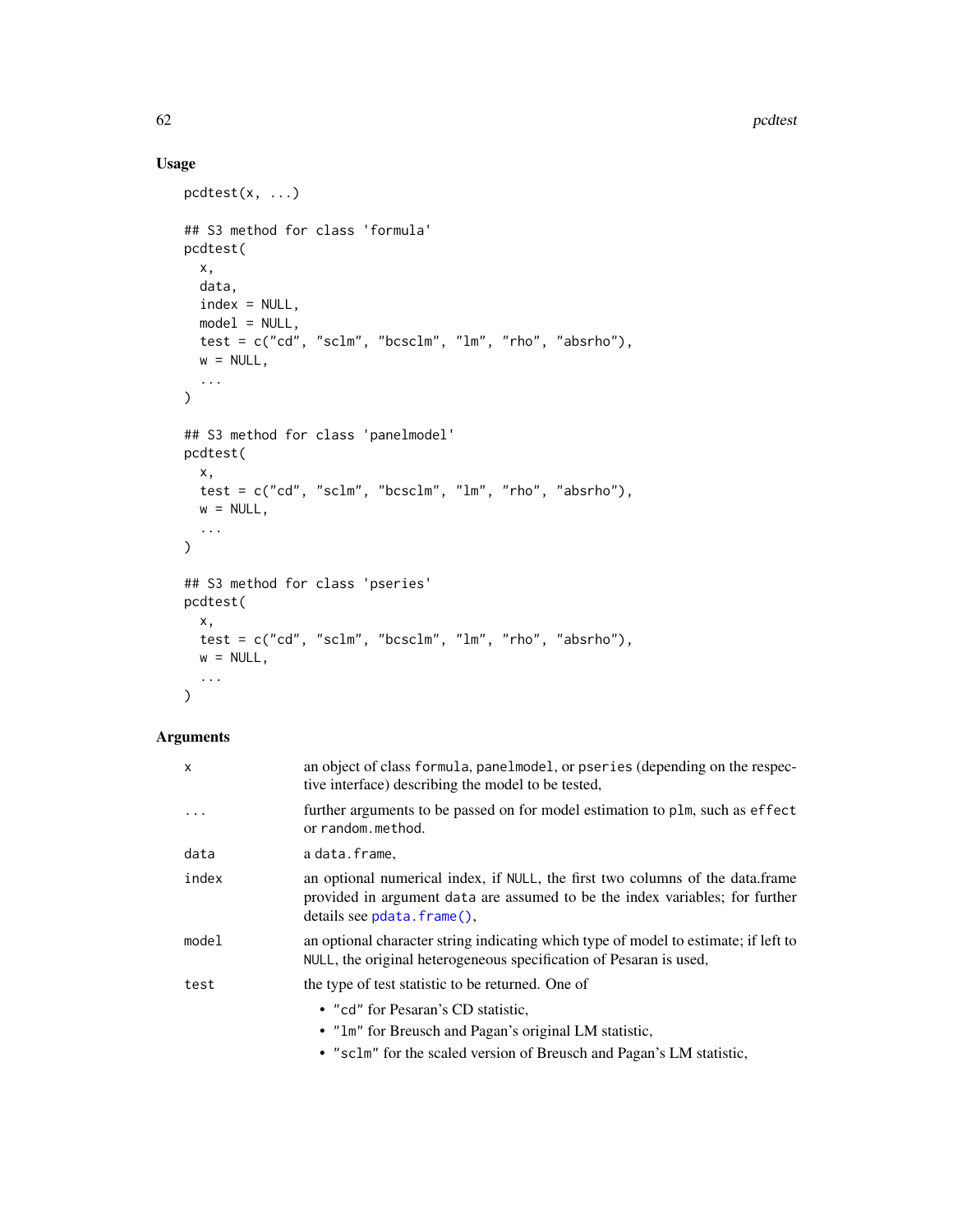## Usage

```
pcdtest(x, ...)

## S3 method for class 'formula'
pcdtest(
  x,
  data,
  index = NULL,
  model = NULL,
  test = c("cd", "sclm", "bcsclm", "lm", "rho", "absrho"),
  w = NULL,
  ...
)

## S3 method for class 'panelmodel'
pcdtest(
  x,
  test = c("cd", "sclm", "bcsclm", "lm", "rho", "absrho"),
  w = NULL,
  ...
)

## S3 method for class 'pseries'
pcdtest(
  x,
  test = c("cd", "sclm", "bcsclm", "lm", "rho", "absrho"),
  w = NULL,
  ...
)
```

## Arguments

`x` — an object of class `formula`, `panelmodel`, or `pseries` (depending on the respective interface) describing the model to be tested,

`...` — further arguments to be passed on for model estimation to `plm`, such as `effect` or `random.method`.

`data` — a `data.frame`,

`index` — an optional numerical index, if `NULL`, the first two columns of the data.frame provided in argument `data` are assumed to be the index variables; for further details see `pdata.frame()`,

`model` — an optional character string indicating which type of model to estimate; if left to `NULL`, the original heterogeneous specification of Pesaran is used,

`test` — the type of test statistic to be returned. One of

- `"cd"` for Pesaran's CD statistic,
- `"lm"` for Breusch and Pagan's original LM statistic,
- `"sclm"` for the scaled version of Breusch and Pagan's LM statistic,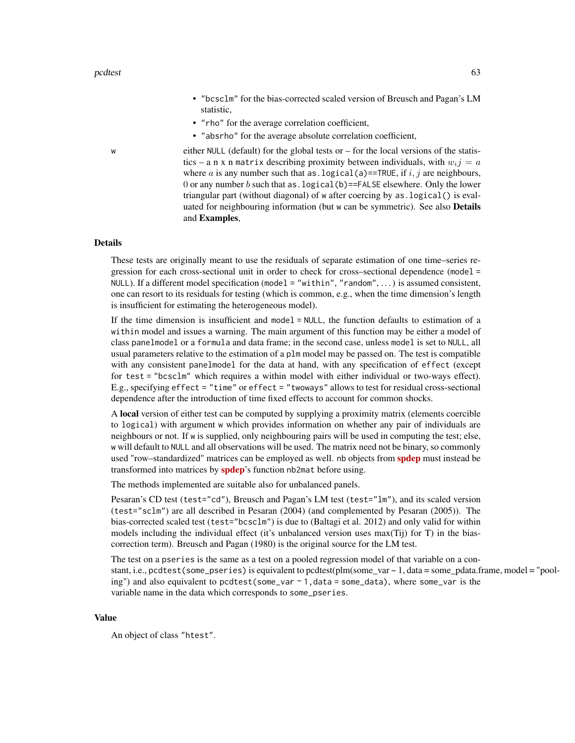- "bcsclm" for the bias-corrected scaled version of Breusch and Pagan's LM statistic,
- "rho" for the average correlation coefficient,
- "absrho" for the average absolute correlation coefficient,

w
: either NULL (default) for the global tests or – for the local versions of the statistics – a n x n matrix describing proximity between individuals, with $w_ij = a$ where $a$ is any number such that as.logical(a)==TRUE, if $i, j$ are neighbours, 0 or any number $b$ such that as.logical(b)==FALSE elsewhere. Only the lower triangular part (without diagonal) of w after coercing by as.logical() is evaluated for neighbouring information (but w can be symmetric). See also **Details** and **Examples**,

## Details

These tests are originally meant to use the residuals of separate estimation of one time–series regression for each cross-sectional unit in order to check for cross–sectional dependence (model = NULL). If a different model specification (model = "within", "random", ...) is assumed consistent, one can resort to its residuals for testing (which is common, e.g., when the time dimension's length is insufficient for estimating the heterogeneous model).

If the time dimension is insufficient and model = NULL, the function defaults to estimation of a within model and issues a warning. The main argument of this function may be either a model of class panelmodel or a formula and data frame; in the second case, unless model is set to NULL, all usual parameters relative to the estimation of a plm model may be passed on. The test is compatible with any consistent panelmodel for the data at hand, with any specification of effect (except for test = "bcsclm" which requires a within model with either individual or two-ways effect). E.g., specifying effect = "time" or effect = "twoways" allows to test for residual cross-sectional dependence after the introduction of time fixed effects to account for common shocks.

A **local** version of either test can be computed by supplying a proximity matrix (elements coercible to logical) with argument w which provides information on whether any pair of individuals are neighbours or not. If w is supplied, only neighbouring pairs will be used in computing the test; else, w will default to NULL and all observations will be used. The matrix need not be binary, so commonly used "row–standardized" matrices can be employed as well. nb objects from **spdep** must instead be transformed into matrices by **spdep**'s function nb2mat before using.

The methods implemented are suitable also for unbalanced panels.

Pesaran's CD test (test="cd"), Breusch and Pagan's LM test (test="lm"), and its scaled version (test="sclm") are all described in Pesaran (2004) (and complemented by Pesaran (2005)). The bias-corrected scaled test (test="bcsclm") is due to (Baltagi et al. 2012) and only valid for within models including the individual effect (it's unbalanced version uses max(Tij) for T) in the bias-correction term). Breusch and Pagan (1980) is the original source for the LM test.

The test on a pseries is the same as a test on a pooled regression model of that variable on a constant, i.e., pcdtest(some_pseries) is equivalent to pcdtest(plm(some_var ~ 1, data = some_pdata.frame, model = "pooling") and also equivalent to pcdtest(some_var ~ 1, data = some_data), where some_var is the variable name in the data which corresponds to some_pseries.

## Value

An object of class "htest".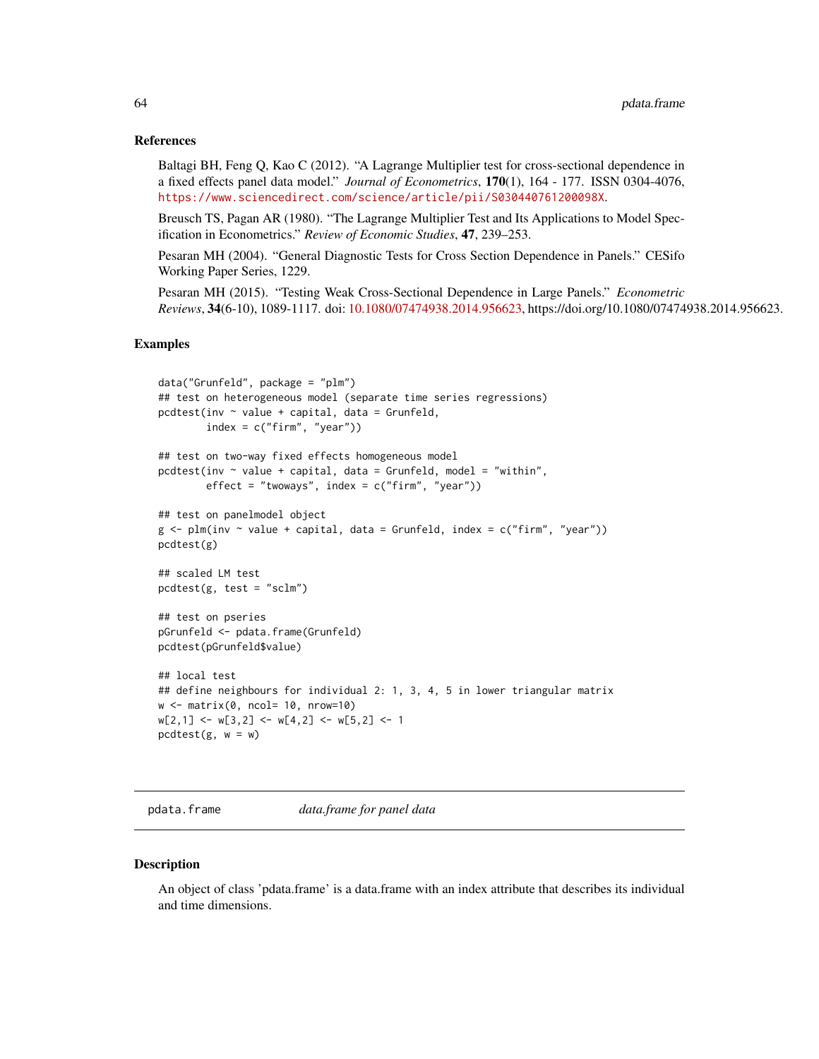### References

Baltagi BH, Feng Q, Kao C (2012). "A Lagrange Multiplier test for cross-sectional dependence in a fixed effects panel data model." *Journal of Econometrics*, **170**(1), 164 - 177. ISSN 0304-4076, https://www.sciencedirect.com/science/article/pii/S030440761200098X.

Breusch TS, Pagan AR (1980). "The Lagrange Multiplier Test and Its Applications to Model Specification in Econometrics." *Review of Economic Studies*, **47**, 239–253.

Pesaran MH (2004). "General Diagnostic Tests for Cross Section Dependence in Panels." CESifo Working Paper Series, 1229.

Pesaran MH (2015). "Testing Weak Cross-Sectional Dependence in Large Panels." *Econometric Reviews*, **34**(6-10), 1089-1117. doi: 10.1080/07474938.2014.956623, https://doi.org/10.1080/07474938.2014.956623.

### Examples

```
data("Grunfeld", package = "plm")
## test on heterogeneous model (separate time series regressions)
pcdtest(inv ~ value + capital, data = Grunfeld,
        index = c("firm", "year"))

## test on two-way fixed effects homogeneous model
pcdtest(inv ~ value + capital, data = Grunfeld, model = "within",
        effect = "twoways", index = c("firm", "year"))

## test on panelmodel object
g <- plm(inv ~ value + capital, data = Grunfeld, index = c("firm", "year"))
pcdtest(g)

## scaled LM test
pcdtest(g, test = "sclm")

## test on pseries
pGrunfeld <- pdata.frame(Grunfeld)
pcdtest(pGrunfeld$value)

## local test
## define neighbours for individual 2: 1, 3, 4, 5 in lower triangular matrix
w <- matrix(0, ncol= 10, nrow=10)
w[2,1] <- w[3,2] <- w[4,2] <- w[5,2] <- 1
pcdtest(g, w = w)
```

---

## pdata.frame    *data.frame for panel data*

### Description

An object of class 'pdata.frame' is a data.frame with an index attribute that describes its individual and time dimensions.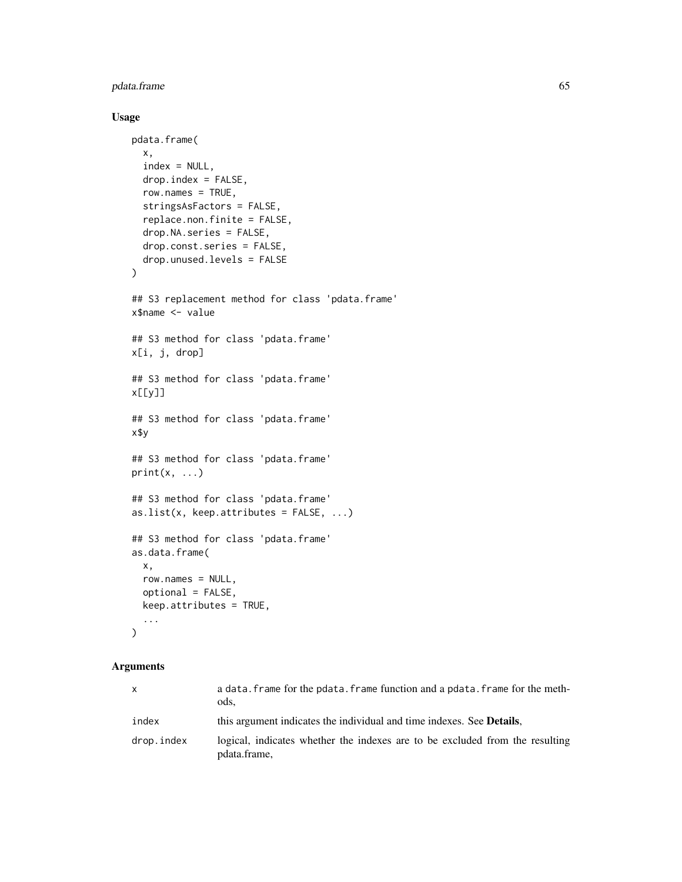### Usage

```
pdata.frame(
  x,
  index = NULL,
  drop.index = FALSE,
  row.names = TRUE,
  stringsAsFactors = FALSE,
  replace.non.finite = FALSE,
  drop.NA.series = FALSE,
  drop.const.series = FALSE,
  drop.unused.levels = FALSE
)

## S3 replacement method for class 'pdata.frame'
x$name <- value

## S3 method for class 'pdata.frame'
x[i, j, drop]

## S3 method for class 'pdata.frame'
x[[y]]

## S3 method for class 'pdata.frame'
x$y

## S3 method for class 'pdata.frame'
print(x, ...)

## S3 method for class 'pdata.frame'
as.list(x, keep.attributes = FALSE, ...)

## S3 method for class 'pdata.frame'
as.data.frame(
  x,
  row.names = NULL,
  optional = FALSE,
  keep.attributes = TRUE,
  ...
)
```

### Arguments

| | |
|---|---|
| `x` | a `data.frame` for the `pdata.frame` function and a `pdata.frame` for the methods, |
| `index` | this argument indicates the individual and time indexes. See **Details**, |
| `drop.index` | logical, indicates whether the indexes are to be excluded from the resulting pdata.frame, |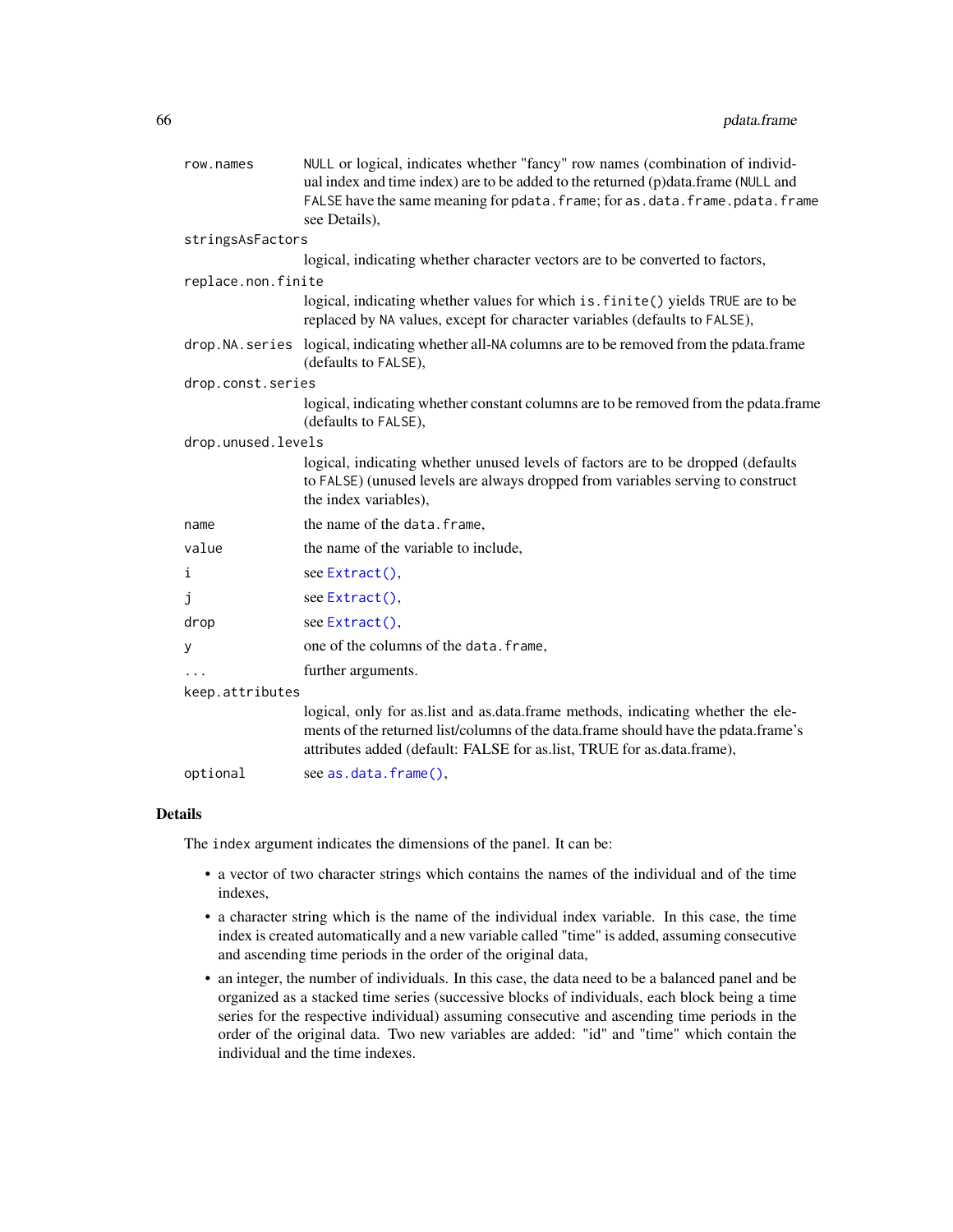| | |
|---|---|
| `row.names` | `NULL` or logical, indicates whether "fancy" row names (combination of individual index and time index) are to be added to the returned (p)data.frame (`NULL` and `FALSE` have the same meaning for `pdata.frame`; for `as.data.frame.pdata.frame` see Details), |
| `stringsAsFactors` | logical, indicating whether character vectors are to be converted to factors, |
| `replace.non.finite` | logical, indicating whether values for which `is.finite()` yields `TRUE` are to be replaced by `NA` values, except for character variables (defaults to `FALSE`), |
| `drop.NA.series` | logical, indicating whether all-`NA` columns are to be removed from the pdata.frame (defaults to `FALSE`), |
| `drop.const.series` | logical, indicating whether constant columns are to be removed from the pdata.frame (defaults to `FALSE`), |
| `drop.unused.levels` | logical, indicating whether unused levels of factors are to be dropped (defaults to `FALSE`) (unused levels are always dropped from variables serving to construct the index variables), |
| `name` | the name of the `data.frame`, |
| `value` | the name of the variable to include, |
| `i` | see `Extract()`, |
| `j` | see `Extract()`, |
| `drop` | see `Extract()`, |
| `y` | one of the columns of the `data.frame`, |
| `...` | further arguments. |
| `keep.attributes` | logical, only for as.list and as.data.frame methods, indicating whether the elements of the returned list/columns of the data.frame should have the pdata.frame's attributes added (default: FALSE for as.list, TRUE for as.data.frame), |
| `optional` | see `as.data.frame()`, |

## Details

The `index` argument indicates the dimensions of the panel. It can be:

- a vector of two character strings which contains the names of the individual and of the time indexes,
- a character string which is the name of the individual index variable. In this case, the time index is created automatically and a new variable called "time" is added, assuming consecutive and ascending time periods in the order of the original data,
- an integer, the number of individuals. In this case, the data need to be a balanced panel and be organized as a stacked time series (successive blocks of individuals, each block being a time series for the respective individual) assuming consecutive and ascending time periods in the order of the original data. Two new variables are added: "id" and "time" which contain the individual and the time indexes.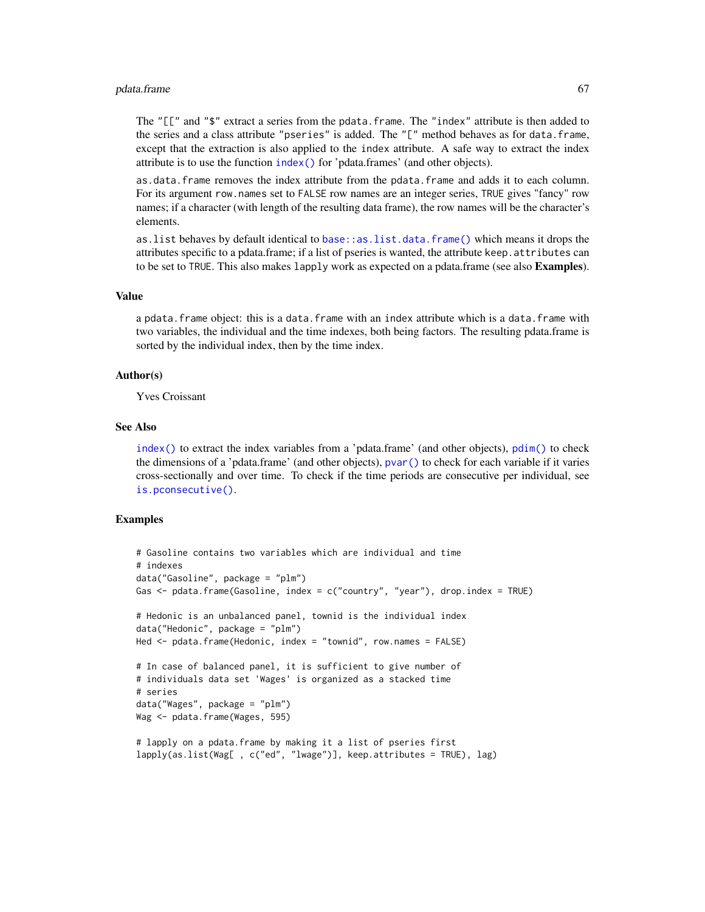The "[[" and "$" extract a series from the pdata.frame. The "index" attribute is then added to the series and a class attribute "pseries" is added. The "[" method behaves as for data.frame, except that the extraction is also applied to the index attribute. A safe way to extract the index attribute is to use the function index() for 'pdata.frames' (and other objects).

as.data.frame removes the index attribute from the pdata.frame and adds it to each column. For its argument row.names set to FALSE row names are an integer series, TRUE gives "fancy" row names; if a character (with length of the resulting data frame), the row names will be the character's elements.

as.list behaves by default identical to base::as.list.data.frame() which means it drops the attributes specific to a pdata.frame; if a list of pseries is wanted, the attribute keep.attributes can to be set to TRUE. This also makes lapply work as expected on a pdata.frame (see also **Examples**).

## Value

a pdata.frame object: this is a data.frame with an index attribute which is a data.frame with two variables, the individual and the time indexes, both being factors. The resulting pdata.frame is sorted by the individual index, then by the time index.

## Author(s)

Yves Croissant

## See Also

index() to extract the index variables from a 'pdata.frame' (and other objects), pdim() to check the dimensions of a 'pdata.frame' (and other objects), pvar() to check for each variable if it varies cross-sectionally and over time. To check if the time periods are consecutive per individual, see is.pconsecutive().

## Examples

```
# Gasoline contains two variables which are individual and time
# indexes
data("Gasoline", package = "plm")
Gas <- pdata.frame(Gasoline, index = c("country", "year"), drop.index = TRUE)

# Hedonic is an unbalanced panel, townid is the individual index
data("Hedonic", package = "plm")
Hed <- pdata.frame(Hedonic, index = "townid", row.names = FALSE)

# In case of balanced panel, it is sufficient to give number of
# individuals data set 'Wages' is organized as a stacked time
# series
data("Wages", package = "plm")
Wag <- pdata.frame(Wages, 595)

# lapply on a pdata.frame by making it a list of pseries first
lapply(as.list(Wag[ , c("ed", "lwage")], keep.attributes = TRUE), lag)
```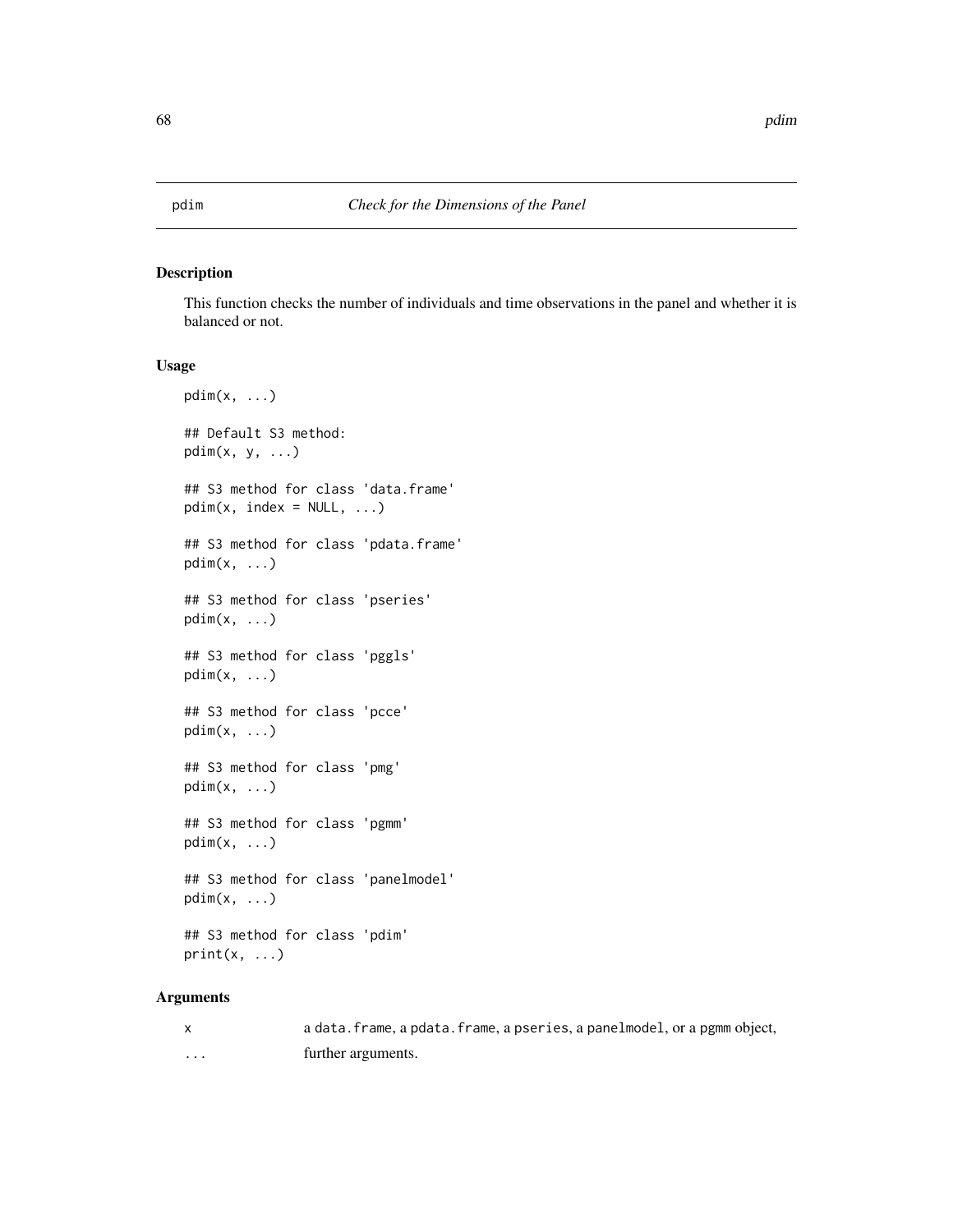pdim — *Check for the Dimensions of the Panel*

## Description

This function checks the number of individuals and time observations in the panel and whether it is balanced or not.

## Usage

```
pdim(x, ...)

## Default S3 method:
pdim(x, y, ...)

## S3 method for class 'data.frame'
pdim(x, index = NULL, ...)

## S3 method for class 'pdata.frame'
pdim(x, ...)

## S3 method for class 'pseries'
pdim(x, ...)

## S3 method for class 'pggls'
pdim(x, ...)

## S3 method for class 'pcce'
pdim(x, ...)

## S3 method for class 'pmg'
pdim(x, ...)

## S3 method for class 'pgmm'
pdim(x, ...)

## S3 method for class 'panelmodel'
pdim(x, ...)

## S3 method for class 'pdim'
print(x, ...)
```

## Arguments

| | |
|---|---|
| `x` | a `data.frame`, a `pdata.frame`, a `pseries`, a `panelmodel`, or a `pgmm` object, |
| `...` | further arguments. |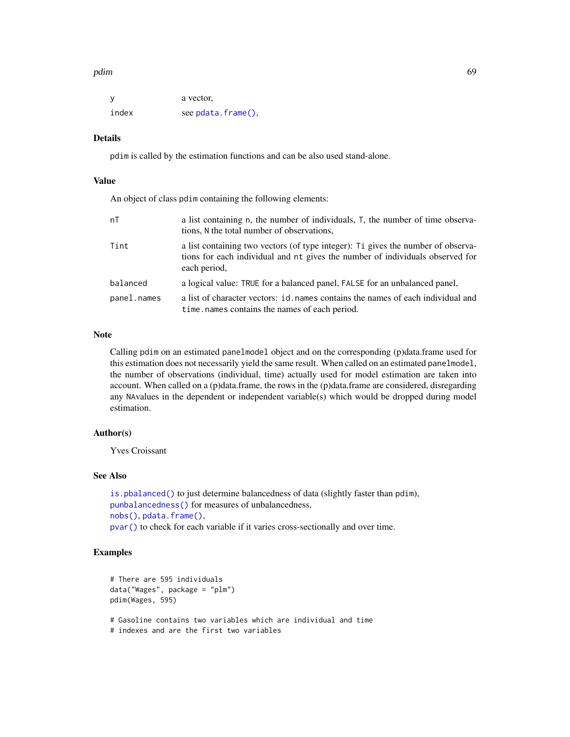| | |
|---|---|
| y | a vector, |
| index | see `pdata.frame()`, |

### Details

pdim is called by the estimation functions and can be also used stand-alone.

### Value

An object of class pdim containing the following elements:

| | |
|---|---|
| nT | a list containing n, the number of individuals, T, the number of time observations, N the total number of observations, |
| Tint | a list containing two vectors (of type integer): Ti gives the number of observations for each individual and nt gives the number of individuals observed for each period, |
| balanced | a logical value: TRUE for a balanced panel, FALSE for an unbalanced panel, |
| panel.names | a list of character vectors: id.names contains the names of each individual and time.names contains the names of each period. |

### Note

Calling pdim on an estimated panelmodel object and on the corresponding (p)data.frame used for this estimation does not necessarily yield the same result. When called on an estimated panelmodel, the number of observations (individual, time) actually used for model estimation are taken into account. When called on a (p)data.frame, the rows in the (p)data.frame are considered, disregarding any NAvalues in the dependent or independent variable(s) which would be dropped during model estimation.

### Author(s)

Yves Croissant

### See Also

`is.pbalanced()` to just determine balancedness of data (slightly faster than pdim),
`punbalancedness()` for measures of unbalancedness,
`nobs()`, `pdata.frame()`,
`pvar()` to check for each variable if it varies cross-sectionally and over time.

### Examples

```
# There are 595 individuals
data("Wages", package = "plm")
pdim(Wages, 595)

# Gasoline contains two variables which are individual and time
# indexes and are the first two variables
```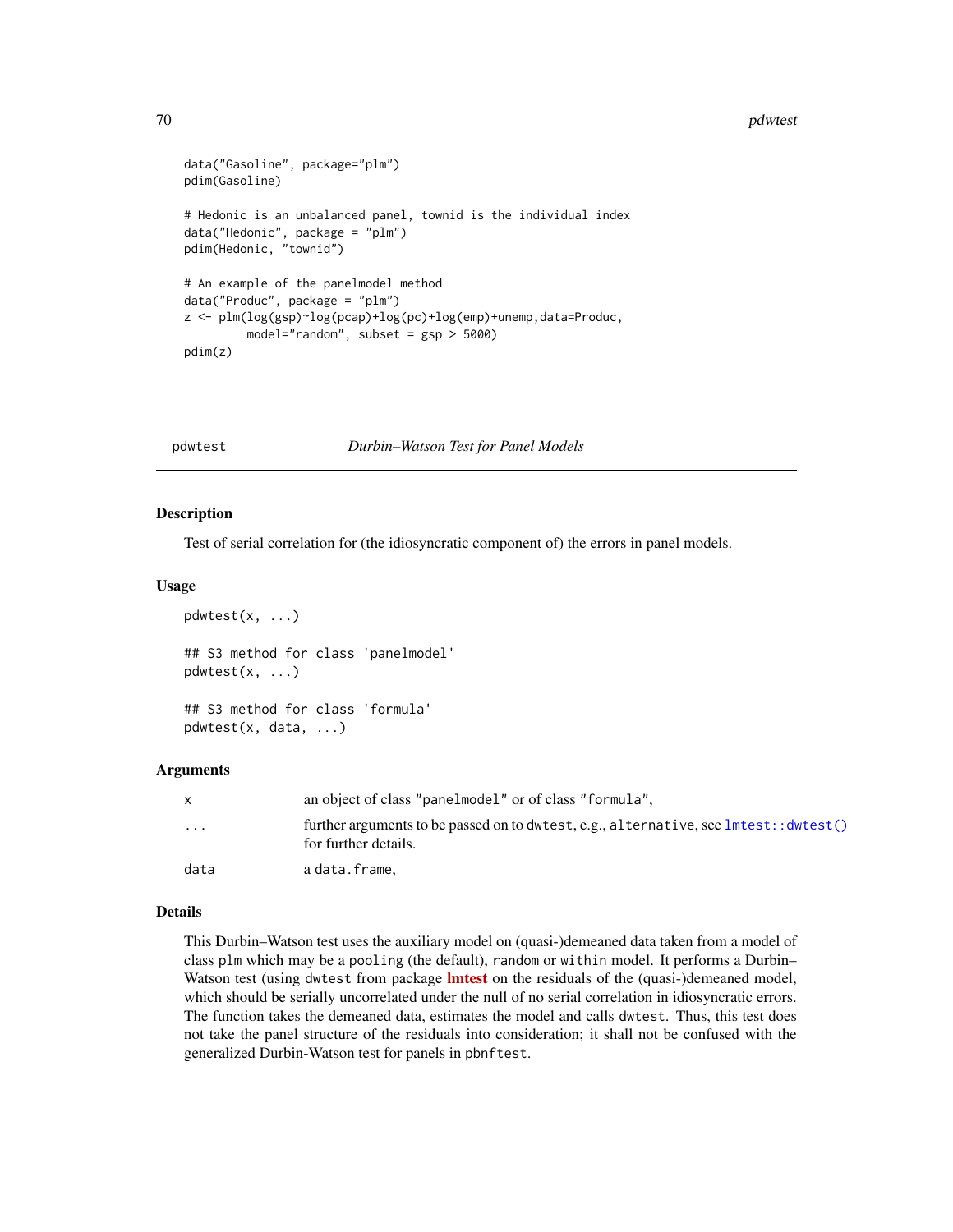```
data("Gasoline", package="plm")
pdim(Gasoline)

# Hedonic is an unbalanced panel, townid is the individual index
data("Hedonic", package = "plm")
pdim(Hedonic, "townid")

# An example of the panelmodel method
data("Produc", package = "plm")
z <- plm(log(gsp)~log(pcap)+log(pc)+log(emp)+unemp,data=Produc,
         model="random", subset = gsp > 5000)
pdim(z)
```

---

## pdwtest — *Durbin–Watson Test for Panel Models*

### Description

Test of serial correlation for (the idiosyncratic component of) the errors in panel models.

### Usage

```
pdwtest(x, ...)

## S3 method for class 'panelmodel'
pdwtest(x, ...)

## S3 method for class 'formula'
pdwtest(x, data, ...)
```

### Arguments

| | |
|---|---|
| `x` | an object of class `"panelmodel"` or of class `"formula"`, |
| `...` | further arguments to be passed on to `dwtest`, e.g., `alternative`, see `lmtest::dwtest()` for further details. |
| `data` | a `data.frame`, |

### Details

This Durbin–Watson test uses the auxiliary model on (quasi-)demeaned data taken from a model of class `plm` which may be a `pooling` (the default), `random` or `within` model. It performs a Durbin–Watson test (using `dwtest` from package **lmtest** on the residuals of the (quasi-)demeaned model, which should be serially uncorrelated under the null of no serial correlation in idiosyncratic errors. The function takes the demeaned data, estimates the model and calls `dwtest`. Thus, this test does not take the panel structure of the residuals into consideration; it shall not be confused with the generalized Durbin-Watson test for panels in `pbnftest`.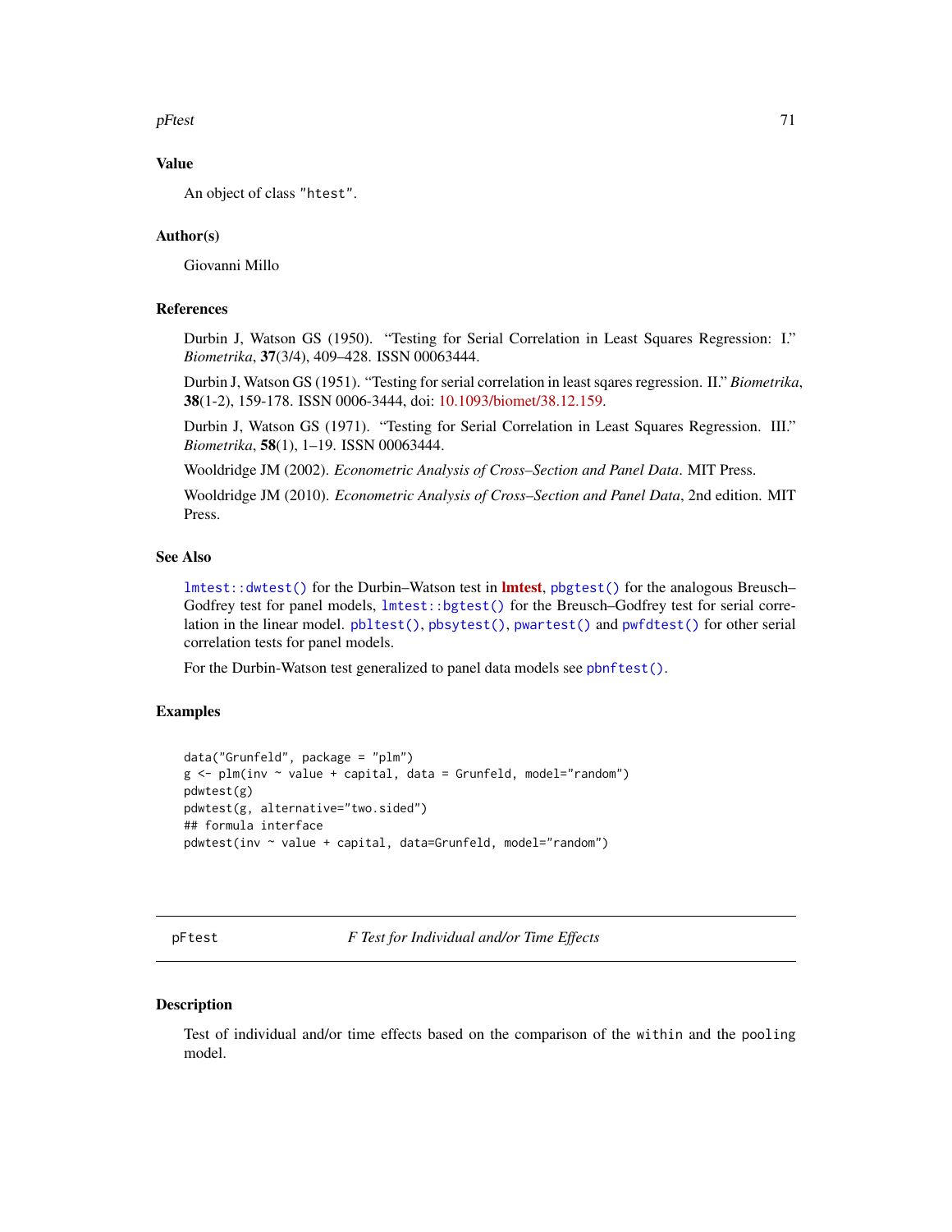### Value

An object of class "htest".

### Author(s)

Giovanni Millo

### References

Durbin J, Watson GS (1950). "Testing for Serial Correlation in Least Squares Regression: I." *Biometrika*, **37**(3/4), 409–428. ISSN 00063444.

Durbin J, Watson GS (1951). "Testing for serial correlation in least sqares regression. II." *Biometrika*, **38**(1-2), 159-178. ISSN 0006-3444, doi: 10.1093/biomet/38.12.159.

Durbin J, Watson GS (1971). "Testing for Serial Correlation in Least Squares Regression. III." *Biometrika*, **58**(1), 1–19. ISSN 00063444.

Wooldridge JM (2002). *Econometric Analysis of Cross–Section and Panel Data*. MIT Press.

Wooldridge JM (2010). *Econometric Analysis of Cross–Section and Panel Data*, 2nd edition. MIT Press.

### See Also

`lmtest::dwtest()` for the Durbin–Watson test in **lmtest**, `pbgtest()` for the analogous Breusch–Godfrey test for panel models, `lmtest::bgtest()` for the Breusch–Godfrey test for serial correlation in the linear model. `pbltest()`, `pbsytest()`, `pwartest()` and `pwfdtest()` for other serial correlation tests for panel models.

For the Durbin-Watson test generalized to panel data models see `pbnftest()`.

### Examples

```
data("Grunfeld", package = "plm")
g <- plm(inv ~ value + capital, data = Grunfeld, model="random")
pdwtest(g)
pdwtest(g, alternative="two.sided")
## formula interface
pdwtest(inv ~ value + capital, data=Grunfeld, model="random")
```

---

## pFtest — *F Test for Individual and/or Time Effects*

### Description

Test of individual and/or time effects based on the comparison of the `within` and the `pooling` model.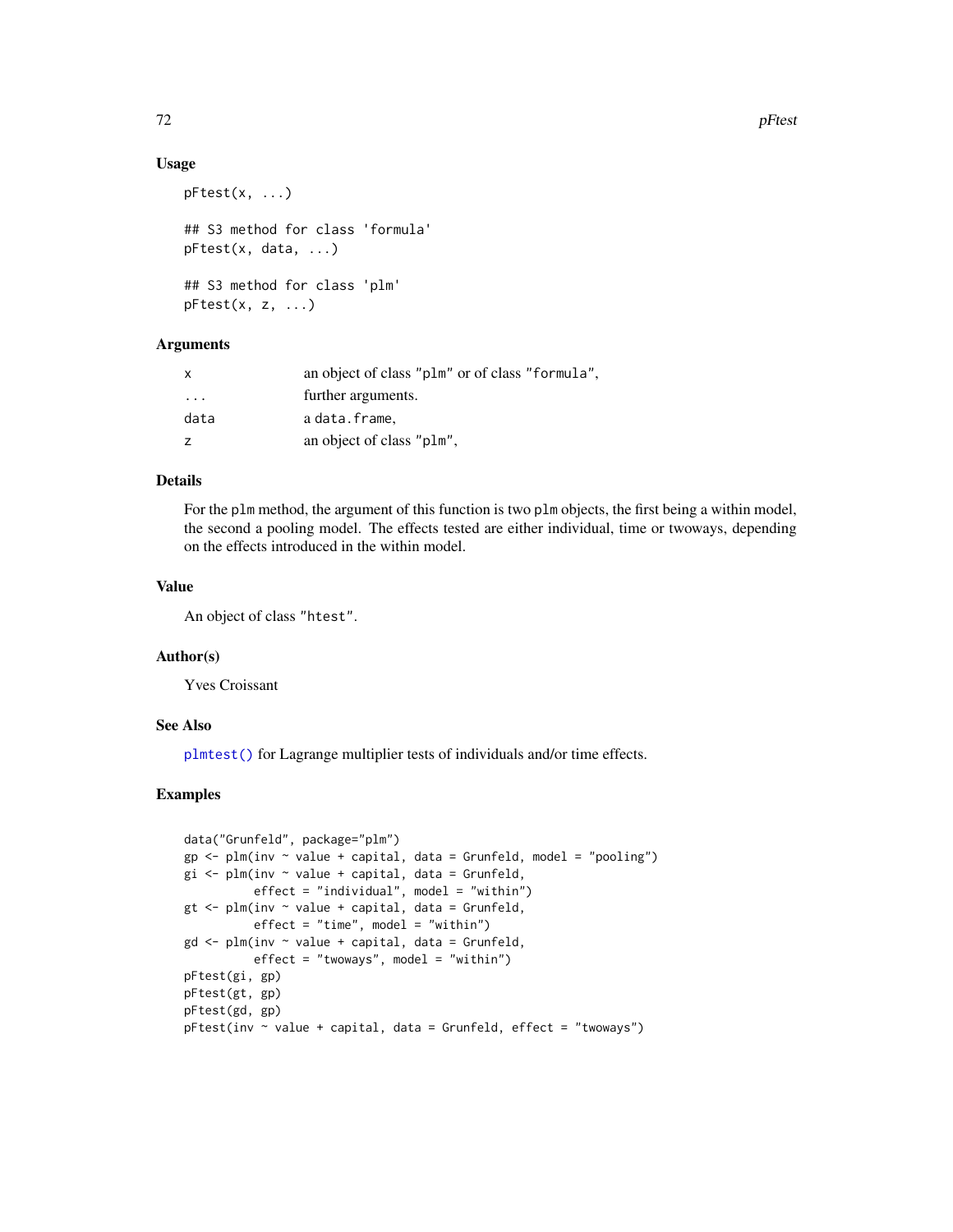## Usage

```
pFtest(x, ...)

## S3 method for class 'formula'
pFtest(x, data, ...)

## S3 method for class 'plm'
pFtest(x, z, ...)
```

## Arguments

| | |
|---|---|
| x | an object of class "plm" or of class "formula", |
| ... | further arguments. |
| data | a data.frame, |
| z | an object of class "plm", |

## Details

For the plm method, the argument of this function is two plm objects, the first being a within model, the second a pooling model. The effects tested are either individual, time or twoways, depending on the effects introduced in the within model.

## Value

An object of class "htest".

## Author(s)

Yves Croissant

## See Also

plmtest() for Lagrange multiplier tests of individuals and/or time effects.

## Examples

```
data("Grunfeld", package="plm")
gp <- plm(inv ~ value + capital, data = Grunfeld, model = "pooling")
gi <- plm(inv ~ value + capital, data = Grunfeld,
          effect = "individual", model = "within")
gt <- plm(inv ~ value + capital, data = Grunfeld,
          effect = "time", model = "within")
gd <- plm(inv ~ value + capital, data = Grunfeld,
          effect = "twoways", model = "within")
pFtest(gi, gp)
pFtest(gt, gp)
pFtest(gd, gp)
pFtest(inv ~ value + capital, data = Grunfeld, effect = "twoways")
```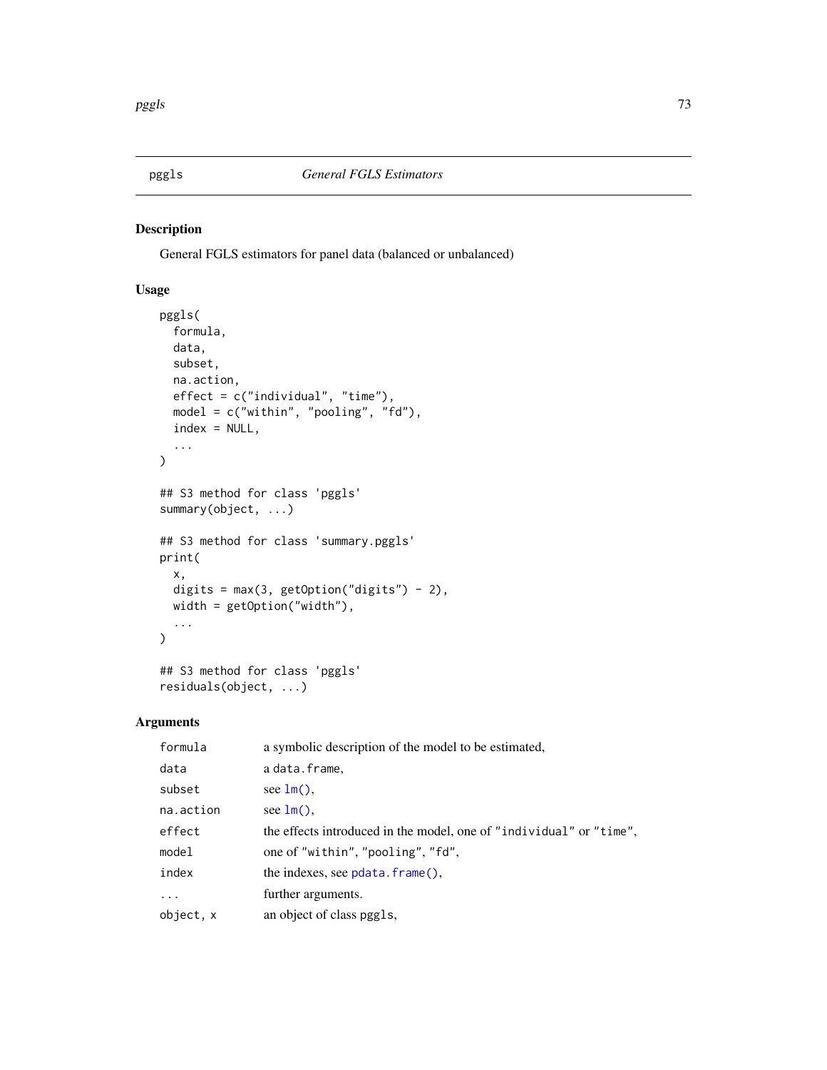pggls *General FGLS Estimators*

## Description

General FGLS estimators for panel data (balanced or unbalanced)

## Usage

```
pggls(
  formula,
  data,
  subset,
  na.action,
  effect = c("individual", "time"),
  model = c("within", "pooling", "fd"),
  index = NULL,
  ...
)

## S3 method for class 'pggls'
summary(object, ...)

## S3 method for class 'summary.pggls'
print(
  x,
  digits = max(3, getOption("digits") - 2),
  width = getOption("width"),
  ...
)

## S3 method for class 'pggls'
residuals(object, ...)
```

## Arguments

| | |
|---|---|
| `formula` | a symbolic description of the model to be estimated, |
| `data` | a `data.frame`, |
| `subset` | see `lm()`, |
| `na.action` | see `lm()`, |
| `effect` | the effects introduced in the model, one of `"individual"` or `"time"`, |
| `model` | one of `"within"`, `"pooling"`, `"fd"`, |
| `index` | the indexes, see `pdata.frame()`, |
| `...` | further arguments. |
| `object, x` | an object of class `pggls`, |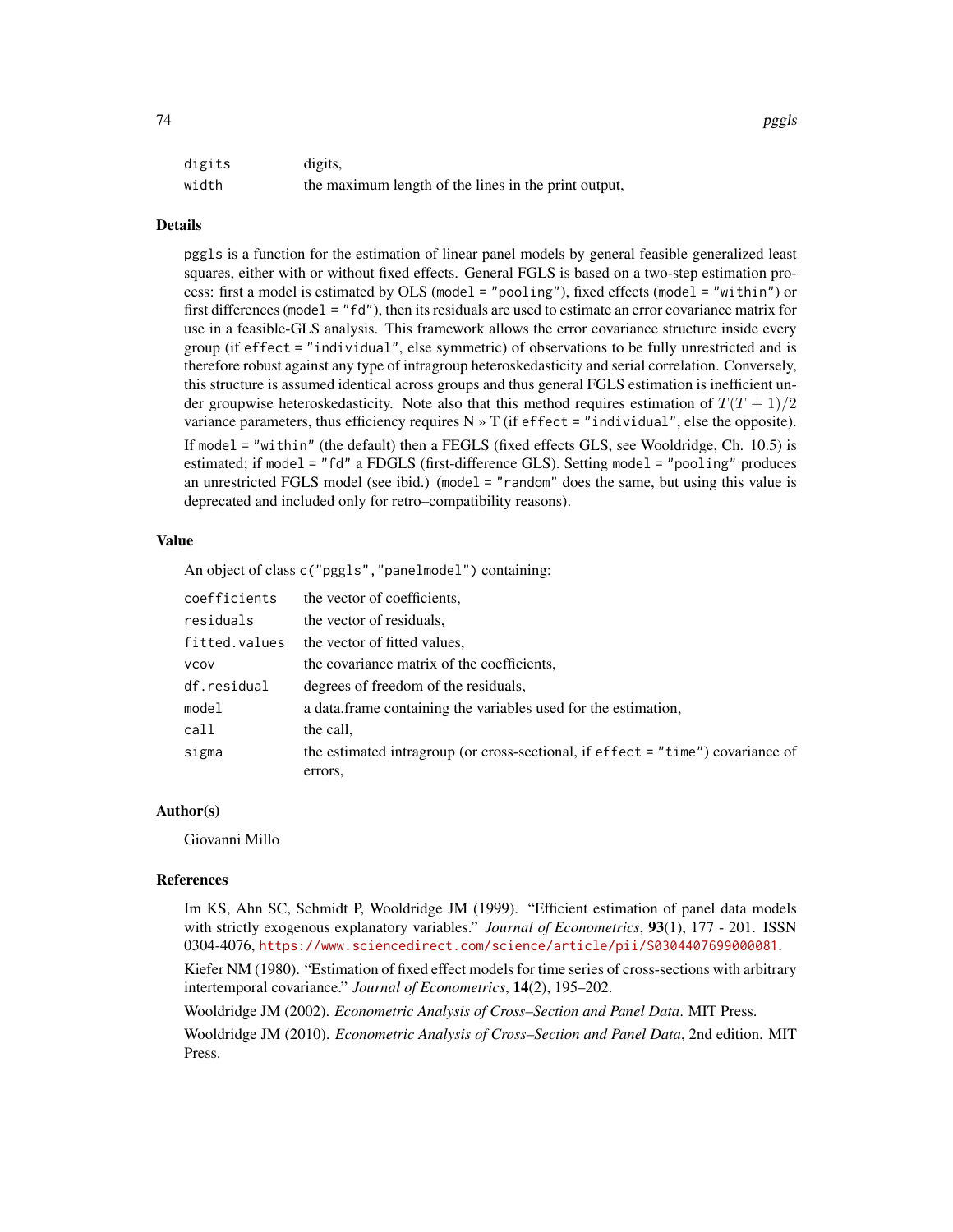| | |
|---|---|
| `digits` | digits, |
| `width` | the maximum length of the lines in the print output, |

## Details

`pggls` is a function for the estimation of linear panel models by general feasible generalized least squares, either with or without fixed effects. General FGLS is based on a two-step estimation process: first a model is estimated by OLS (`model = "pooling"`), fixed effects (`model = "within"`) or first differences (`model = "fd"`), then its residuals are used to estimate an error covariance matrix for use in a feasible-GLS analysis. This framework allows the error covariance structure inside every group (if `effect = "individual"`, else symmetric) of observations to be fully unrestricted and is therefore robust against any type of intragroup heteroskedasticity and serial correlation. Conversely, this structure is assumed identical across groups and thus general FGLS estimation is inefficient under groupwise heteroskedasticity. Note also that this method requires estimation of $T(T+1)/2$ variance parameters, thus efficiency requires N » T (if `effect = "individual"`, else the opposite).

If `model = "within"` (the default) then a FEGLS (fixed effects GLS, see Wooldridge, Ch. 10.5) is estimated; if `model = "fd"` a FDGLS (first-difference GLS). Setting `model = "pooling"` produces an unrestricted FGLS model (see ibid.) (`model = "random"` does the same, but using this value is deprecated and included only for retro–compatibility reasons).

## Value

An object of class `c("pggls","panelmodel")` containing:

| | |
|---|---|
| `coefficients` | the vector of coefficients, |
| `residuals` | the vector of residuals, |
| `fitted.values` | the vector of fitted values, |
| `vcov` | the covariance matrix of the coefficients, |
| `df.residual` | degrees of freedom of the residuals, |
| `model` | a data.frame containing the variables used for the estimation, |
| `call` | the call, |
| `sigma` | the estimated intragroup (or cross-sectional, if `effect = "time"`) covariance of errors, |

## Author(s)

Giovanni Millo

## References

Im KS, Ahn SC, Schmidt P, Wooldridge JM (1999). "Efficient estimation of panel data models with strictly exogenous explanatory variables." *Journal of Econometrics*, **93**(1), 177 - 201. ISSN 0304-4076, https://www.sciencedirect.com/science/article/pii/S0304407699000081.

Kiefer NM (1980). "Estimation of fixed effect models for time series of cross-sections with arbitrary intertemporal covariance." *Journal of Econometrics*, **14**(2), 195–202.

Wooldridge JM (2002). *Econometric Analysis of Cross–Section and Panel Data*. MIT Press.

Wooldridge JM (2010). *Econometric Analysis of Cross–Section and Panel Data*, 2nd edition. MIT Press.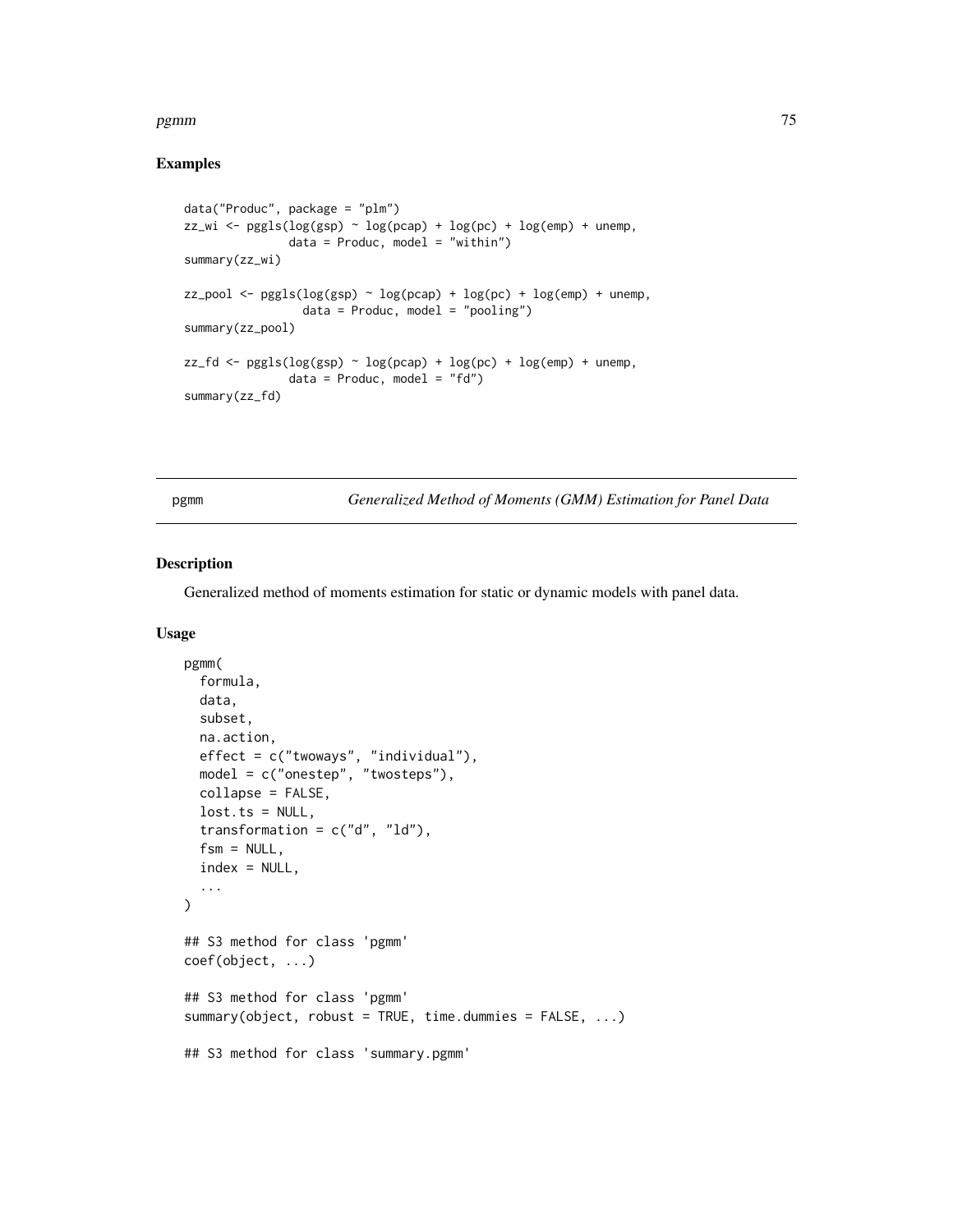## Examples

```
data("Produc", package = "plm")
zz_wi <- pggls(log(gsp) ~ log(pcap) + log(pc) + log(emp) + unemp,
               data = Produc, model = "within")
summary(zz_wi)

zz_pool <- pggls(log(gsp) ~ log(pcap) + log(pc) + log(emp) + unemp,
                 data = Produc, model = "pooling")
summary(zz_pool)

zz_fd <- pggls(log(gsp) ~ log(pcap) + log(pc) + log(emp) + unemp,
               data = Produc, model = "fd")
summary(zz_fd)
```

---

# pgmm — *Generalized Method of Moments (GMM) Estimation for Panel Data*

## Description

Generalized method of moments estimation for static or dynamic models with panel data.

## Usage

```
pgmm(
  formula,
  data,
  subset,
  na.action,
  effect = c("twoways", "individual"),
  model = c("onestep", "twosteps"),
  collapse = FALSE,
  lost.ts = NULL,
  transformation = c("d", "ld"),
  fsm = NULL,
  index = NULL,
  ...
)

## S3 method for class 'pgmm'
coef(object, ...)

## S3 method for class 'pgmm'
summary(object, robust = TRUE, time.dummies = FALSE, ...)

## S3 method for class 'summary.pgmm'
```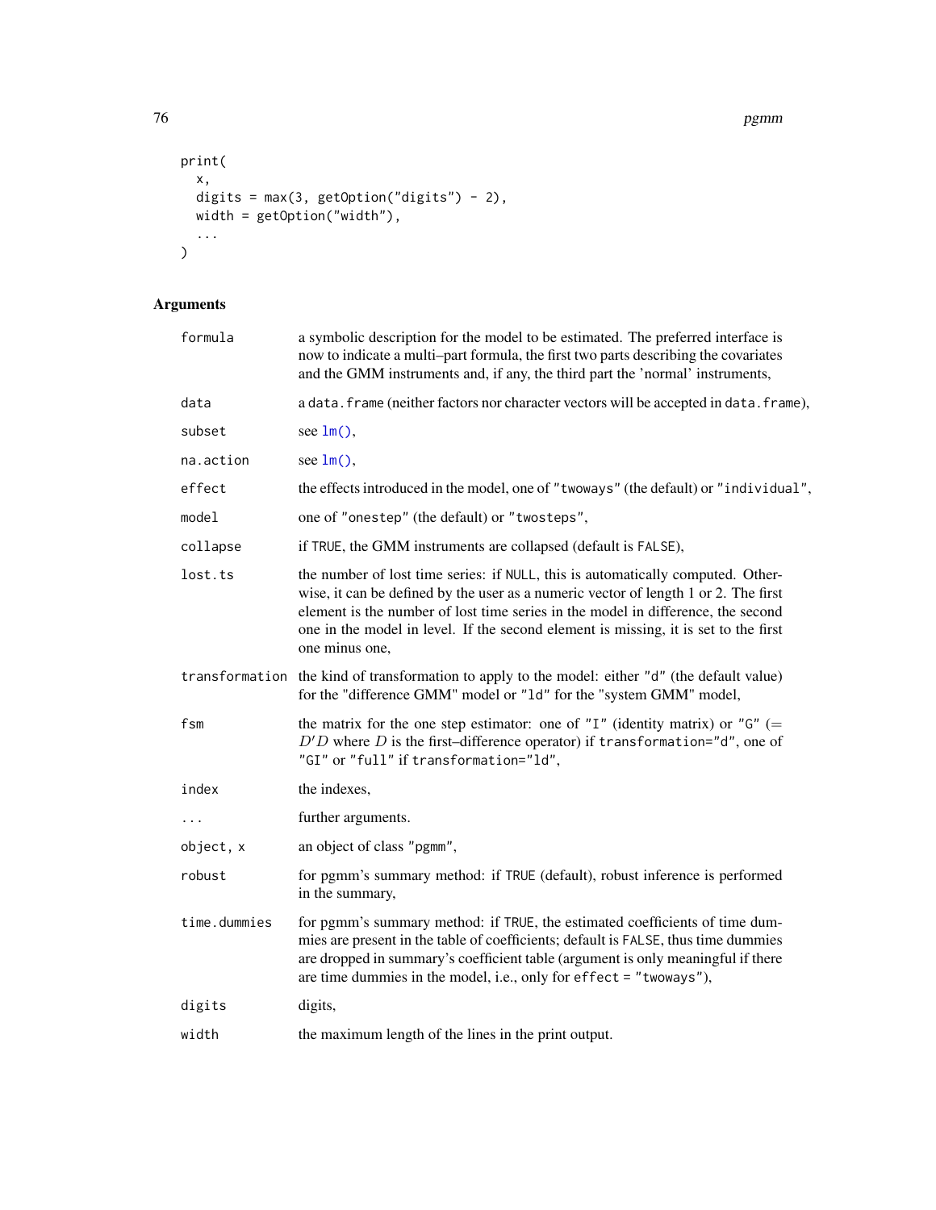```
print(
  x,
  digits = max(3, getOption("digits") - 2),
  width = getOption("width"),
  ...
)
```

## Arguments

| | |
|---|---|
| formula | a symbolic description for the model to be estimated. The preferred interface is now to indicate a multi–part formula, the first two parts describing the covariates and the GMM instruments and, if any, the third part the 'normal' instruments, |
| data | a data.frame (neither factors nor character vectors will be accepted in data.frame), |
| subset | see lm(), |
| na.action | see lm(), |
| effect | the effects introduced in the model, one of "twoways" (the default) or "individual", |
| model | one of "onestep" (the default) or "twosteps", |
| collapse | if TRUE, the GMM instruments are collapsed (default is FALSE), |
| lost.ts | the number of lost time series: if NULL, this is automatically computed. Otherwise, it can be defined by the user as a numeric vector of length 1 or 2. The first element is the number of lost time series in the model in difference, the second one in the model in level. If the second element is missing, it is set to the first one minus one, |
| transformation | the kind of transformation to apply to the model: either "d" (the default value) for the "difference GMM" model or "ld" for the "system GMM" model, |
| fsm | the matrix for the one step estimator: one of "I" (identity matrix) or "G" ($= D'D$ where $D$ is the first–difference operator) if transformation="d", one of "GI" or "full" if transformation="ld", |
| index | the indexes, |
| ... | further arguments. |
| object, x | an object of class "pgmm", |
| robust | for pgmm's summary method: if TRUE (default), robust inference is performed in the summary, |
| time.dummies | for pgmm's summary method: if TRUE, the estimated coefficients of time dummies are present in the table of coefficients; default is FALSE, thus time dummies are dropped in summary's coefficient table (argument is only meaningful if there are time dummies in the model, i.e., only for effect = "twoways"), |
| digits | digits, |
| width | the maximum length of the lines in the print output. |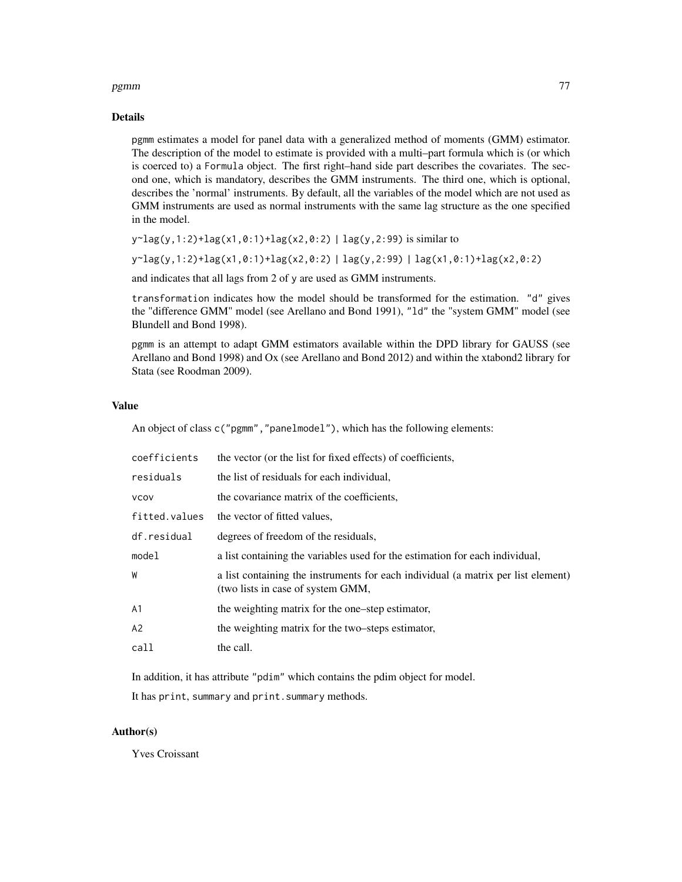### Details

pgmm estimates a model for panel data with a generalized method of moments (GMM) estimator. The description of the model to estimate is provided with a multi–part formula which is (or which is coerced to) a Formula object. The first right–hand side part describes the covariates. The second one, which is mandatory, describes the GMM instruments. The third one, which is optional, describes the 'normal' instruments. By default, all the variables of the model which are not used as GMM instruments are used as normal instruments with the same lag structure as the one specified in the model.

```
y~lag(y,1:2)+lag(x1,0:1)+lag(x2,0:2) | lag(y,2:99)
```
is similar to

```
y~lag(y,1:2)+lag(x1,0:1)+lag(x2,0:2) | lag(y,2:99) | lag(x1,0:1)+lag(x2,0:2)
```

and indicates that all lags from 2 of y are used as GMM instruments.

transformation indicates how the model should be transformed for the estimation. "d" gives the "difference GMM" model (see Arellano and Bond 1991), "ld" the "system GMM" model (see Blundell and Bond 1998).

pgmm is an attempt to adapt GMM estimators available within the DPD library for GAUSS (see Arellano and Bond 1998) and Ox (see Arellano and Bond 2012) and within the xtabond2 library for Stata (see Roodman 2009).

### Value

An object of class c("pgmm","panelmodel"), which has the following elements:

| | |
|---|---|
| coefficients | the vector (or the list for fixed effects) of coefficients, |
| residuals | the list of residuals for each individual, |
| vcov | the covariance matrix of the coefficients, |
| fitted.values | the vector of fitted values, |
| df.residual | degrees of freedom of the residuals, |
| model | a list containing the variables used for the estimation for each individual, |
| W | a list containing the instruments for each individual (a matrix per list element) (two lists in case of system GMM, |
| A1 | the weighting matrix for the one–step estimator, |
| A2 | the weighting matrix for the two–steps estimator, |
| call | the call. |

In addition, it has attribute "pdim" which contains the pdim object for model.

It has print, summary and print.summary methods.

### Author(s)

Yves Croissant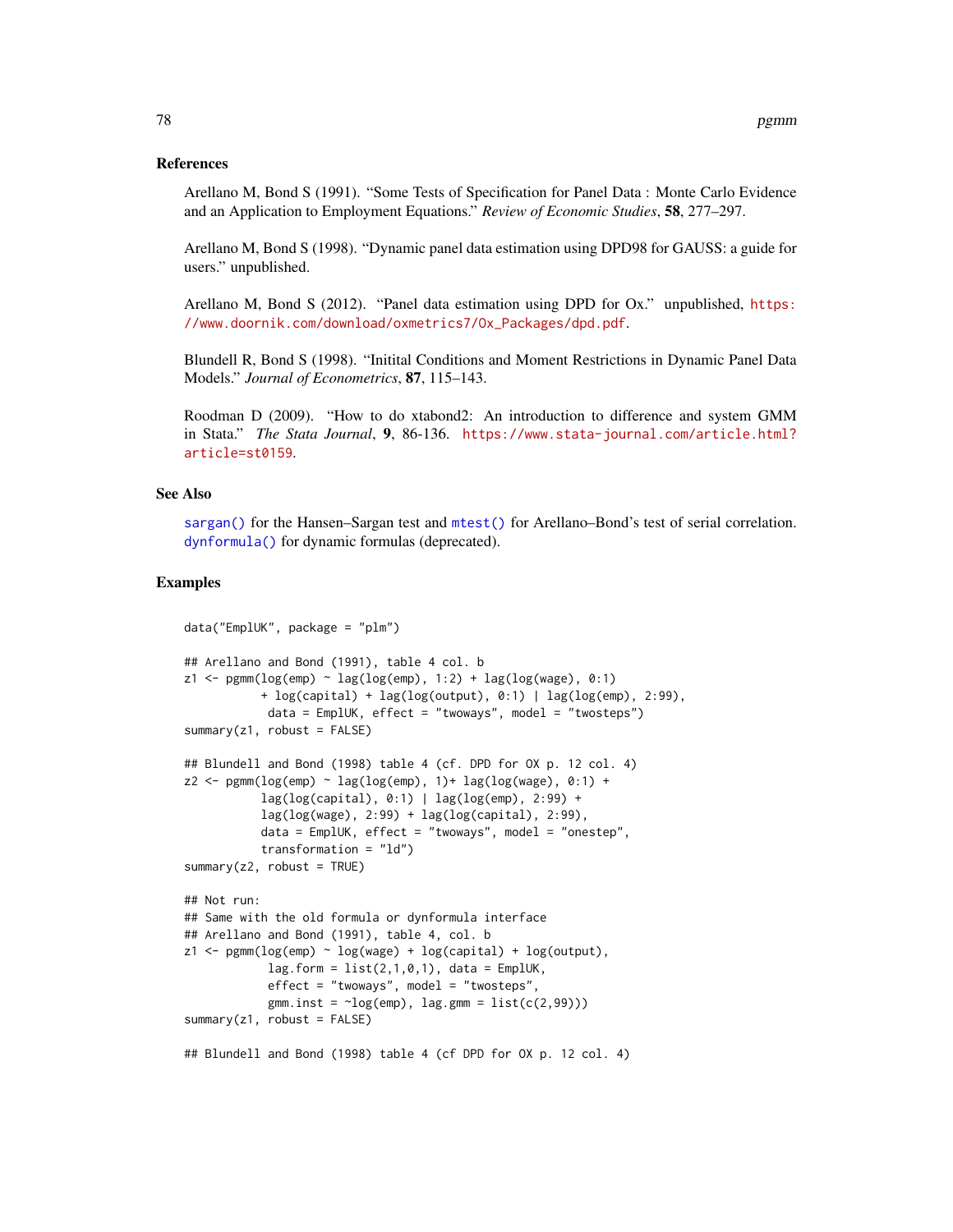## References

Arellano M, Bond S (1991). "Some Tests of Specification for Panel Data : Monte Carlo Evidence and an Application to Employment Equations." *Review of Economic Studies*, **58**, 277–297.

Arellano M, Bond S (1998). "Dynamic panel data estimation using DPD98 for GAUSS: a guide for users." unpublished.

Arellano M, Bond S (2012). "Panel data estimation using DPD for Ox." unpublished, https://www.doornik.com/download/oxmetrics7/Ox_Packages/dpd.pdf.

Blundell R, Bond S (1998). "Initital Conditions and Moment Restrictions in Dynamic Panel Data Models." *Journal of Econometrics*, **87**, 115–143.

Roodman D (2009). "How to do xtabond2: An introduction to difference and system GMM in Stata." *The Stata Journal*, **9**, 86-136. https://www.stata-journal.com/article.html?article=st0159.

## See Also

sargan() for the Hansen–Sargan test and mtest() for Arellano–Bond's test of serial correlation. dynformula() for dynamic formulas (deprecated).

## Examples

```
data("EmplUK", package = "plm")

## Arellano and Bond (1991), table 4 col. b
z1 <- pgmm(log(emp) ~ lag(log(emp), 1:2) + lag(log(wage), 0:1)
           + log(capital) + lag(log(output), 0:1) | lag(log(emp), 2:99),
            data = EmplUK, effect = "twoways", model = "twosteps")
summary(z1, robust = FALSE)

## Blundell and Bond (1998) table 4 (cf. DPD for OX p. 12 col. 4)
z2 <- pgmm(log(emp) ~ lag(log(emp), 1)+ lag(log(wage), 0:1) +
           lag(log(capital), 0:1) | lag(log(emp), 2:99) +
           lag(log(wage), 2:99) + lag(log(capital), 2:99),
           data = EmplUK, effect = "twoways", model = "onestep",
           transformation = "ld")
summary(z2, robust = TRUE)

## Not run:
## Same with the old formula or dynformula interface
## Arellano and Bond (1991), table 4, col. b
z1 <- pgmm(log(emp) ~ log(wage) + log(capital) + log(output),
            lag.form = list(2,1,0,1), data = EmplUK,
            effect = "twoways", model = "twosteps",
            gmm.inst = ~log(emp), lag.gmm = list(c(2,99)))
summary(z1, robust = FALSE)

## Blundell and Bond (1998) table 4 (cf DPD for OX p. 12 col. 4)
```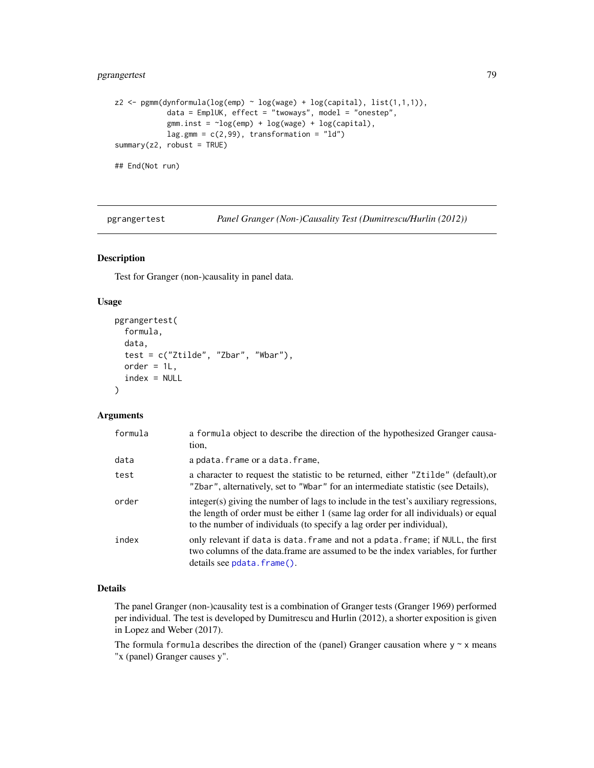```
z2 <- pgmm(dynformula(log(emp) ~ log(wage) + log(capital), list(1,1,1)),
           data = EmplUK, effect = "twoways", model = "onestep",
           gmm.inst = ~log(emp) + log(wage) + log(capital),
           lag.gmm = c(2,99), transformation = "ld")
summary(z2, robust = TRUE)

## End(Not run)
```

---

# pgrangertest — *Panel Granger (Non-)Causality Test (Dumitrescu/Hurlin (2012))*

## Description

Test for Granger (non-)causality in panel data.

## Usage

```
pgrangertest(
  formula,
  data,
  test = c("Ztilde", "Zbar", "Wbar"),
  order = 1L,
  index = NULL
)
```

## Arguments

| | |
|---|---|
| formula | a `formula` object to describe the direction of the hypothesized Granger causation, |
| data | a `pdata.frame` or a `data.frame`, |
| test | a character to request the statistic to be returned, either `"Ztilde"` (default),or `"Zbar"`, alternatively, set to `"Wbar"` for an intermediate statistic (see Details), |
| order | integer(s) giving the number of lags to include in the test's auxiliary regressions, the length of order must be either 1 (same lag order for all individuals) or equal to the number of individuals (to specify a lag order per individual), |
| index | only relevant if `data` is `data.frame` and not a `pdata.frame`; if `NULL`, the first two columns of the data.frame are assumed to be the index variables, for further details see `pdata.frame()`. |

## Details

The panel Granger (non-)causality test is a combination of Granger tests (Granger 1969) performed per individual. The test is developed by Dumitrescu and Hurlin (2012), a shorter exposition is given in Lopez and Weber (2017).

The formula `formula` describes the direction of the (panel) Granger causation where `y ~ x` means "x (panel) Granger causes y".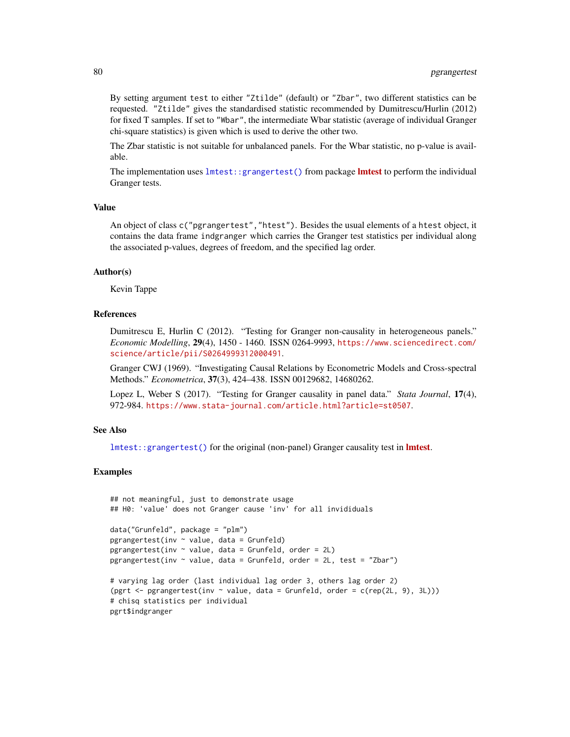By setting argument `test` to either `"Ztilde"` (default) or `"Zbar"`, two different statistics can be requested. `"Ztilde"` gives the standardised statistic recommended by Dumitrescu/Hurlin (2012) for fixed T samples. If set to `"Wbar"`, the intermediate Wbar statistic (average of individual Granger chi-square statistics) is given which is used to derive the other two.

The Zbar statistic is not suitable for unbalanced panels. For the Wbar statistic, no p-value is available.

The implementation uses `lmtest::grangertest()` from package **lmtest** to perform the individual Granger tests.

### Value

An object of class `c("pgrangertest","htest")`. Besides the usual elements of a `htest` object, it contains the data frame `indgranger` which carries the Granger test statistics per individual along the associated p-values, degrees of freedom, and the specified lag order.

### Author(s)

Kevin Tappe

### References

Dumitrescu E, Hurlin C (2012). "Testing for Granger non-causality in heterogeneous panels." *Economic Modelling*, **29**(4), 1450 - 1460. ISSN 0264-9993, https://www.sciencedirect.com/science/article/pii/S0264999312000491.

Granger CWJ (1969). "Investigating Causal Relations by Econometric Models and Cross-spectral Methods." *Econometrica*, **37**(3), 424–438. ISSN 00129682, 14680262.

Lopez L, Weber S (2017). "Testing for Granger causality in panel data." *Stata Journal*, **17**(4), 972-984. https://www.stata-journal.com/article.html?article=st0507.

### See Also

`lmtest::grangertest()` for the original (non-panel) Granger causality test in **lmtest**.

### Examples

```
## not meaningful, just to demonstrate usage
## H0: 'value' does not Granger cause 'inv' for all invididuals

data("Grunfeld", package = "plm")
pgrangertest(inv ~ value, data = Grunfeld)
pgrangertest(inv ~ value, data = Grunfeld, order = 2L)
pgrangertest(inv ~ value, data = Grunfeld, order = 2L, test = "Zbar")

# varying lag order (last individual lag order 3, others lag order 2)
(pgrt <- pgrangertest(inv ~ value, data = Grunfeld, order = c(rep(2L, 9), 3L)))
# chisq statistics per individual
pgrt$indgranger
```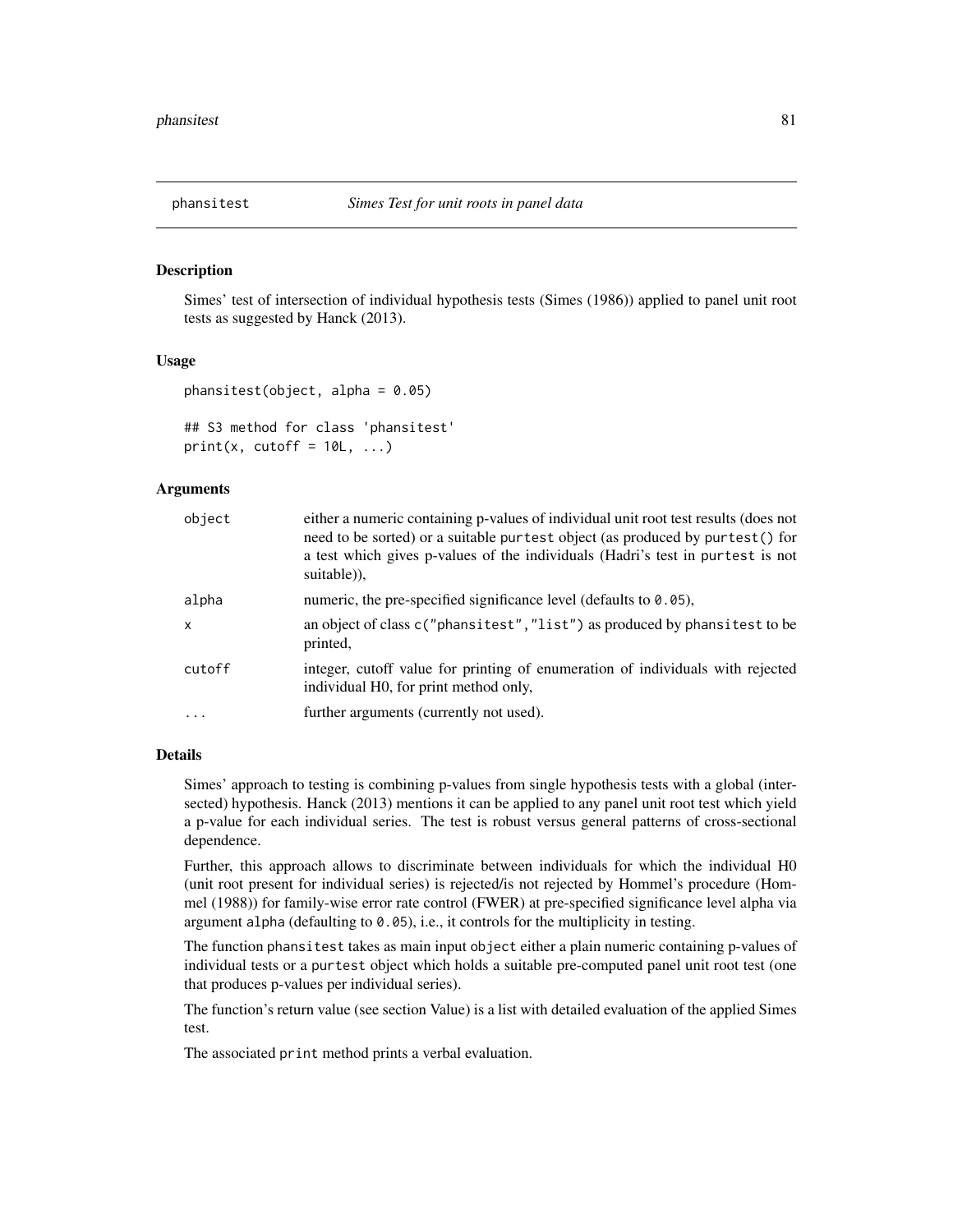# phansitest *Simes Test for unit roots in panel data*

## Description

Simes' test of intersection of individual hypothesis tests (Simes (1986)) applied to panel unit root tests as suggested by Hanck (2013).

## Usage

```
phansitest(object, alpha = 0.05)

## S3 method for class 'phansitest'
print(x, cutoff = 10L, ...)
```

## Arguments

| | |
|---|---|
| object | either a numeric containing p-values of individual unit root test results (does not need to be sorted) or a suitable purtest object (as produced by purtest() for a test which gives p-values of the individuals (Hadri's test in purtest is not suitable)), |
| alpha | numeric, the pre-specified significance level (defaults to 0.05), |
| x | an object of class c("phansitest","list") as produced by phansitest to be printed, |
| cutoff | integer, cutoff value for printing of enumeration of individuals with rejected individual H0, for print method only, |
| ... | further arguments (currently not used). |

## Details

Simes' approach to testing is combining p-values from single hypothesis tests with a global (intersected) hypothesis. Hanck (2013) mentions it can be applied to any panel unit root test which yield a p-value for each individual series. The test is robust versus general patterns of cross-sectional dependence.

Further, this approach allows to discriminate between individuals for which the individual H0 (unit root present for individual series) is rejected/is not rejected by Hommel's procedure (Hommel (1988)) for family-wise error rate control (FWER) at pre-specified significance level alpha via argument alpha (defaulting to 0.05), i.e., it controls for the multiplicity in testing.

The function phansitest takes as main input object either a plain numeric containing p-values of individual tests or a purtest object which holds a suitable pre-computed panel unit root test (one that produces p-values per individual series).

The function's return value (see section Value) is a list with detailed evaluation of the applied Simes test.

The associated print method prints a verbal evaluation.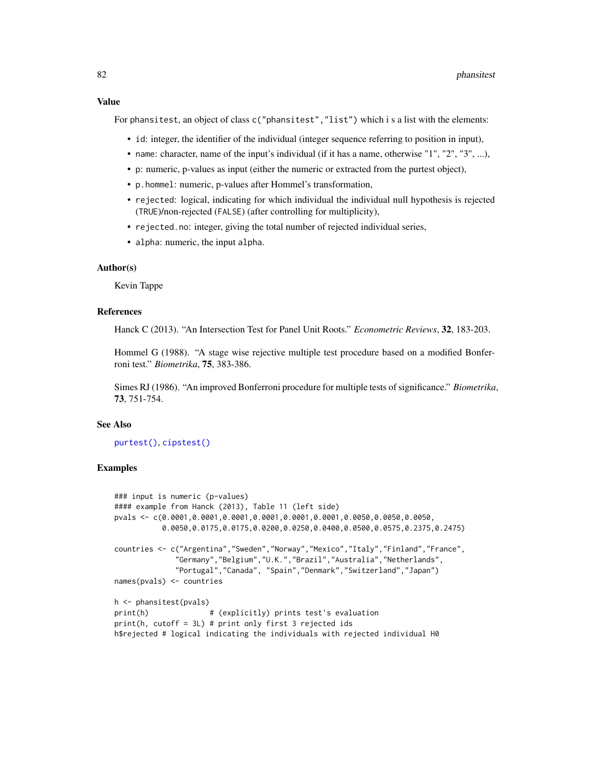### Value

For phansitest, an object of class c("phansitest","list") which i s a list with the elements:

- id: integer, the identifier of the individual (integer sequence referring to position in input),
- name: character, name of the input's individual (if it has a name, otherwise "1", "2", "3", ...),
- p: numeric, p-values as input (either the numeric or extracted from the purtest object),
- p.hommel: numeric, p-values after Hommel's transformation,
- rejected: logical, indicating for which individual the individual null hypothesis is rejected (TRUE)/non-rejected (FALSE) (after controlling for multiplicity),
- rejected.no: integer, giving the total number of rejected individual series,
- alpha: numeric, the input alpha.

### Author(s)

Kevin Tappe

### References

Hanck C (2013). "An Intersection Test for Panel Unit Roots." *Econometric Reviews*, **32**, 183-203.

Hommel G (1988). "A stage wise rejective multiple test procedure based on a modified Bonferroni test." *Biometrika*, **75**, 383-386.

Simes RJ (1986). "An improved Bonferroni procedure for multiple tests of significance." *Biometrika*, **73**, 751-754.

### See Also

purtest(), cipstest()

### Examples

```
### input is numeric (p-values)
#### example from Hanck (2013), Table 11 (left side)
pvals <- c(0.0001,0.0001,0.0001,0.0001,0.0001,0.0001,0.0050,0.0050,0.0050,
           0.0050,0.0175,0.0175,0.0200,0.0250,0.0400,0.0500,0.0575,0.2375,0.2475)

countries <- c("Argentina","Sweden","Norway","Mexico","Italy","Finland","France",
              "Germany","Belgium","U.K.","Brazil","Australia","Netherlands",
              "Portugal","Canada", "Spain","Denmark","Switzerland","Japan")
names(pvals) <- countries

h <- phansitest(pvals)
print(h)              # (explicitly) prints test's evaluation
print(h, cutoff = 3L) # print only first 3 rejected ids
h$rejected # logical indicating the individuals with rejected individual H0
```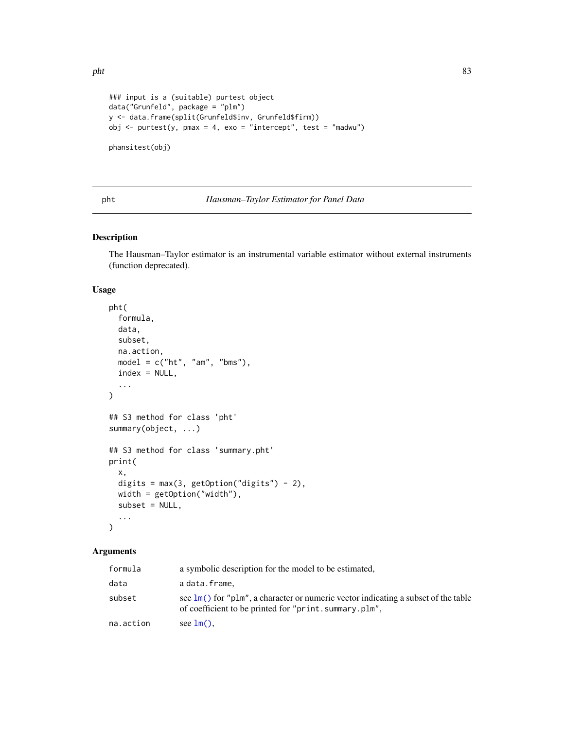```
### input is a (suitable) purtest object
data("Grunfeld", package = "plm")
y <- data.frame(split(Grunfeld$inv, Grunfeld$firm))
obj <- purtest(y, pmax = 4, exo = "intercept", test = "madwu")

phansitest(obj)
```

## pht — *Hausman–Taylor Estimator for Panel Data*

### Description

The Hausman–Taylor estimator is an instrumental variable estimator without external instruments (function deprecated).

### Usage

```
pht(
  formula,
  data,
  subset,
  na.action,
  model = c("ht", "am", "bms"),
  index = NULL,
  ...
)

## S3 method for class 'pht'
summary(object, ...)

## S3 method for class 'summary.pht'
print(
  x,
  digits = max(3, getOption("digits") - 2),
  width = getOption("width"),
  subset = NULL,
  ...
)
```

### Arguments

| | |
|---|---|
| `formula` | a symbolic description for the model to be estimated, |
| `data` | a `data.frame`, |
| `subset` | see `lm()` for `"plm"`, a character or numeric vector indicating a subset of the table of coefficient to be printed for `"print.summary.plm"`, |
| `na.action` | see `lm()`, |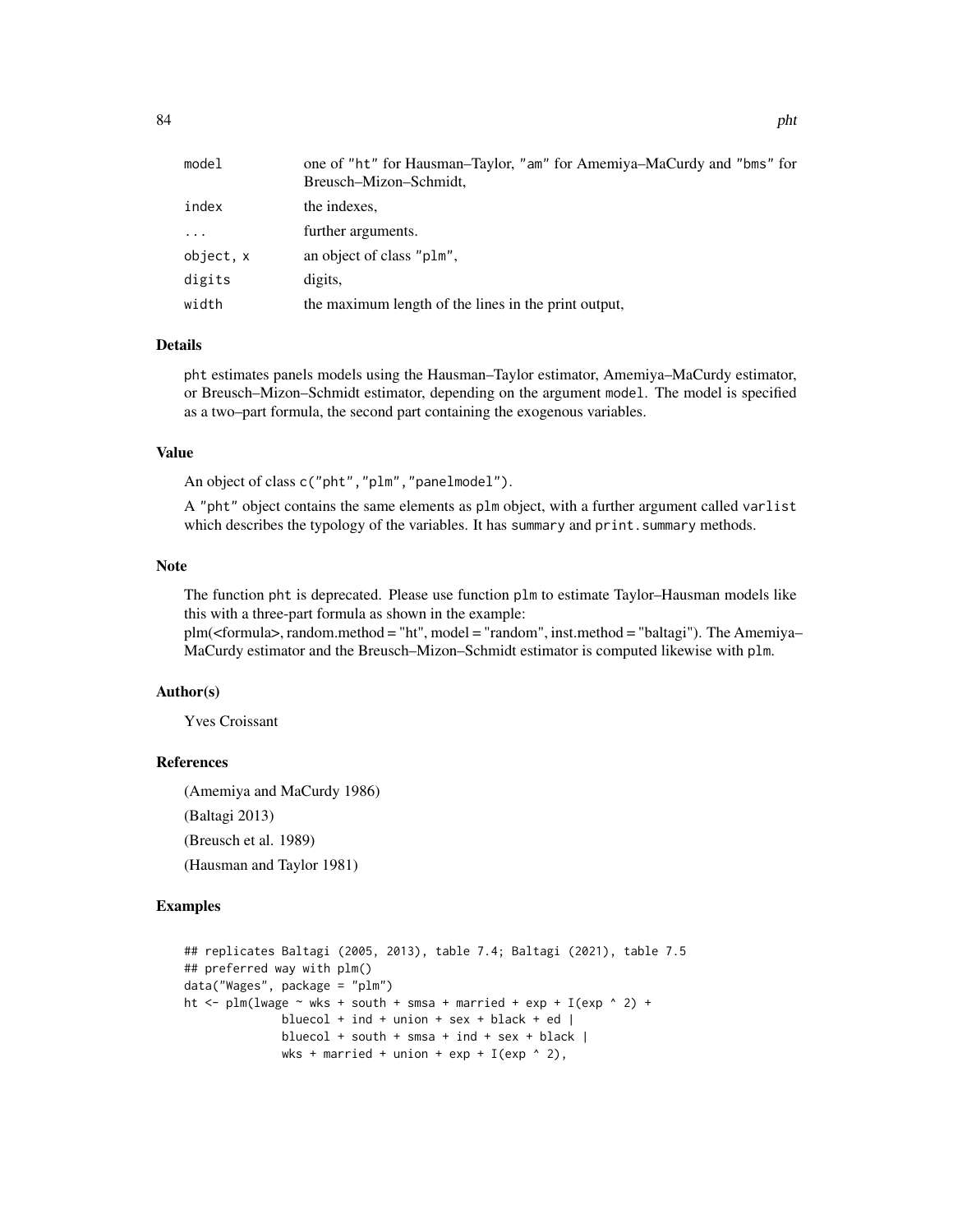| | |
|---|---|
| model | one of "ht" for Hausman–Taylor, "am" for Amemiya–MaCurdy and "bms" for Breusch–Mizon–Schmidt, |
| index | the indexes, |
| ... | further arguments. |
| object, x | an object of class "plm", |
| digits | digits, |
| width | the maximum length of the lines in the print output, |

### Details

pht estimates panels models using the Hausman–Taylor estimator, Amemiya–MaCurdy estimator, or Breusch–Mizon–Schmidt estimator, depending on the argument model. The model is specified as a two–part formula, the second part containing the exogenous variables.

### Value

An object of class c("pht","plm","panelmodel").

A "pht" object contains the same elements as plm object, with a further argument called varlist which describes the typology of the variables. It has summary and print.summary methods.

### Note

The function pht is deprecated. Please use function plm to estimate Taylor–Hausman models like this with a three-part formula as shown in the example:
plm(<formula>, random.method = "ht", model = "random", inst.method = "baltagi"). The Amemiya–MaCurdy estimator and the Breusch–Mizon–Schmidt estimator is computed likewise with plm.

### Author(s)

Yves Croissant

### References

(Amemiya and MaCurdy 1986)

(Baltagi 2013)

(Breusch et al. 1989)

(Hausman and Taylor 1981)

### Examples

```
## replicates Baltagi (2005, 2013), table 7.4; Baltagi (2021), table 7.5
## preferred way with plm()
data("Wages", package = "plm")
ht <- plm(lwage ~ wks + south + smsa + married + exp + I(exp ^ 2) +
              bluecol + ind + union + sex + black + ed |
              bluecol + south + smsa + ind + sex + black |
              wks + married + union + exp + I(exp ^ 2),
```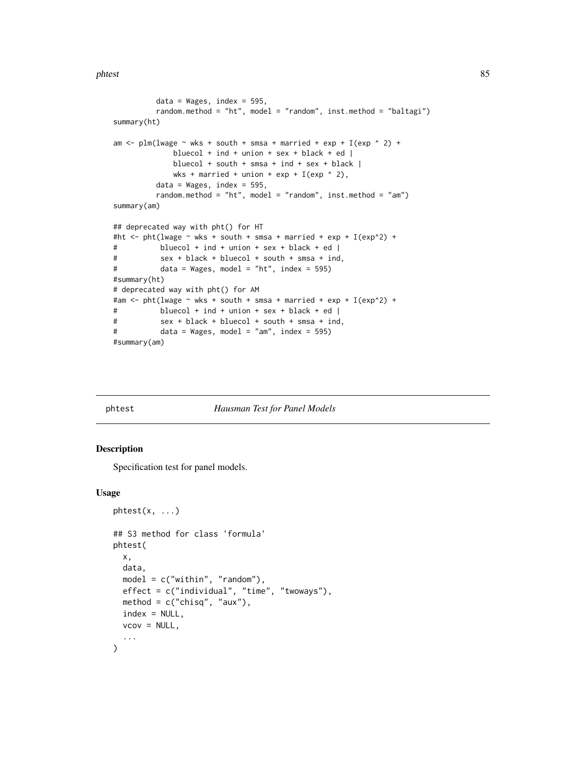```
          data = Wages, index = 595,
          random.method = "ht", model = "random", inst.method = "baltagi")
summary(ht)

am <- plm(lwage ~ wks + south + smsa + married + exp + I(exp ^ 2) +
              bluecol + ind + union + sex + black + ed |
              bluecol + south + smsa + ind + sex + black |
              wks + married + union + exp + I(exp ^ 2),
          data = Wages, index = 595,
          random.method = "ht", model = "random", inst.method = "am")
summary(am)

## deprecated way with pht() for HT
#ht <- pht(lwage ~ wks + south + smsa + married + exp + I(exp^2) +
#          bluecol + ind + union + sex + black + ed |
#          sex + black + bluecol + south + smsa + ind,
#          data = Wages, model = "ht", index = 595)
#summary(ht)
# deprecated way with pht() for AM
#am <- pht(lwage ~ wks + south + smsa + married + exp + I(exp^2) +
#          bluecol + ind + union + sex + black + ed |
#          sex + black + bluecol + south + smsa + ind,
#          data = Wages, model = "am", index = 595)
#summary(am)
```

---

phtest *Hausman Test for Panel Models*

---

## Description

Specification test for panel models.

## Usage

```
phtest(x, ...)

## S3 method for class 'formula'
phtest(
  x,
  data,
  model = c("within", "random"),
  effect = c("individual", "time", "twoways"),
  method = c("chisq", "aux"),
  index = NULL,
  vcov = NULL,
  ...
)
```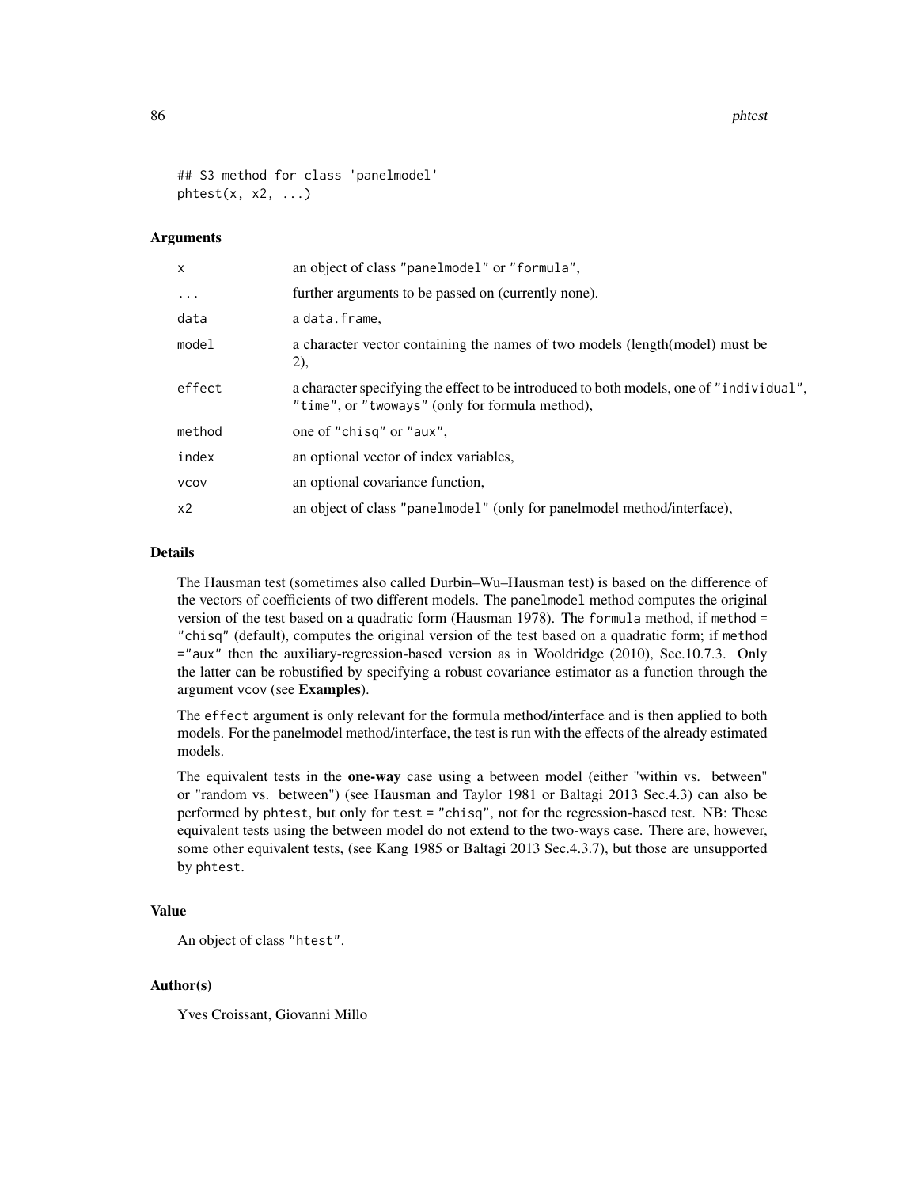```
## S3 method for class 'panelmodel'
phtest(x, x2, ...)
```

### Arguments

| | |
|---|---|
| `x` | an object of class "panelmodel" or "formula", |
| `...` | further arguments to be passed on (currently none). |
| `data` | a `data.frame`, |
| `model` | a character vector containing the names of two models (length(model) must be 2), |
| `effect` | a character specifying the effect to be introduced to both models, one of "individual", "time", or "twoways" (only for formula method), |
| `method` | one of "chisq" or "aux", |
| `index` | an optional vector of index variables, |
| `vcov` | an optional covariance function, |
| `x2` | an object of class "panelmodel" (only for panelmodel method/interface), |

### Details

The Hausman test (sometimes also called Durbin–Wu–Hausman test) is based on the difference of the vectors of coefficients of two different models. The `panelmodel` method computes the original version of the test based on a quadratic form (Hausman 1978). The `formula` method, if `method = "chisq"` (default), computes the original version of the test based on a quadratic form; if `method ="aux"` then the auxiliary-regression-based version as in Wooldridge (2010), Sec.10.7.3. Only the latter can be robustified by specifying a robust covariance estimator as a function through the argument `vcov` (see **Examples**).

The `effect` argument is only relevant for the formula method/interface and is then applied to both models. For the panelmodel method/interface, the test is run with the effects of the already estimated models.

The equivalent tests in the **one-way** case using a between model (either "within vs. between" or "random vs. between") (see Hausman and Taylor 1981 or Baltagi 2013 Sec.4.3) can also be performed by `phtest`, but only for `test = "chisq"`, not for the regression-based test. NB: These equivalent tests using the between model do not extend to the two-ways case. There are, however, some other equivalent tests, (see Kang 1985 or Baltagi 2013 Sec.4.3.7), but those are unsupported by `phtest`.

### Value

An object of class "htest".

### Author(s)

Yves Croissant, Giovanni Millo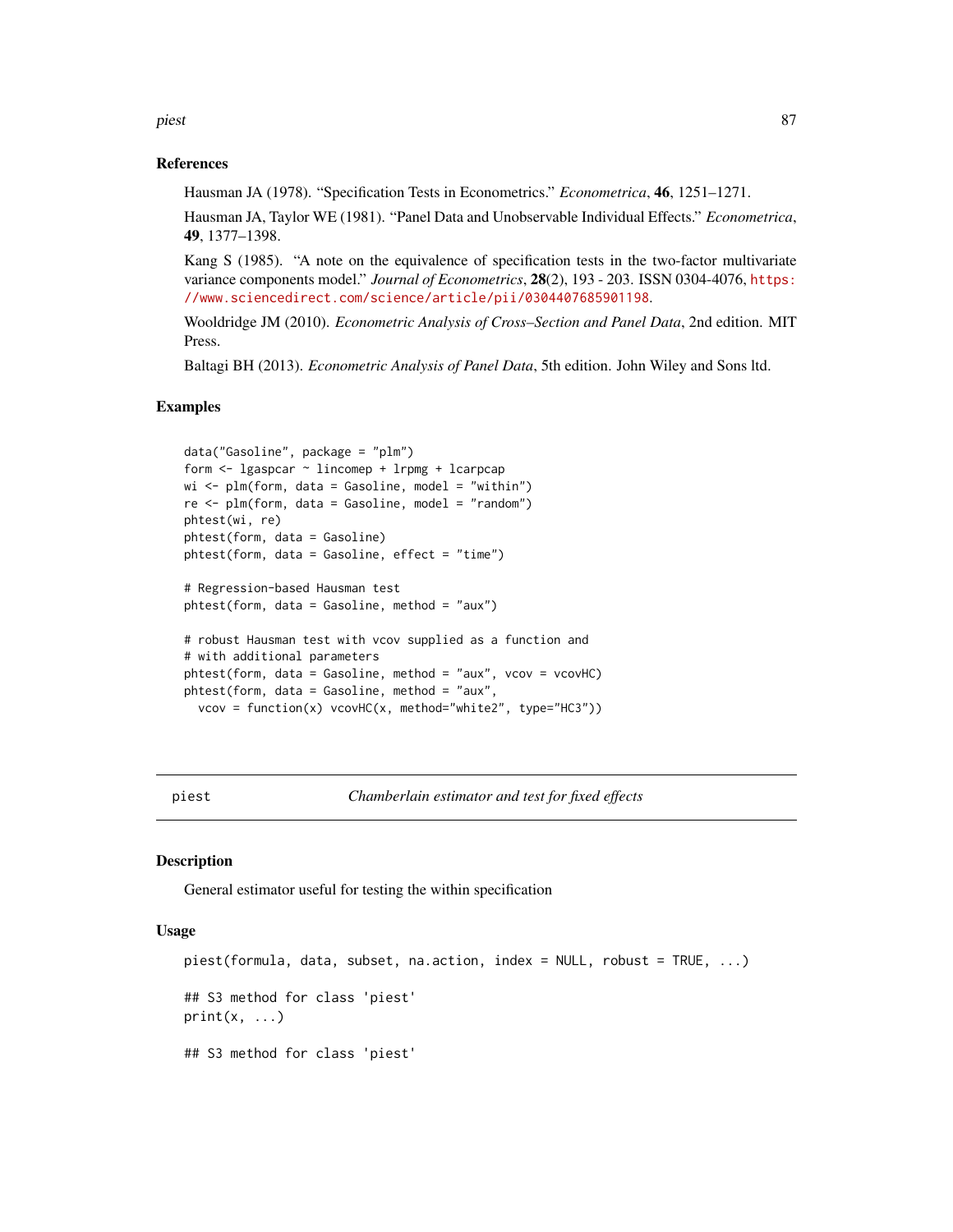### References

Hausman JA (1978). "Specification Tests in Econometrics." *Econometrica*, **46**, 1251–1271.

Hausman JA, Taylor WE (1981). "Panel Data and Unobservable Individual Effects." *Econometrica*, **49**, 1377–1398.

Kang S (1985). "A note on the equivalence of specification tests in the two-factor multivariate variance components model." *Journal of Econometrics*, **28**(2), 193 - 203. ISSN 0304-4076, https://www.sciencedirect.com/science/article/pii/0304407685901198.

Wooldridge JM (2010). *Econometric Analysis of Cross–Section and Panel Data*, 2nd edition. MIT Press.

Baltagi BH (2013). *Econometric Analysis of Panel Data*, 5th edition. John Wiley and Sons ltd.

### Examples

```
data("Gasoline", package = "plm")
form <- lgaspcar ~ lincomep + lrpmg + lcarpcap
wi <- plm(form, data = Gasoline, model = "within")
re <- plm(form, data = Gasoline, model = "random")
phtest(wi, re)
phtest(form, data = Gasoline)
phtest(form, data = Gasoline, effect = "time")

# Regression-based Hausman test
phtest(form, data = Gasoline, method = "aux")

# robust Hausman test with vcov supplied as a function and
# with additional parameters
phtest(form, data = Gasoline, method = "aux", vcov = vcovHC)
phtest(form, data = Gasoline, method = "aux",
  vcov = function(x) vcovHC(x, method="white2", type="HC3"))
```

---

## piest — *Chamberlain estimator and test for fixed effects*

### Description

General estimator useful for testing the within specification

### Usage

```
piest(formula, data, subset, na.action, index = NULL, robust = TRUE, ...)

## S3 method for class 'piest'
print(x, ...)

## S3 method for class 'piest'
```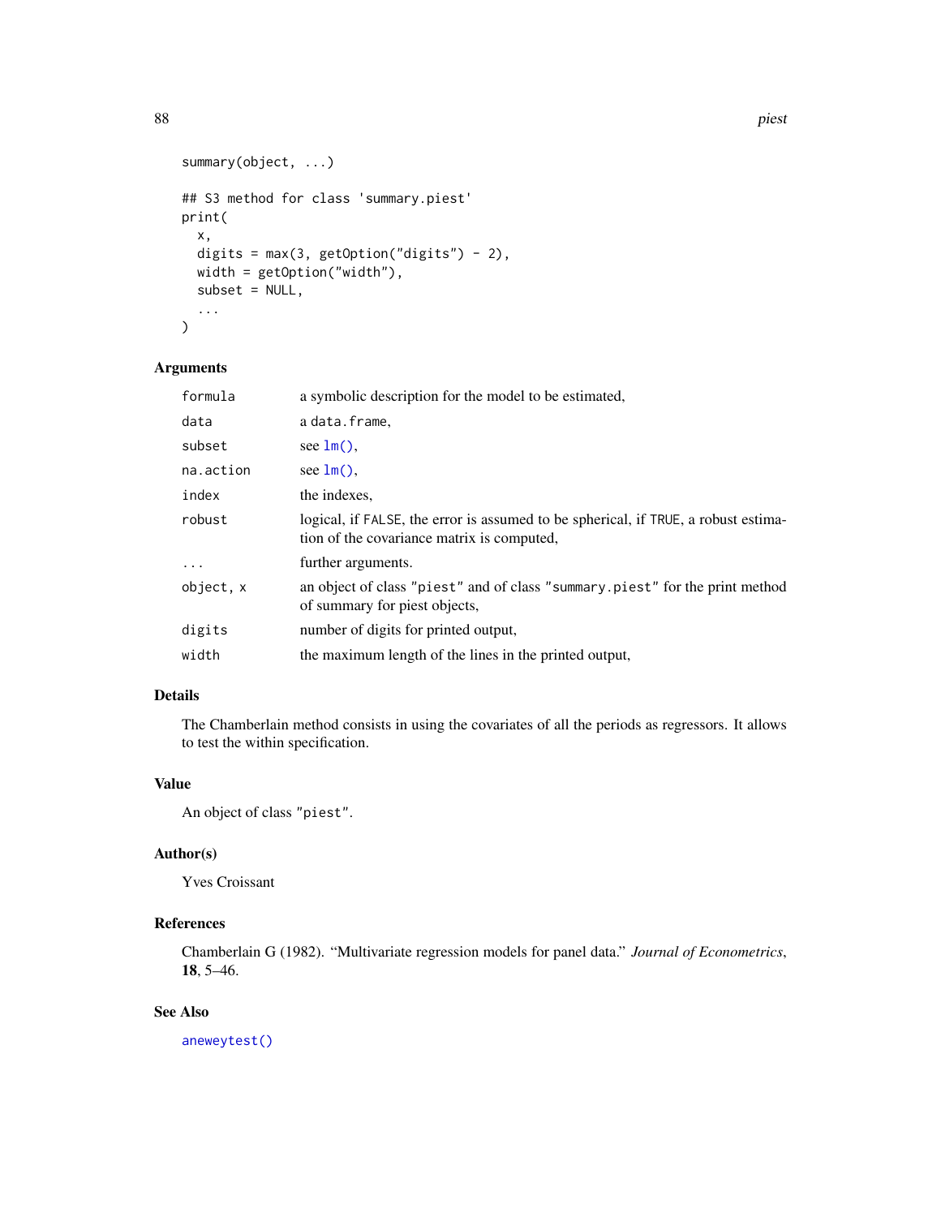```
summary(object, ...)

## S3 method for class 'summary.piest'
print(
  x,
  digits = max(3, getOption("digits") - 2),
  width = getOption("width"),
  subset = NULL,
  ...
)
```

## Arguments

| | |
|---|---|
| `formula` | a symbolic description for the model to be estimated, |
| `data` | a `data.frame`, |
| `subset` | see `lm()`, |
| `na.action` | see `lm()`, |
| `index` | the indexes, |
| `robust` | logical, if `FALSE`, the error is assumed to be spherical, if `TRUE`, a robust estimation of the covariance matrix is computed, |
| `...` | further arguments. |
| `object, x` | an object of class `"piest"` and of class `"summary.piest"` for the print method of summary for piest objects, |
| `digits` | number of digits for printed output, |
| `width` | the maximum length of the lines in the printed output, |

## Details

The Chamberlain method consists in using the covariates of all the periods as regressors. It allows to test the within specification.

## Value

An object of class `"piest"`.

## Author(s)

Yves Croissant

## References

Chamberlain G (1982). "Multivariate regression models for panel data." *Journal of Econometrics*, **18**, 5–46.

## See Also

`aneweytest()`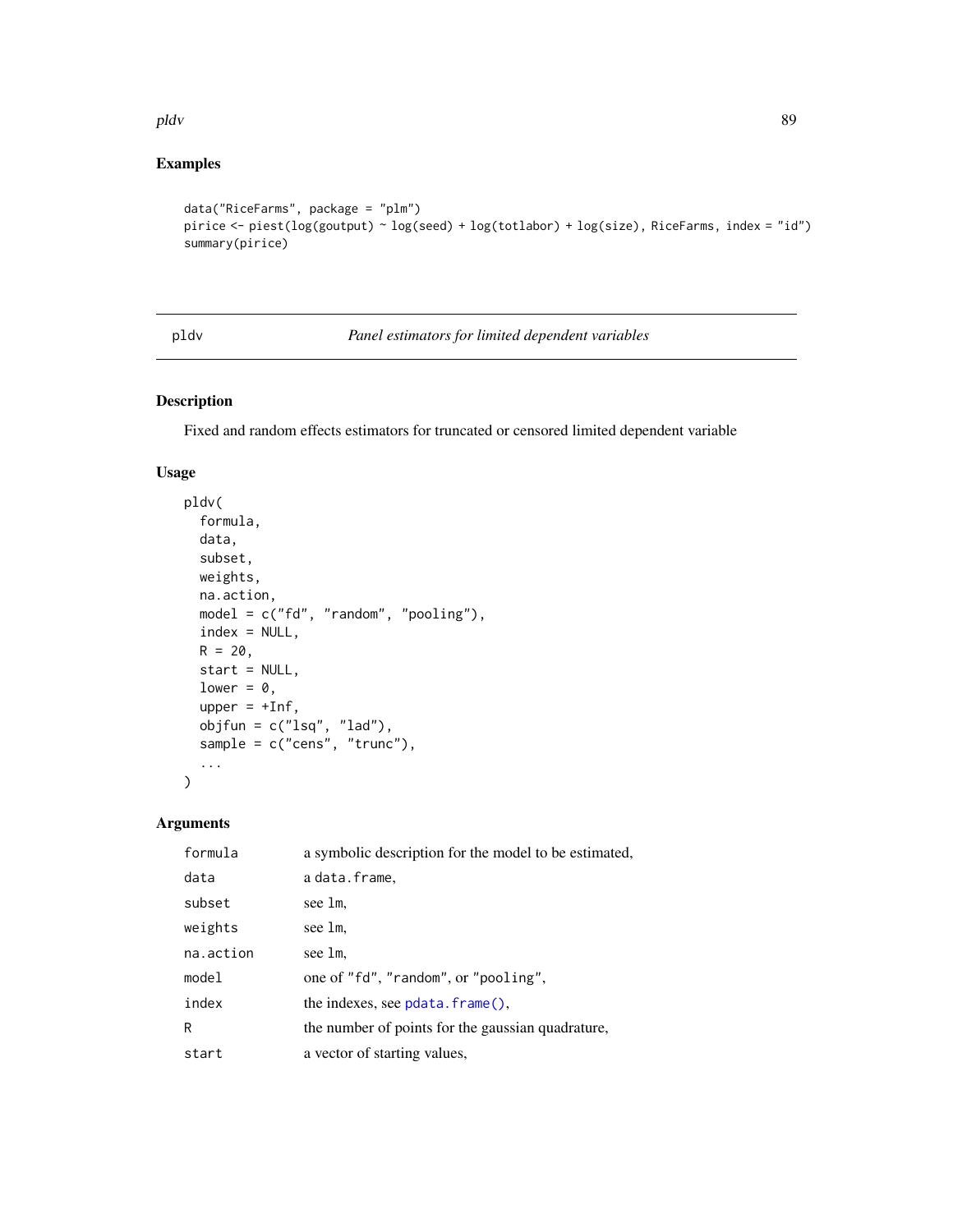## Examples

```
data("RiceFarms", package = "plm")
pirice <- piest(log(goutput) ~ log(seed) + log(totlabor) + log(size), RiceFarms, index = "id")
summary(pirice)
```

---

# pldv — *Panel estimators for limited dependent variables*

## Description

Fixed and random effects estimators for truncated or censored limited dependent variable

## Usage

```
pldv(
  formula,
  data,
  subset,
  weights,
  na.action,
  model = c("fd", "random", "pooling"),
  index = NULL,
  R = 20,
  start = NULL,
  lower = 0,
  upper = +Inf,
  objfun = c("lsq", "lad"),
  sample = c("cens", "trunc"),
  ...
)
```

## Arguments

| | |
|---|---|
| `formula` | a symbolic description for the model to be estimated, |
| `data` | a `data.frame`, |
| `subset` | see `lm`, |
| `weights` | see `lm`, |
| `na.action` | see `lm`, |
| `model` | one of `"fd"`, `"random"`, or `"pooling"`, |
| `index` | the indexes, see `pdata.frame()`, |
| `R` | the number of points for the gaussian quadrature, |
| `start` | a vector of starting values, |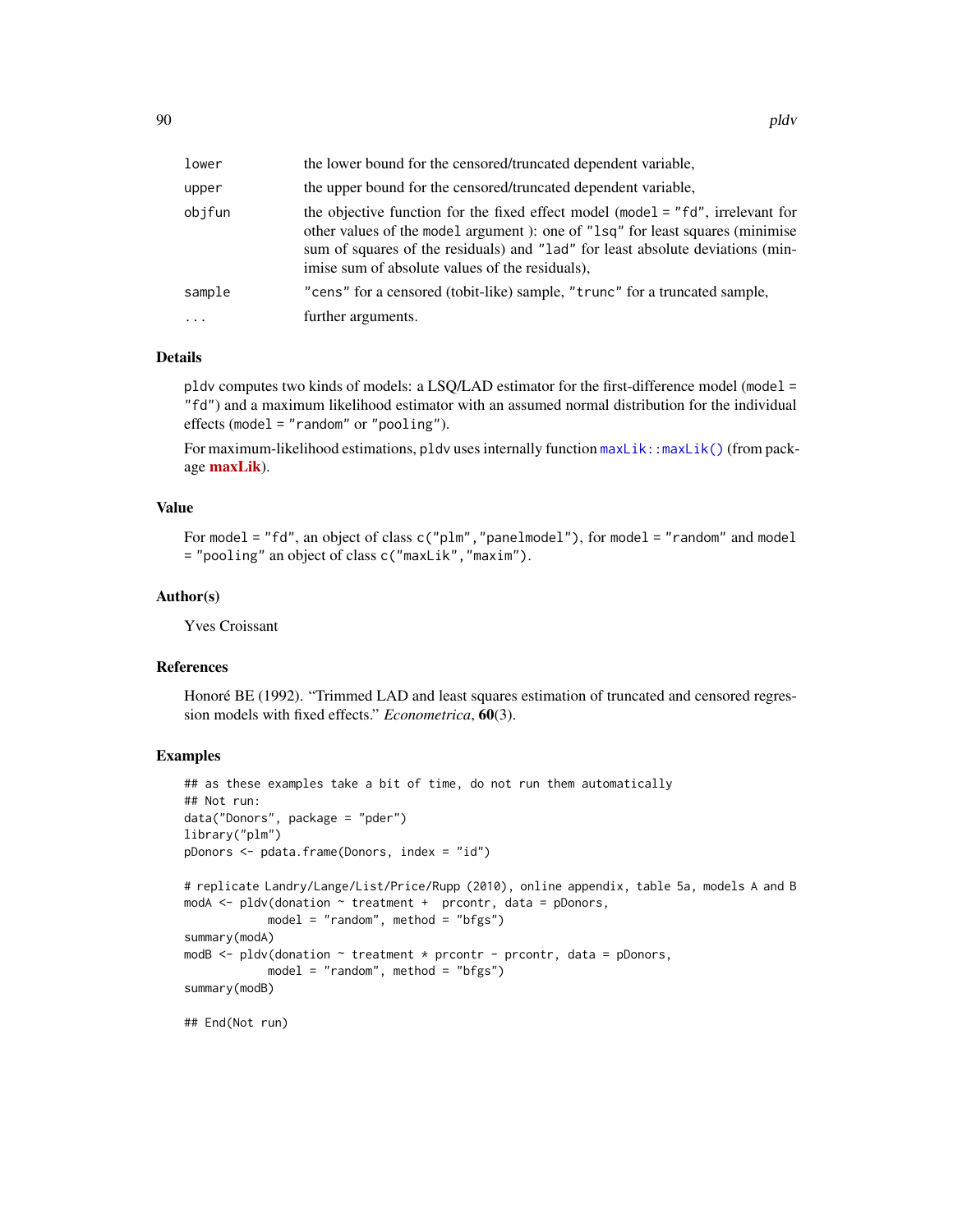| | |
|---|---|
| `lower` | the lower bound for the censored/truncated dependent variable, |
| `upper` | the upper bound for the censored/truncated dependent variable, |
| `objfun` | the objective function for the fixed effect model (`model = "fd"`, irrelevant for other values of the `model` argument ): one of `"lsq"` for least squares (minimise sum of squares of the residuals) and `"lad"` for least absolute deviations (minimise sum of absolute values of the residuals), |
| `sample` | `"cens"` for a censored (tobit-like) sample, `"trunc"` for a truncated sample, |
| `...` | further arguments. |

## Details

`pldv` computes two kinds of models: a LSQ/LAD estimator for the first-difference model (`model = "fd"`) and a maximum likelihood estimator with an assumed normal distribution for the individual effects (`model = "random"` or `"pooling"`).

For maximum-likelihood estimations, `pldv` uses internally function `maxLik::maxLik()` (from package **maxLik**).

## Value

For `model = "fd"`, an object of class `c("plm","panelmodel")`, for `model = "random"` and `model = "pooling"` an object of class `c("maxLik","maxim")`.

## Author(s)

Yves Croissant

## References

Honoré BE (1992). "Trimmed LAD and least squares estimation of truncated and censored regression models with fixed effects." *Econometrica*, **60**(3).

## Examples

```
## as these examples take a bit of time, do not run them automatically
## Not run:
data("Donors", package = "pder")
library("plm")
pDonors <- pdata.frame(Donors, index = "id")

# replicate Landry/Lange/List/Price/Rupp (2010), online appendix, table 5a, models A and B
modA <- pldv(donation ~ treatment +  prcontr, data = pDonors,
            model = "random", method = "bfgs")
summary(modA)
modB <- pldv(donation ~ treatment * prcontr - prcontr, data = pDonors,
            model = "random", method = "bfgs")
summary(modB)

## End(Not run)
```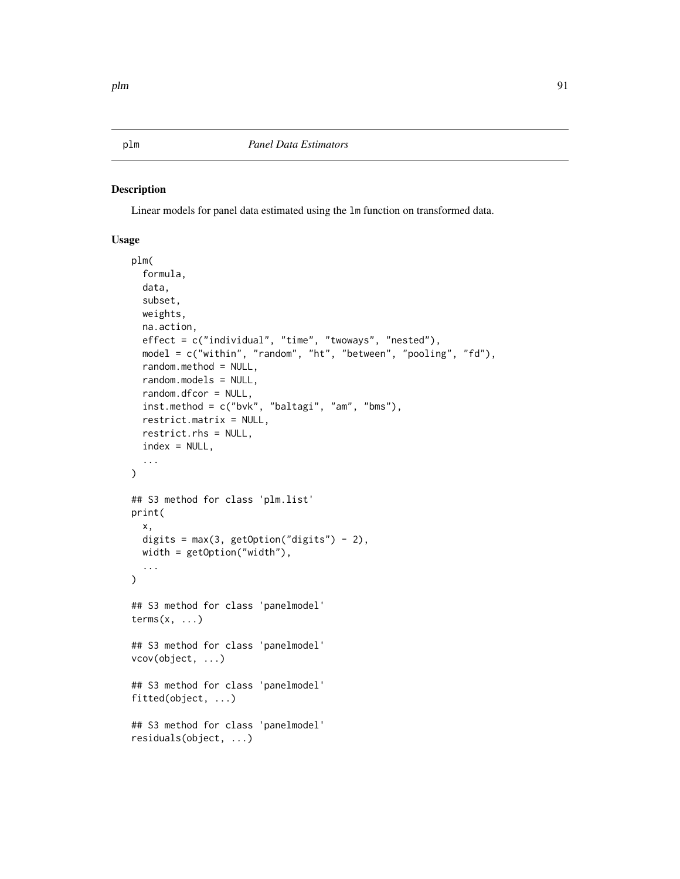# plm — *Panel Data Estimators*

## Description

Linear models for panel data estimated using the `lm` function on transformed data.

## Usage

```
plm(
  formula,
  data,
  subset,
  weights,
  na.action,
  effect = c("individual", "time", "twoways", "nested"),
  model = c("within", "random", "ht", "between", "pooling", "fd"),
  random.method = NULL,
  random.models = NULL,
  random.dfcor = NULL,
  inst.method = c("bvk", "baltagi", "am", "bms"),
  restrict.matrix = NULL,
  restrict.rhs = NULL,
  index = NULL,
  ...
)

## S3 method for class 'plm.list'
print(
  x,
  digits = max(3, getOption("digits") - 2),
  width = getOption("width"),
  ...
)

## S3 method for class 'panelmodel'
terms(x, ...)

## S3 method for class 'panelmodel'
vcov(object, ...)

## S3 method for class 'panelmodel'
fitted(object, ...)

## S3 method for class 'panelmodel'
residuals(object, ...)
```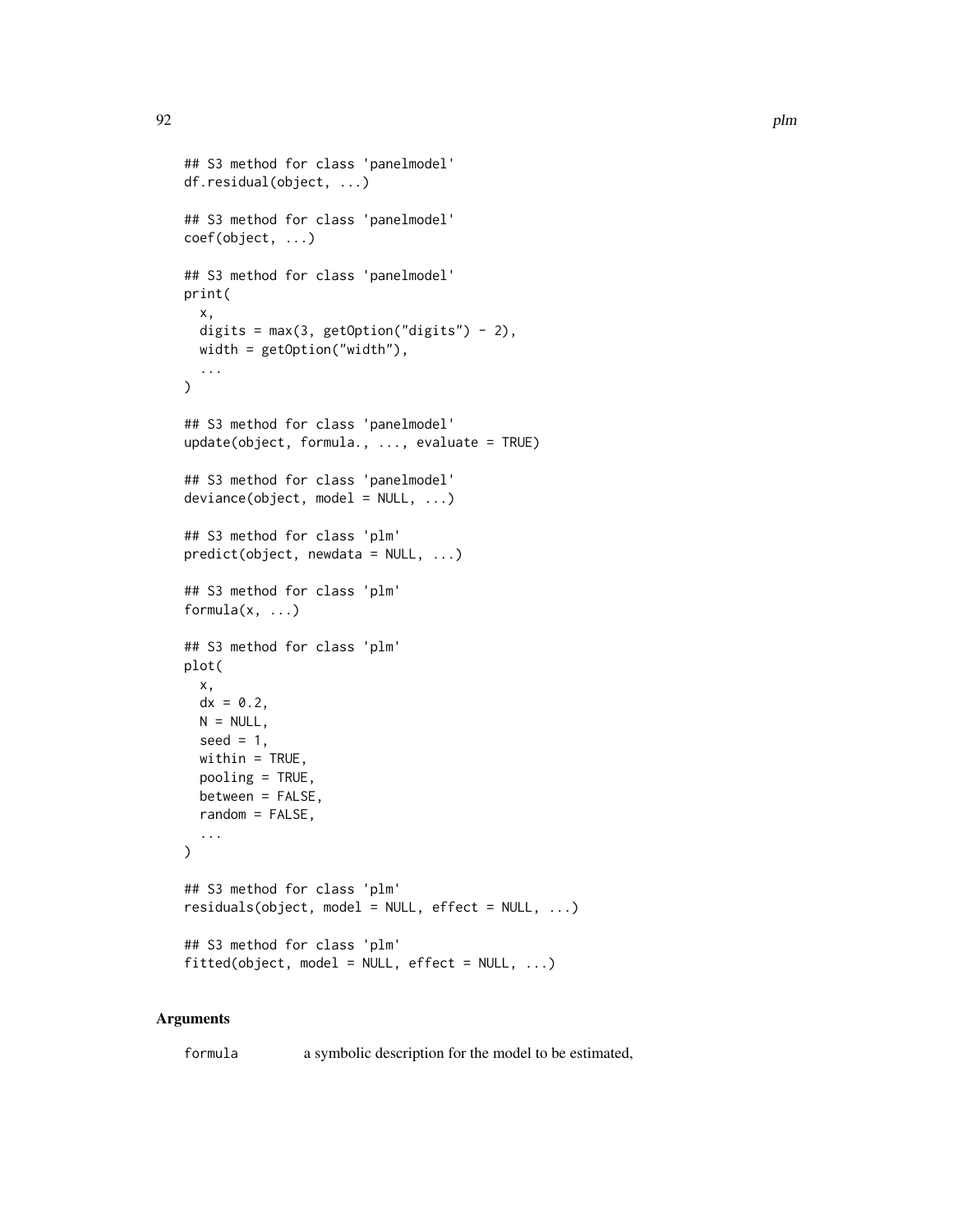```
## S3 method for class 'panelmodel'
df.residual(object, ...)

## S3 method for class 'panelmodel'
coef(object, ...)

## S3 method for class 'panelmodel'
print(
  x,
  digits = max(3, getOption("digits") - 2),
  width = getOption("width"),
  ...
)

## S3 method for class 'panelmodel'
update(object, formula., ..., evaluate = TRUE)

## S3 method for class 'panelmodel'
deviance(object, model = NULL, ...)

## S3 method for class 'plm'
predict(object, newdata = NULL, ...)

## S3 method for class 'plm'
formula(x, ...)

## S3 method for class 'plm'
plot(
  x,
  dx = 0.2,
  N = NULL,
  seed = 1,
  within = TRUE,
  pooling = TRUE,
  between = FALSE,
  random = FALSE,
  ...
)

## S3 method for class 'plm'
residuals(object, model = NULL, effect = NULL, ...)

## S3 method for class 'plm'
fitted(object, model = NULL, effect = NULL, ...)
```

## Arguments

| | |
|---|---|
| `formula` | a symbolic description for the model to be estimated, |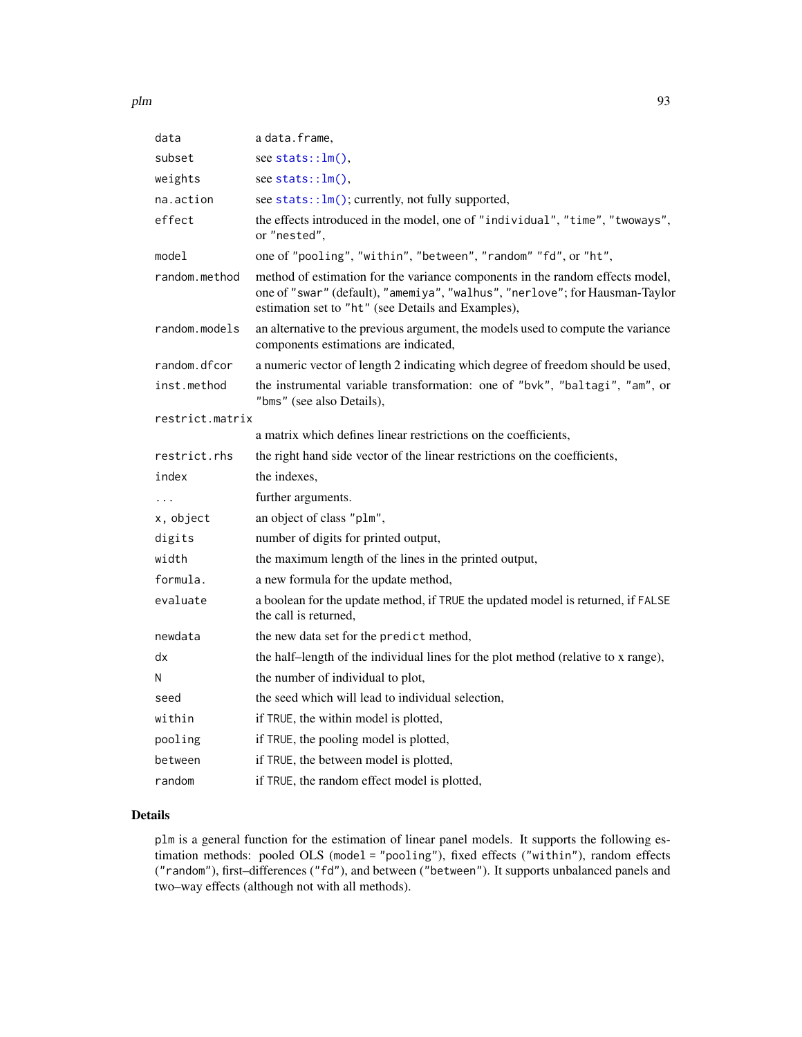| | |
|---|---|
| data | a data.frame, |
| subset | see stats::lm(), |
| weights | see stats::lm(), |
| na.action | see stats::lm(); currently, not fully supported, |
| effect | the effects introduced in the model, one of "individual", "time", "twoways", or "nested", |
| model | one of "pooling", "within", "between", "random" "fd", or "ht", |
| random.method | method of estimation for the variance components in the random effects model, one of "swar" (default), "amemiya", "walhus", "nerlove"; for Hausman-Taylor estimation set to "ht" (see Details and Examples), |
| random.models | an alternative to the previous argument, the models used to compute the variance components estimations are indicated, |
| random.dfcor | a numeric vector of length 2 indicating which degree of freedom should be used, |
| inst.method | the instrumental variable transformation: one of "bvk", "baltagi", "am", or "bms" (see also Details), |
| restrict.matrix | a matrix which defines linear restrictions on the coefficients, |
| restrict.rhs | the right hand side vector of the linear restrictions on the coefficients, |
| index | the indexes, |
| ... | further arguments. |
| x, object | an object of class "plm", |
| digits | number of digits for printed output, |
| width | the maximum length of the lines in the printed output, |
| formula. | a new formula for the update method, |
| evaluate | a boolean for the update method, if TRUE the updated model is returned, if FALSE the call is returned, |
| newdata | the new data set for the predict method, |
| dx | the half–length of the individual lines for the plot method (relative to x range), |
| N | the number of individual to plot, |
| seed | the seed which will lead to individual selection, |
| within | if TRUE, the within model is plotted, |
| pooling | if TRUE, the pooling model is plotted, |
| between | if TRUE, the between model is plotted, |
| random | if TRUE, the random effect model is plotted, |

## Details

plm is a general function for the estimation of linear panel models. It supports the following estimation methods: pooled OLS (model = "pooling"), fixed effects ("within"), random effects ("random"), first–differences ("fd"), and between ("between"). It supports unbalanced panels and two–way effects (although not with all methods).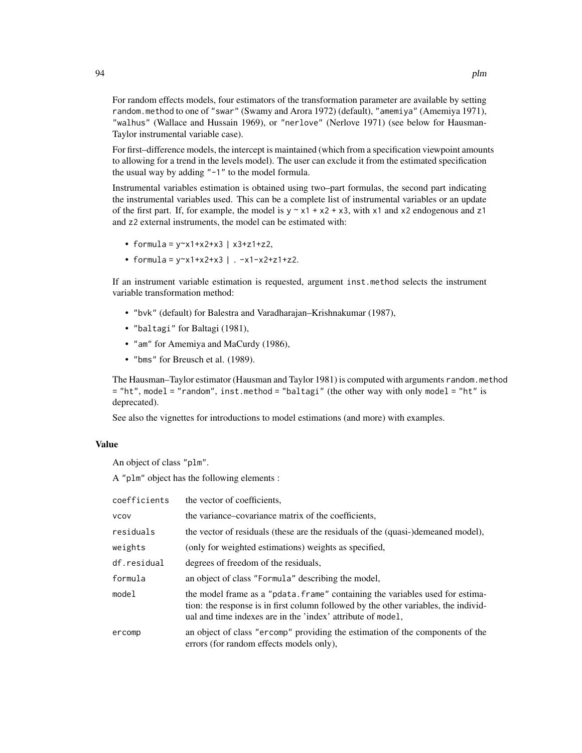For random effects models, four estimators of the transformation parameter are available by setting `random.method` to one of `"swar"` (Swamy and Arora 1972) (default), `"amemiya"` (Amemiya 1971), `"walhus"` (Wallace and Hussain 1969), or `"nerlove"` (Nerlove 1971) (see below for Hausman-Taylor instrumental variable case).

For first–difference models, the intercept is maintained (which from a specification viewpoint amounts to allowing for a trend in the levels model). The user can exclude it from the estimated specification the usual way by adding `"-1"` to the model formula.

Instrumental variables estimation is obtained using two–part formulas, the second part indicating the instrumental variables used. This can be a complete list of instrumental variables or an update of the first part. If, for example, the model is `y ~ x1 + x2 + x3`, with `x1` and `x2` endogenous and `z1` and `z2` external instruments, the model can be estimated with:

- `formula = y~x1+x2+x3 | x3+z1+z2`,
- `formula = y~x1+x2+x3 | . -x1-x2+z1+z2`.

If an instrument variable estimation is requested, argument `inst.method` selects the instrument variable transformation method:

- `"bvk"` (default) for Balestra and Varadharajan–Krishnakumar (1987),
- `"baltagi"` for Baltagi (1981),
- `"am"` for Amemiya and MaCurdy (1986),
- `"bms"` for Breusch et al. (1989).

The Hausman–Taylor estimator (Hausman and Taylor 1981) is computed with arguments `random.method = "ht"`, `model = "random"`, `inst.method = "baltagi"` (the other way with only `model = "ht"` is deprecated).

See also the vignettes for introductions to model estimations (and more) with examples.

### Value

An object of class `"plm"`.

A `"plm"` object has the following elements :

| | |
|---|---|
| `coefficients` | the vector of coefficients, |
| `vcov` | the variance–covariance matrix of the coefficients, |
| `residuals` | the vector of residuals (these are the residuals of the (quasi-)demeaned model), |
| `weights` | (only for weighted estimations) weights as specified, |
| `df.residual` | degrees of freedom of the residuals, |
| `formula` | an object of class `"Formula"` describing the model, |
| `model` | the model frame as a `"pdata.frame"` containing the variables used for estimation: the response is in first column followed by the other variables, the individual and time indexes are in the 'index' attribute of `model`, |
| `ercomp` | an object of class `"ercomp"` providing the estimation of the components of the errors (for random effects models only), |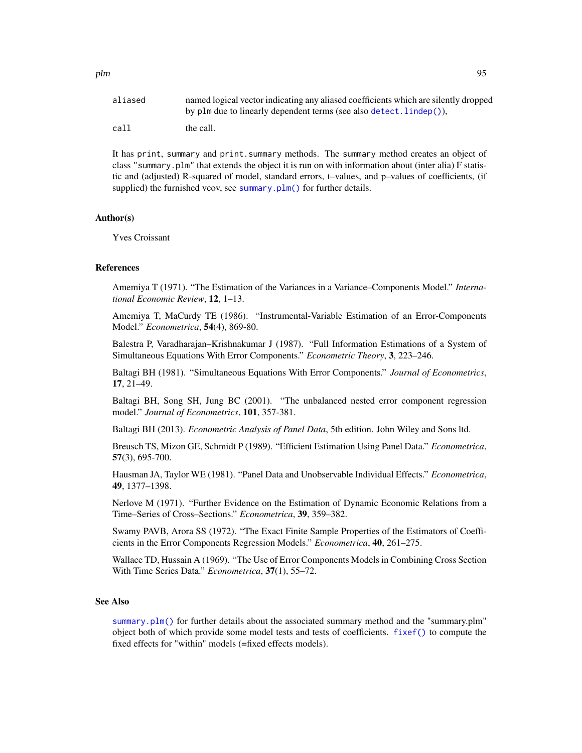| | |
|---|---|
| `aliased` | named logical vector indicating any aliased coefficients which are silently dropped by `plm` due to linearly dependent terms (see also `detect.lindep()`), |
| `call` | the call. |

It has `print`, `summary` and `print.summary` methods. The `summary` method creates an object of class `"summary.plm"` that extends the object it is run on with information about (inter alia) F statistic and (adjusted) R-squared of model, standard errors, t–values, and p–values of coefficients, (if supplied) the furnished vcov, see `summary.plm()` for further details.

### Author(s)

Yves Croissant

### References

Amemiya T (1971). "The Estimation of the Variances in a Variance–Components Model." *International Economic Review*, **12**, 1–13.

Amemiya T, MaCurdy TE (1986). "Instrumental-Variable Estimation of an Error-Components Model." *Econometrica*, **54**(4), 869-80.

Balestra P, Varadharajan–Krishnakumar J (1987). "Full Information Estimations of a System of Simultaneous Equations With Error Components." *Econometric Theory*, **3**, 223–246.

Baltagi BH (1981). "Simultaneous Equations With Error Components." *Journal of Econometrics*, **17**, 21–49.

Baltagi BH, Song SH, Jung BC (2001). "The unbalanced nested error component regression model." *Journal of Econometrics*, **101**, 357-381.

Baltagi BH (2013). *Econometric Analysis of Panel Data*, 5th edition. John Wiley and Sons ltd.

Breusch TS, Mizon GE, Schmidt P (1989). "Efficient Estimation Using Panel Data." *Econometrica*, **57**(3), 695-700.

Hausman JA, Taylor WE (1981). "Panel Data and Unobservable Individual Effects." *Econometrica*, **49**, 1377–1398.

Nerlove M (1971). "Further Evidence on the Estimation of Dynamic Economic Relations from a Time–Series of Cross–Sections." *Econometrica*, **39**, 359–382.

Swamy PAVB, Arora SS (1972). "The Exact Finite Sample Properties of the Estimators of Coefficients in the Error Components Regression Models." *Econometrica*, **40**, 261–275.

Wallace TD, Hussain A (1969). "The Use of Error Components Models in Combining Cross Section With Time Series Data." *Econometrica*, **37**(1), 55–72.

### See Also

`summary.plm()` for further details about the associated summary method and the "summary.plm" object both of which provide some model tests and tests of coefficients. `fixef()` to compute the fixed effects for "within" models (=fixed effects models).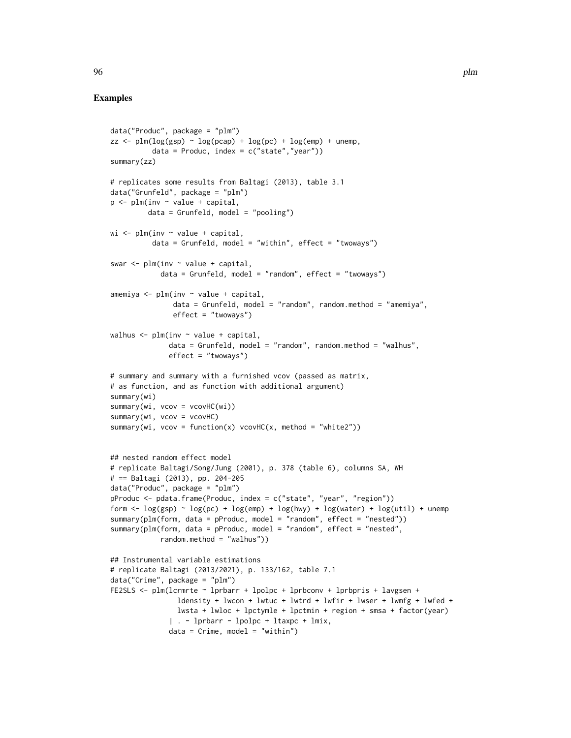## Examples

```
data("Produc", package = "plm")
zz <- plm(log(gsp) ~ log(pcap) + log(pc) + log(emp) + unemp,
          data = Produc, index = c("state","year"))
summary(zz)

# replicates some results from Baltagi (2013), table 3.1
data("Grunfeld", package = "plm")
p <- plm(inv ~ value + capital,
         data = Grunfeld, model = "pooling")

wi <- plm(inv ~ value + capital,
          data = Grunfeld, model = "within", effect = "twoways")

swar <- plm(inv ~ value + capital,
            data = Grunfeld, model = "random", effect = "twoways")

amemiya <- plm(inv ~ value + capital,
               data = Grunfeld, model = "random", random.method = "amemiya",
               effect = "twoways")

walhus <- plm(inv ~ value + capital,
              data = Grunfeld, model = "random", random.method = "walhus",
              effect = "twoways")

# summary and summary with a furnished vcov (passed as matrix,
# as function, and as function with additional argument)
summary(wi)
summary(wi, vcov = vcovHC(wi))
summary(wi, vcov = vcovHC)
summary(wi, vcov = function(x) vcovHC(x, method = "white2"))


## nested random effect model
# replicate Baltagi/Song/Jung (2001), p. 378 (table 6), columns SA, WH
# == Baltagi (2013), pp. 204-205
data("Produc", package = "plm")
pProduc <- pdata.frame(Produc, index = c("state", "year", "region"))
form <- log(gsp) ~ log(pc) + log(emp) + log(hwy) + log(water) + log(util) + unemp
summary(plm(form, data = pProduc, model = "random", effect = "nested"))
summary(plm(form, data = pProduc, model = "random", effect = "nested",
            random.method = "walhus"))

## Instrumental variable estimations
# replicate Baltagi (2013/2021), p. 133/162, table 7.1
data("Crime", package = "plm")
FE2SLS <- plm(lcrmrte ~ lprbarr + lpolpc + lprbconv + lprbpris + lavgsen +
                ldensity + lwcon + lwtuc + lwtrd + lwfir + lwser + lwmfg + lwfed +
                lwsta + lwloc + lpctymle + lpctmin + region + smsa + factor(year)
              | . - lprbarr - lpolpc + ltaxpc + lmix,
              data = Crime, model = "within")
```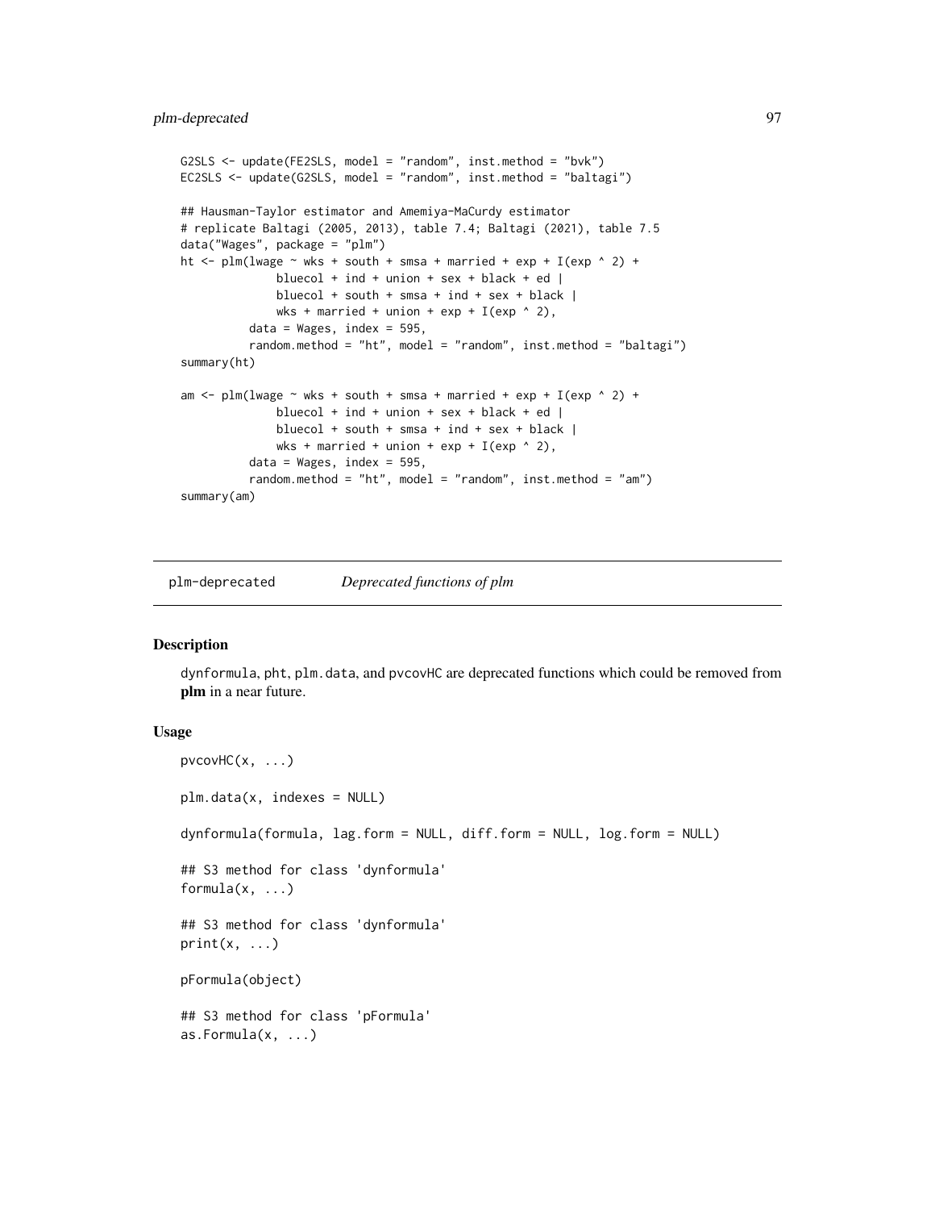```
G2SLS <- update(FE2SLS, model = "random", inst.method = "bvk")
EC2SLS <- update(G2SLS, model = "random", inst.method = "baltagi")

## Hausman-Taylor estimator and Amemiya-MaCurdy estimator
# replicate Baltagi (2005, 2013), table 7.4; Baltagi (2021), table 7.5
data("Wages", package = "plm")
ht <- plm(lwage ~ wks + south + smsa + married + exp + I(exp ^ 2) +
              bluecol + ind + union + sex + black + ed |
              bluecol + south + smsa + ind + sex + black |
              wks + married + union + exp + I(exp ^ 2),
          data = Wages, index = 595,
          random.method = "ht", model = "random", inst.method = "baltagi")
summary(ht)

am <- plm(lwage ~ wks + south + smsa + married + exp + I(exp ^ 2) +
              bluecol + ind + union + sex + black + ed |
              bluecol + south + smsa + ind + sex + black |
              wks + married + union + exp + I(exp ^ 2),
          data = Wages, index = 595,
          random.method = "ht", model = "random", inst.method = "am")
summary(am)
```

## plm-deprecated *Deprecated functions of plm*

### Description

dynformula, pht, plm.data, and pvcovHC are deprecated functions which could be removed from **plm** in a near future.

### Usage

```
pvcovHC(x, ...)

plm.data(x, indexes = NULL)

dynformula(formula, lag.form = NULL, diff.form = NULL, log.form = NULL)

## S3 method for class 'dynformula'
formula(x, ...)

## S3 method for class 'dynformula'
print(x, ...)

pFormula(object)

## S3 method for class 'pFormula'
as.Formula(x, ...)
```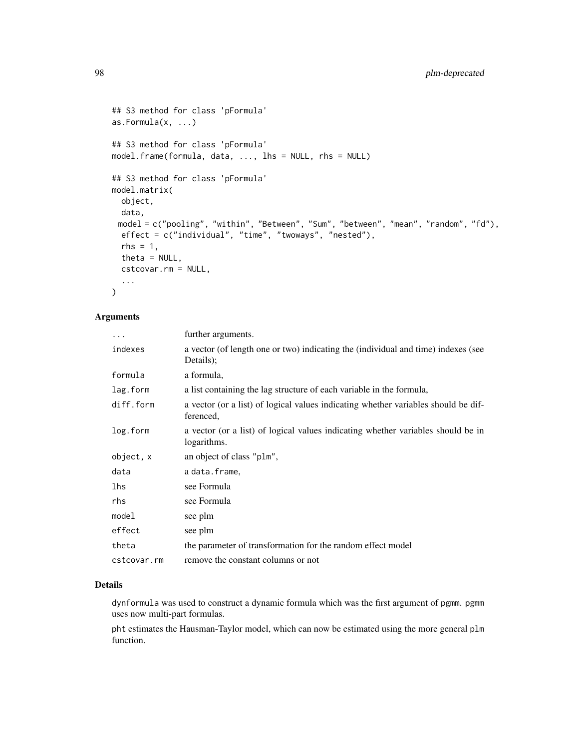```
## S3 method for class 'pFormula'
as.Formula(x, ...)

## S3 method for class 'pFormula'
model.frame(formula, data, ..., lhs = NULL, rhs = NULL)

## S3 method for class 'pFormula'
model.matrix(
  object,
  data,
  model = c("pooling", "within", "Between", "Sum", "between", "mean", "random", "fd"),
  effect = c("individual", "time", "twoways", "nested"),
  rhs = 1,
  theta = NULL,
  cstcovar.rm = NULL,
  ...
)
```

## Arguments

| | |
|---|---|
| `...` | further arguments. |
| `indexes` | a vector (of length one or two) indicating the (individual and time) indexes (see Details); |
| `formula` | a formula, |
| `lag.form` | a list containing the lag structure of each variable in the formula, |
| `diff.form` | a vector (or a list) of logical values indicating whether variables should be differenced, |
| `log.form` | a vector (or a list) of logical values indicating whether variables should be in logarithms. |
| `object, x` | an object of class "plm", |
| `data` | a data.frame, |
| `lhs` | see Formula |
| `rhs` | see Formula |
| `model` | see plm |
| `effect` | see plm |
| `theta` | the parameter of transformation for the random effect model |
| `cstcovar.rm` | remove the constant columns or not |

## Details

`dynformula` was used to construct a dynamic formula which was the first argument of `pgmm`. `pgmm` uses now multi-part formulas.

`pht` estimates the Hausman-Taylor model, which can now be estimated using the more general `plm` function.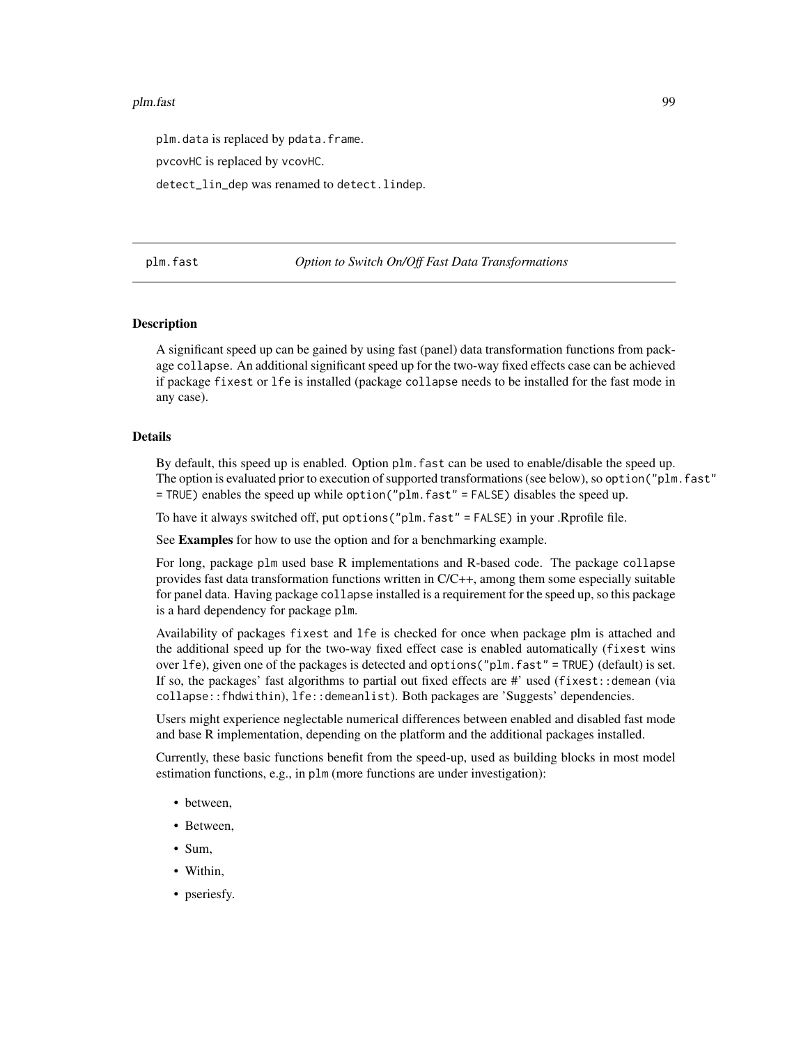plm.data is replaced by pdata.frame.

pvcovHC is replaced by vcovHC.

detect_lin_dep was renamed to detect.lindep.

---

## plm.fast — *Option to Switch On/Off Fast Data Transformations*

---

### Description

A significant speed up can be gained by using fast (panel) data transformation functions from package collapse. An additional significant speed up for the two-way fixed effects case can be achieved if package fixest or lfe is installed (package collapse needs to be installed for the fast mode in any case).

### Details

By default, this speed up is enabled. Option plm.fast can be used to enable/disable the speed up. The option is evaluated prior to execution of supported transformations (see below), so option("plm.fast" = TRUE) enables the speed up while option("plm.fast" = FALSE) disables the speed up.

To have it always switched off, put options("plm.fast" = FALSE) in your .Rprofile file.

See **Examples** for how to use the option and for a benchmarking example.

For long, package plm used base R implementations and R-based code. The package collapse provides fast data transformation functions written in C/C++, among them some especially suitable for panel data. Having package collapse installed is a requirement for the speed up, so this package is a hard dependency for package plm.

Availability of packages fixest and lfe is checked for once when package plm is attached and the additional speed up for the two-way fixed effect case is enabled automatically (fixest wins over lfe), given one of the packages is detected and options("plm.fast" = TRUE) (default) is set. If so, the packages' fast algorithms to partial out fixed effects are #' used (fixest::demean (via collapse::fhdwithin), lfe::demeanlist). Both packages are 'Suggests' dependencies.

Users might experience neglectable numerical differences between enabled and disabled fast mode and base R implementation, depending on the platform and the additional packages installed.

Currently, these basic functions benefit from the speed-up, used as building blocks in most model estimation functions, e.g., in plm (more functions are under investigation):

- between,
- Between,
- Sum,
- Within,
- pseriesfy.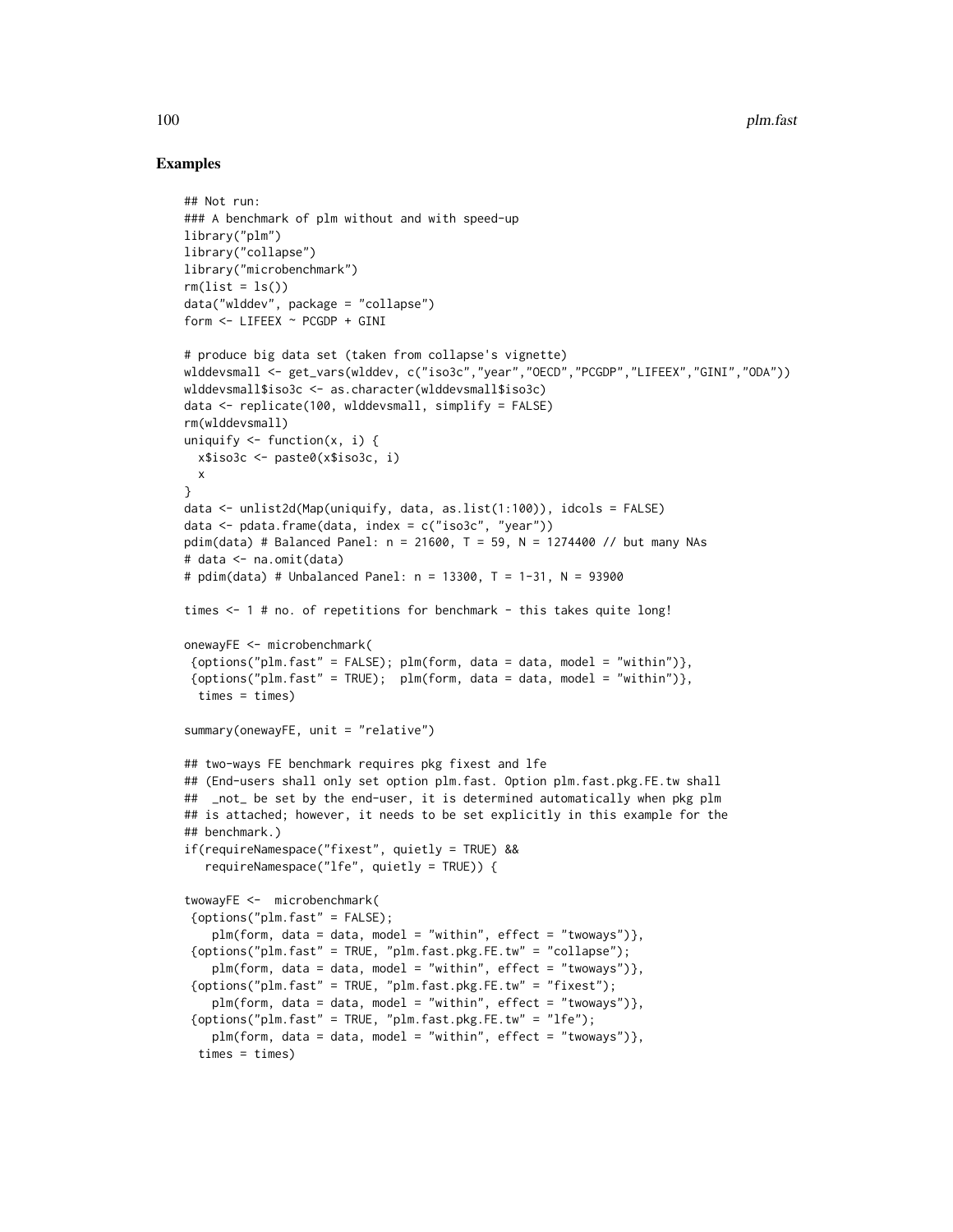## Examples

```
## Not run:
### A benchmark of plm without and with speed-up
library("plm")
library("collapse")
library("microbenchmark")
rm(list = ls())
data("wlddev", package = "collapse")
form <- LIFEEX ~ PCGDP + GINI

# produce big data set (taken from collapse's vignette)
wlddevsmall <- get_vars(wlddev, c("iso3c","year","OECD","PCGDP","LIFEEX","GINI","ODA"))
wlddevsmall$iso3c <- as.character(wlddevsmall$iso3c)
data <- replicate(100, wlddevsmall, simplify = FALSE)
rm(wlddevsmall)
uniquify <- function(x, i) {
  x$iso3c <- paste0(x$iso3c, i)
  x
}
data <- unlist2d(Map(uniquify, data, as.list(1:100)), idcols = FALSE)
data <- pdata.frame(data, index = c("iso3c", "year"))
pdim(data) # Balanced Panel: n = 21600, T = 59, N = 1274400 // but many NAs
# data <- na.omit(data)
# pdim(data) # Unbalanced Panel: n = 13300, T = 1-31, N = 93900

times <- 1 # no. of repetitions for benchmark - this takes quite long!

onewayFE <- microbenchmark(
 {options("plm.fast" = FALSE); plm(form, data = data, model = "within")},
 {options("plm.fast" = TRUE);  plm(form, data = data, model = "within")},
  times = times)

summary(onewayFE, unit = "relative")

## two-ways FE benchmark requires pkg fixest and lfe
## (End-users shall only set option plm.fast. Option plm.fast.pkg.FE.tw shall
##  _not_ be set by the end-user, it is determined automatically when pkg plm
## is attached; however, it needs to be set explicitly in this example for the
## benchmark.)
if(requireNamespace("fixest", quietly = TRUE) &&
   requireNamespace("lfe", quietly = TRUE)) {

twowayFE <-  microbenchmark(
 {options("plm.fast" = FALSE);
    plm(form, data = data, model = "within", effect = "twoways")},
 {options("plm.fast" = TRUE, "plm.fast.pkg.FE.tw" = "collapse");
    plm(form, data = data, model = "within", effect = "twoways")},
 {options("plm.fast" = TRUE, "plm.fast.pkg.FE.tw" = "fixest");
    plm(form, data = data, model = "within", effect = "twoways")},
 {options("plm.fast" = TRUE, "plm.fast.pkg.FE.tw" = "lfe");
    plm(form, data = data, model = "within", effect = "twoways")},
  times = times)
```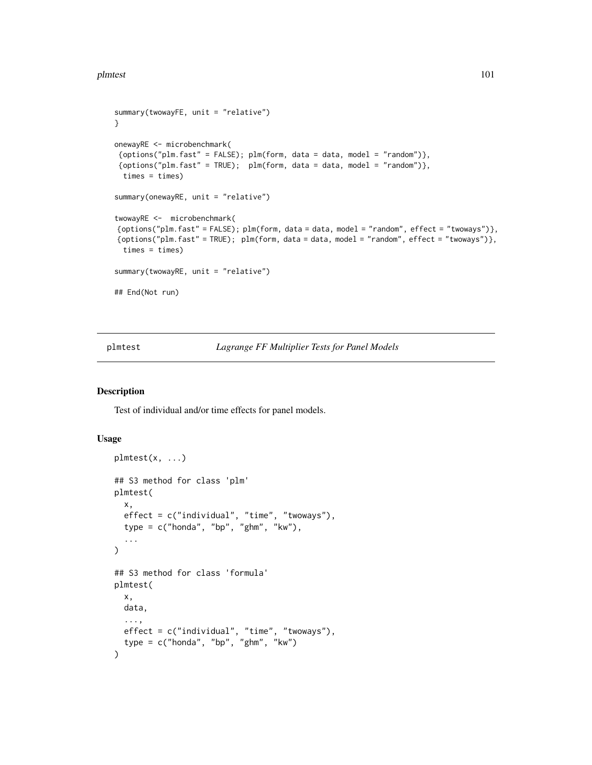```
summary(twowayFE, unit = "relative")
}

onewayRE <- microbenchmark(
 {options("plm.fast" = FALSE); plm(form, data = data, model = "random")},
 {options("plm.fast" = TRUE);  plm(form, data = data, model = "random")},
  times = times)

summary(onewayRE, unit = "relative")

twowayRE <-  microbenchmark(
 {options("plm.fast" = FALSE); plm(form, data = data, model = "random", effect = "twoways")},
 {options("plm.fast" = TRUE); plm(form, data = data, model = "random", effect = "twoways")},
  times = times)

summary(twowayRE, unit = "relative")

## End(Not run)
```

## plmtest — *Lagrange FF Multiplier Tests for Panel Models*

### Description

Test of individual and/or time effects for panel models.

### Usage

```
plmtest(x, ...)

## S3 method for class 'plm'
plmtest(
  x,
  effect = c("individual", "time", "twoways"),
  type = c("honda", "bp", "ghm", "kw"),
  ...
)

## S3 method for class 'formula'
plmtest(
  x,
  data,
  ...,
  effect = c("individual", "time", "twoways"),
  type = c("honda", "bp", "ghm", "kw")
)
```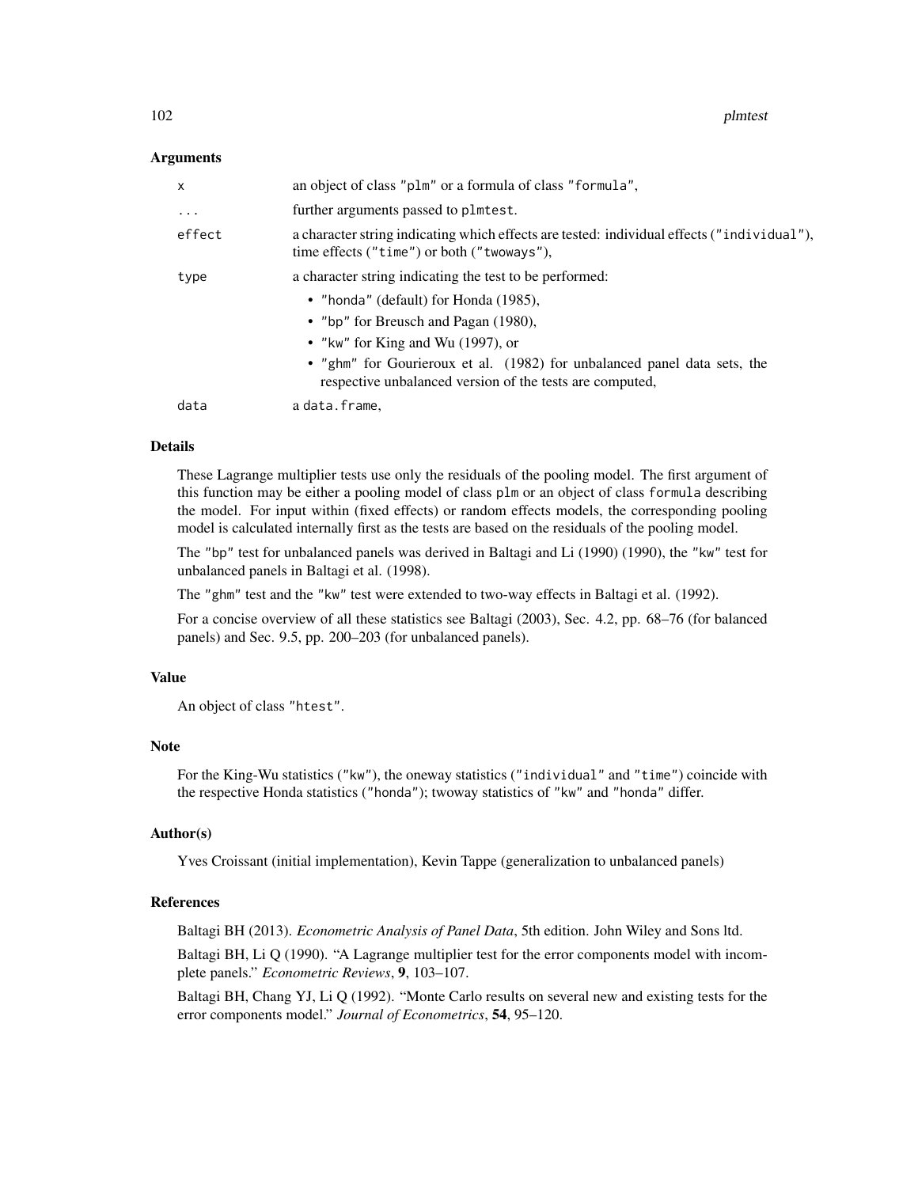## Arguments

| | |
|---|---|
| x | an object of class "plm" or a formula of class "formula", |
| ... | further arguments passed to plmtest. |
| effect | a character string indicating which effects are tested: individual effects ("individual"), time effects ("time") or both ("twoways"), |
| type | a character string indicating the test to be performed: • "honda" (default) for Honda (1985), • "bp" for Breusch and Pagan (1980), • "kw" for King and Wu (1997), or • "ghm" for Gourieroux et al. (1982) for unbalanced panel data sets, the respective unbalanced version of the tests are computed, |
| data | a data.frame, |

## Details

These Lagrange multiplier tests use only the residuals of the pooling model. The first argument of this function may be either a pooling model of class plm or an object of class formula describing the model. For input within (fixed effects) or random effects models, the corresponding pooling model is calculated internally first as the tests are based on the residuals of the pooling model.

The "bp" test for unbalanced panels was derived in Baltagi and Li (1990) (1990), the "kw" test for unbalanced panels in Baltagi et al. (1998).

The "ghm" test and the "kw" test were extended to two-way effects in Baltagi et al. (1992).

For a concise overview of all these statistics see Baltagi (2003), Sec. 4.2, pp. 68–76 (for balanced panels) and Sec. 9.5, pp. 200–203 (for unbalanced panels).

## Value

An object of class "htest".

## Note

For the King-Wu statistics ("kw"), the oneway statistics ("individual" and "time") coincide with the respective Honda statistics ("honda"); twoway statistics of "kw" and "honda" differ.

## Author(s)

Yves Croissant (initial implementation), Kevin Tappe (generalization to unbalanced panels)

## References

Baltagi BH (2013). *Econometric Analysis of Panel Data*, 5th edition. John Wiley and Sons ltd.

Baltagi BH, Li Q (1990). "A Lagrange multiplier test for the error components model with incomplete panels." *Econometric Reviews*, **9**, 103–107.

Baltagi BH, Chang YJ, Li Q (1992). "Monte Carlo results on several new and existing tests for the error components model." *Journal of Econometrics*, **54**, 95–120.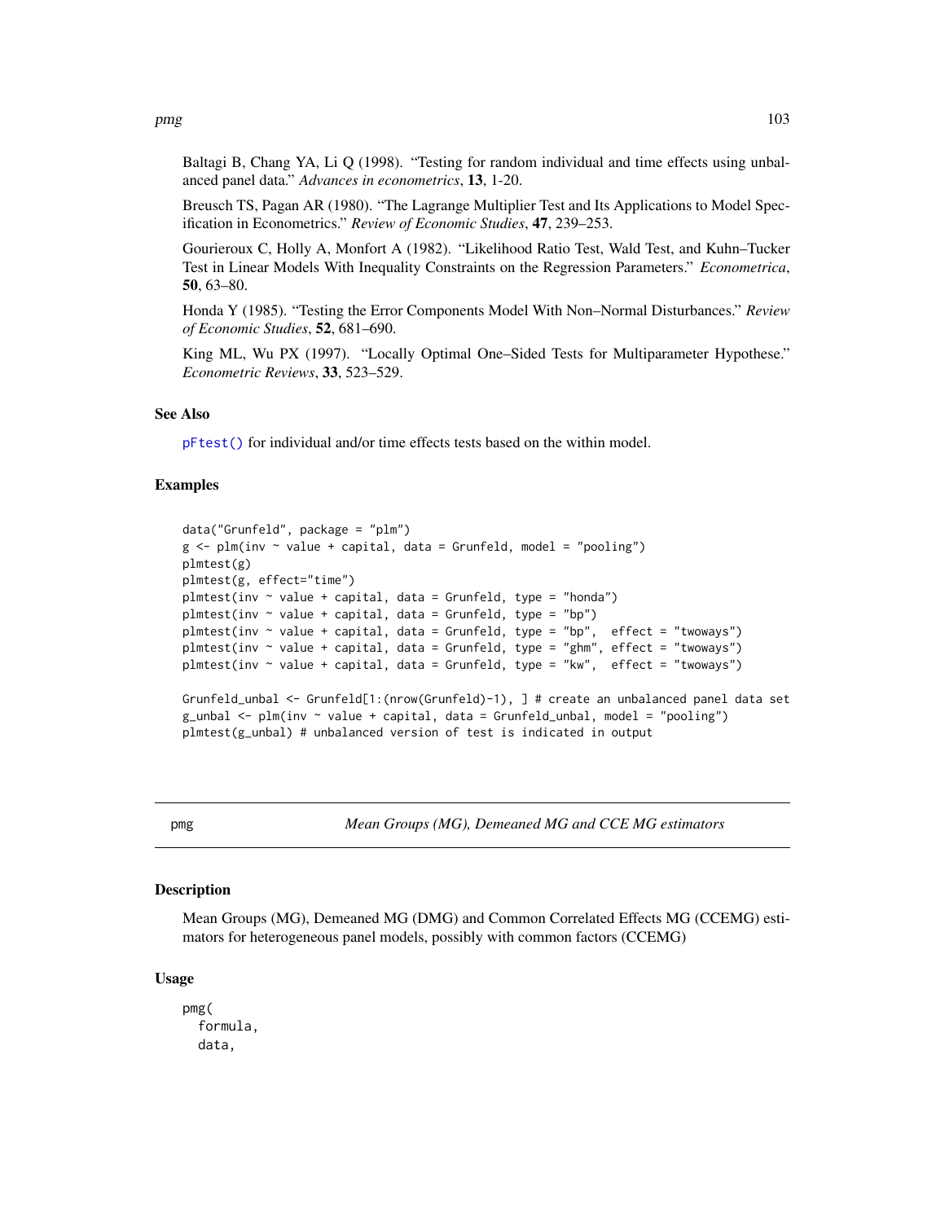Baltagi B, Chang YA, Li Q (1998). "Testing for random individual and time effects using unbalanced panel data." *Advances in econometrics*, **13**, 1-20.

Breusch TS, Pagan AR (1980). "The Lagrange Multiplier Test and Its Applications to Model Specification in Econometrics." *Review of Economic Studies*, **47**, 239–253.

Gourieroux C, Holly A, Monfort A (1982). "Likelihood Ratio Test, Wald Test, and Kuhn–Tucker Test in Linear Models With Inequality Constraints on the Regression Parameters." *Econometrica*, **50**, 63–80.

Honda Y (1985). "Testing the Error Components Model With Non–Normal Disturbances." *Review of Economic Studies*, **52**, 681–690.

King ML, Wu PX (1997). "Locally Optimal One–Sided Tests for Multiparameter Hypothese." *Econometric Reviews*, **33**, 523–529.

### See Also

pFtest() for individual and/or time effects tests based on the within model.

### Examples

```
data("Grunfeld", package = "plm")
g <- plm(inv ~ value + capital, data = Grunfeld, model = "pooling")
plmtest(g)
plmtest(g, effect="time")
plmtest(inv ~ value + capital, data = Grunfeld, type = "honda")
plmtest(inv ~ value + capital, data = Grunfeld, type = "bp")
plmtest(inv ~ value + capital, data = Grunfeld, type = "bp",  effect = "twoways")
plmtest(inv ~ value + capital, data = Grunfeld, type = "ghm", effect = "twoways")
plmtest(inv ~ value + capital, data = Grunfeld, type = "kw",  effect = "twoways")

Grunfeld_unbal <- Grunfeld[1:(nrow(Grunfeld)-1), ] # create an unbalanced panel data set
g_unbal <- plm(inv ~ value + capital, data = Grunfeld_unbal, model = "pooling")
plmtest(g_unbal) # unbalanced version of test is indicated in output
```

---

## pmg — *Mean Groups (MG), Demeaned MG and CCE MG estimators*

### Description

Mean Groups (MG), Demeaned MG (DMG) and Common Correlated Effects MG (CCEMG) estimators for heterogeneous panel models, possibly with common factors (CCEMG)

### Usage

```
pmg(
  formula,
  data,
```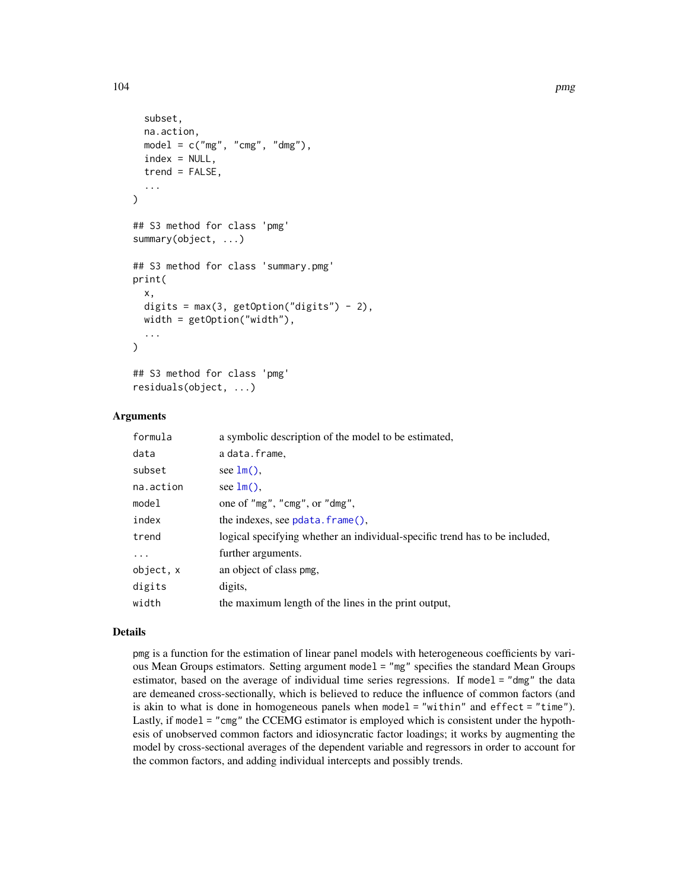```
  subset,
  na.action,
  model = c("mg", "cmg", "dmg"),
  index = NULL,
  trend = FALSE,
  ...
)

## S3 method for class 'pmg'
summary(object, ...)

## S3 method for class 'summary.pmg'
print(
  x,
  digits = max(3, getOption("digits") - 2),
  width = getOption("width"),
  ...
)

## S3 method for class 'pmg'
residuals(object, ...)
```

### Arguments

| | |
|---|---|
| `formula` | a symbolic description of the model to be estimated, |
| `data` | a `data.frame`, |
| `subset` | see `lm()`, |
| `na.action` | see `lm()`, |
| `model` | one of `"mg"`, `"cmg"`, or `"dmg"`, |
| `index` | the indexes, see `pdata.frame()`, |
| `trend` | logical specifying whether an individual-specific trend has to be included, |
| `...` | further arguments. |
| `object, x` | an object of class `pmg`, |
| `digits` | digits, |
| `width` | the maximum length of the lines in the print output, |

### Details

`pmg` is a function for the estimation of linear panel models with heterogeneous coefficients by various Mean Groups estimators. Setting argument `model = "mg"` specifies the standard Mean Groups estimator, based on the average of individual time series regressions. If `model = "dmg"` the data are demeaned cross-sectionally, which is believed to reduce the influence of common factors (and is akin to what is done in homogeneous panels when `model = "within"` and `effect = "time"`). Lastly, if `model = "cmg"` the CCEMG estimator is employed which is consistent under the hypothesis of unobserved common factors and idiosyncratic factor loadings; it works by augmenting the model by cross-sectional averages of the dependent variable and regressors in order to account for the common factors, and adding individual intercepts and possibly trends.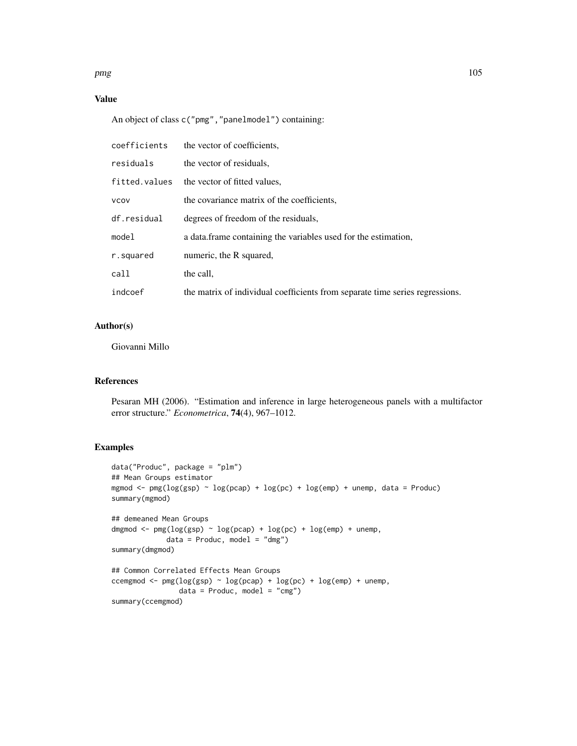## Value

An object of class `c("pmg","panelmodel")` containing:

| | |
|---|---|
| `coefficients` | the vector of coefficients, |
| `residuals` | the vector of residuals, |
| `fitted.values` | the vector of fitted values, |
| `vcov` | the covariance matrix of the coefficients, |
| `df.residual` | degrees of freedom of the residuals, |
| `model` | a data.frame containing the variables used for the estimation, |
| `r.squared` | numeric, the R squared, |
| `call` | the call, |
| `indcoef` | the matrix of individual coefficients from separate time series regressions. |

## Author(s)

Giovanni Millo

## References

Pesaran MH (2006). "Estimation and inference in large heterogeneous panels with a multifactor error structure." *Econometrica*, **74**(4), 967–1012.

## Examples

```
data("Produc", package = "plm")
## Mean Groups estimator
mgmod <- pmg(log(gsp) ~ log(pcap) + log(pc) + log(emp) + unemp, data = Produc)
summary(mgmod)

## demeaned Mean Groups
dmgmod <- pmg(log(gsp) ~ log(pcap) + log(pc) + log(emp) + unemp,
            data = Produc, model = "dmg")
summary(dmgmod)

## Common Correlated Effects Mean Groups
ccemgmod <- pmg(log(gsp) ~ log(pcap) + log(pc) + log(emp) + unemp,
               data = Produc, model = "cmg")
summary(ccemgmod)
```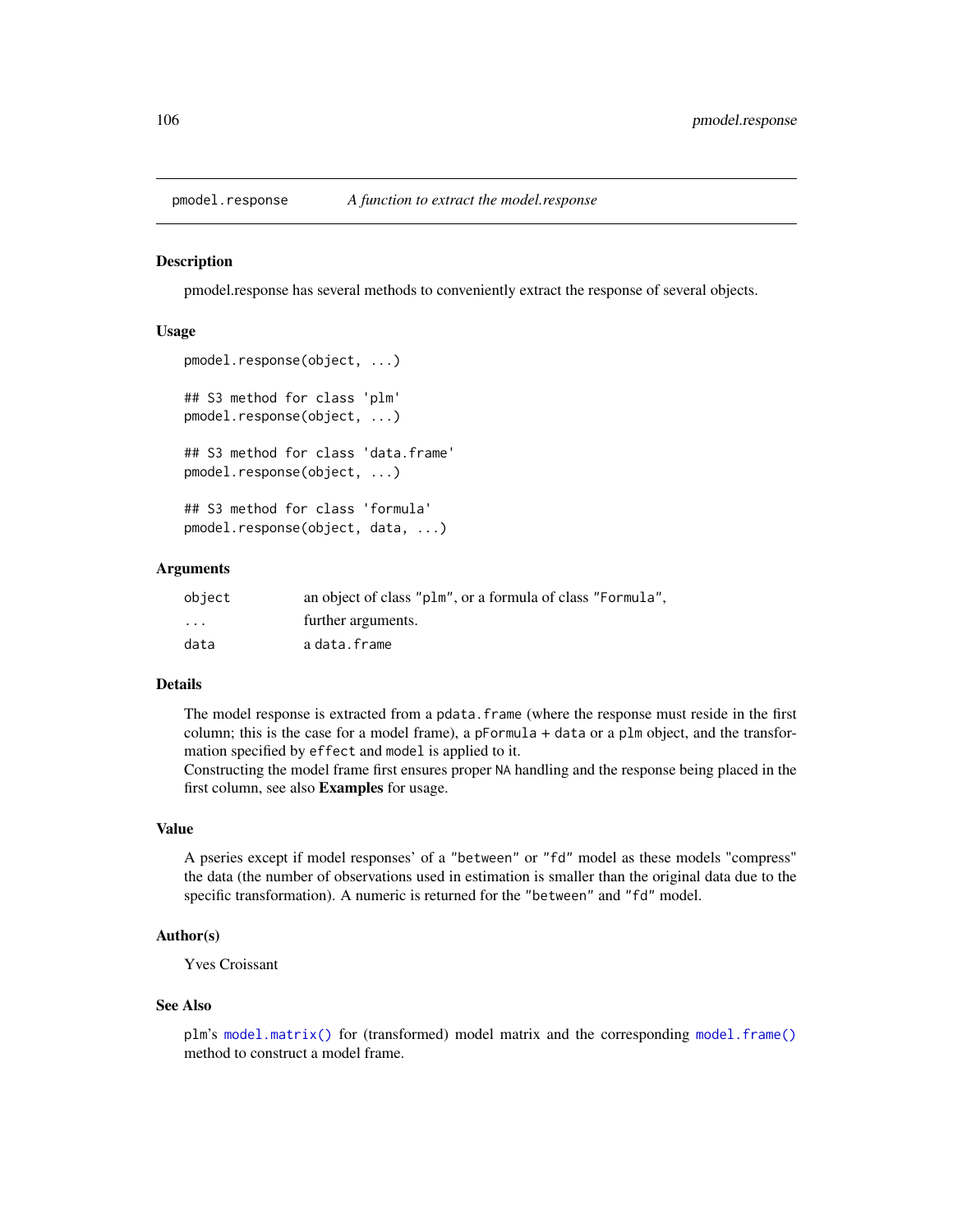`pmodel.response` *A function to extract the model.response*

## Description

pmodel.response has several methods to conveniently extract the response of several objects.

## Usage

```
pmodel.response(object, ...)

## S3 method for class 'plm'
pmodel.response(object, ...)

## S3 method for class 'data.frame'
pmodel.response(object, ...)

## S3 method for class 'formula'
pmodel.response(object, data, ...)
```

## Arguments

| | |
|---|---|
| `object` | an object of class `"plm"`, or a formula of class `"Formula"`, |
| `...` | further arguments. |
| `data` | a `data.frame` |

## Details

The model response is extracted from a `pdata.frame` (where the response must reside in the first column; this is the case for a model frame), a `pFormula` + `data` or a `plm` object, and the transformation specified by `effect` and `model` is applied to it.
Constructing the model frame first ensures proper `NA` handling and the response being placed in the first column, see also **Examples** for usage.

## Value

A pseries except if model responses' of a `"between"` or `"fd"` model as these models "compress" the data (the number of observations used in estimation is smaller than the original data due to the specific transformation). A numeric is returned for the `"between"` and `"fd"` model.

## Author(s)

Yves Croissant

## See Also

plm's `model.matrix()` for (transformed) model matrix and the corresponding `model.frame()` method to construct a model frame.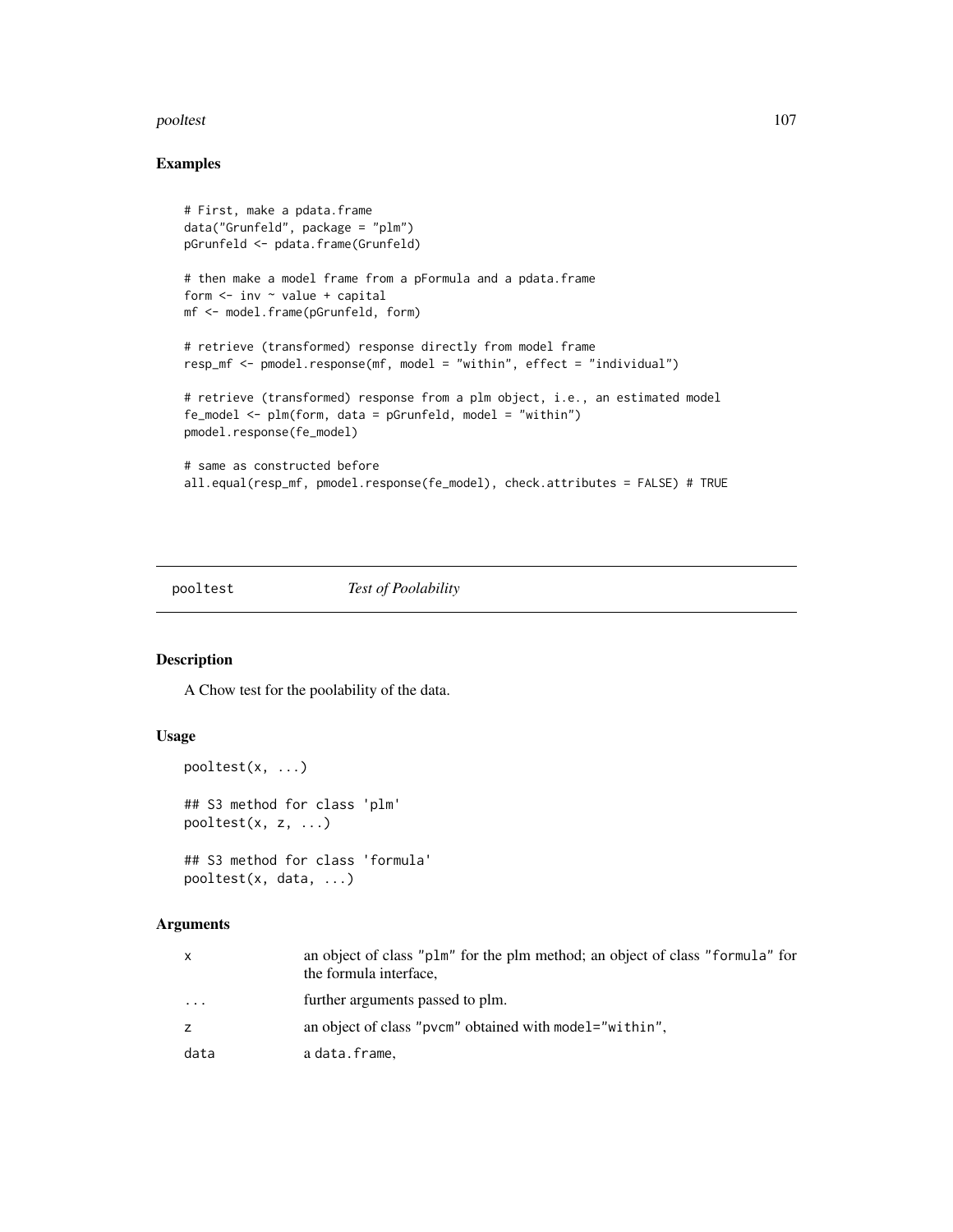## Examples

```
# First, make a pdata.frame
data("Grunfeld", package = "plm")
pGrunfeld <- pdata.frame(Grunfeld)

# then make a model frame from a pFormula and a pdata.frame
form <- inv ~ value + capital
mf <- model.frame(pGrunfeld, form)

# retrieve (transformed) response directly from model frame
resp_mf <- pmodel.response(mf, model = "within", effect = "individual")

# retrieve (transformed) response from a plm object, i.e., an estimated model
fe_model <- plm(form, data = pGrunfeld, model = "within")
pmodel.response(fe_model)

# same as constructed before
all.equal(resp_mf, pmodel.response(fe_model), check.attributes = FALSE) # TRUE
```

---

# pooltest *Test of Poolability*

## Description

A Chow test for the poolability of the data.

## Usage

```
pooltest(x, ...)

## S3 method for class 'plm'
pooltest(x, z, ...)

## S3 method for class 'formula'
pooltest(x, data, ...)
```

## Arguments

| | |
|---|---|
| x | an object of class "plm" for the plm method; an object of class "formula" for the formula interface, |
| ... | further arguments passed to plm. |
| z | an object of class "pvcm" obtained with model="within", |
| data | a data.frame, |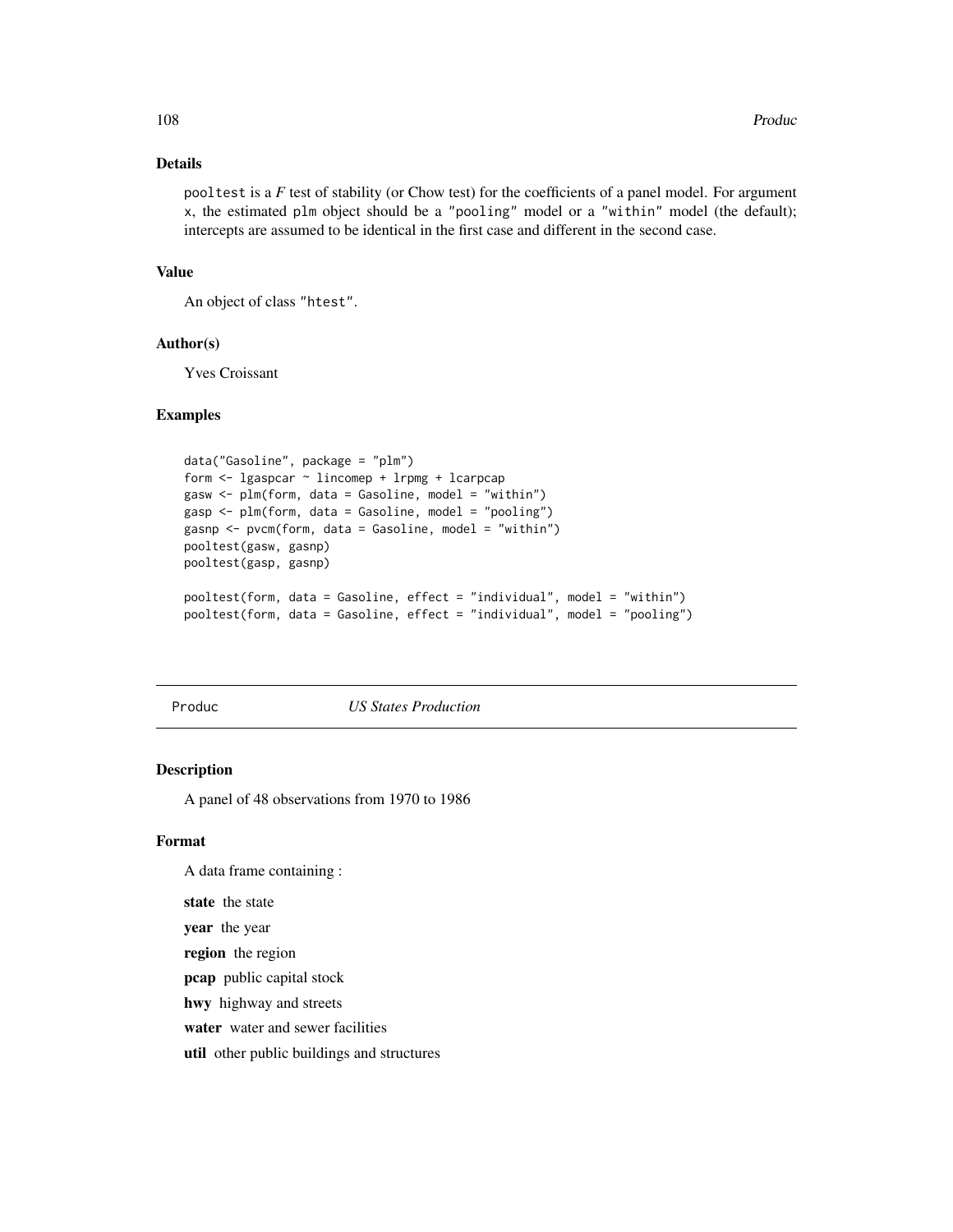### Details

pooltest is a *F* test of stability (or Chow test) for the coefficients of a panel model. For argument x, the estimated plm object should be a "pooling" model or a "within" model (the default); intercepts are assumed to be identical in the first case and different in the second case.

### Value

An object of class "htest".

### Author(s)

Yves Croissant

### Examples

```
data("Gasoline", package = "plm")
form <- lgaspcar ~ lincomep + lrpmg + lcarpcap
gasw <- plm(form, data = Gasoline, model = "within")
gasp <- plm(form, data = Gasoline, model = "pooling")
gasnp <- pvcm(form, data = Gasoline, model = "within")
pooltest(gasw, gasnp)
pooltest(gasp, gasnp)

pooltest(form, data = Gasoline, effect = "individual", model = "within")
pooltest(form, data = Gasoline, effect = "individual", model = "pooling")
```

---

## Produc — *US States Production*

### Description

A panel of 48 observations from 1970 to 1986

### Format

A data frame containing :

**state** the state

**year** the year

**region** the region

**pcap** public capital stock

**hwy** highway and streets

**water** water and sewer facilities

**util** other public buildings and structures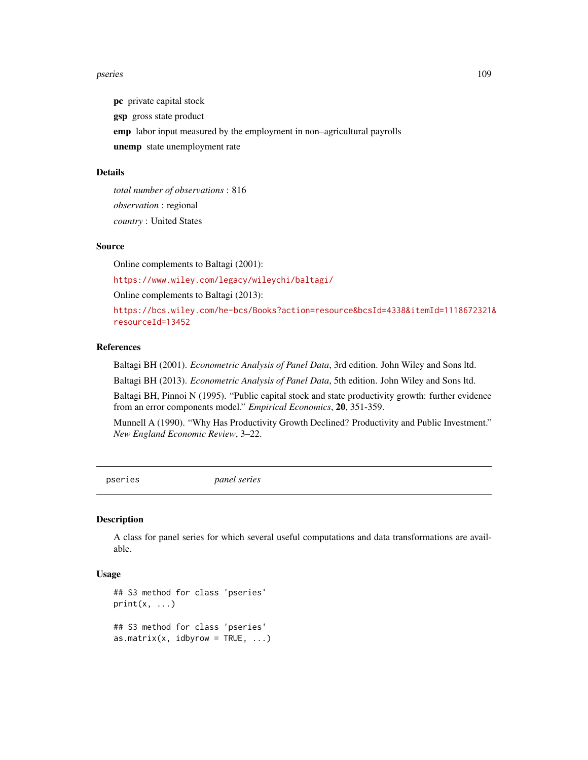**pc** private capital stock

**gsp** gross state product

**emp** labor input measured by the employment in non–agricultural payrolls

**unemp** state unemployment rate

## Details

*total number of observations* : 816

*observation* : regional

*country* : United States

## Source

Online complements to Baltagi (2001):

https://www.wiley.com/legacy/wileychi/baltagi/

Online complements to Baltagi (2013):

https://bcs.wiley.com/he-bcs/Books?action=resource&bcsId=4338&itemId=1118672321&resourceId=13452

## References

Baltagi BH (2001). *Econometric Analysis of Panel Data*, 3rd edition. John Wiley and Sons ltd.

Baltagi BH (2013). *Econometric Analysis of Panel Data*, 5th edition. John Wiley and Sons ltd.

Baltagi BH, Pinnoi N (1995). "Public capital stock and state productivity growth: further evidence from an error components model." *Empirical Economics*, **20**, 351-359.

Munnell A (1990). "Why Has Productivity Growth Declined? Productivity and Public Investment." *New England Economic Review*, 3–22.

---

# pseries — *panel series*

## Description

A class for panel series for which several useful computations and data transformations are available.

## Usage

```
## S3 method for class 'pseries'
print(x, ...)

## S3 method for class 'pseries'
as.matrix(x, idbyrow = TRUE, ...)
```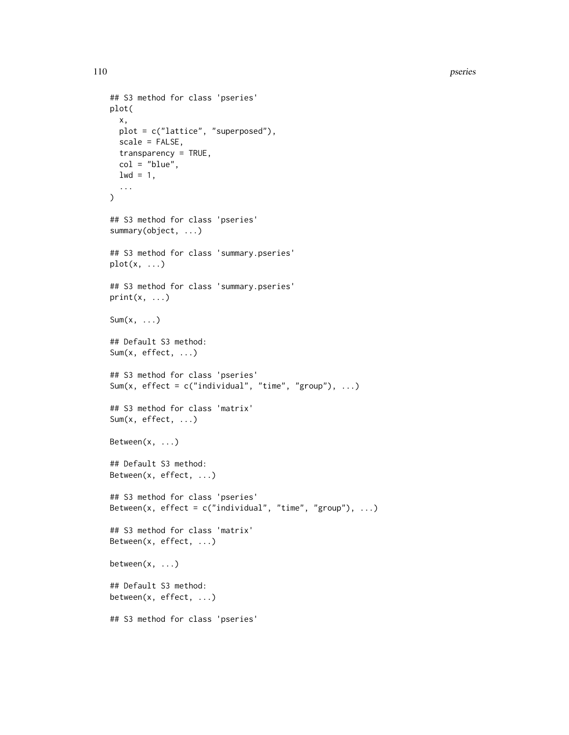```
## S3 method for class 'pseries'
plot(
  x,
  plot = c("lattice", "superposed"),
  scale = FALSE,
  transparency = TRUE,
  col = "blue",
  lwd = 1,
  ...
)

## S3 method for class 'pseries'
summary(object, ...)

## S3 method for class 'summary.pseries'
plot(x, ...)

## S3 method for class 'summary.pseries'
print(x, ...)

Sum(x, ...)

## Default S3 method:
Sum(x, effect, ...)

## S3 method for class 'pseries'
Sum(x, effect = c("individual", "time", "group"), ...)

## S3 method for class 'matrix'
Sum(x, effect, ...)

Between(x, ...)

## Default S3 method:
Between(x, effect, ...)

## S3 method for class 'pseries'
Between(x, effect = c("individual", "time", "group"), ...)

## S3 method for class 'matrix'
Between(x, effect, ...)

between(x, ...)

## Default S3 method:
between(x, effect, ...)

## S3 method for class 'pseries'
```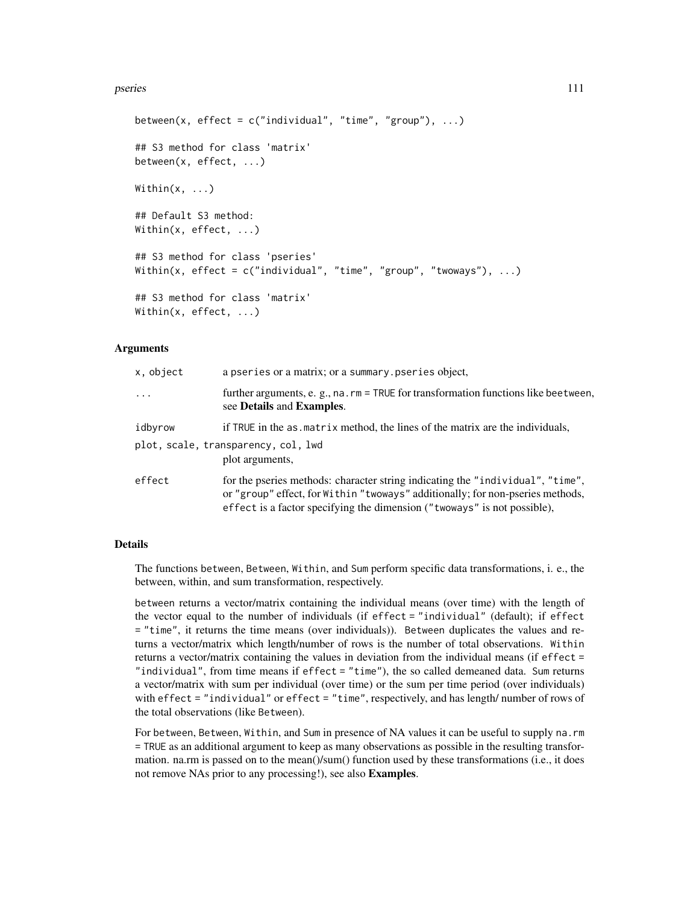```
between(x, effect = c("individual", "time", "group"), ...)

## S3 method for class 'matrix'
between(x, effect, ...)

Within(x, ...)

## Default S3 method:
Within(x, effect, ...)

## S3 method for class 'pseries'
Within(x, effect = c("individual", "time", "group", "twoways"), ...)

## S3 method for class 'matrix'
Within(x, effect, ...)
```

### Arguments

| | |
|---|---|
| x, object | a pseries or a matrix; or a summary.pseries object, |
| ... | further arguments, e. g., na.rm = TRUE for transformation functions like beetween, see **Details** and **Examples**. |
| idbyrow | if TRUE in the as.matrix method, the lines of the matrix are the individuals, |
| plot, scale, transparency, col, lwd | plot arguments, |
| effect | for the pseries methods: character string indicating the "individual", "time", or "group" effect, for Within "twoways" additionally; for non-pseries methods, effect is a factor specifying the dimension ("twoways" is not possible), |

### Details

The functions between, Between, Within, and Sum perform specific data transformations, i. e., the between, within, and sum transformation, respectively.

between returns a vector/matrix containing the individual means (over time) with the length of the vector equal to the number of individuals (if effect = "individual" (default); if effect = "time", it returns the time means (over individuals)). Between duplicates the values and returns a vector/matrix which length/number of rows is the number of total observations. Within returns a vector/matrix containing the values in deviation from the individual means (if effect = "individual", from time means if effect = "time"), the so called demeaned data. Sum returns a vector/matrix with sum per individual (over time) or the sum per time period (over individuals) with effect = "individual" or effect = "time", respectively, and has length/ number of rows of the total observations (like Between).

For between, Between, Within, and Sum in presence of NA values it can be useful to supply na.rm = TRUE as an additional argument to keep as many observations as possible in the resulting transformation. na.rm is passed on to the mean()/sum() function used by these transformations (i.e., it does not remove NAs prior to any processing!), see also **Examples**.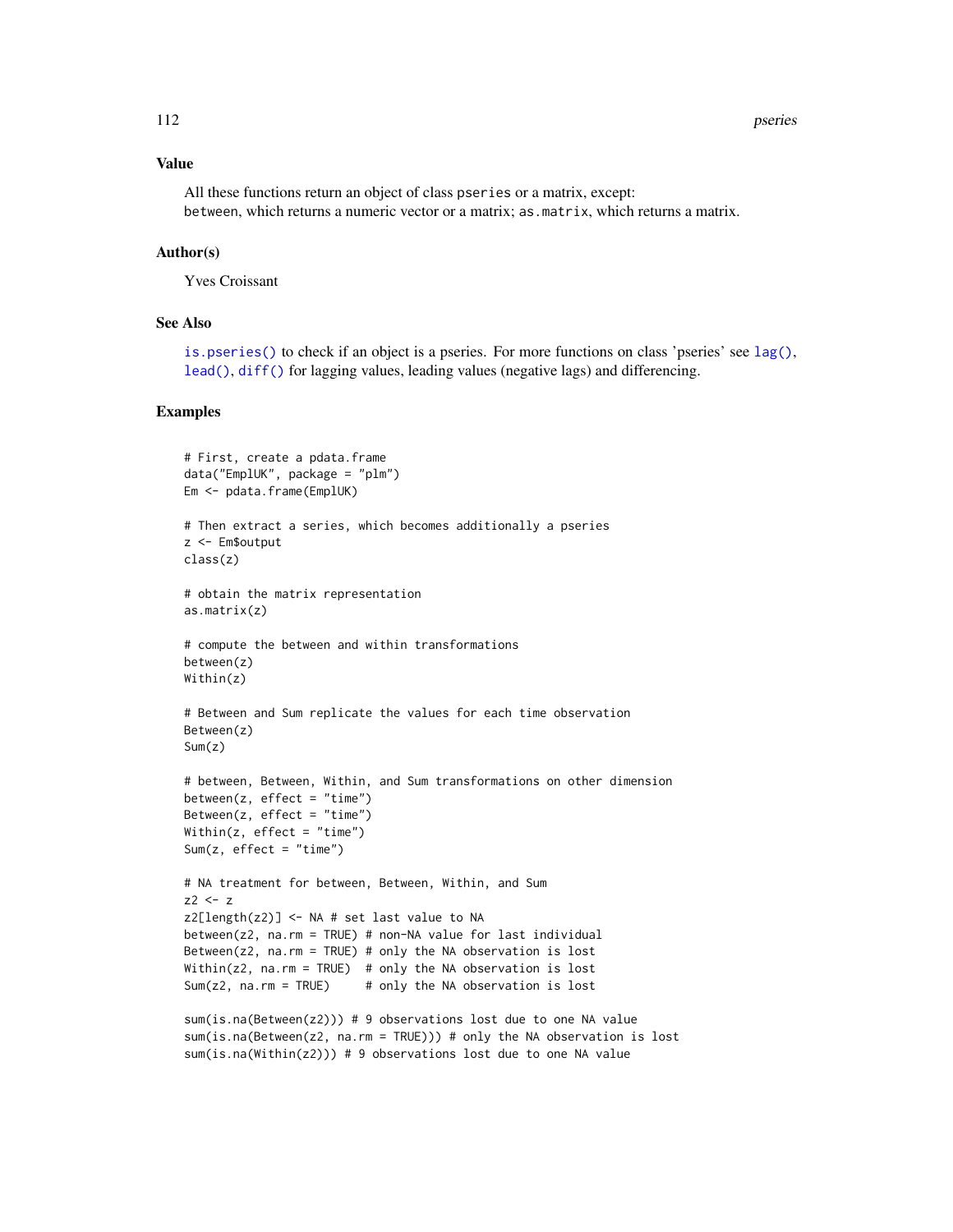### Value

All these functions return an object of class `pseries` or a matrix, except:
`between`, which returns a numeric vector or a matrix; `as.matrix`, which returns a matrix.

### Author(s)

Yves Croissant

### See Also

`is.pseries()` to check if an object is a pseries. For more functions on class 'pseries' see `lag()`, `lead()`, `diff()` for lagging values, leading values (negative lags) and differencing.

### Examples

```
# First, create a pdata.frame
data("EmplUK", package = "plm")
Em <- pdata.frame(EmplUK)

# Then extract a series, which becomes additionally a pseries
z <- Em$output
class(z)

# obtain the matrix representation
as.matrix(z)

# compute the between and within transformations
between(z)
Within(z)

# Between and Sum replicate the values for each time observation
Between(z)
Sum(z)

# between, Between, Within, and Sum transformations on other dimension
between(z, effect = "time")
Between(z, effect = "time")
Within(z, effect = "time")
Sum(z, effect = "time")

# NA treatment for between, Between, Within, and Sum
z2 <- z
z2[length(z2)] <- NA # set last value to NA
between(z2, na.rm = TRUE) # non-NA value for last individual
Between(z2, na.rm = TRUE) # only the NA observation is lost
Within(z2, na.rm = TRUE)  # only the NA observation is lost
Sum(z2, na.rm = TRUE)     # only the NA observation is lost

sum(is.na(Between(z2))) # 9 observations lost due to one NA value
sum(is.na(Between(z2, na.rm = TRUE))) # only the NA observation is lost
sum(is.na(Within(z2))) # 9 observations lost due to one NA value
```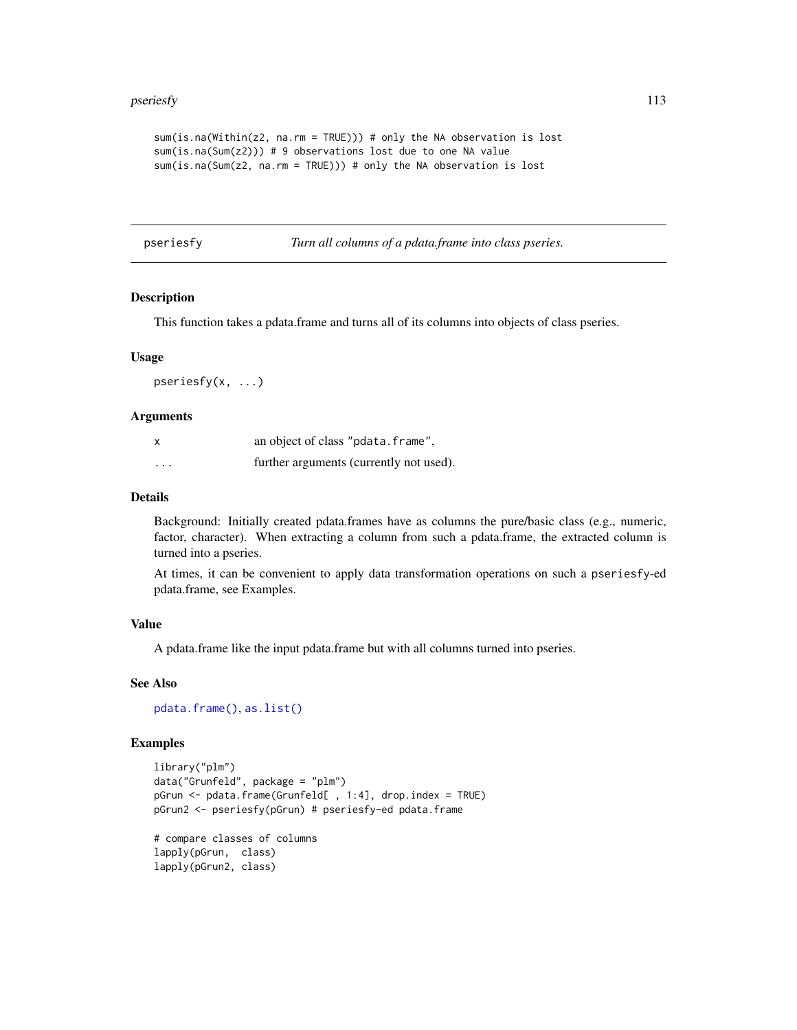```
sum(is.na(Within(z2, na.rm = TRUE))) # only the NA observation is lost
sum(is.na(Sum(z2))) # 9 observations lost due to one NA value
sum(is.na(Sum(z2, na.rm = TRUE))) # only the NA observation is lost
```

## pseriesfy — *Turn all columns of a pdata.frame into class pseries.*

### Description

This function takes a pdata.frame and turns all of its columns into objects of class pseries.

### Usage

```
pseriesfy(x, ...)
```

### Arguments

| | |
|---|---|
| x | an object of class "pdata.frame", |
| ... | further arguments (currently not used). |

### Details

Background: Initially created pdata.frames have as columns the pure/basic class (e.g., numeric, factor, character). When extracting a column from such a pdata.frame, the extracted column is turned into a pseries.

At times, it can be convenient to apply data transformation operations on such a `pseriesfy`-ed pdata.frame, see Examples.

### Value

A pdata.frame like the input pdata.frame but with all columns turned into pseries.

### See Also

`pdata.frame()`, `as.list()`

### Examples

```
library("plm")
data("Grunfeld", package = "plm")
pGrun <- pdata.frame(Grunfeld[ , 1:4], drop.index = TRUE)
pGrun2 <- pseriesfy(pGrun) # pseriesfy-ed pdata.frame

# compare classes of columns
lapply(pGrun,  class)
lapply(pGrun2, class)
```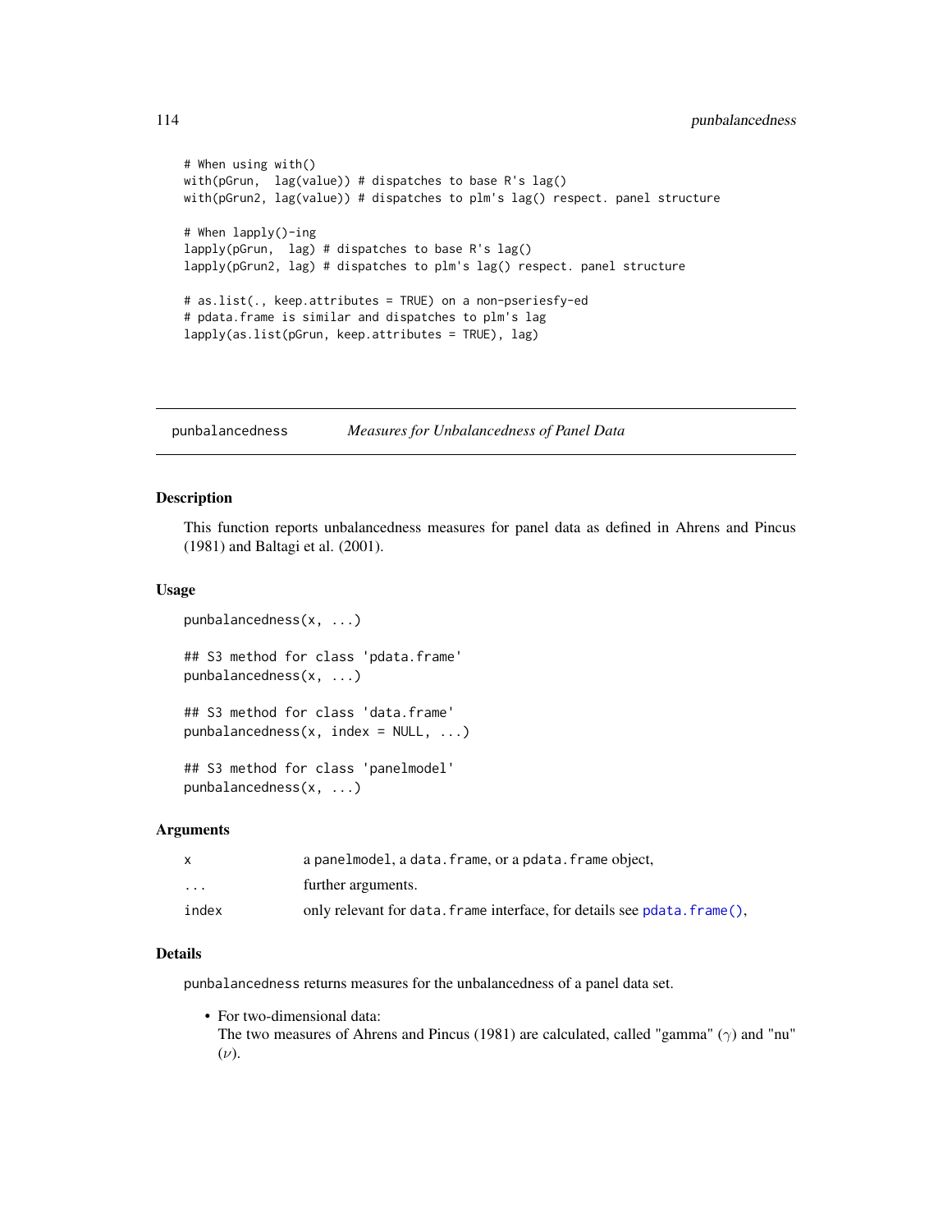```
# When using with()
with(pGrun,  lag(value)) # dispatches to base R's lag()
with(pGrun2, lag(value)) # dispatches to plm's lag() respect. panel structure

# When lapply()-ing
lapply(pGrun,  lag) # dispatches to base R's lag()
lapply(pGrun2, lag) # dispatches to plm's lag() respect. panel structure

# as.list(., keep.attributes = TRUE) on a non-pseriesfy-ed
# pdata.frame is similar and dispatches to plm's lag
lapply(as.list(pGrun, keep.attributes = TRUE), lag)
```

---

## punbalancedness — *Measures for Unbalancedness of Panel Data*

### Description

This function reports unbalancedness measures for panel data as defined in Ahrens and Pincus (1981) and Baltagi et al. (2001).

### Usage

```
punbalancedness(x, ...)

## S3 method for class 'pdata.frame'
punbalancedness(x, ...)

## S3 method for class 'data.frame'
punbalancedness(x, index = NULL, ...)

## S3 method for class 'panelmodel'
punbalancedness(x, ...)
```

### Arguments

| | |
|---|---|
| x | a panelmodel, a data.frame, or a pdata.frame object, |
| ... | further arguments. |
| index | only relevant for data.frame interface, for details see pdata.frame(), |

### Details

punbalancedness returns measures for the unbalancedness of a panel data set.

- For two-dimensional data:
  The two measures of Ahrens and Pincus (1981) are calculated, called "gamma" ($\gamma$) and "nu" ($\nu$).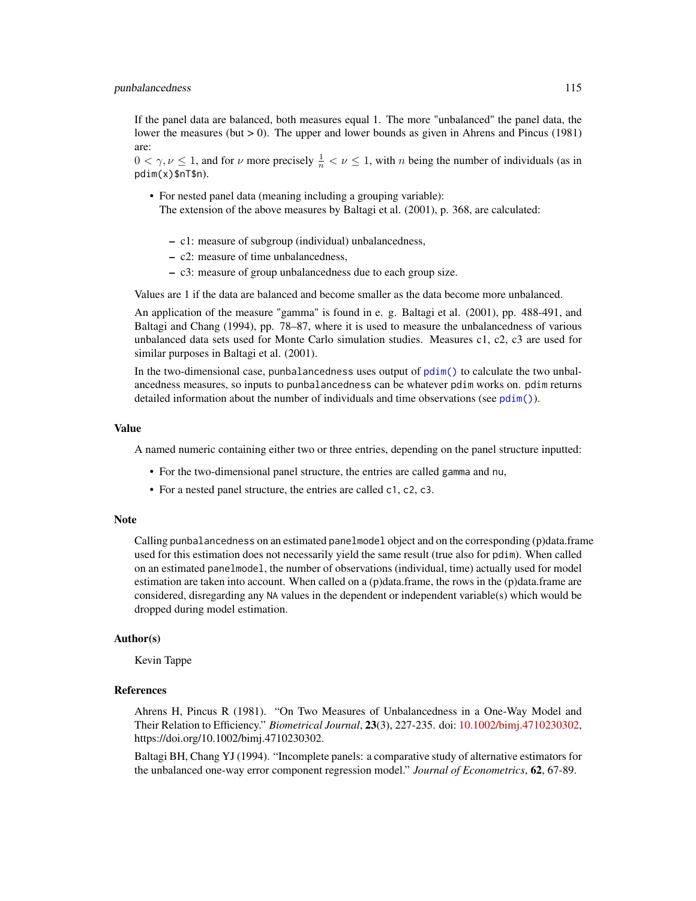If the panel data are balanced, both measures equal 1. The more "unbalanced" the panel data, the lower the measures (but > 0). The upper and lower bounds as given in Ahrens and Pincus (1981) are:
$0 < \gamma, \nu \leq 1$, and for $\nu$ more precisely $\frac{1}{n} < \nu \leq 1$, with $n$ being the number of individuals (as in `pdim(x)$nT$n`).

- For nested panel data (meaning including a grouping variable):
  The extension of the above measures by Baltagi et al. (2001), p. 368, are calculated:
  - c1: measure of subgroup (individual) unbalancedness,
  - c2: measure of time unbalancedness,
  - c3: measure of group unbalancedness due to each group size.

Values are 1 if the data are balanced and become smaller as the data become more unbalanced.

An application of the measure "gamma" is found in e. g. Baltagi et al. (2001), pp. 488-491, and Baltagi and Chang (1994), pp. 78–87, where it is used to measure the unbalancedness of various unbalanced data sets used for Monte Carlo simulation studies. Measures c1, c2, c3 are used for similar purposes in Baltagi et al. (2001).

In the two-dimensional case, `punbalancedness` uses output of `pdim()` to calculate the two unbalancedness measures, so inputs to `punbalancedness` can be whatever `pdim` works on. `pdim` returns detailed information about the number of individuals and time observations (see `pdim()`).

## Value

A named numeric containing either two or three entries, depending on the panel structure inputted:

- For the two-dimensional panel structure, the entries are called `gamma` and `nu`,
- For a nested panel structure, the entries are called `c1`, `c2`, `c3`.

## Note

Calling `punbalancedness` on an estimated `panelmodel` object and on the corresponding (p)data.frame used for this estimation does not necessarily yield the same result (true also for `pdim`). When called on an estimated `panelmodel`, the number of observations (individual, time) actually used for model estimation are taken into account. When called on a (p)data.frame, the rows in the (p)data.frame are considered, disregarding any `NA` values in the dependent or independent variable(s) which would be dropped during model estimation.

## Author(s)

Kevin Tappe

## References

Ahrens H, Pincus R (1981). “On Two Measures of Unbalancedness in a One-Way Model and Their Relation to Efficiency.” *Biometrical Journal*, **23**(3), 227-235. doi: 10.1002/bimj.4710230302, https://doi.org/10.1002/bimj.4710230302.

Baltagi BH, Chang YJ (1994). “Incomplete panels: a comparative study of alternative estimators for the unbalanced one-way error component regression model.” *Journal of Econometrics*, **62**, 67-89.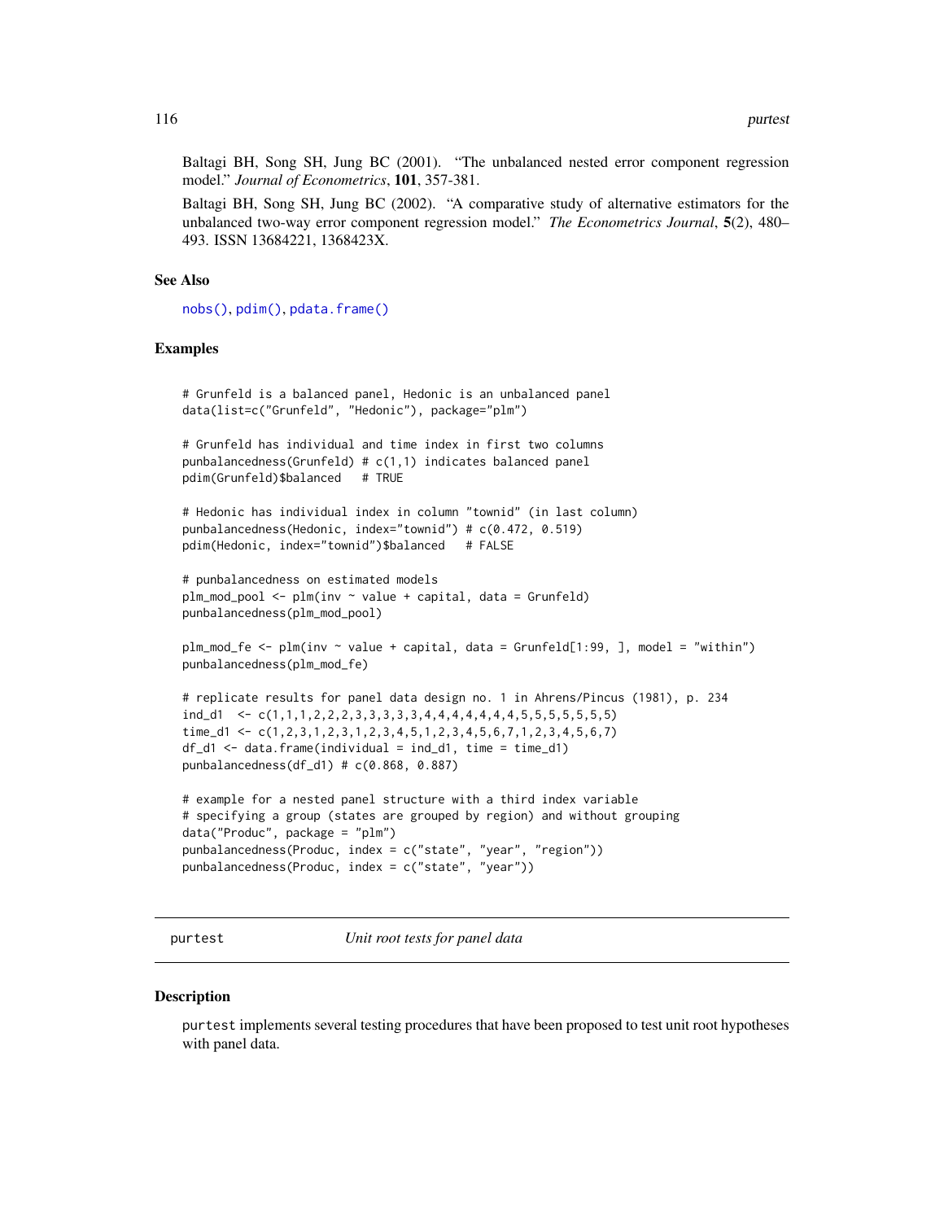Baltagi BH, Song SH, Jung BC (2001). "The unbalanced nested error component regression model." *Journal of Econometrics*, **101**, 357-381.

Baltagi BH, Song SH, Jung BC (2002). "A comparative study of alternative estimators for the unbalanced two-way error component regression model." *The Econometrics Journal*, **5**(2), 480–493. ISSN 13684221, 1368423X.

### See Also

nobs(), pdim(), pdata.frame()

### Examples

```
# Grunfeld is a balanced panel, Hedonic is an unbalanced panel
data(list=c("Grunfeld", "Hedonic"), package="plm")

# Grunfeld has individual and time index in first two columns
punbalancedness(Grunfeld) # c(1,1) indicates balanced panel
pdim(Grunfeld)$balanced   # TRUE

# Hedonic has individual index in column "townid" (in last column)
punbalancedness(Hedonic, index="townid") # c(0.472, 0.519)
pdim(Hedonic, index="townid")$balanced   # FALSE

# punbalancedness on estimated models
plm_mod_pool <- plm(inv ~ value + capital, data = Grunfeld)
punbalancedness(plm_mod_pool)

plm_mod_fe <- plm(inv ~ value + capital, data = Grunfeld[1:99, ], model = "within")
punbalancedness(plm_mod_fe)

# replicate results for panel data design no. 1 in Ahrens/Pincus (1981), p. 234
ind_d1  <- c(1,1,1,2,2,2,3,3,3,3,3,4,4,4,4,4,4,4,5,5,5,5,5,5,5)
time_d1 <- c(1,2,3,1,2,3,1,2,3,4,5,1,2,3,4,5,6,7,1,2,3,4,5,6,7)
df_d1 <- data.frame(individual = ind_d1, time = time_d1)
punbalancedness(df_d1) # c(0.868, 0.887)

# example for a nested panel structure with a third index variable
# specifying a group (states are grouped by region) and without grouping
data("Produc", package = "plm")
punbalancedness(Produc, index = c("state", "year", "region"))
punbalancedness(Produc, index = c("state", "year"))
```

---

## purtest — *Unit root tests for panel data*

---

### Description

purtest implements several testing procedures that have been proposed to test unit root hypotheses with panel data.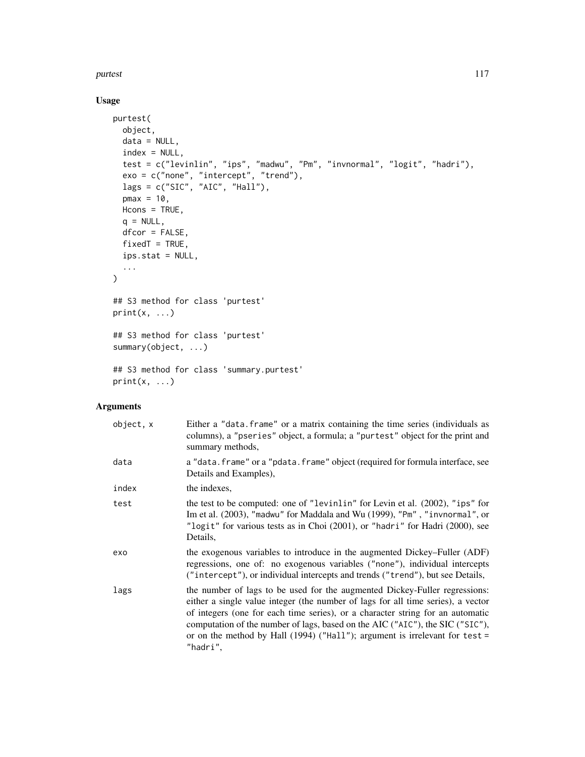## Usage

```
purtest(
  object,
  data = NULL,
  index = NULL,
  test = c("levinlin", "ips", "madwu", "Pm", "invnormal", "logit", "hadri"),
  exo = c("none", "intercept", "trend"),
  lags = c("SIC", "AIC", "Hall"),
  pmax = 10,
  Hcons = TRUE,
  q = NULL,
  dfcor = FALSE,
  fixedT = TRUE,
  ips.stat = NULL,
  ...
)

## S3 method for class 'purtest'
print(x, ...)

## S3 method for class 'purtest'
summary(object, ...)

## S3 method for class 'summary.purtest'
print(x, ...)
```

## Arguments

| | |
|---|---|
| object, x | Either a "data.frame" or a matrix containing the time series (individuals as columns), a "pseries" object, a formula; a "purtest" object for the print and summary methods, |
| data | a "data.frame" or a "pdata.frame" object (required for formula interface, see Details and Examples), |
| index | the indexes, |
| test | the test to be computed: one of "levinlin" for Levin et al. (2002), "ips" for Im et al. (2003), "madwu" for Maddala and Wu (1999), "Pm" , "invnormal", or "logit" for various tests as in Choi (2001), or "hadri" for Hadri (2000), see Details, |
| exo | the exogenous variables to introduce in the augmented Dickey–Fuller (ADF) regressions, one of: no exogenous variables ("none"), individual intercepts ("intercept"), or individual intercepts and trends ("trend"), but see Details, |
| lags | the number of lags to be used for the augmented Dickey-Fuller regressions: either a single value integer (the number of lags for all time series), a vector of integers (one for each time series), or a character string for an automatic computation of the number of lags, based on the AIC ("AIC"), the SIC ("SIC"), or on the method by Hall (1994) ("Hall"); argument is irrelevant for test = "hadri", |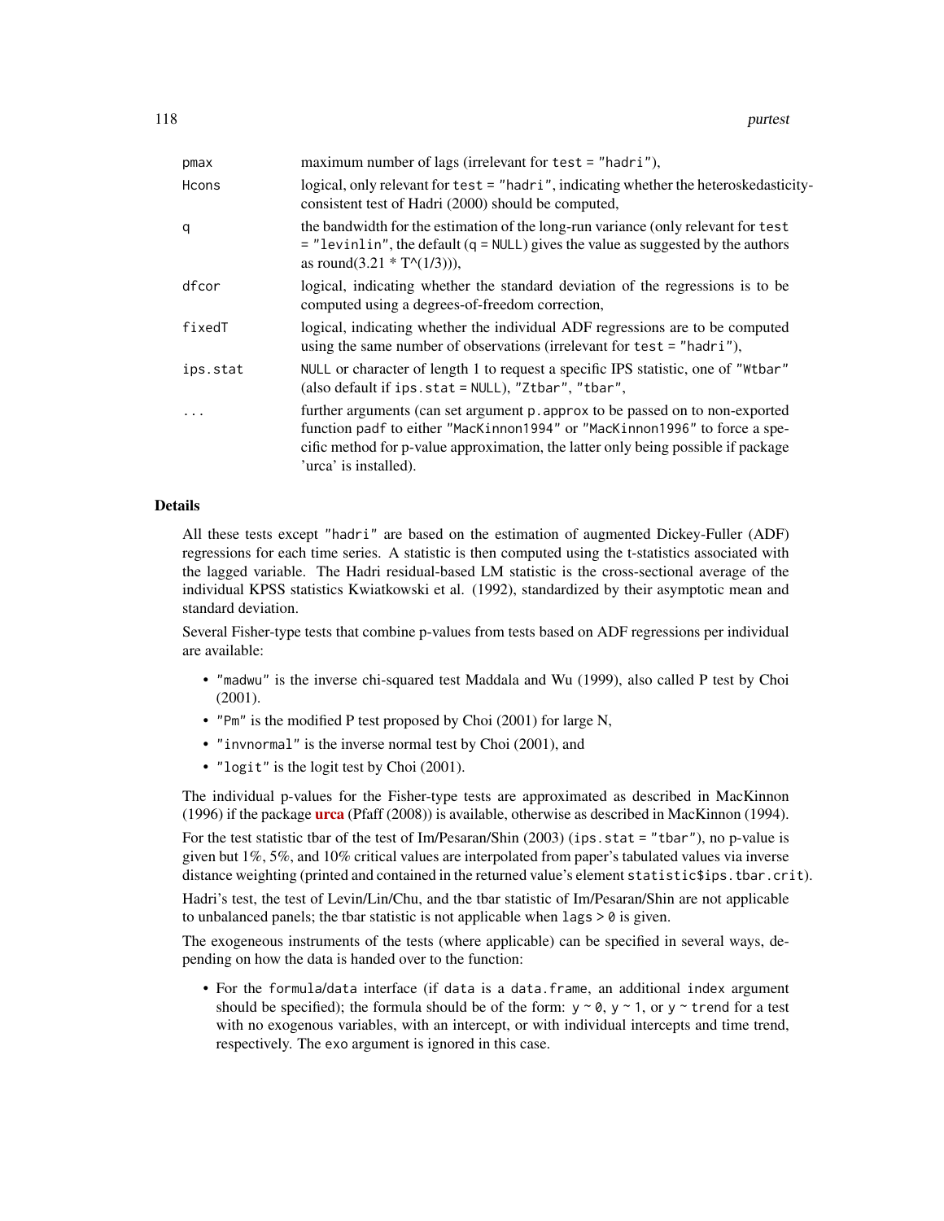| | |
|---|---|
| pmax | maximum number of lags (irrelevant for `test = "hadri"`), |
| Hcons | logical, only relevant for `test = "hadri"`, indicating whether the heteroskedasticity-consistent test of Hadri (2000) should be computed, |
| q | the bandwidth for the estimation of the long-run variance (only relevant for `test = "levinlin"`, the default (`q = NULL`) gives the value as suggested by the authors as round(3.21 * T^(1/3))), |
| dfcor | logical, indicating whether the standard deviation of the regressions is to be computed using a degrees-of-freedom correction, |
| fixedT | logical, indicating whether the individual ADF regressions are to be computed using the same number of observations (irrelevant for `test = "hadri"`), |
| ips.stat | NULL or character of length 1 to request a specific IPS statistic, one of "Wtbar" (also default if `ips.stat = NULL`), "Ztbar", "tbar", |
| ... | further arguments (can set argument `p.approx` to be passed on to non-exported function `padf` to either "MacKinnon1994" or "MacKinnon1996" to force a specific method for p-value approximation, the latter only being possible if package 'urca' is installed). |

## Details

All these tests except "hadri" are based on the estimation of augmented Dickey-Fuller (ADF) regressions for each time series. A statistic is then computed using the t-statistics associated with the lagged variable. The Hadri residual-based LM statistic is the cross-sectional average of the individual KPSS statistics Kwiatkowski et al. (1992), standardized by their asymptotic mean and standard deviation.

Several Fisher-type tests that combine p-values from tests based on ADF regressions per individual are available:

- "madwu" is the inverse chi-squared test Maddala and Wu (1999), also called P test by Choi (2001).
- "Pm" is the modified P test proposed by Choi (2001) for large N,
- "invnormal" is the inverse normal test by Choi (2001), and
- "logit" is the logit test by Choi (2001).

The individual p-values for the Fisher-type tests are approximated as described in MacKinnon (1996) if the package **urca** (Pfaff (2008)) is available, otherwise as described in MacKinnon (1994).

For the test statistic tbar of the test of Im/Pesaran/Shin (2003) (`ips.stat = "tbar"`), no p-value is given but 1%, 5%, and 10% critical values are interpolated from paper's tabulated values via inverse distance weighting (printed and contained in the returned value's element `statistic$ips.tbar.crit`).

Hadri's test, the test of Levin/Lin/Chu, and the tbar statistic of Im/Pesaran/Shin are not applicable to unbalanced panels; the tbar statistic is not applicable when `lags > 0` is given.

The exogeneous instruments of the tests (where applicable) can be specified in several ways, depending on how the data is handed over to the function:

- For the `formula`/`data` interface (if `data` is a `data.frame`, an additional `index` argument should be specified); the formula should be of the form: `y ~ 0`, `y ~ 1`, or `y ~ trend` for a test with no exogenous variables, with an intercept, or with individual intercepts and time trend, respectively. The `exo` argument is ignored in this case.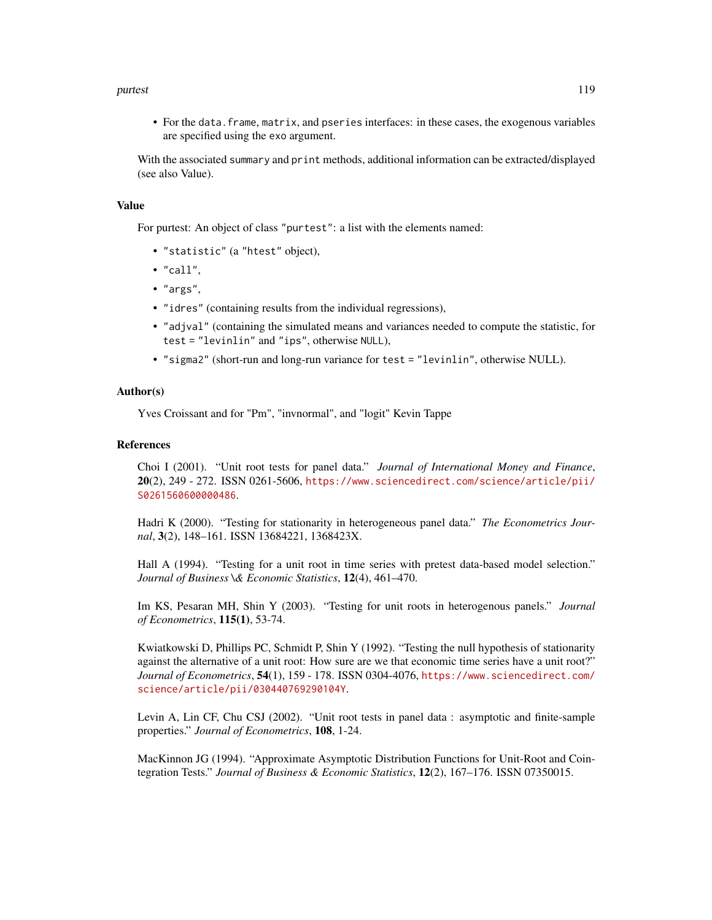- For the `data.frame`, `matrix`, and `pseries` interfaces: in these cases, the exogenous variables are specified using the `exo` argument.

With the associated `summary` and `print` methods, additional information can be extracted/displayed (see also Value).

## Value

For purtest: An object of class `"purtest"`: a list with the elements named:

- `"statistic"` (a `"htest"` object),
- `"call"`,
- `"args"`,
- `"idres"` (containing results from the individual regressions),
- `"adjval"` (containing the simulated means and variances needed to compute the statistic, for `test = "levinlin"` and `"ips"`, otherwise `NULL`),
- `"sigma2"` (short-run and long-run variance for `test = "levinlin"`, otherwise NULL).

## Author(s)

Yves Croissant and for "Pm", "invnormal", and "logit" Kevin Tappe

## References

Choi I (2001). "Unit root tests for panel data." *Journal of International Money and Finance*, **20**(2), 249 - 272. ISSN 0261-5606, https://www.sciencedirect.com/science/article/pii/S0261560600000486.

Hadri K (2000). "Testing for stationarity in heterogeneous panel data." *The Econometrics Journal*, **3**(2), 148–161. ISSN 13684221, 1368423X.

Hall A (1994). "Testing for a unit root in time series with pretest data-based model selection." *Journal of Business \& Economic Statistics*, **12**(4), 461–470.

Im KS, Pesaran MH, Shin Y (2003). "Testing for unit roots in heterogenous panels." *Journal of Econometrics*, **115(1)**, 53-74.

Kwiatkowski D, Phillips PC, Schmidt P, Shin Y (1992). "Testing the null hypothesis of stationarity against the alternative of a unit root: How sure are we that economic time series have a unit root?" *Journal of Econometrics*, **54**(1), 159 - 178. ISSN 0304-4076, https://www.sciencedirect.com/science/article/pii/030440769290104Y.

Levin A, Lin CF, Chu CSJ (2002). "Unit root tests in panel data : asymptotic and finite-sample properties." *Journal of Econometrics*, **108**, 1-24.

MacKinnon JG (1994). "Approximate Asymptotic Distribution Functions for Unit-Root and Cointegration Tests." *Journal of Business & Economic Statistics*, **12**(2), 167–176. ISSN 07350015.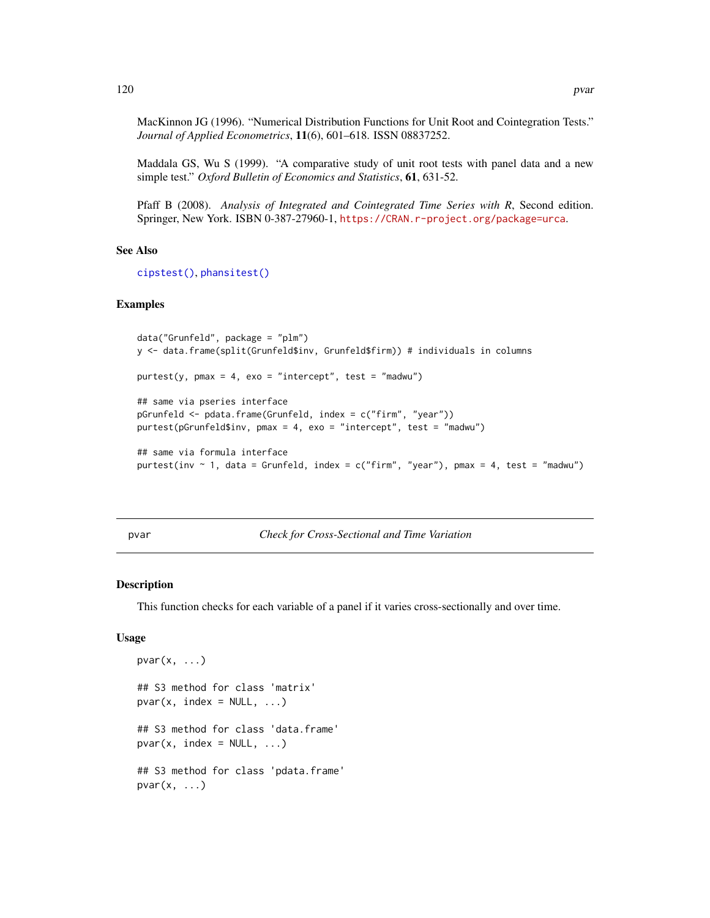MacKinnon JG (1996). "Numerical Distribution Functions for Unit Root and Cointegration Tests." *Journal of Applied Econometrics*, **11**(6), 601–618. ISSN 08837252.

Maddala GS, Wu S (1999). "A comparative study of unit root tests with panel data and a new simple test." *Oxford Bulletin of Economics and Statistics*, **61**, 631-52.

Pfaff B (2008). *Analysis of Integrated and Cointegrated Time Series with R*, Second edition. Springer, New York. ISBN 0-387-27960-1, https://CRAN.r-project.org/package=urca.

### See Also

cipstest(), phansitest()

### Examples

```
data("Grunfeld", package = "plm")
y <- data.frame(split(Grunfeld$inv, Grunfeld$firm)) # individuals in columns

purtest(y, pmax = 4, exo = "intercept", test = "madwu")

## same via pseries interface
pGrunfeld <- pdata.frame(Grunfeld, index = c("firm", "year"))
purtest(pGrunfeld$inv, pmax = 4, exo = "intercept", test = "madwu")

## same via formula interface
purtest(inv ~ 1, data = Grunfeld, index = c("firm", "year"), pmax = 4, test = "madwu")
```

---

## pvar — *Check for Cross-Sectional and Time Variation*

### Description

This function checks for each variable of a panel if it varies cross-sectionally and over time.

### Usage

```
pvar(x, ...)

## S3 method for class 'matrix'
pvar(x, index = NULL, ...)

## S3 method for class 'data.frame'
pvar(x, index = NULL, ...)

## S3 method for class 'pdata.frame'
pvar(x, ...)
```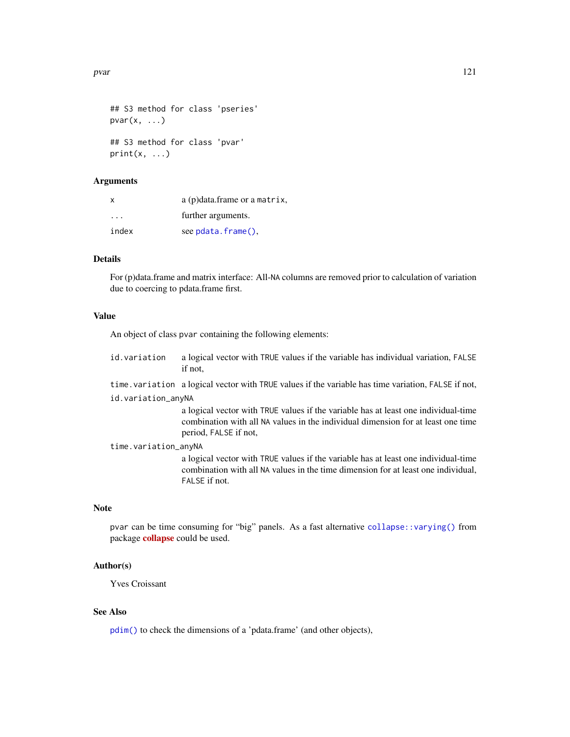```
## S3 method for class 'pseries'
pvar(x, ...)

## S3 method for class 'pvar'
print(x, ...)
```

## Arguments

| | |
|---|---|
| x | a (p)data.frame or a matrix, |
| ... | further arguments. |
| index | see pdata.frame(), |

## Details

For (p)data.frame and matrix interface: All-NA columns are removed prior to calculation of variation due to coercing to pdata.frame first.

## Value

An object of class pvar containing the following elements:

| | |
|---|---|
| id.variation | a logical vector with TRUE values if the variable has individual variation, FALSE if not, |
| time.variation | a logical vector with TRUE values if the variable has time variation, FALSE if not, |
| id.variation_anyNA | a logical vector with TRUE values if the variable has at least one individual-time combination with all NA values in the individual dimension for at least one time period, FALSE if not, |
| time.variation_anyNA | a logical vector with TRUE values if the variable has at least one individual-time combination with all NA values in the time dimension for at least one individual, FALSE if not. |

## Note

pvar can be time consuming for "big" panels. As a fast alternative collapse::varying() from package **collapse** could be used.

## Author(s)

Yves Croissant

## See Also

pdim() to check the dimensions of a 'pdata.frame' (and other objects),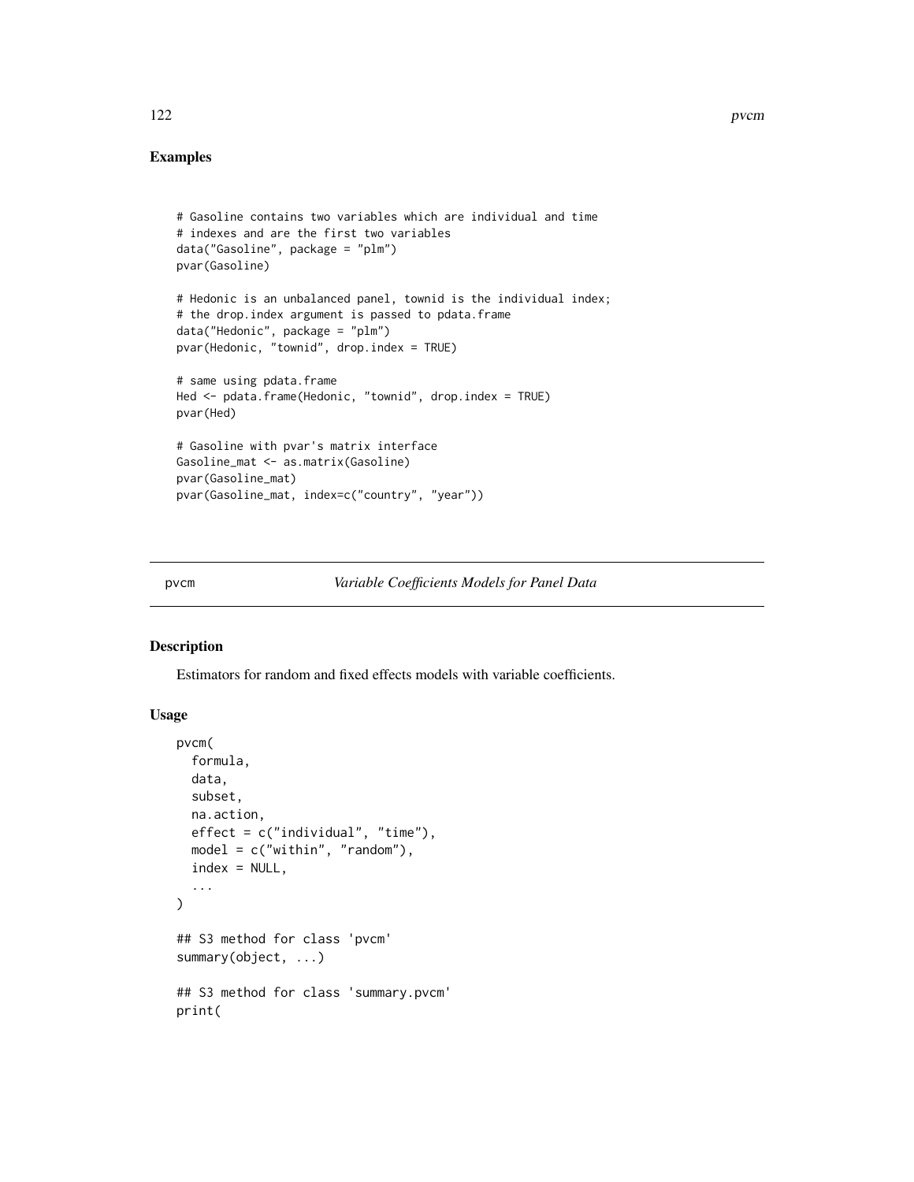## Examples

```
# Gasoline contains two variables which are individual and time
# indexes and are the first two variables
data("Gasoline", package = "plm")
pvar(Gasoline)

# Hedonic is an unbalanced panel, townid is the individual index;
# the drop.index argument is passed to pdata.frame
data("Hedonic", package = "plm")
pvar(Hedonic, "townid", drop.index = TRUE)

# same using pdata.frame
Hed <- pdata.frame(Hedonic, "townid", drop.index = TRUE)
pvar(Hed)

# Gasoline with pvar's matrix interface
Gasoline_mat <- as.matrix(Gasoline)
pvar(Gasoline_mat)
pvar(Gasoline_mat, index=c("country", "year"))
```

---

pvcm *Variable Coefficients Models for Panel Data*

---

## Description

Estimators for random and fixed effects models with variable coefficients.

## Usage

```
pvcm(
  formula,
  data,
  subset,
  na.action,
  effect = c("individual", "time"),
  model = c("within", "random"),
  index = NULL,
  ...
)

## S3 method for class 'pvcm'
summary(object, ...)

## S3 method for class 'summary.pvcm'
print(
```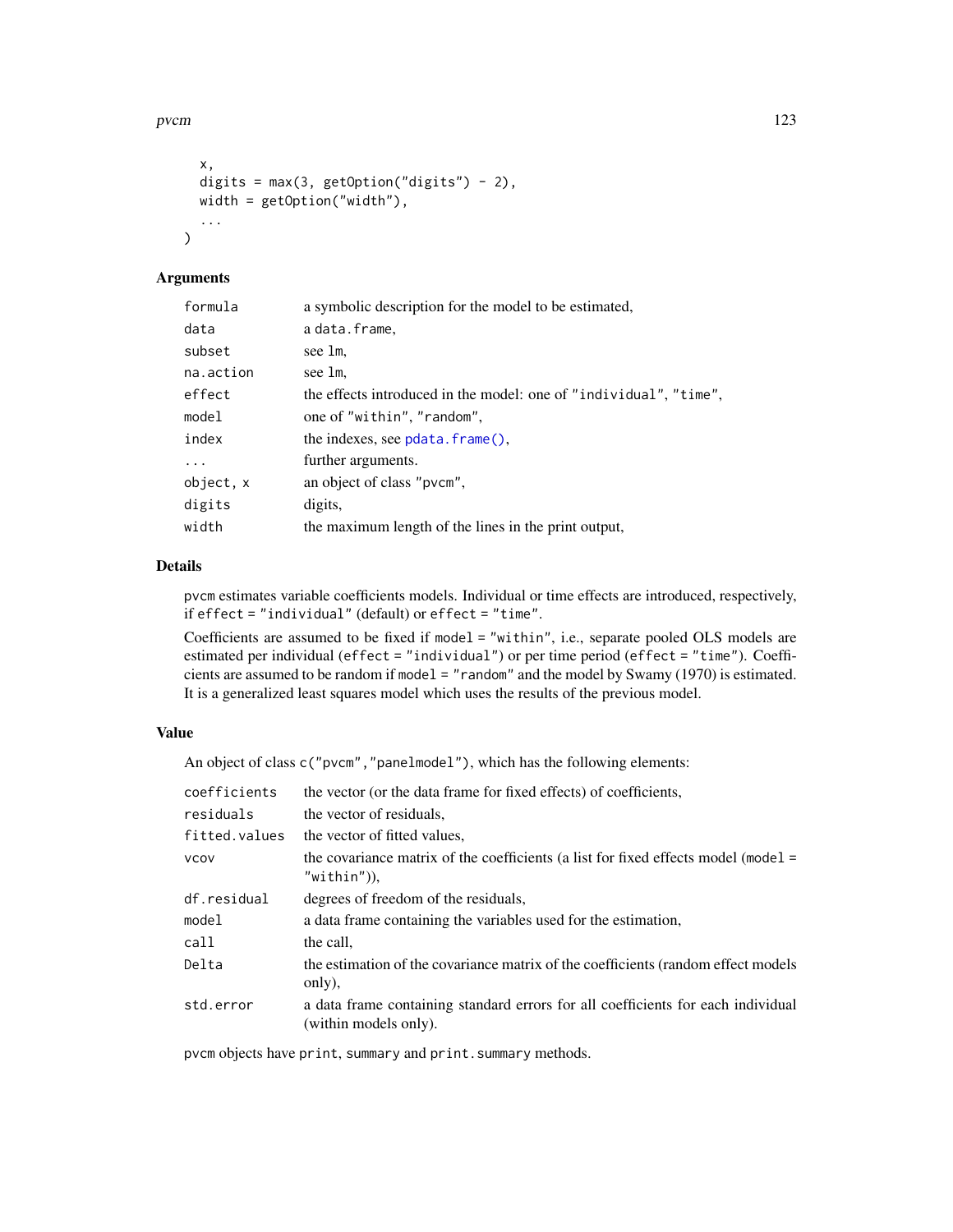```
  x,
  digits = max(3, getOption("digits") - 2),
  width = getOption("width"),
  ...
)
```

## Arguments

| | |
|---|---|
| formula | a symbolic description for the model to be estimated, |
| data | a data.frame, |
| subset | see lm, |
| na.action | see lm, |
| effect | the effects introduced in the model: one of "individual", "time", |
| model | one of "within", "random", |
| index | the indexes, see pdata.frame(), |
| ... | further arguments. |
| object, x | an object of class "pvcm", |
| digits | digits, |
| width | the maximum length of the lines in the print output, |

## Details

pvcm estimates variable coefficients models. Individual or time effects are introduced, respectively, if effect = "individual" (default) or effect = "time".

Coefficients are assumed to be fixed if model = "within", i.e., separate pooled OLS models are estimated per individual (effect = "individual") or per time period (effect = "time"). Coefficients are assumed to be random if model = "random" and the model by Swamy (1970) is estimated. It is a generalized least squares model which uses the results of the previous model.

## Value

An object of class c("pvcm","panelmodel"), which has the following elements:

| | |
|---|---|
| coefficients | the vector (or the data frame for fixed effects) of coefficients, |
| residuals | the vector of residuals, |
| fitted.values | the vector of fitted values, |
| vcov | the covariance matrix of the coefficients (a list for fixed effects model (model = "within")), |
| df.residual | degrees of freedom of the residuals, |
| model | a data frame containing the variables used for the estimation, |
| call | the call, |
| Delta | the estimation of the covariance matrix of the coefficients (random effect models only), |
| std.error | a data frame containing standard errors for all coefficients for each individual (within models only). |

pvcm objects have print, summary and print.summary methods.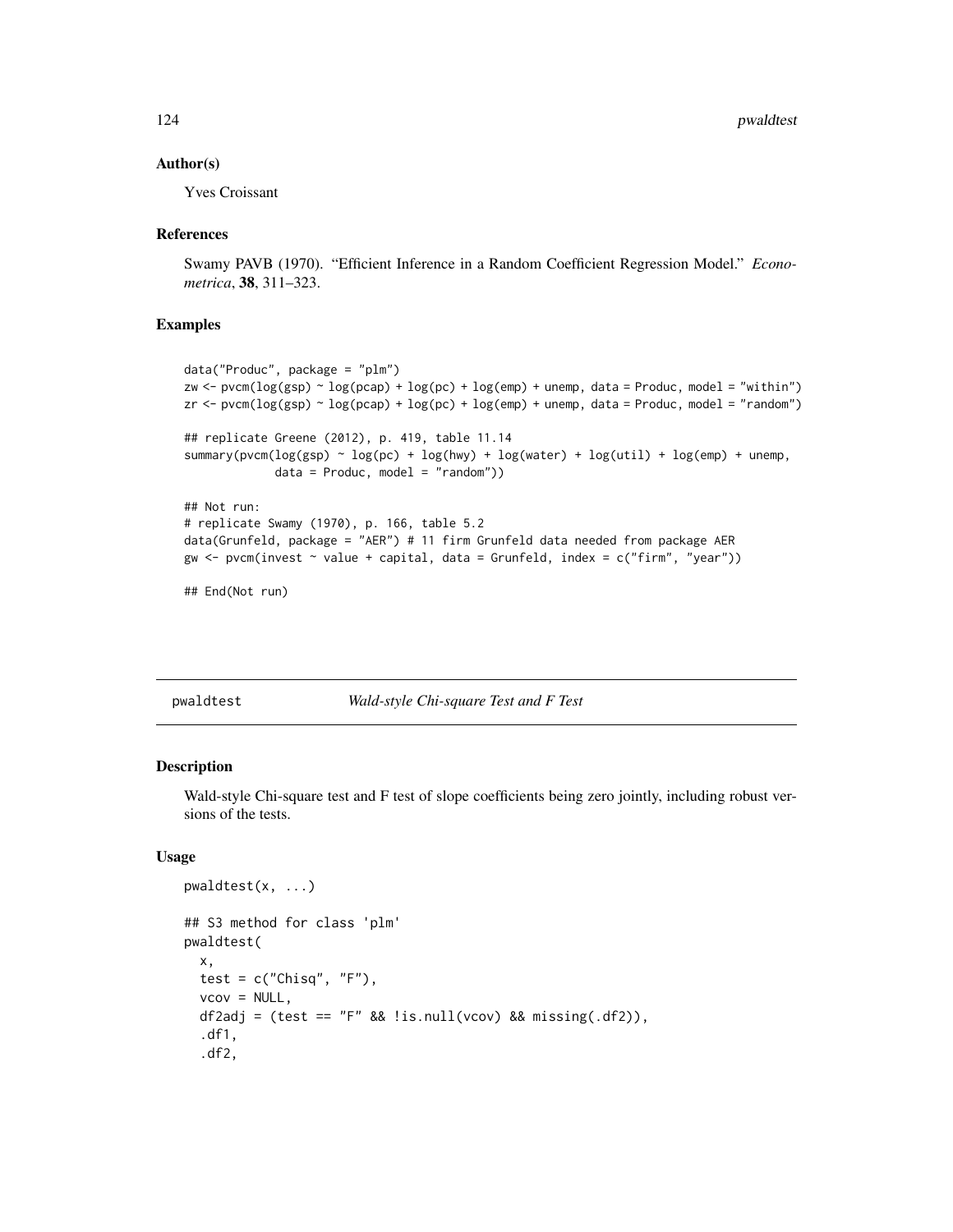### Author(s)

Yves Croissant

### References

Swamy PAVB (1970). "Efficient Inference in a Random Coefficient Regression Model." *Econometrica*, **38**, 311–323.

### Examples

```
data("Produc", package = "plm")
zw <- pvcm(log(gsp) ~ log(pcap) + log(pc) + log(emp) + unemp, data = Produc, model = "within")
zr <- pvcm(log(gsp) ~ log(pcap) + log(pc) + log(emp) + unemp, data = Produc, model = "random")

## replicate Greene (2012), p. 419, table 11.14
summary(pvcm(log(gsp) ~ log(pc) + log(hwy) + log(water) + log(util) + log(emp) + unemp,
             data = Produc, model = "random"))

## Not run:
# replicate Swamy (1970), p. 166, table 5.2
data(Grunfeld, package = "AER") # 11 firm Grunfeld data needed from package AER
gw <- pvcm(invest ~ value + capital, data = Grunfeld, index = c("firm", "year"))

## End(Not run)
```

---

## pwaldtest — *Wald-style Chi-square Test and F Test*

### Description

Wald-style Chi-square test and F test of slope coefficients being zero jointly, including robust versions of the tests.

### Usage

```
pwaldtest(x, ...)

## S3 method for class 'plm'
pwaldtest(
  x,
  test = c("Chisq", "F"),
  vcov = NULL,
  df2adj = (test == "F" && !is.null(vcov) && missing(.df2)),
  .df1,
  .df2,
```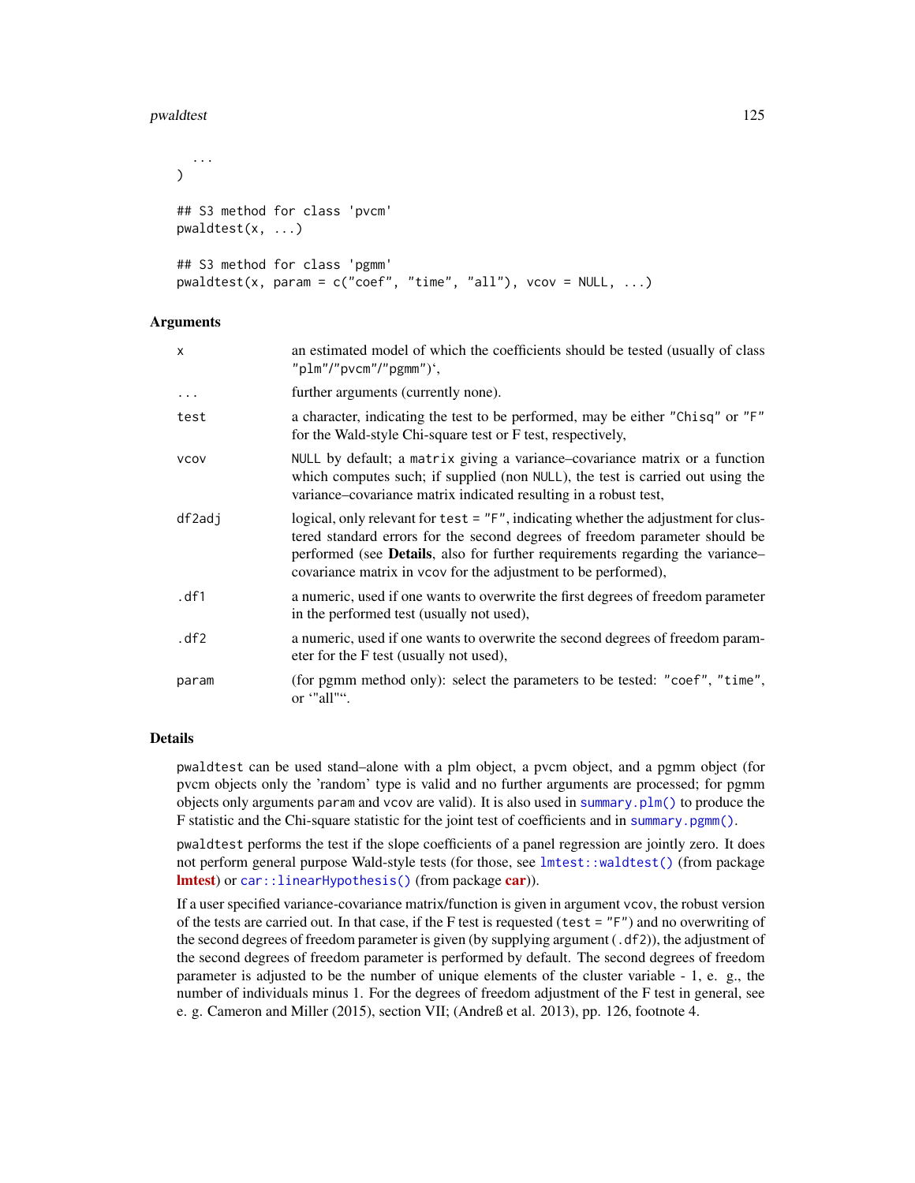```
  ...
)

## S3 method for class 'pvcm'
pwaldtest(x, ...)

## S3 method for class 'pgmm'
pwaldtest(x, param = c("coef", "time", "all"), vcov = NULL, ...)
```

## Arguments

| | |
|---|---|
| x | an estimated model of which the coefficients should be tested (usually of class "plm"/"pvcm"/"pgmm")`, |
| ... | further arguments (currently none). |
| test | a character, indicating the test to be performed, may be either "Chisq" or "F" for the Wald-style Chi-square test or F test, respectively, |
| vcov | NULL by default; a matrix giving a variance–covariance matrix or a function which computes such; if supplied (non NULL), the test is carried out using the variance–covariance matrix indicated resulting in a robust test, |
| df2adj | logical, only relevant for test = "F", indicating whether the adjustment for clustered standard errors for the second degrees of freedom parameter should be performed (see **Details**, also for further requirements regarding the variance–covariance matrix in vcov for the adjustment to be performed), |
| .df1 | a numeric, used if one wants to overwrite the first degrees of freedom parameter in the performed test (usually not used), |
| .df2 | a numeric, used if one wants to overwrite the second degrees of freedom parameter for the F test (usually not used), |
| param | (for pgmm method only): select the parameters to be tested: "coef", "time", or `"all"`. |

## Details

pwaldtest can be used stand–alone with a plm object, a pvcm object, and a pgmm object (for pvcm objects only the 'random' type is valid and no further arguments are processed; for pgmm objects only arguments param and vcov are valid). It is also used in summary.plm() to produce the F statistic and the Chi-square statistic for the joint test of coefficients and in summary.pgmm().

pwaldtest performs the test if the slope coefficients of a panel regression are jointly zero. It does not perform general purpose Wald-style tests (for those, see lmtest::waldtest() (from package **lmtest**) or car::linearHypothesis() (from package **car**)).

If a user specified variance-covariance matrix/function is given in argument vcov, the robust version of the tests are carried out. In that case, if the F test is requested (test = "F") and no overwriting of the second degrees of freedom parameter is given (by supplying argument (.df2)), the adjustment of the second degrees of freedom parameter is performed by default. The second degrees of freedom parameter is adjusted to be the number of unique elements of the cluster variable - 1, e. g., the number of individuals minus 1. For the degrees of freedom adjustment of the F test in general, see e. g. Cameron and Miller (2015), section VII; (Andreß et al. 2013), pp. 126, footnote 4.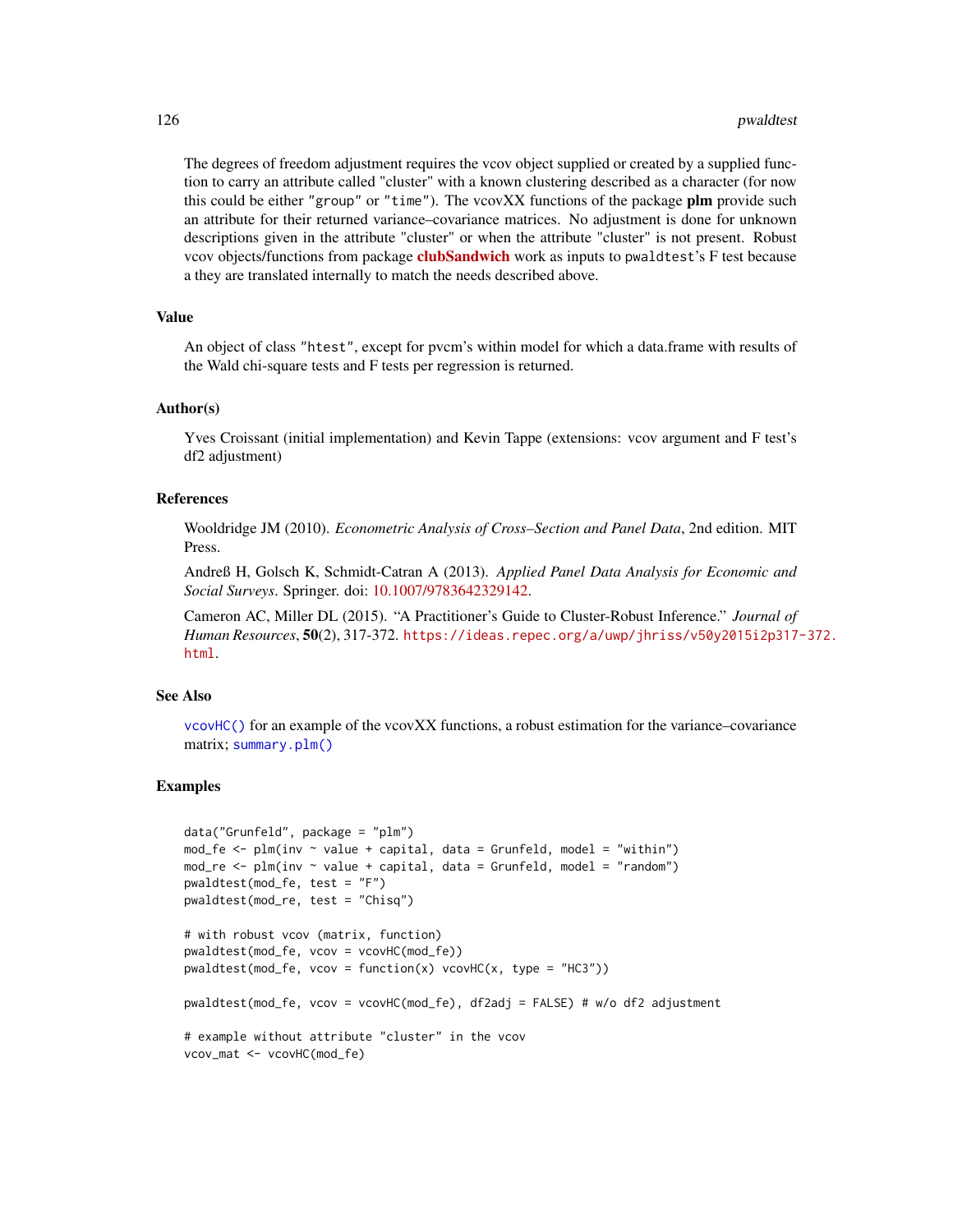The degrees of freedom adjustment requires the vcov object supplied or created by a supplied function to carry an attribute called "cluster" with a known clustering described as a character (for now this could be either "group" or "time"). The vcovXX functions of the package **plm** provide such an attribute for their returned variance–covariance matrices. No adjustment is done for unknown descriptions given in the attribute "cluster" or when the attribute "cluster" is not present. Robust vcov objects/functions from package **clubSandwich** work as inputs to pwaldtest's F test because a they are translated internally to match the needs described above.

### Value

An object of class "htest", except for pvcm's within model for which a data.frame with results of the Wald chi-square tests and F tests per regression is returned.

### Author(s)

Yves Croissant (initial implementation) and Kevin Tappe (extensions: vcov argument and F test's df2 adjustment)

### References

Wooldridge JM (2010). *Econometric Analysis of Cross–Section and Panel Data*, 2nd edition. MIT Press.

Andreß H, Golsch K, Schmidt-Catran A (2013). *Applied Panel Data Analysis for Economic and Social Surveys*. Springer. doi: 10.1007/9783642329142.

Cameron AC, Miller DL (2015). "A Practitioner's Guide to Cluster-Robust Inference." *Journal of Human Resources*, **50**(2), 317-372. https://ideas.repec.org/a/uwp/jhriss/v50y2015i2p317-372.html.

### See Also

vcovHC() for an example of the vcovXX functions, a robust estimation for the variance–covariance matrix; summary.plm()

### Examples

```
data("Grunfeld", package = "plm")
mod_fe <- plm(inv ~ value + capital, data = Grunfeld, model = "within")
mod_re <- plm(inv ~ value + capital, data = Grunfeld, model = "random")
pwaldtest(mod_fe, test = "F")
pwaldtest(mod_re, test = "Chisq")

# with robust vcov (matrix, function)
pwaldtest(mod_fe, vcov = vcovHC(mod_fe))
pwaldtest(mod_fe, vcov = function(x) vcovHC(x, type = "HC3"))

pwaldtest(mod_fe, vcov = vcovHC(mod_fe), df2adj = FALSE) # w/o df2 adjustment

# example without attribute "cluster" in the vcov
vcov_mat <- vcovHC(mod_fe)
```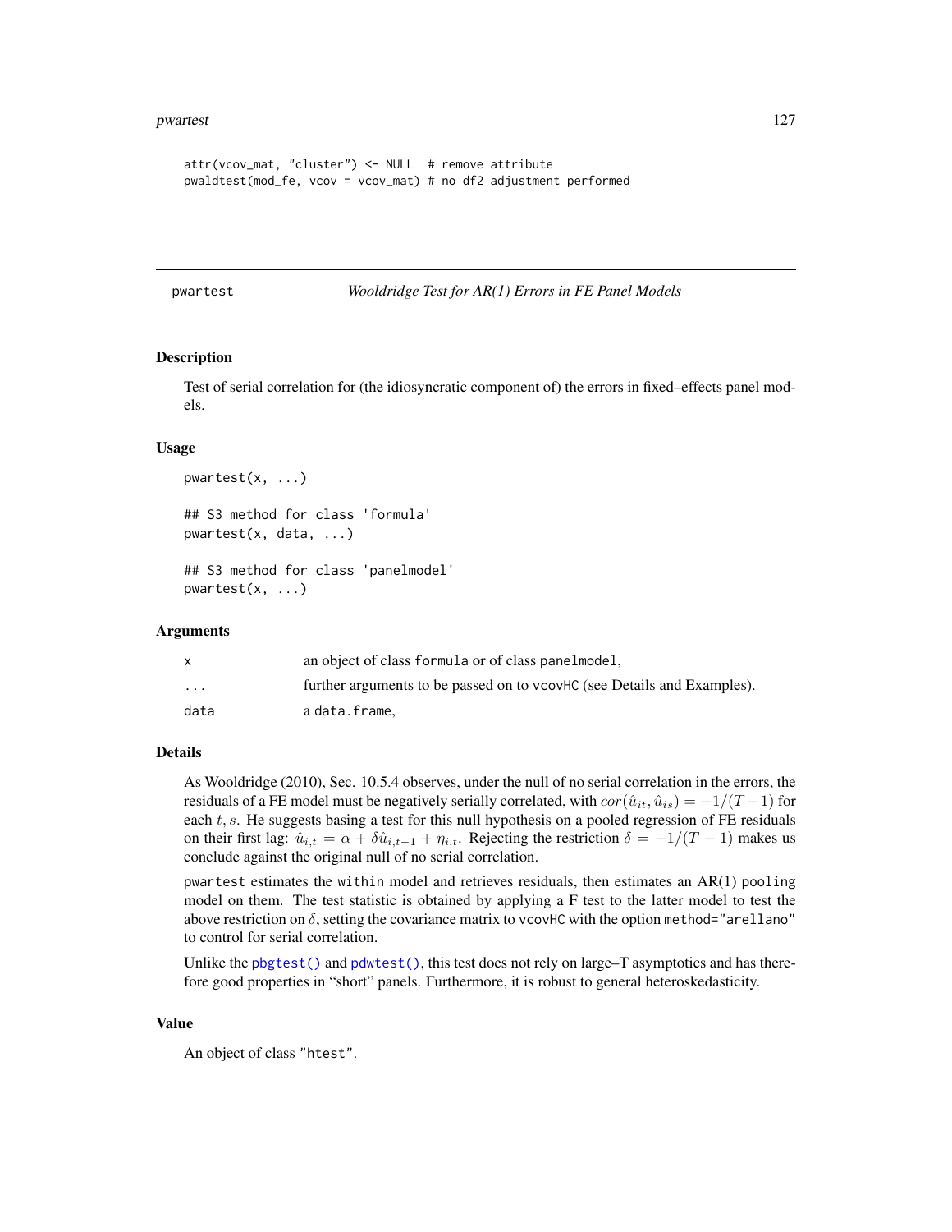```
attr(vcov_mat, "cluster") <- NULL  # remove attribute
pwaldtest(mod_fe, vcov = vcov_mat) # no df2 adjustment performed
```

---

pwartest *Wooldridge Test for AR(1) Errors in FE Panel Models*

---

### Description

Test of serial correlation for (the idiosyncratic component of) the errors in fixed–effects panel models.

### Usage

```
pwartest(x, ...)

## S3 method for class 'formula'
pwartest(x, data, ...)

## S3 method for class 'panelmodel'
pwartest(x, ...)
```

### Arguments

| | |
|---|---|
| x | an object of class formula or of class panelmodel, |
| ... | further arguments to be passed on to vcovHC (see Details and Examples). |
| data | a data.frame, |

### Details

As Wooldridge (2010), Sec. 10.5.4 observes, under the null of no serial correlation in the errors, the residuals of a FE model must be negatively serially correlated, with $cor(\hat{u}_{it}, \hat{u}_{is}) = -1/(T-1)$ for each $t, s$. He suggests basing a test for this null hypothesis on a pooled regression of FE residuals on their first lag: $\hat{u}_{i,t} = \alpha + \delta\hat{u}_{i,t-1} + \eta_{i,t}$. Rejecting the restriction $\delta = -1/(T-1)$ makes us conclude against the original null of no serial correlation.

pwartest estimates the within model and retrieves residuals, then estimates an AR(1) pooling model on them. The test statistic is obtained by applying a F test to the latter model to test the above restriction on $\delta$, setting the covariance matrix to vcovHC with the option method="arellano" to control for serial correlation.

Unlike the pbgtest() and pdwtest(), this test does not rely on large–T asymptotics and has therefore good properties in "short" panels. Furthermore, it is robust to general heteroskedasticity.

### Value

An object of class "htest".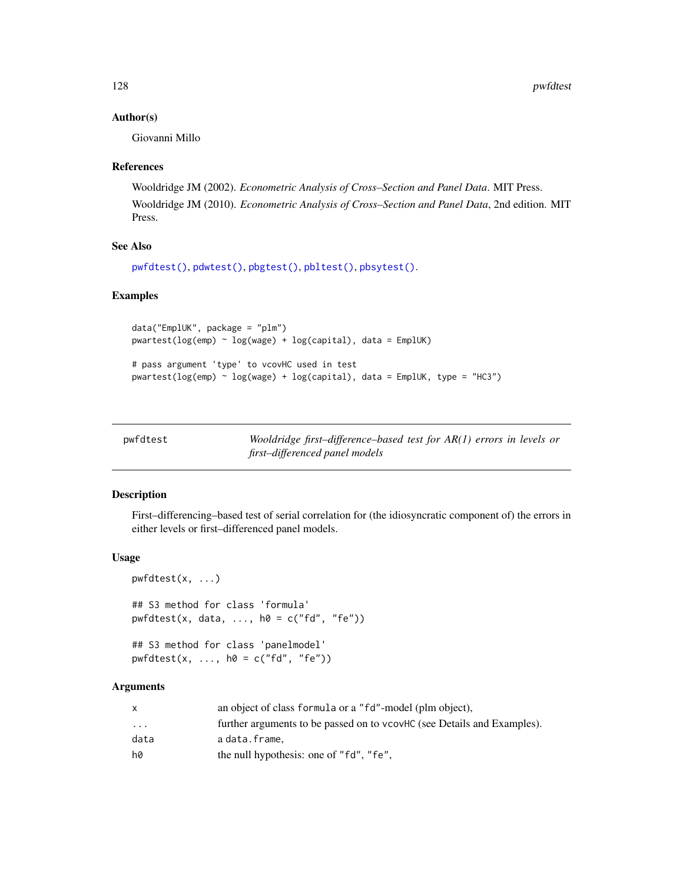### Author(s)

Giovanni Millo

### References

Wooldridge JM (2002). *Econometric Analysis of Cross–Section and Panel Data*. MIT Press.

Wooldridge JM (2010). *Econometric Analysis of Cross–Section and Panel Data*, 2nd edition. MIT Press.

### See Also

pwfdtest(), pdwtest(), pbgtest(), pbltest(), pbsytest().

### Examples

```
data("EmplUK", package = "plm")
pwartest(log(emp) ~ log(wage) + log(capital), data = EmplUK)

# pass argument 'type' to vcovHC used in test
pwartest(log(emp) ~ log(wage) + log(capital), data = EmplUK, type = "HC3")
```

---

## pwfdtest — *Wooldridge first–difference–based test for AR(1) errors in levels or first–differenced panel models*

### Description

First–differencing–based test of serial correlation for (the idiosyncratic component of) the errors in either levels or first–differenced panel models.

### Usage

```
pwfdtest(x, ...)

## S3 method for class 'formula'
pwfdtest(x, data, ..., h0 = c("fd", "fe"))

## S3 method for class 'panelmodel'
pwfdtest(x, ..., h0 = c("fd", "fe"))
```

### Arguments

| | |
|---|---|
| x | an object of class formula or a "fd"-model (plm object), |
| ... | further arguments to be passed on to vcovHC (see Details and Examples). |
| data | a data.frame, |
| h0 | the null hypothesis: one of "fd", "fe", |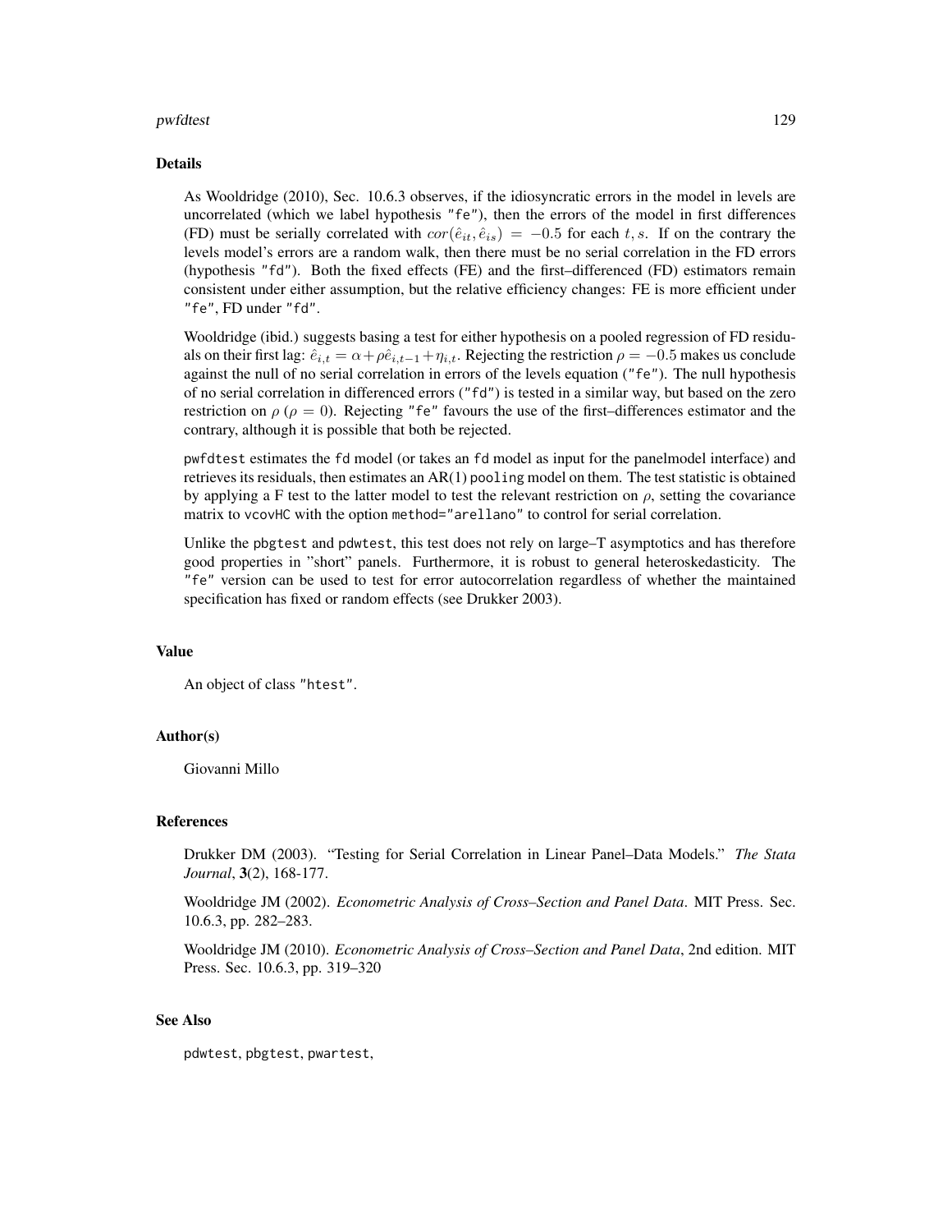## Details

As Wooldridge (2010), Sec. 10.6.3 observes, if the idiosyncratic errors in the model in levels are uncorrelated (which we label hypothesis `"fe"`), then the errors of the model in first differences (FD) must be serially correlated with $cor(\hat{e}_{it}, \hat{e}_{is}) = -0.5$ for each $t, s$. If on the contrary the levels model's errors are a random walk, then there must be no serial correlation in the FD errors (hypothesis `"fd"`). Both the fixed effects (FE) and the first–differenced (FD) estimators remain consistent under either assumption, but the relative efficiency changes: FE is more efficient under `"fe"`, FD under `"fd"`.

Wooldridge (ibid.) suggests basing a test for either hypothesis on a pooled regression of FD residuals on their first lag: $\hat{e}_{i,t} = \alpha + \rho \hat{e}_{i,t-1} + \eta_{i,t}$. Rejecting the restriction $\rho = -0.5$ makes us conclude against the null of no serial correlation in errors of the levels equation (`"fe"`). The null hypothesis of no serial correlation in differenced errors (`"fd"`) is tested in a similar way, but based on the zero restriction on $\rho$ ($\rho = 0$). Rejecting `"fe"` favours the use of the first–differences estimator and the contrary, although it is possible that both be rejected.

`pwfdtest` estimates the `fd` model (or takes an `fd` model as input for the panelmodel interface) and retrieves its residuals, then estimates an AR(1) `pooling` model on them. The test statistic is obtained by applying a F test to the latter model to test the relevant restriction on $\rho$, setting the covariance matrix to `vcovHC` with the option `method="arellano"` to control for serial correlation.

Unlike the `pbgtest` and `pdwtest`, this test does not rely on large–T asymptotics and has therefore good properties in "short" panels. Furthermore, it is robust to general heteroskedasticity. The `"fe"` version can be used to test for error autocorrelation regardless of whether the maintained specification has fixed or random effects (see Drukker 2003).

## Value

An object of class `"htest"`.

## Author(s)

Giovanni Millo

## References

Drukker DM (2003). "Testing for Serial Correlation in Linear Panel–Data Models." *The Stata Journal*, **3**(2), 168-177.

Wooldridge JM (2002). *Econometric Analysis of Cross–Section and Panel Data*. MIT Press. Sec. 10.6.3, pp. 282–283.

Wooldridge JM (2010). *Econometric Analysis of Cross–Section and Panel Data*, 2nd edition. MIT Press. Sec. 10.6.3, pp. 319–320

## See Also

`pdwtest`, `pbgtest`, `pwartest`,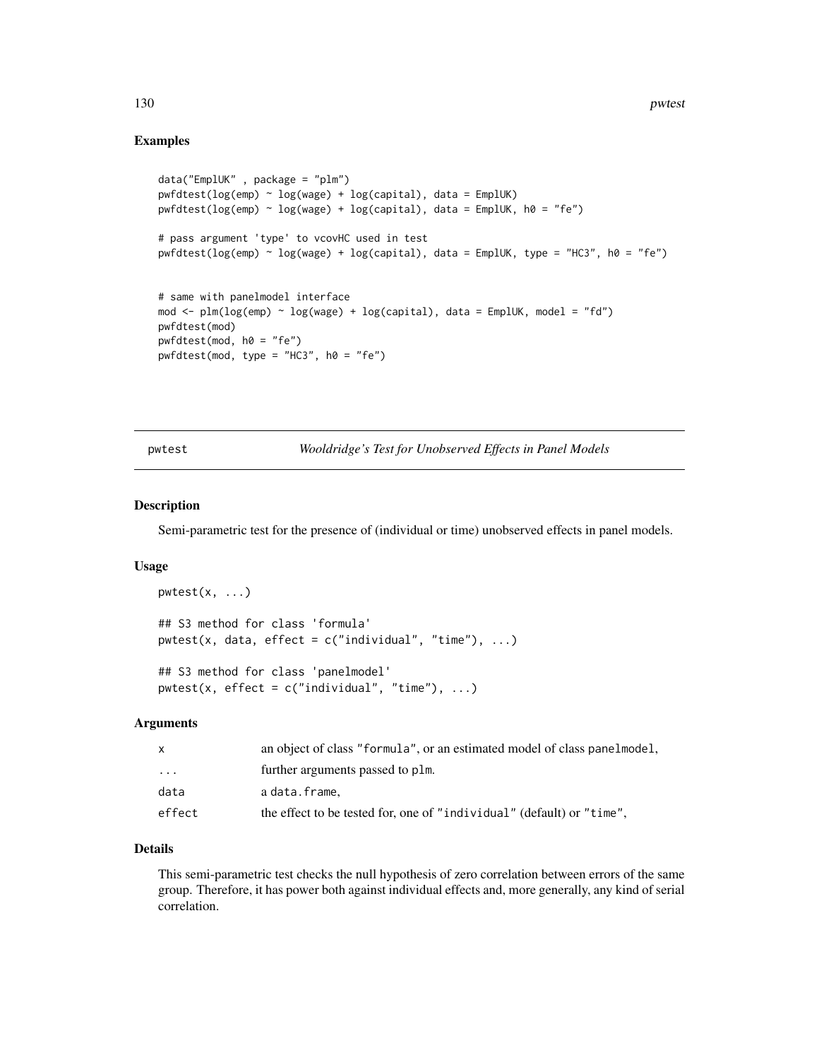## Examples

```
data("EmplUK" , package = "plm")
pwfdtest(log(emp) ~ log(wage) + log(capital), data = EmplUK)
pwfdtest(log(emp) ~ log(wage) + log(capital), data = EmplUK, h0 = "fe")

# pass argument 'type' to vcovHC used in test
pwfdtest(log(emp) ~ log(wage) + log(capital), data = EmplUK, type = "HC3", h0 = "fe")


# same with panelmodel interface
mod <- plm(log(emp) ~ log(wage) + log(capital), data = EmplUK, model = "fd")
pwfdtest(mod)
pwfdtest(mod, h0 = "fe")
pwfdtest(mod, type = "HC3", h0 = "fe")
```

---

# pwtest — *Wooldridge's Test for Unobserved Effects in Panel Models*

## Description

Semi-parametric test for the presence of (individual or time) unobserved effects in panel models.

## Usage

```
pwtest(x, ...)

## S3 method for class 'formula'
pwtest(x, data, effect = c("individual", "time"), ...)

## S3 method for class 'panelmodel'
pwtest(x, effect = c("individual", "time"), ...)
```

## Arguments

| | |
|---|---|
| x | an object of class "formula", or an estimated model of class panelmodel, |
| ... | further arguments passed to plm. |
| data | a data.frame, |
| effect | the effect to be tested for, one of "individual" (default) or "time", |

## Details

This semi-parametric test checks the null hypothesis of zero correlation between errors of the same group. Therefore, it has power both against individual effects and, more generally, any kind of serial correlation.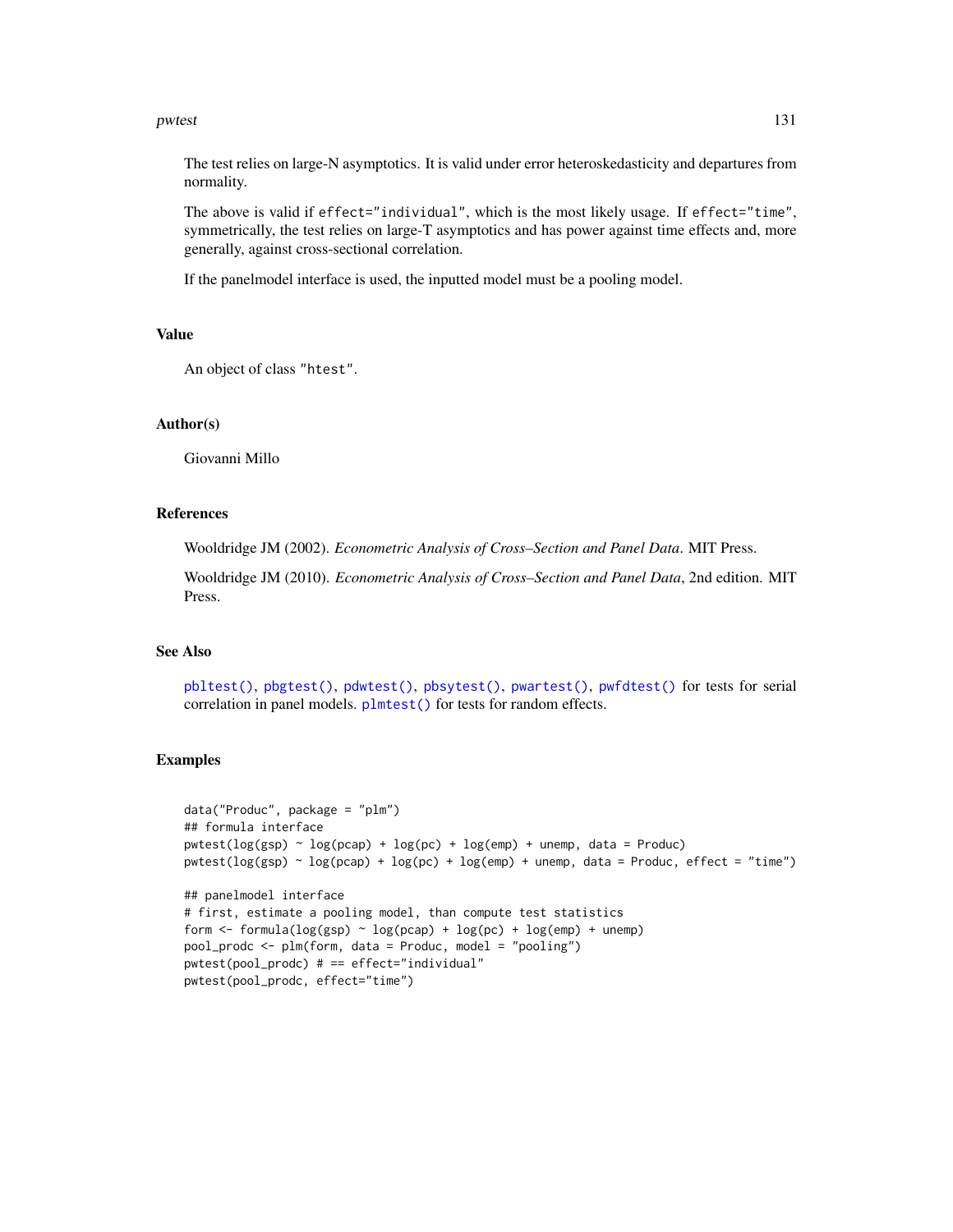The test relies on large-N asymptotics. It is valid under error heteroskedasticity and departures from normality.

The above is valid if `effect="individual"`, which is the most likely usage. If `effect="time"`, symmetrically, the test relies on large-T asymptotics and has power against time effects and, more generally, against cross-sectional correlation.

If the panelmodel interface is used, the inputted model must be a pooling model.

## Value

An object of class `"htest"`.

## Author(s)

Giovanni Millo

## References

Wooldridge JM (2002). *Econometric Analysis of Cross–Section and Panel Data*. MIT Press.

Wooldridge JM (2010). *Econometric Analysis of Cross–Section and Panel Data*, 2nd edition. MIT Press.

## See Also

`pbltest()`, `pbgtest()`, `pdwtest()`, `pbsytest()`, `pwartest()`, `pwfdtest()` for tests for serial correlation in panel models. `plmtest()` for tests for random effects.

## Examples

```
data("Produc", package = "plm")
## formula interface
pwtest(log(gsp) ~ log(pcap) + log(pc) + log(emp) + unemp, data = Produc)
pwtest(log(gsp) ~ log(pcap) + log(pc) + log(emp) + unemp, data = Produc, effect = "time")

## panelmodel interface
# first, estimate a pooling model, than compute test statistics
form <- formula(log(gsp) ~ log(pcap) + log(pc) + log(emp) + unemp)
pool_prodc <- plm(form, data = Produc, model = "pooling")
pwtest(pool_prodc) # == effect="individual"
pwtest(pool_prodc, effect="time")
```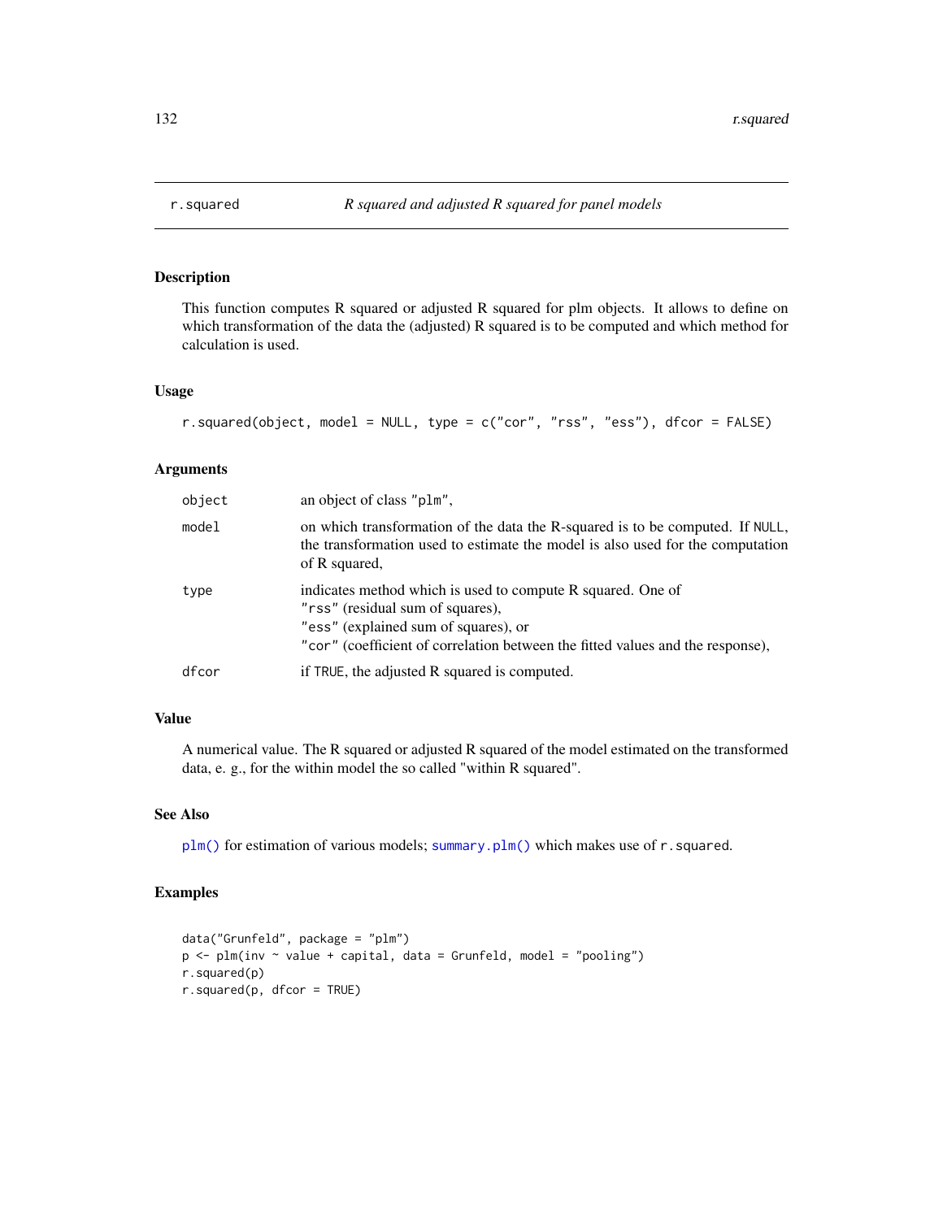r.squared    *R squared and adjusted R squared for panel models*

## Description

This function computes R squared or adjusted R squared for plm objects. It allows to define on which transformation of the data the (adjusted) R squared is to be computed and which method for calculation is used.

## Usage

```
r.squared(object, model = NULL, type = c("cor", "rss", "ess"), dfcor = FALSE)
```

## Arguments

| | |
|---|---|
| object | an object of class "plm", |
| model | on which transformation of the data the R-squared is to be computed. If NULL, the transformation used to estimate the model is also used for the computation of R squared, |
| type | indicates method which is used to compute R squared. One of "rss" (residual sum of squares), "ess" (explained sum of squares), or "cor" (coefficient of correlation between the fitted values and the response), |
| dfcor | if TRUE, the adjusted R squared is computed. |

## Value

A numerical value. The R squared or adjusted R squared of the model estimated on the transformed data, e. g., for the within model the so called "within R squared".

## See Also

plm() for estimation of various models; summary.plm() which makes use of r.squared.

## Examples

```
data("Grunfeld", package = "plm")
p <- plm(inv ~ value + capital, data = Grunfeld, model = "pooling")
r.squared(p)
r.squared(p, dfcor = TRUE)
```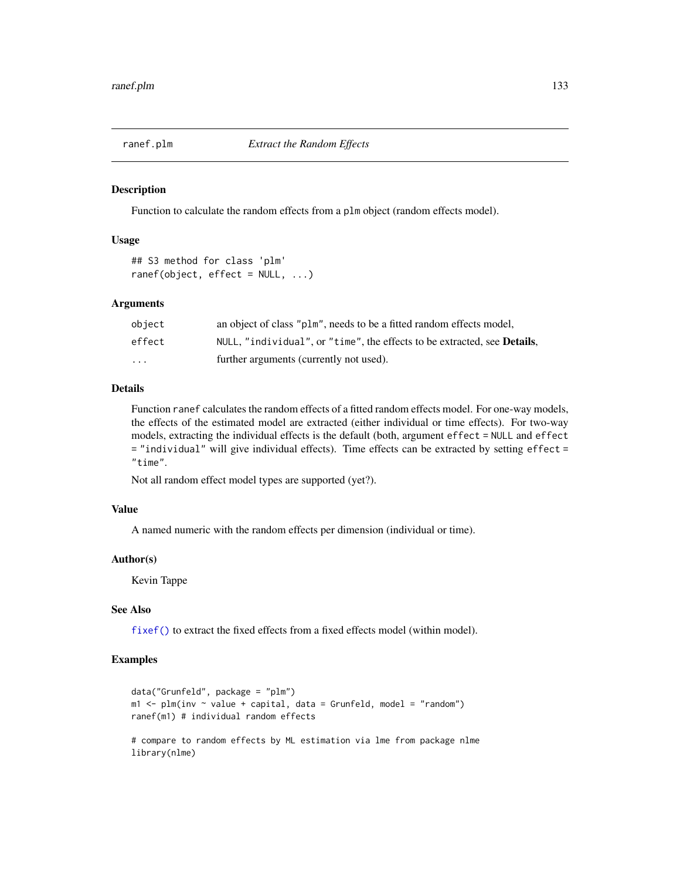# ranef.plm — *Extract the Random Effects*

## Description

Function to calculate the random effects from a plm object (random effects model).

## Usage

```
## S3 method for class 'plm'
ranef(object, effect = NULL, ...)
```

## Arguments

| | |
|---|---|
| object | an object of class "plm", needs to be a fitted random effects model, |
| effect | NULL, "individual", or "time", the effects to be extracted, see **Details**, |
| ... | further arguments (currently not used). |

## Details

Function ranef calculates the random effects of a fitted random effects model. For one-way models, the effects of the estimated model are extracted (either individual or time effects). For two-way models, extracting the individual effects is the default (both, argument effect = NULL and effect = "individual" will give individual effects). Time effects can be extracted by setting effect = "time".

Not all random effect model types are supported (yet?).

## Value

A named numeric with the random effects per dimension (individual or time).

## Author(s)

Kevin Tappe

## See Also

fixef() to extract the fixed effects from a fixed effects model (within model).

## Examples

```
data("Grunfeld", package = "plm")
m1 <- plm(inv ~ value + capital, data = Grunfeld, model = "random")
ranef(m1) # individual random effects

# compare to random effects by ML estimation via lme from package nlme
library(nlme)
```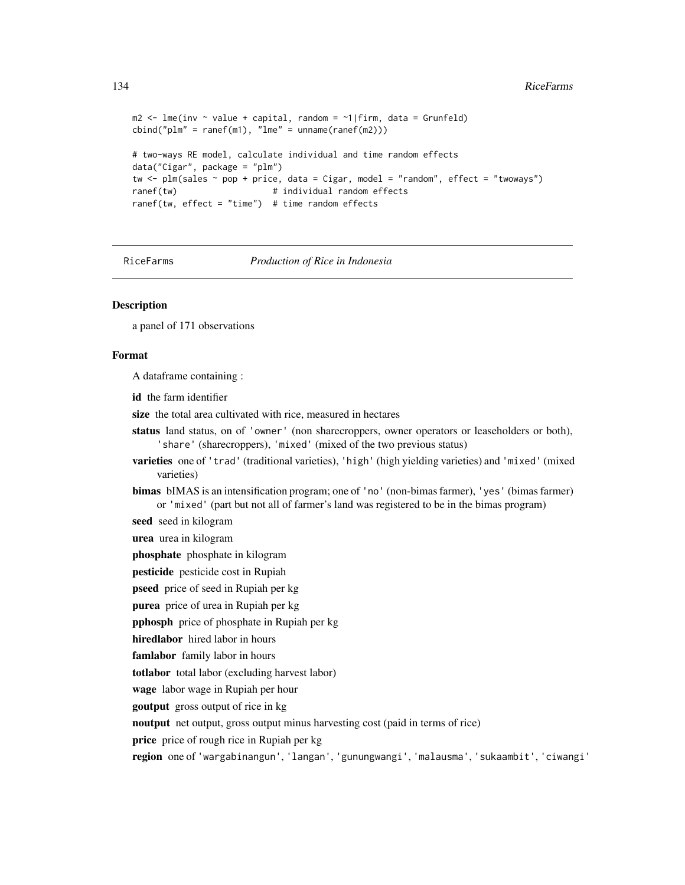```
m2 <- lme(inv ~ value + capital, random = ~1|firm, data = Grunfeld)
cbind("plm" = ranef(m1), "lme" = unname(ranef(m2)))

# two-ways RE model, calculate individual and time random effects
data("Cigar", package = "plm")
tw <- plm(sales ~ pop + price, data = Cigar, model = "random", effect = "twoways")
ranef(tw)                   # individual random effects
ranef(tw, effect = "time")  # time random effects
```

---

## RiceFarms — *Production of Rice in Indonesia*

### Description

a panel of 171 observations

### Format

A dataframe containing :

- **id** the farm identifier
- **size** the total area cultivated with rice, measured in hectares
- **status** land status, on of 'owner' (non sharecroppers, owner operators or leaseholders or both), 'share' (sharecroppers), 'mixed' (mixed of the two previous status)
- **varieties** one of 'trad' (traditional varieties), 'high' (high yielding varieties) and 'mixed' (mixed varieties)
- **bimas** bIMAS is an intensification program; one of 'no' (non-bimas farmer), 'yes' (bimas farmer) or 'mixed' (part but not all of farmer's land was registered to be in the bimas program)
- **seed** seed in kilogram
- **urea** urea in kilogram
- **phosphate** phosphate in kilogram
- **pesticide** pesticide cost in Rupiah
- **pseed** price of seed in Rupiah per kg
- **purea** price of urea in Rupiah per kg
- **pphosph** price of phosphate in Rupiah per kg
- **hiredlabor** hired labor in hours
- **famlabor** family labor in hours
- **totlabor** total labor (excluding harvest labor)
- **wage** labor wage in Rupiah per hour
- **goutput** gross output of rice in kg
- **noutput** net output, gross output minus harvesting cost (paid in terms of rice)
- **price** price of rough rice in Rupiah per kg
- **region** one of 'wargabinangun', 'langan', 'gunungwangi', 'malausma', 'sukaambit', 'ciwangi'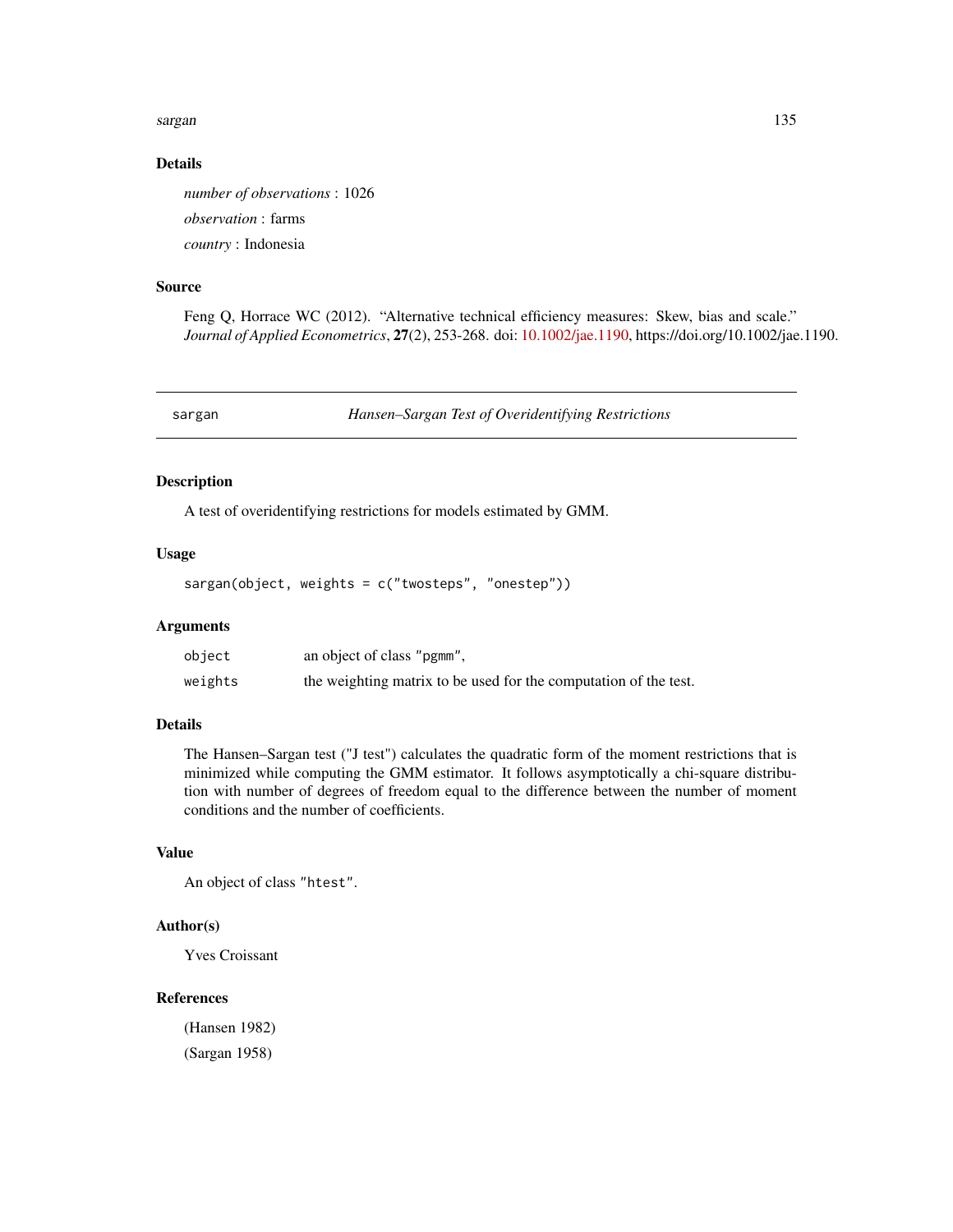### Details

*number of observations* : 1026

*observation* : farms

*country* : Indonesia

### Source

Feng Q, Horrace WC (2012). "Alternative technical efficiency measures: Skew, bias and scale." *Journal of Applied Econometrics*, **27**(2), 253-268. doi: 10.1002/jae.1190, https://doi.org/10.1002/jae.1190.

---

## sargan — *Hansen–Sargan Test of Overidentifying Restrictions*

---

### Description

A test of overidentifying restrictions for models estimated by GMM.

### Usage

```
sargan(object, weights = c("twosteps", "onestep"))
```

### Arguments

| | |
|---|---|
| `object` | an object of class `"pgmm"`, |
| `weights` | the weighting matrix to be used for the computation of the test. |

### Details

The Hansen–Sargan test ("J test") calculates the quadratic form of the moment restrictions that is minimized while computing the GMM estimator. It follows asymptotically a chi-square distribution with number of degrees of freedom equal to the difference between the number of moment conditions and the number of coefficients.

### Value

An object of class `"htest"`.

### Author(s)

Yves Croissant

### References

(Hansen 1982)

(Sargan 1958)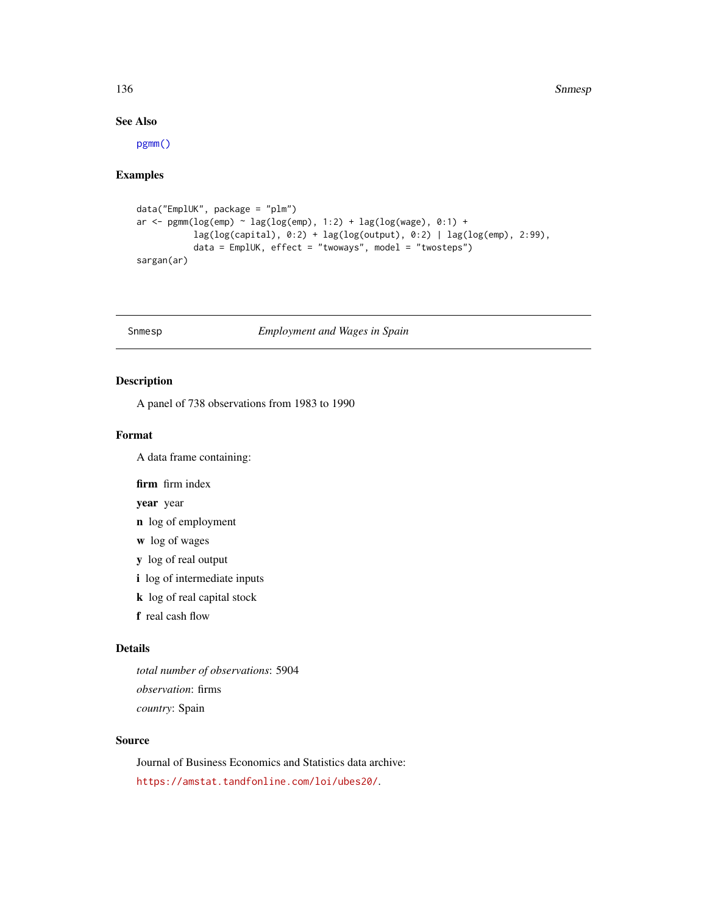### See Also

pgmm()

### Examples

```
data("EmplUK", package = "plm")
ar <- pgmm(log(emp) ~ lag(log(emp), 1:2) + lag(log(wage), 0:1) +
           lag(log(capital), 0:2) + lag(log(output), 0:2) | lag(log(emp), 2:99),
           data = EmplUK, effect = "twoways", model = "twosteps")
sargan(ar)
```

## Snmesp — *Employment and Wages in Spain*

### Description

A panel of 738 observations from 1983 to 1990

### Format

A data frame containing:

**firm** firm index

**year** year

**n** log of employment

**w** log of wages

**y** log of real output

**i** log of intermediate inputs

**k** log of real capital stock

**f** real cash flow

### Details

*total number of observations*: 5904

*observation*: firms

*country*: Spain

### Source

Journal of Business Economics and Statistics data archive:

https://amstat.tandfonline.com/loi/ubes20/.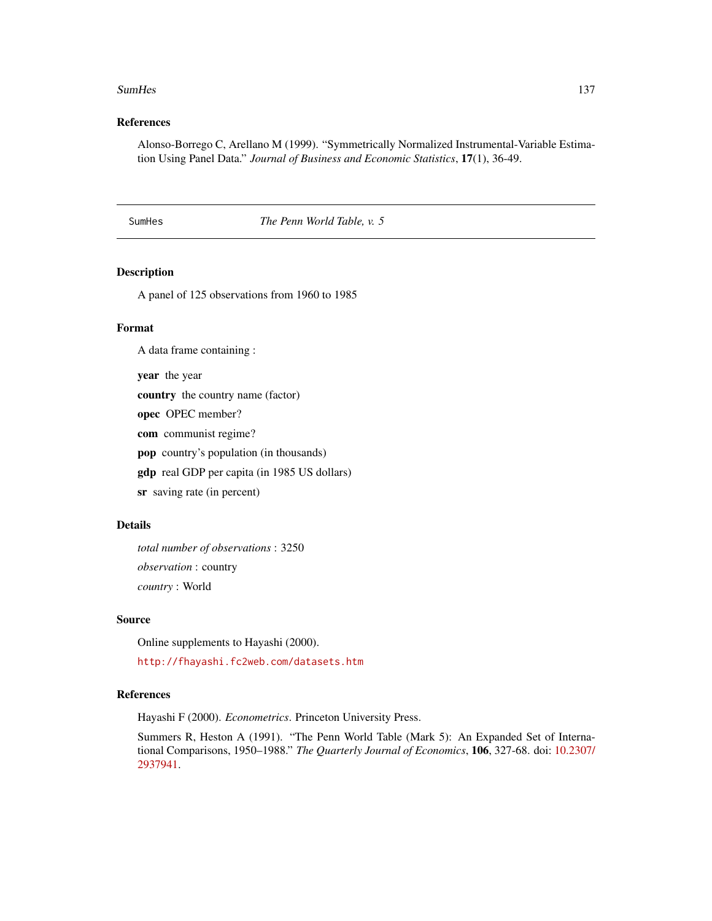### References

Alonso-Borrego C, Arellano M (1999). "Symmetrically Normalized Instrumental-Variable Estimation Using Panel Data." *Journal of Business and Economic Statistics*, **17**(1), 36-49.

---

## SumHes — *The Penn World Table, v. 5*

---

### Description

A panel of 125 observations from 1960 to 1985

### Format

A data frame containing :

**year** the year

**country** the country name (factor)

**opec** OPEC member?

**com** communist regime?

**pop** country's population (in thousands)

**gdp** real GDP per capita (in 1985 US dollars)

**sr** saving rate (in percent)

### Details

*total number of observations* : 3250

*observation* : country

*country* : World

### Source

Online supplements to Hayashi (2000).

http://fhayashi.fc2web.com/datasets.htm

### References

Hayashi F (2000). *Econometrics*. Princeton University Press.

Summers R, Heston A (1991). "The Penn World Table (Mark 5): An Expanded Set of International Comparisons, 1950–1988." *The Quarterly Journal of Economics*, **106**, 327-68. doi: 10.2307/2937941.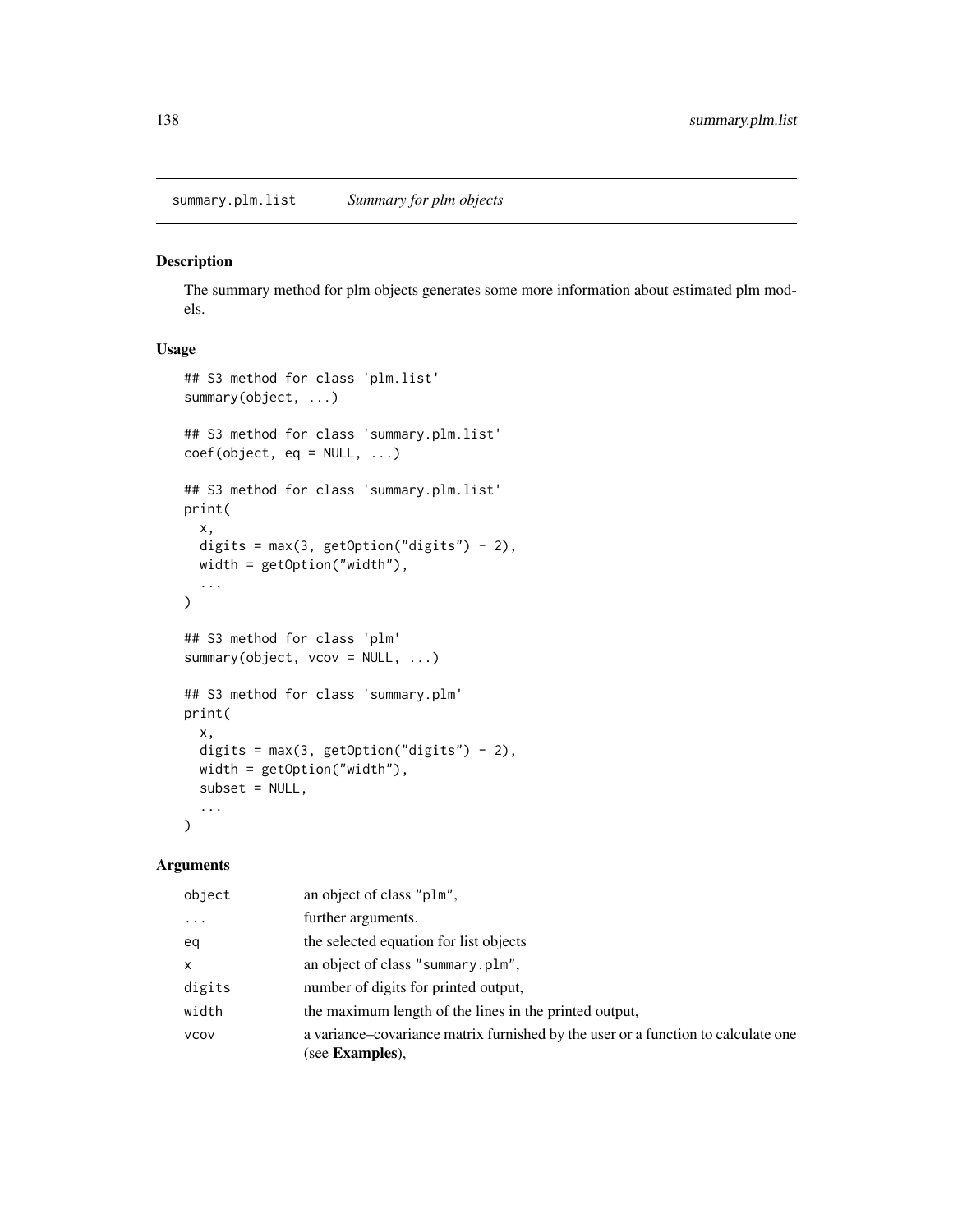summary.plm.list    *Summary for plm objects*

## Description

The summary method for plm objects generates some more information about estimated plm models.

## Usage

```
## S3 method for class 'plm.list'
summary(object, ...)

## S3 method for class 'summary.plm.list'
coef(object, eq = NULL, ...)

## S3 method for class 'summary.plm.list'
print(
  x,
  digits = max(3, getOption("digits") - 2),
  width = getOption("width"),
  ...
)

## S3 method for class 'plm'
summary(object, vcov = NULL, ...)

## S3 method for class 'summary.plm'
print(
  x,
  digits = max(3, getOption("digits") - 2),
  width = getOption("width"),
  subset = NULL,
  ...
)
```

## Arguments

| | |
|---|---|
| object | an object of class "plm", |
| ... | further arguments. |
| eq | the selected equation for list objects |
| x | an object of class "summary.plm", |
| digits | number of digits for printed output, |
| width | the maximum length of the lines in the printed output, |
| vcov | a variance–covariance matrix furnished by the user or a function to calculate one (see **Examples**), |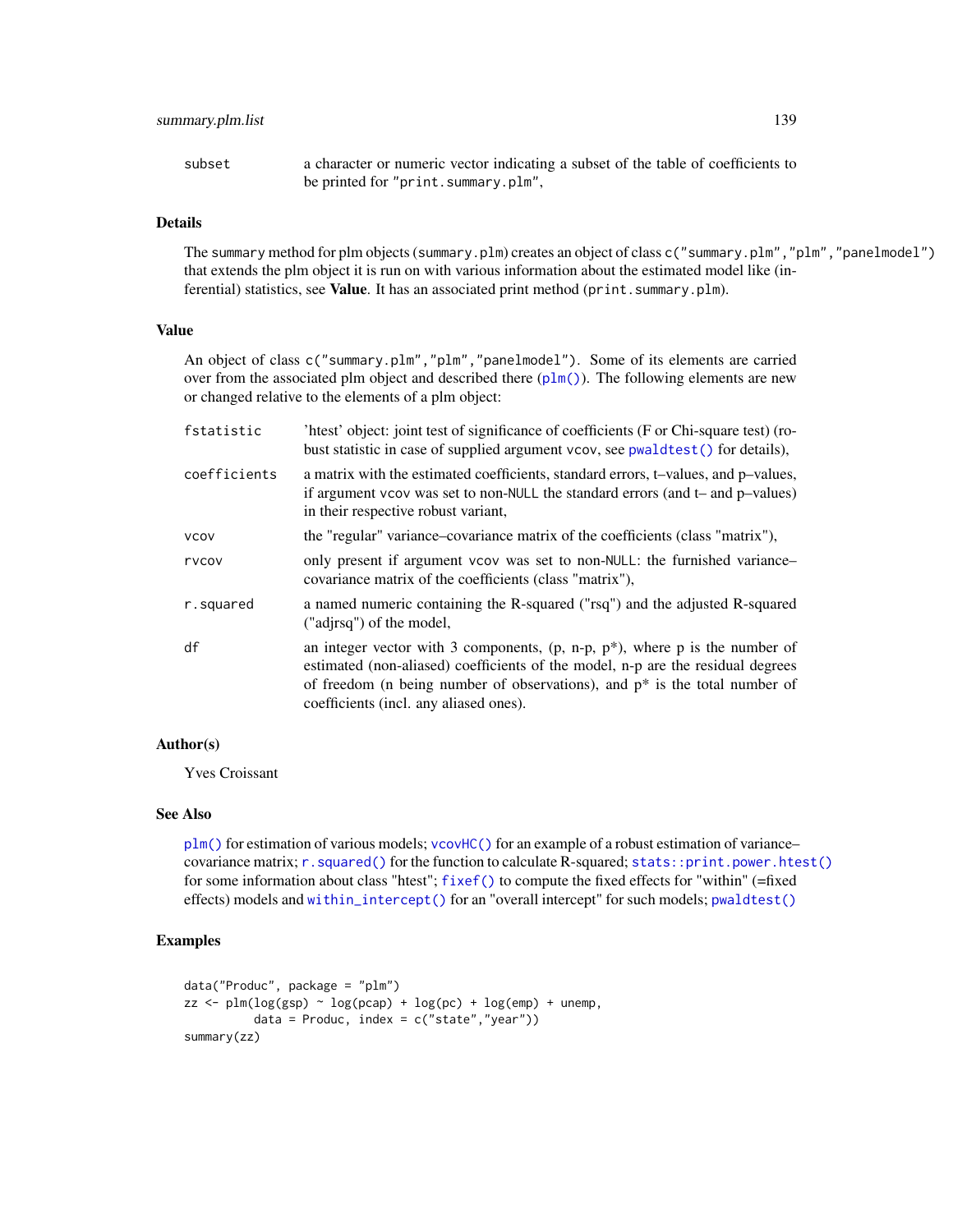subset	a character or numeric vector indicating a subset of the table of coefficients to be printed for "print.summary.plm",

### Details

The summary method for plm objects (summary.plm) creates an object of class c("summary.plm","plm","panelmodel") that extends the plm object it is run on with various information about the estimated model like (inferential) statistics, see **Value**. It has an associated print method (print.summary.plm).

### Value

An object of class c("summary.plm","plm","panelmodel"). Some of its elements are carried over from the associated plm object and described there (plm()). The following elements are new or changed relative to the elements of a plm object:

| | |
|---|---|
| fstatistic | 'htest' object: joint test of significance of coefficients (F or Chi-square test) (robust statistic in case of supplied argument vcov, see pwaldtest() for details), |
| coefficients | a matrix with the estimated coefficients, standard errors, t–values, and p–values, if argument vcov was set to non-NULL the standard errors (and t– and p–values) in their respective robust variant, |
| vcov | the "regular" variance–covariance matrix of the coefficients (class "matrix"), |
| rvcov | only present if argument vcov was set to non-NULL: the furnished variance–covariance matrix of the coefficients (class "matrix"), |
| r.squared | a named numeric containing the R-squared ("rsq") and the adjusted R-squared ("adjrsq") of the model, |
| df | an integer vector with 3 components, (p, n-p, p*), where p is the number of estimated (non-aliased) coefficients of the model, n-p are the residual degrees of freedom (n being number of observations), and p* is the total number of coefficients (incl. any aliased ones). |

### Author(s)

Yves Croissant

### See Also

plm() for estimation of various models; vcovHC() for an example of a robust estimation of variance–covariance matrix; r.squared() for the function to calculate R-squared; stats::print.power.htest() for some information about class "htest"; fixef() to compute the fixed effects for "within" (=fixed effects) models and within_intercept() for an "overall intercept" for such models; pwaldtest()

### Examples

```
data("Produc", package = "plm")
zz <- plm(log(gsp) ~ log(pcap) + log(pc) + log(emp) + unemp,
          data = Produc, index = c("state","year"))
summary(zz)
```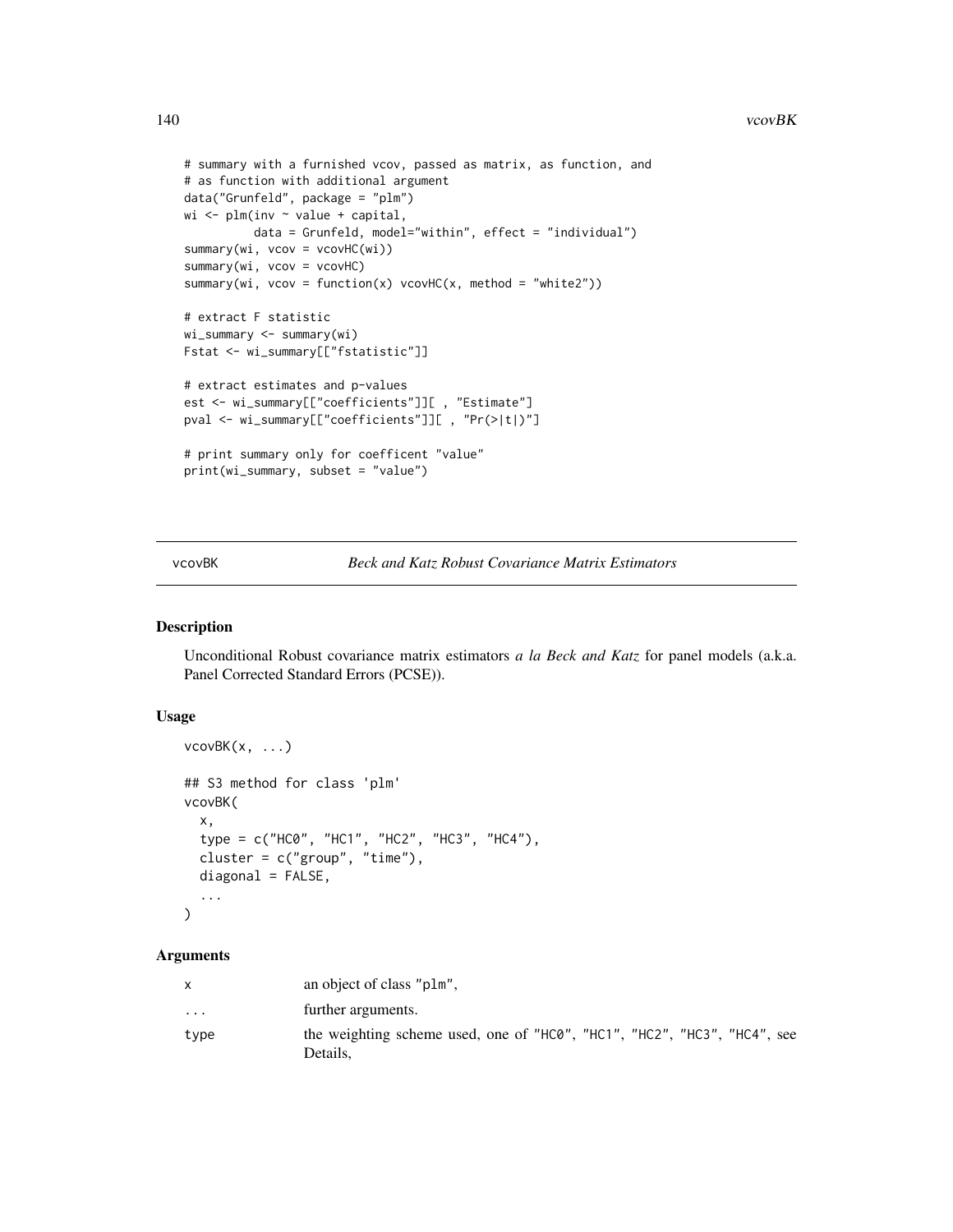```
# summary with a furnished vcov, passed as matrix, as function, and
# as function with additional argument
data("Grunfeld", package = "plm")
wi <- plm(inv ~ value + capital,
          data = Grunfeld, model="within", effect = "individual")
summary(wi, vcov = vcovHC(wi))
summary(wi, vcov = vcovHC)
summary(wi, vcov = function(x) vcovHC(x, method = "white2"))

# extract F statistic
wi_summary <- summary(wi)
Fstat <- wi_summary[["fstatistic"]]

# extract estimates and p-values
est <- wi_summary[["coefficients"]][ , "Estimate"]
pval <- wi_summary[["coefficients"]][ , "Pr(>|t|)"]

# print summary only for coefficent "value"
print(wi_summary, subset = "value")
```

---

## vcovBK — *Beck and Katz Robust Covariance Matrix Estimators*

### Description

Unconditional Robust covariance matrix estimators *a la Beck and Katz* for panel models (a.k.a. Panel Corrected Standard Errors (PCSE)).

### Usage

```
vcovBK(x, ...)

## S3 method for class 'plm'
vcovBK(
  x,
  type = c("HC0", "HC1", "HC2", "HC3", "HC4"),
  cluster = c("group", "time"),
  diagonal = FALSE,
  ...
)
```

### Arguments

| | |
|---|---|
| x | an object of class "plm", |
| ... | further arguments. |
| type | the weighting scheme used, one of "HC0", "HC1", "HC2", "HC3", "HC4", see Details, |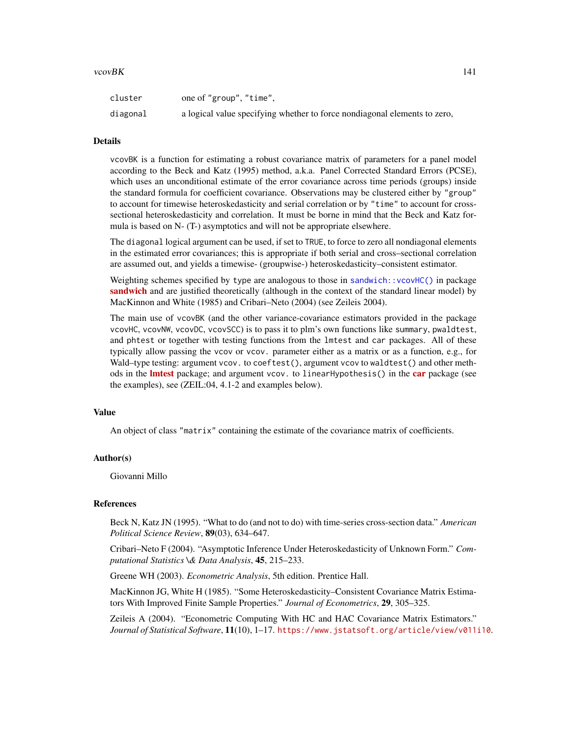| | |
|---|---|
| `cluster` | one of "group", "time", |
| `diagonal` | a logical value specifying whether to force nondiagonal elements to zero, |

## Details

vcovBK is a function for estimating a robust covariance matrix of parameters for a panel model according to the Beck and Katz (1995) method, a.k.a. Panel Corrected Standard Errors (PCSE), which uses an unconditional estimate of the error covariance across time periods (groups) inside the standard formula for coefficient covariance. Observations may be clustered either by "group" to account for timewise heteroskedasticity and serial correlation or by "time" to account for cross-sectional heteroskedasticity and correlation. It must be borne in mind that the Beck and Katz formula is based on N- (T-) asymptotics and will not be appropriate elsewhere.

The diagonal logical argument can be used, if set to TRUE, to force to zero all nondiagonal elements in the estimated error covariances; this is appropriate if both serial and cross–sectional correlation are assumed out, and yields a timewise- (groupwise-) heteroskedasticity–consistent estimator.

Weighting schemes specified by type are analogous to those in sandwich::vcovHC() in package **sandwich** and are justified theoretically (although in the context of the standard linear model) by MacKinnon and White (1985) and Cribari–Neto (2004) (see Zeileis 2004).

The main use of vcovBK (and the other variance-covariance estimators provided in the package vcovHC, vcovNW, vcovDC, vcovSCC) is to pass it to plm's own functions like summary, pwaldtest, and phtest or together with testing functions from the lmtest and car packages. All of these typically allow passing the vcov or vcov. parameter either as a matrix or as a function, e.g., for Wald–type testing: argument vcov. to coeftest(), argument vcov to waldtest() and other methods in the **lmtest** package; and argument vcov. to linearHypothesis() in the **car** package (see the examples), see (ZEIL:04, 4.1-2 and examples below).

## Value

An object of class "matrix" containing the estimate of the covariance matrix of coefficients.

## Author(s)

Giovanni Millo

## References

Beck N, Katz JN (1995). "What to do (and not to do) with time-series cross-section data." *American Political Science Review*, **89**(03), 634–647.

Cribari–Neto F (2004). "Asymptotic Inference Under Heteroskedasticity of Unknown Form." *Computational Statistics \& Data Analysis*, **45**, 215–233.

Greene WH (2003). *Econometric Analysis*, 5th edition. Prentice Hall.

MacKinnon JG, White H (1985). "Some Heteroskedasticity–Consistent Covariance Matrix Estimators With Improved Finite Sample Properties." *Journal of Econometrics*, **29**, 305–325.

Zeileis A (2004). "Econometric Computing With HC and HAC Covariance Matrix Estimators." *Journal of Statistical Software*, **11**(10), 1–17. https://www.jstatsoft.org/article/view/v011i10.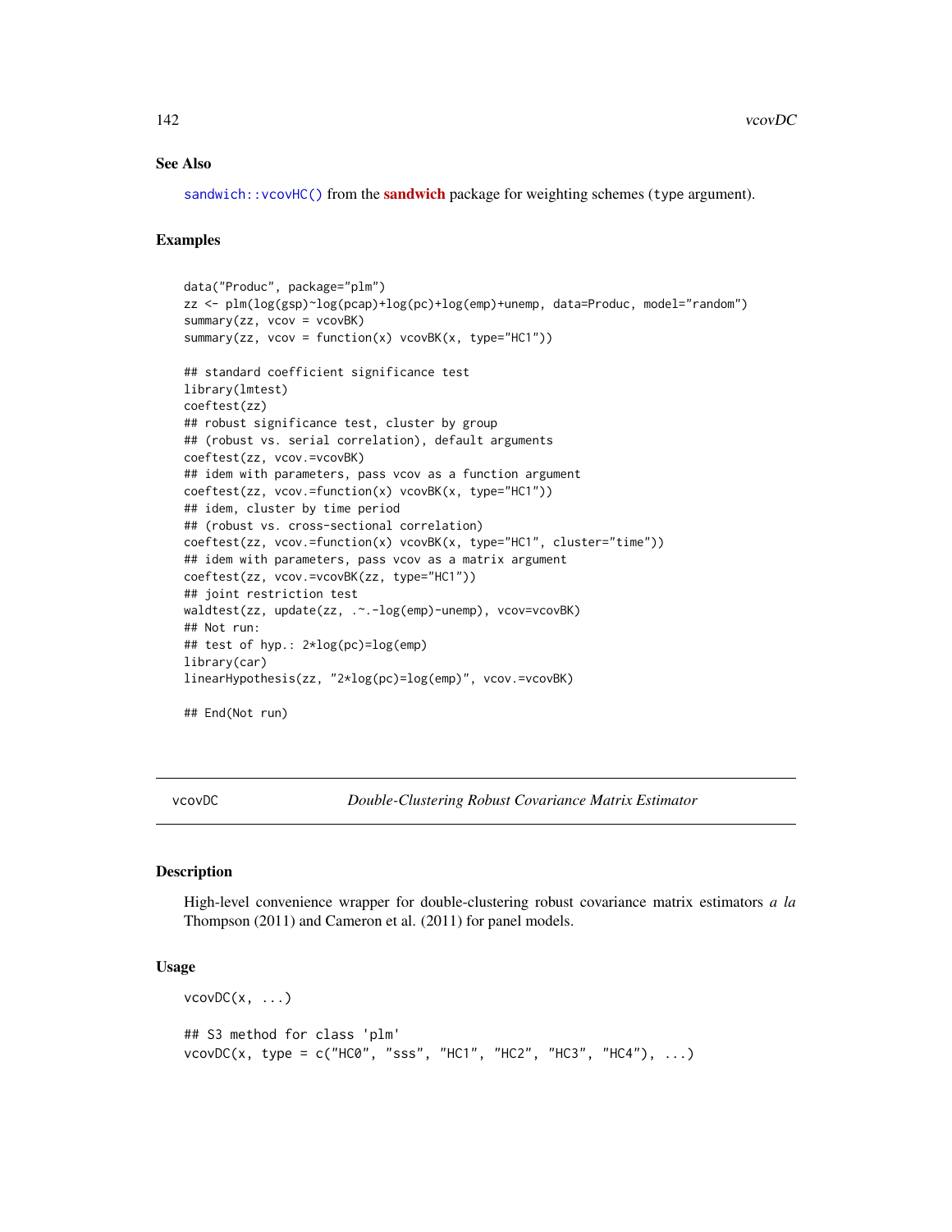## See Also

`sandwich::vcovHC()` from the **sandwich** package for weighting schemes (type argument).

## Examples

```
data("Produc", package="plm")
zz <- plm(log(gsp)~log(pcap)+log(pc)+log(emp)+unemp, data=Produc, model="random")
summary(zz, vcov = vcovBK)
summary(zz, vcov = function(x) vcovBK(x, type="HC1"))

## standard coefficient significance test
library(lmtest)
coeftest(zz)
## robust significance test, cluster by group
## (robust vs. serial correlation), default arguments
coeftest(zz, vcov.=vcovBK)
## idem with parameters, pass vcov as a function argument
coeftest(zz, vcov.=function(x) vcovBK(x, type="HC1"))
## idem, cluster by time period
## (robust vs. cross-sectional correlation)
coeftest(zz, vcov.=function(x) vcovBK(x, type="HC1", cluster="time"))
## idem with parameters, pass vcov as a matrix argument
coeftest(zz, vcov.=vcovBK(zz, type="HC1"))
## joint restriction test
waldtest(zz, update(zz, .~.-log(emp)-unemp), vcov=vcovBK)
## Not run:
## test of hyp.: 2*log(pc)=log(emp)
library(car)
linearHypothesis(zz, "2*log(pc)=log(emp)", vcov.=vcovBK)

## End(Not run)
```

---

# vcovDC — *Double-Clustering Robust Covariance Matrix Estimator*

## Description

High-level convenience wrapper for double-clustering robust covariance matrix estimators *a la* Thompson (2011) and Cameron et al. (2011) for panel models.

## Usage

```
vcovDC(x, ...)

## S3 method for class 'plm'
vcovDC(x, type = c("HC0", "sss", "HC1", "HC2", "HC3", "HC4"), ...)
```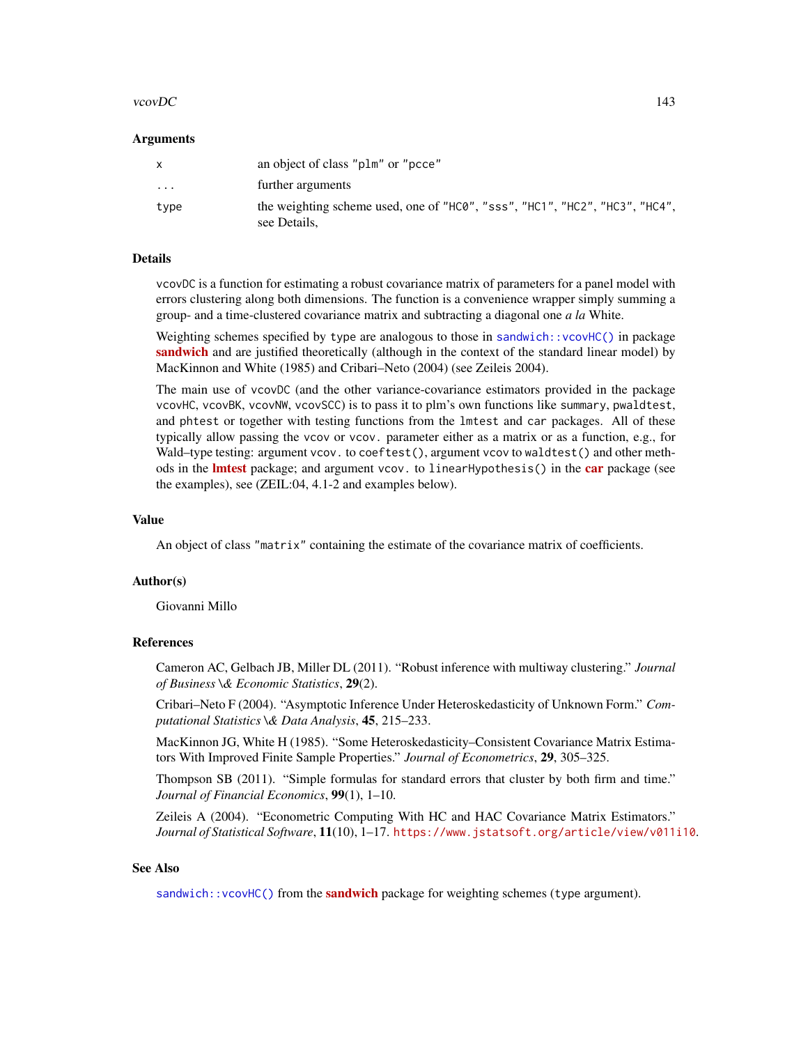### Arguments

| | |
|---|---|
| `x` | an object of class `"plm"` or `"pcce"` |
| `...` | further arguments |
| `type` | the weighting scheme used, one of `"HC0"`, `"sss"`, `"HC1"`, `"HC2"`, `"HC3"`, `"HC4"`, see Details, |

### Details

`vcovDC` is a function for estimating a robust covariance matrix of parameters for a panel model with errors clustering along both dimensions. The function is a convenience wrapper simply summing a group- and a time-clustered covariance matrix and subtracting a diagonal one *a la* White.

Weighting schemes specified by `type` are analogous to those in `sandwich::vcovHC()` in package **sandwich** and are justified theoretically (although in the context of the standard linear model) by MacKinnon and White (1985) and Cribari–Neto (2004) (see Zeileis 2004).

The main use of `vcovDC` (and the other variance-covariance estimators provided in the package `vcovHC`, `vcovBK`, `vcovNW`, `vcovSCC`) is to pass it to plm's own functions like `summary`, `pwaldtest`, and `phtest` or together with testing functions from the `lmtest` and `car` packages. All of these typically allow passing the `vcov` or `vcov.` parameter either as a matrix or as a function, e.g., for Wald–type testing: argument `vcov.` to `coeftest()`, argument `vcov` to `waldtest()` and other methods in the **lmtest** package; and argument `vcov.` to `linearHypothesis()` in the **car** package (see the examples), see (ZEIL:04, 4.1-2 and examples below).

### Value

An object of class `"matrix"` containing the estimate of the covariance matrix of coefficients.

### Author(s)

Giovanni Millo

### References

Cameron AC, Gelbach JB, Miller DL (2011). "Robust inference with multiway clustering." *Journal of Business \& Economic Statistics*, **29**(2).

Cribari–Neto F (2004). "Asymptotic Inference Under Heteroskedasticity of Unknown Form." *Computational Statistics \& Data Analysis*, **45**, 215–233.

MacKinnon JG, White H (1985). "Some Heteroskedasticity–Consistent Covariance Matrix Estimators With Improved Finite Sample Properties." *Journal of Econometrics*, **29**, 305–325.

Thompson SB (2011). "Simple formulas for standard errors that cluster by both firm and time." *Journal of Financial Economics*, **99**(1), 1–10.

Zeileis A (2004). "Econometric Computing With HC and HAC Covariance Matrix Estimators." *Journal of Statistical Software*, **11**(10), 1–17. https://www.jstatsoft.org/article/view/v011i10.

### See Also

`sandwich::vcovHC()` from the **sandwich** package for weighting schemes (`type` argument).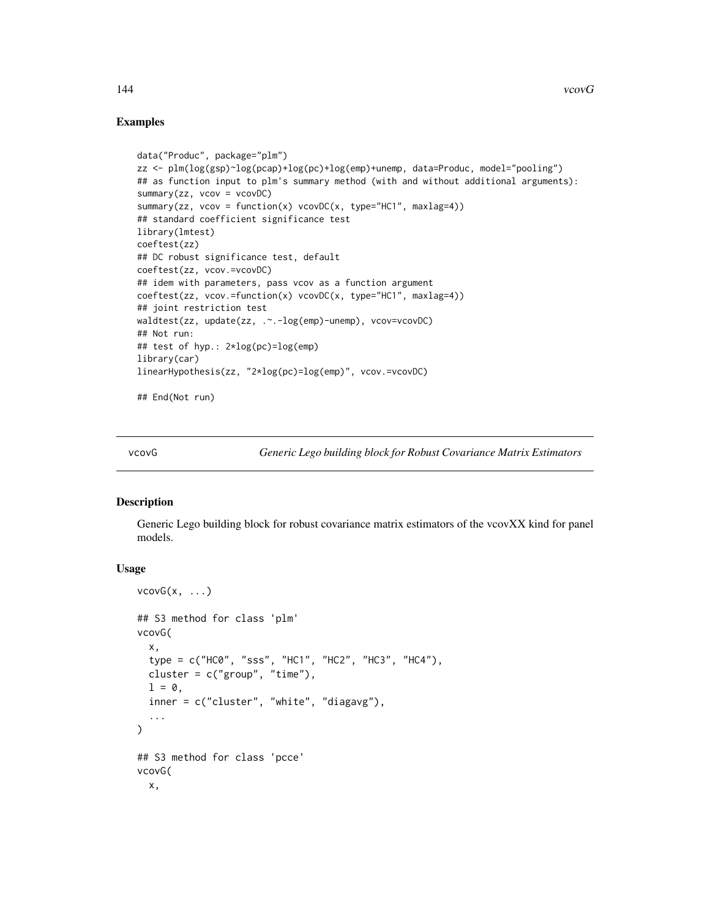## Examples

```
data("Produc", package="plm")
zz <- plm(log(gsp)~log(pcap)+log(pc)+log(emp)+unemp, data=Produc, model="pooling")
## as function input to plm's summary method (with and without additional arguments):
summary(zz, vcov = vcovDC)
summary(zz, vcov = function(x) vcovDC(x, type="HC1", maxlag=4))
## standard coefficient significance test
library(lmtest)
coeftest(zz)
## DC robust significance test, default
coeftest(zz, vcov.=vcovDC)
## idem with parameters, pass vcov as a function argument
coeftest(zz, vcov.=function(x) vcovDC(x, type="HC1", maxlag=4))
## joint restriction test
waldtest(zz, update(zz, .~.-log(emp)-unemp), vcov=vcovDC)
## Not run:
## test of hyp.: 2*log(pc)=log(emp)
library(car)
linearHypothesis(zz, "2*log(pc)=log(emp)", vcov.=vcovDC)

## End(Not run)
```

---

vcovG *Generic Lego building block for Robust Covariance Matrix Estimators*

---

## Description

Generic Lego building block for robust covariance matrix estimators of the vcovXX kind for panel models.

## Usage

```
vcovG(x, ...)

## S3 method for class 'plm'
vcovG(
  x,
  type = c("HC0", "sss", "HC1", "HC2", "HC3", "HC4"),
  cluster = c("group", "time"),
  l = 0,
  inner = c("cluster", "white", "diagavg"),
  ...
)

## S3 method for class 'pcce'
vcovG(
  x,
```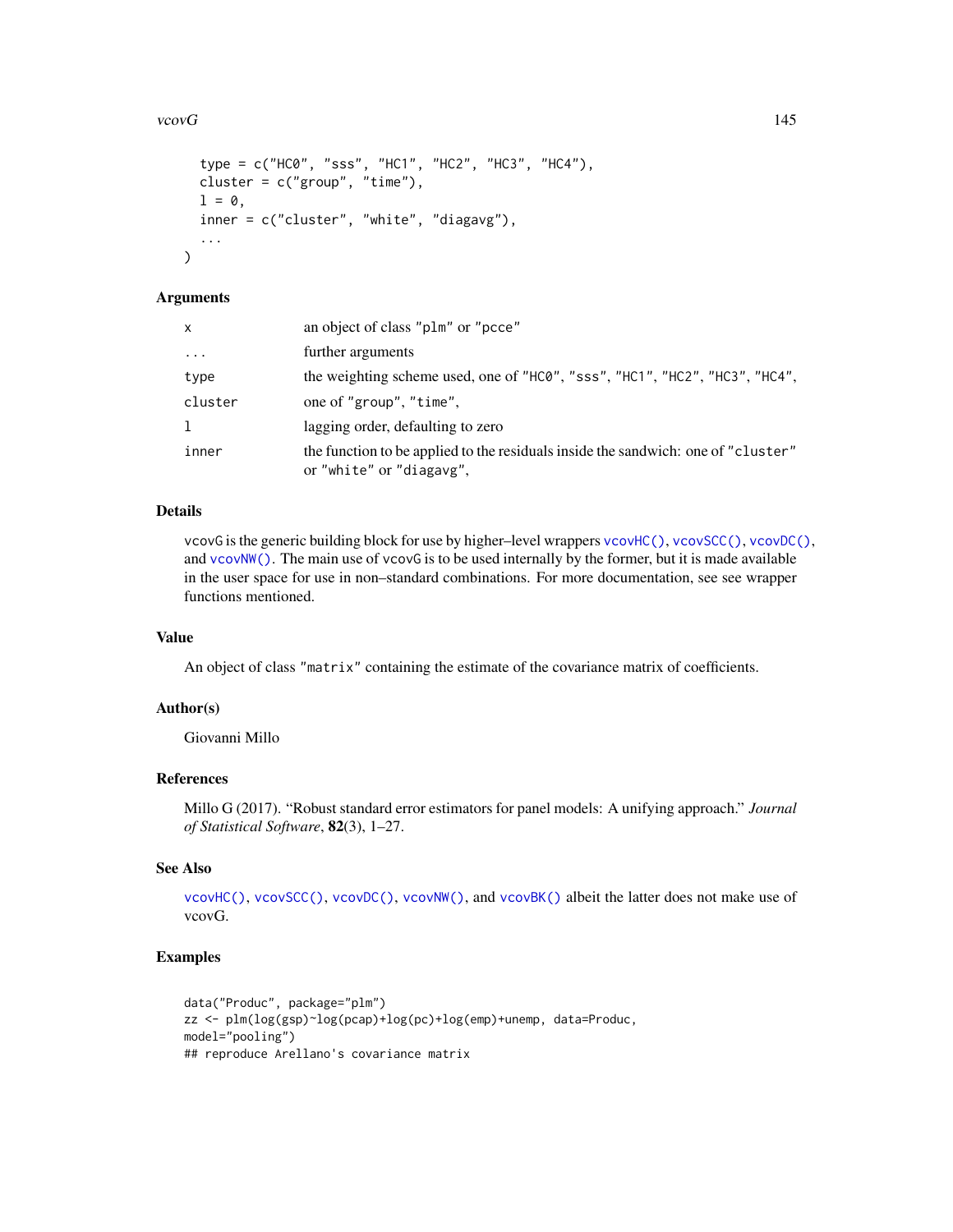```
  type = c("HC0", "sss", "HC1", "HC2", "HC3", "HC4"),
  cluster = c("group", "time"),
  l = 0,
  inner = c("cluster", "white", "diagavg"),
  ...
)
```

## Arguments

| | |
|---|---|
| `x` | an object of class "plm" or "pcce" |
| `...` | further arguments |
| `type` | the weighting scheme used, one of "HC0", "sss", "HC1", "HC2", "HC3", "HC4", |
| `cluster` | one of "group", "time", |
| `l` | lagging order, defaulting to zero |
| `inner` | the function to be applied to the residuals inside the sandwich: one of "cluster" or "white" or "diagavg", |

## Details

vcovG is the generic building block for use by higher–level wrappers vcovHC(), vcovSCC(), vcovDC(), and vcovNW(). The main use of vcovG is to be used internally by the former, but it is made available in the user space for use in non–standard combinations. For more documentation, see see wrapper functions mentioned.

## Value

An object of class "matrix" containing the estimate of the covariance matrix of coefficients.

## Author(s)

Giovanni Millo

## References

Millo G (2017). "Robust standard error estimators for panel models: A unifying approach." *Journal of Statistical Software*, **82**(3), 1–27.

## See Also

vcovHC(), vcovSCC(), vcovDC(), vcovNW(), and vcovBK() albeit the latter does not make use of vcovG.

## Examples

```
data("Produc", package="plm")
zz <- plm(log(gsp)~log(pcap)+log(pc)+log(emp)+unemp, data=Produc,
model="pooling")
## reproduce Arellano's covariance matrix
```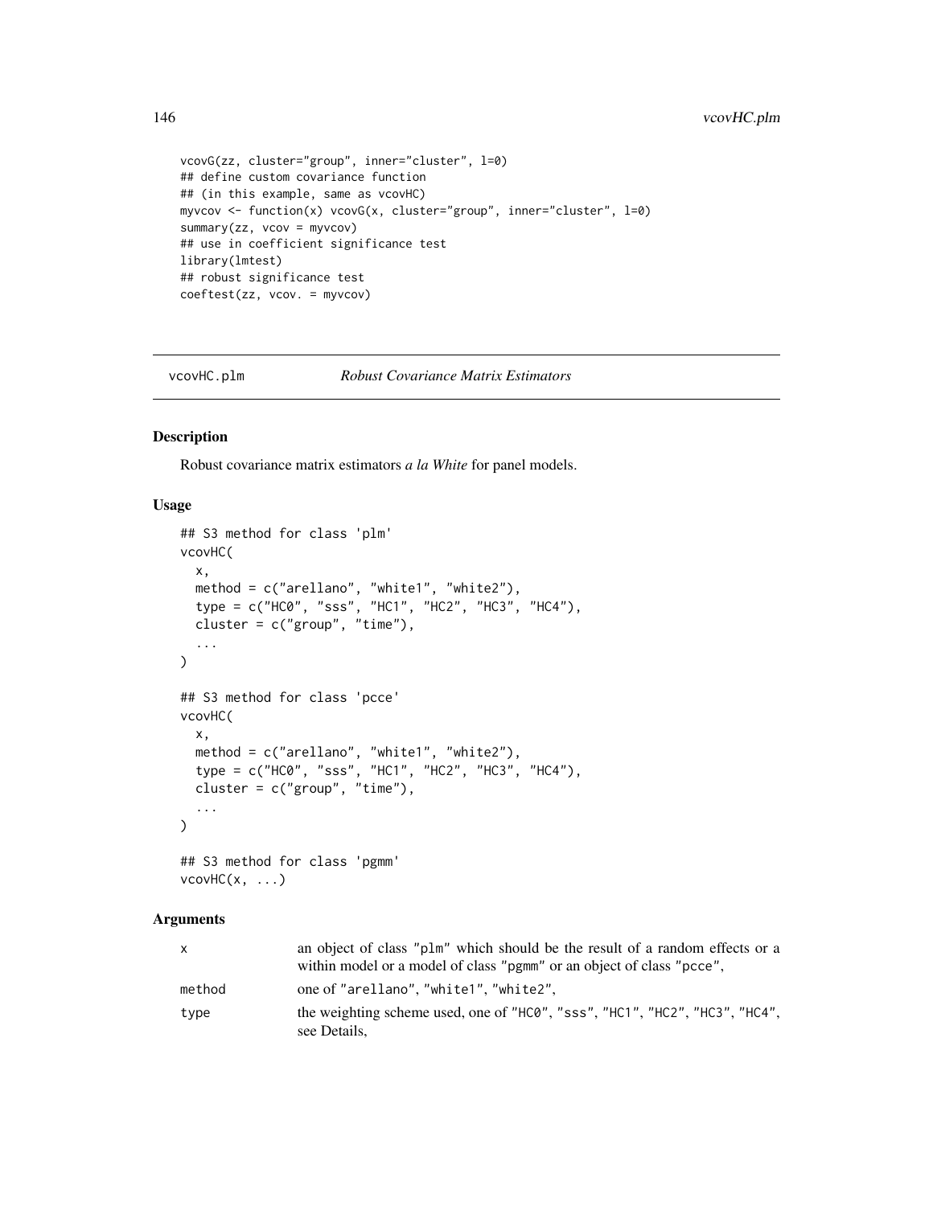```
vcovG(zz, cluster="group", inner="cluster", l=0)
## define custom covariance function
## (in this example, same as vcovHC)
myvcov <- function(x) vcovG(x, cluster="group", inner="cluster", l=0)
summary(zz, vcov = myvcov)
## use in coefficient significance test
library(lmtest)
## robust significance test
coeftest(zz, vcov. = myvcov)
```

---

vcovHC.plm    *Robust Covariance Matrix Estimators*

---

## Description

Robust covariance matrix estimators *a la White* for panel models.

## Usage

```
## S3 method for class 'plm'
vcovHC(
  x,
  method = c("arellano", "white1", "white2"),
  type = c("HC0", "sss", "HC1", "HC2", "HC3", "HC4"),
  cluster = c("group", "time"),
  ...
)

## S3 method for class 'pcce'
vcovHC(
  x,
  method = c("arellano", "white1", "white2"),
  type = c("HC0", "sss", "HC1", "HC2", "HC3", "HC4"),
  cluster = c("group", "time"),
  ...
)

## S3 method for class 'pgmm'
vcovHC(x, ...)
```

## Arguments

| | |
|---|---|
| x | an object of class "plm" which should be the result of a random effects or a within model or a model of class "pgmm" or an object of class "pcce", |
| method | one of "arellano", "white1", "white2", |
| type | the weighting scheme used, one of "HC0", "sss", "HC1", "HC2", "HC3", "HC4", see Details, |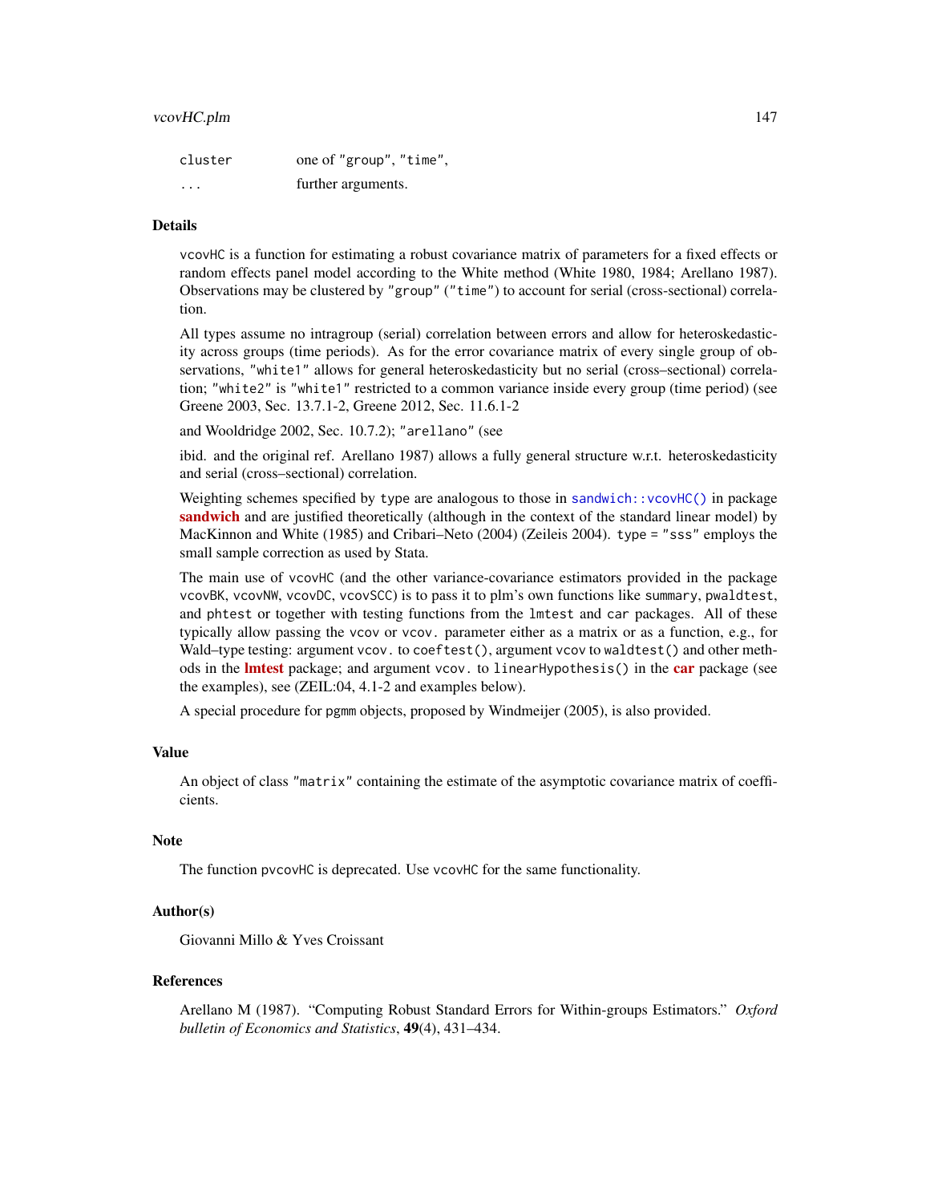| | |
|---|---|
| `cluster` | one of `"group"`, `"time"`, |
| `...` | further arguments. |

## Details

`vcovHC` is a function for estimating a robust covariance matrix of parameters for a fixed effects or random effects panel model according to the White method (White 1980, 1984; Arellano 1987). Observations may be clustered by `"group"` (`"time"`) to account for serial (cross-sectional) correlation.

All types assume no intragroup (serial) correlation between errors and allow for heteroskedasticity across groups (time periods). As for the error covariance matrix of every single group of observations, `"white1"` allows for general heteroskedasticity but no serial (cross–sectional) correlation; `"white2"` is `"white1"` restricted to a common variance inside every group (time period) (see Greene 2003, Sec. 13.7.1-2, Greene 2012, Sec. 11.6.1-2

and Wooldridge 2002, Sec. 10.7.2); `"arellano"` (see

ibid. and the original ref. Arellano 1987) allows a fully general structure w.r.t. heteroskedasticity and serial (cross–sectional) correlation.

Weighting schemes specified by `type` are analogous to those in `sandwich::vcovHC()` in package **sandwich** and are justified theoretically (although in the context of the standard linear model) by MacKinnon and White (1985) and Cribari–Neto (2004) (Zeileis 2004). `type = "sss"` employs the small sample correction as used by Stata.

The main use of `vcovHC` (and the other variance-covariance estimators provided in the package `vcovBK`, `vcovNW`, `vcovDC`, `vcovSCC`) is to pass it to plm's own functions like `summary`, `pwaldtest`, and `phtest` or together with testing functions from the `lmtest` and `car` packages. All of these typically allow passing the `vcov` or `vcov.` parameter either as a matrix or as a function, e.g., for Wald–type testing: argument `vcov.` to `coeftest()`, argument `vcov` to `waldtest()` and other methods in the **lmtest** package; and argument `vcov.` to `linearHypothesis()` in the **car** package (see the examples), see (ZEIL:04, 4.1-2 and examples below).

A special procedure for `pgmm` objects, proposed by Windmeijer (2005), is also provided.

## Value

An object of class `"matrix"` containing the estimate of the asymptotic covariance matrix of coefficients.

## Note

The function `pvcovHC` is deprecated. Use `vcovHC` for the same functionality.

## Author(s)

Giovanni Millo & Yves Croissant

## References

Arellano M (1987). "Computing Robust Standard Errors for Within-groups Estimators." *Oxford bulletin of Economics and Statistics*, **49**(4), 431–434.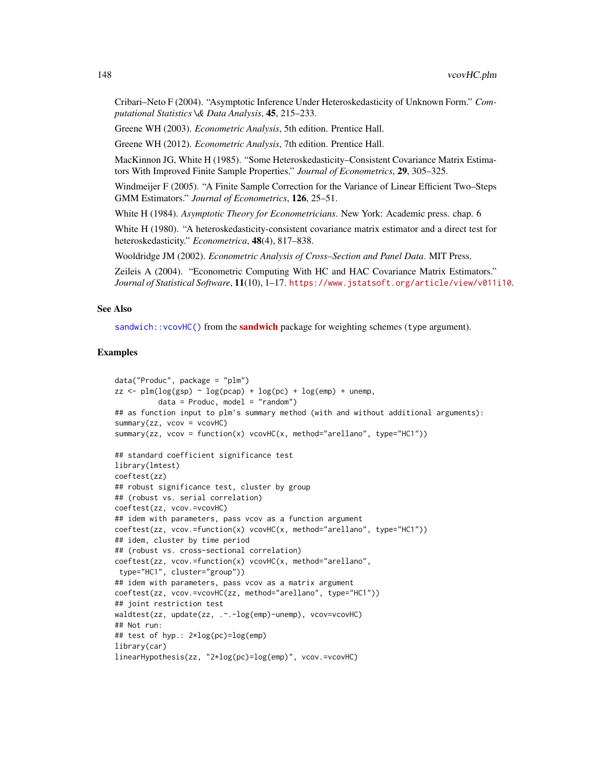Cribari–Neto F (2004). "Asymptotic Inference Under Heteroskedasticity of Unknown Form." *Computational Statistics \& Data Analysis*, **45**, 215–233.

Greene WH (2003). *Econometric Analysis*, 5th edition. Prentice Hall.

Greene WH (2012). *Econometric Analysis*, 7th edition. Prentice Hall.

MacKinnon JG, White H (1985). "Some Heteroskedasticity–Consistent Covariance Matrix Estimators With Improved Finite Sample Properties." *Journal of Econometrics*, **29**, 305–325.

Windmeijer F (2005). "A Finite Sample Correction for the Variance of Linear Efficient Two–Steps GMM Estimators." *Journal of Econometrics*, **126**, 25–51.

White H (1984). *Asymptotic Theory for Econometricians*. New York: Academic press. chap. 6

White H (1980). "A heteroskedasticity-consistent covariance matrix estimator and a direct test for heteroskedasticity." *Econometrica*, **48**(4), 817–838.

Wooldridge JM (2002). *Econometric Analysis of Cross–Section and Panel Data*. MIT Press.

Zeileis A (2004). "Econometric Computing With HC and HAC Covariance Matrix Estimators." *Journal of Statistical Software*, **11**(10), 1–17. https://www.jstatsoft.org/article/view/v011i10.

## See Also

`sandwich::vcovHC()` from the **sandwich** package for weighting schemes (type argument).

## Examples

```
data("Produc", package = "plm")
zz <- plm(log(gsp) ~ log(pcap) + log(pc) + log(emp) + unemp,
          data = Produc, model = "random")
## as function input to plm's summary method (with and without additional arguments):
summary(zz, vcov = vcovHC)
summary(zz, vcov = function(x) vcovHC(x, method="arellano", type="HC1"))

## standard coefficient significance test
library(lmtest)
coeftest(zz)
## robust significance test, cluster by group
## (robust vs. serial correlation)
coeftest(zz, vcov.=vcovHC)
## idem with parameters, pass vcov as a function argument
coeftest(zz, vcov.=function(x) vcovHC(x, method="arellano", type="HC1"))
## idem, cluster by time period
## (robust vs. cross-sectional correlation)
coeftest(zz, vcov.=function(x) vcovHC(x, method="arellano",
 type="HC1", cluster="group"))
## idem with parameters, pass vcov as a matrix argument
coeftest(zz, vcov.=vcovHC(zz, method="arellano", type="HC1"))
## joint restriction test
waldtest(zz, update(zz, .~.-log(emp)-unemp), vcov=vcovHC)
## Not run:
## test of hyp.: 2*log(pc)=log(emp)
library(car)
linearHypothesis(zz, "2*log(pc)=log(emp)", vcov.=vcovHC)
```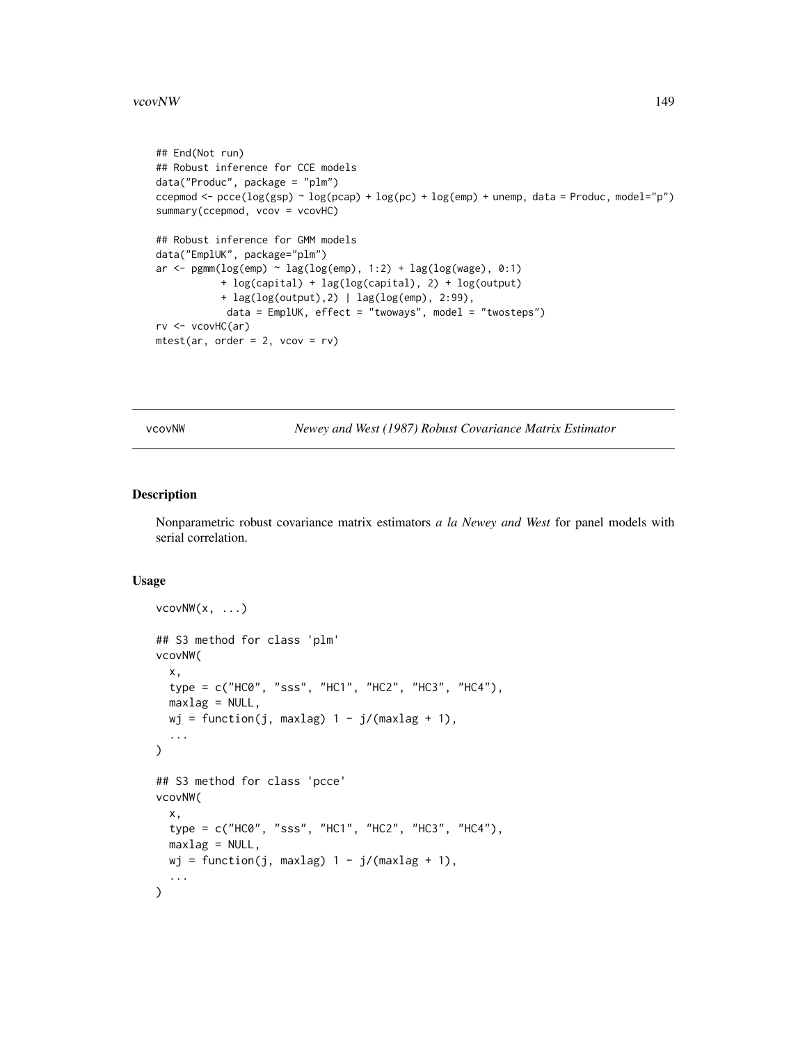```
## End(Not run)
## Robust inference for CCE models
data("Produc", package = "plm")
ccepmod <- pcce(log(gsp) ~ log(pcap) + log(pc) + log(emp) + unemp, data = Produc, model="p")
summary(ccepmod, vcov = vcovHC)

## Robust inference for GMM models
data("EmplUK", package="plm")
ar <- pgmm(log(emp) ~ lag(log(emp), 1:2) + lag(log(wage), 0:1)
           + log(capital) + lag(log(capital), 2) + log(output)
           + lag(log(output),2) | lag(log(emp), 2:99),
            data = EmplUK, effect = "twoways", model = "twosteps")
rv <- vcovHC(ar)
mtest(ar, order = 2, vcov = rv)
```

---

## vcovNW — *Newey and West (1987) Robust Covariance Matrix Estimator*

### Description

Nonparametric robust covariance matrix estimators *a la Newey and West* for panel models with serial correlation.

### Usage

```
vcovNW(x, ...)

## S3 method for class 'plm'
vcovNW(
  x,
  type = c("HC0", "sss", "HC1", "HC2", "HC3", "HC4"),
  maxlag = NULL,
  wj = function(j, maxlag) 1 - j/(maxlag + 1),
  ...
)

## S3 method for class 'pcce'
vcovNW(
  x,
  type = c("HC0", "sss", "HC1", "HC2", "HC3", "HC4"),
  maxlag = NULL,
  wj = function(j, maxlag) 1 - j/(maxlag + 1),
  ...
)
```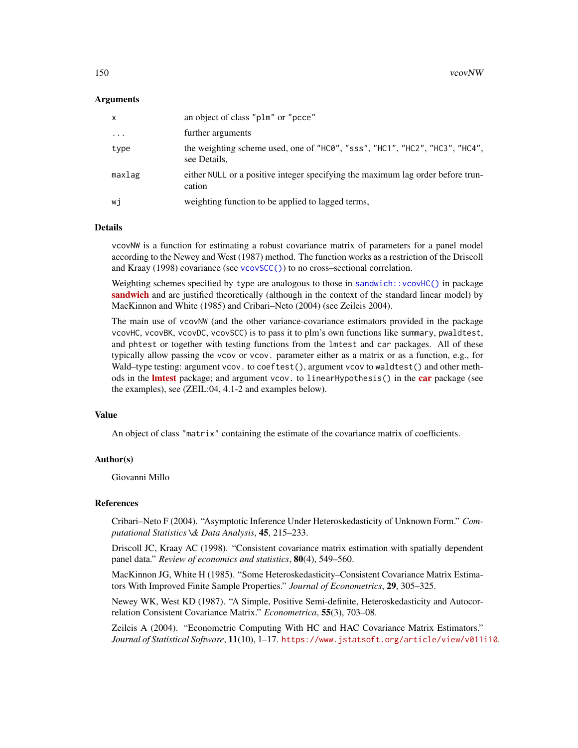### Arguments

| | |
|---|---|
| `x` | an object of class `"plm"` or `"pcce"` |
| `...` | further arguments |
| `type` | the weighting scheme used, one of `"HC0"`, `"sss"`, `"HC1"`, `"HC2"`, `"HC3"`, `"HC4"`, see Details, |
| `maxlag` | either `NULL` or a positive integer specifying the maximum lag order before truncation |
| `wj` | weighting function to be applied to lagged terms, |

### Details

`vcovNW` is a function for estimating a robust covariance matrix of parameters for a panel model according to the Newey and West (1987) method. The function works as a restriction of the Driscoll and Kraay (1998) covariance (see `vcovSCC()`) to no cross–sectional correlation.

Weighting schemes specified by `type` are analogous to those in `sandwich::vcovHC()` in package **sandwich** and are justified theoretically (although in the context of the standard linear model) by MacKinnon and White (1985) and Cribari–Neto (2004) (see Zeileis 2004).

The main use of `vcovNW` (and the other variance-covariance estimators provided in the package `vcovHC`, `vcovBK`, `vcovDC`, `vcovSCC`) is to pass it to plm's own functions like `summary`, `pwaldtest`, and `phtest` or together with testing functions from the `lmtest` and `car` packages. All of these typically allow passing the `vcov` or `vcov.` parameter either as a matrix or as a function, e.g., for Wald–type testing: argument `vcov.` to `coeftest()`, argument `vcov` to `waldtest()` and other methods in the **lmtest** package; and argument `vcov.` to `linearHypothesis()` in the **car** package (see the examples), see (ZEIL:04, 4.1-2 and examples below).

### Value

An object of class `"matrix"` containing the estimate of the covariance matrix of coefficients.

### Author(s)

Giovanni Millo

### References

Cribari–Neto F (2004). "Asymptotic Inference Under Heteroskedasticity of Unknown Form." *Computational Statistics \& Data Analysis*, **45**, 215–233.

Driscoll JC, Kraay AC (1998). "Consistent covariance matrix estimation with spatially dependent panel data." *Review of economics and statistics*, **80**(4), 549–560.

MacKinnon JG, White H (1985). "Some Heteroskedasticity–Consistent Covariance Matrix Estimators With Improved Finite Sample Properties." *Journal of Econometrics*, **29**, 305–325.

Newey WK, West KD (1987). "A Simple, Positive Semi-definite, Heteroskedasticity and Autocorrelation Consistent Covariance Matrix." *Econometrica*, **55**(3), 703–08.

Zeileis A (2004). "Econometric Computing With HC and HAC Covariance Matrix Estimators." *Journal of Statistical Software*, **11**(10), 1–17. https://www.jstatsoft.org/article/view/v011i10.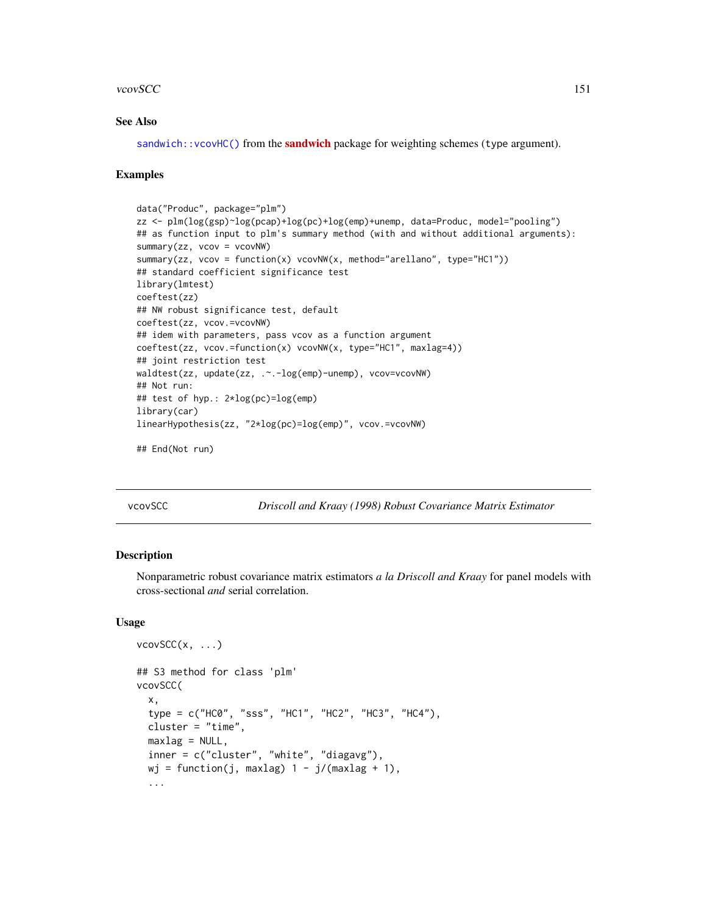### See Also

`sandwich::vcovHC()` from the **sandwich** package for weighting schemes (type argument).

### Examples

```
data("Produc", package="plm")
zz <- plm(log(gsp)~log(pcap)+log(pc)+log(emp)+unemp, data=Produc, model="pooling")
## as function input to plm's summary method (with and without additional arguments):
summary(zz, vcov = vcovNW)
summary(zz, vcov = function(x) vcovNW(x, method="arellano", type="HC1"))
## standard coefficient significance test
library(lmtest)
coeftest(zz)
## NW robust significance test, default
coeftest(zz, vcov.=vcovNW)
## idem with parameters, pass vcov as a function argument
coeftest(zz, vcov.=function(x) vcovNW(x, type="HC1", maxlag=4))
## joint restriction test
waldtest(zz, update(zz, .~.-log(emp)-unemp), vcov=vcovNW)
## Not run:
## test of hyp.: 2*log(pc)=log(emp)
library(car)
linearHypothesis(zz, "2*log(pc)=log(emp)", vcov.=vcovNW)

## End(Not run)
```

---

## vcovSCC — *Driscoll and Kraay (1998) Robust Covariance Matrix Estimator*

---

### Description

Nonparametric robust covariance matrix estimators *a la Driscoll and Kraay* for panel models with cross-sectional *and* serial correlation.

### Usage

```
vcovSCC(x, ...)

## S3 method for class 'plm'
vcovSCC(
  x,
  type = c("HC0", "sss", "HC1", "HC2", "HC3", "HC4"),
  cluster = "time",
  maxlag = NULL,
  inner = c("cluster", "white", "diagavg"),
  wj = function(j, maxlag) 1 - j/(maxlag + 1),
  ...
```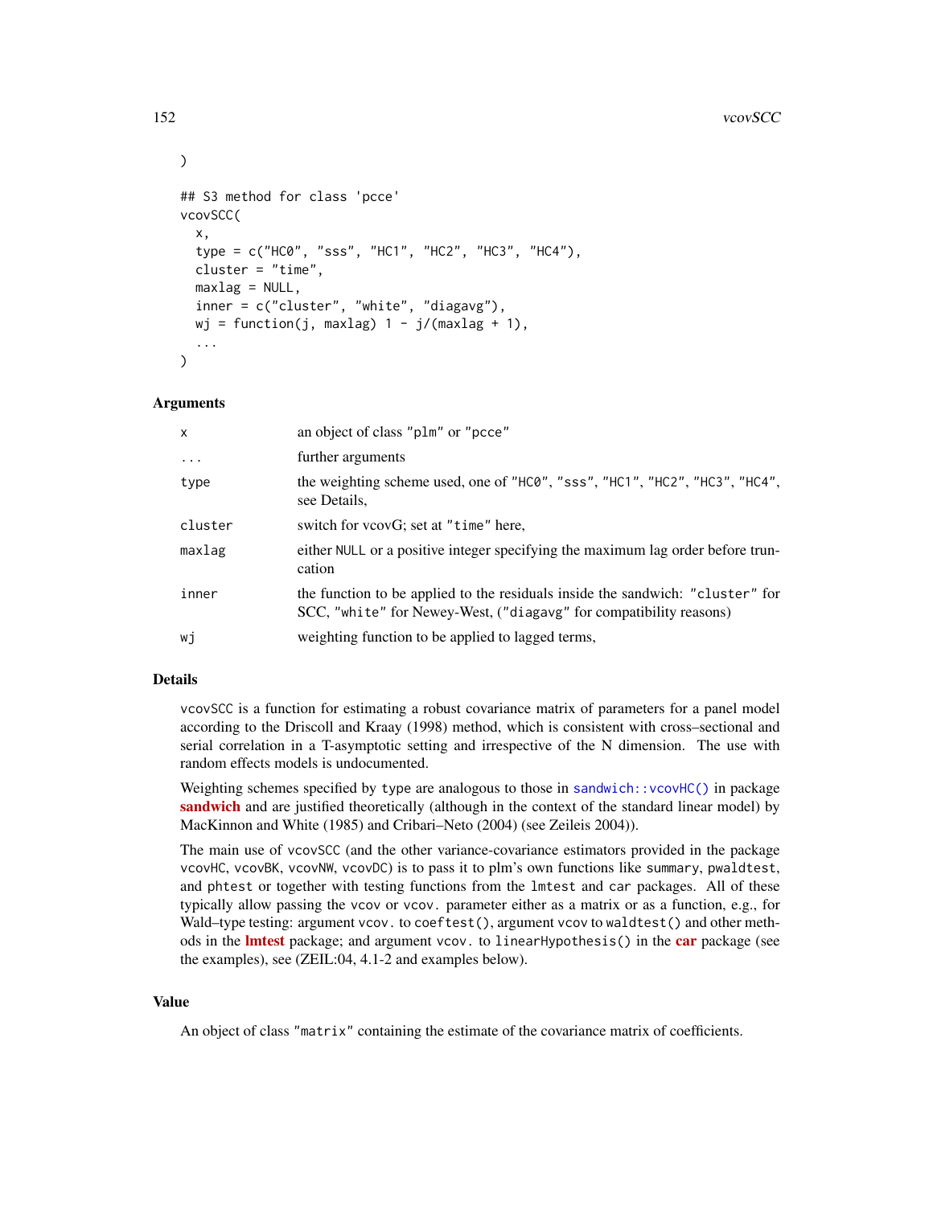```
)

## S3 method for class 'pcce'
vcovSCC(
  x,
  type = c("HC0", "sss", "HC1", "HC2", "HC3", "HC4"),
  cluster = "time",
  maxlag = NULL,
  inner = c("cluster", "white", "diagavg"),
  wj = function(j, maxlag) 1 - j/(maxlag + 1),
  ...
)
```

### Arguments

| | |
|---|---|
| `x` | an object of class "plm" or "pcce" |
| `...` | further arguments |
| `type` | the weighting scheme used, one of "HC0", "sss", "HC1", "HC2", "HC3", "HC4", see Details, |
| `cluster` | switch for vcovG; set at "time" here, |
| `maxlag` | either NULL or a positive integer specifying the maximum lag order before truncation |
| `inner` | the function to be applied to the residuals inside the sandwich: "cluster" for SCC, "white" for Newey-West, ("diagavg" for compatibility reasons) |
| `wj` | weighting function to be applied to lagged terms, |

### Details

`vcovSCC` is a function for estimating a robust covariance matrix of parameters for a panel model according to the Driscoll and Kraay (1998) method, which is consistent with cross–sectional and serial correlation in a T-asymptotic setting and irrespective of the N dimension. The use with random effects models is undocumented.

Weighting schemes specified by `type` are analogous to those in `sandwich::vcovHC()` in package **sandwich** and are justified theoretically (although in the context of the standard linear model) by MacKinnon and White (1985) and Cribari–Neto (2004) (see Zeileis 2004)).

The main use of `vcovSCC` (and the other variance-covariance estimators provided in the package `vcovHC`, `vcovBK`, `vcovNW`, `vcovDC`) is to pass it to plm's own functions like `summary`, `pwaldtest`, and `phtest` or together with testing functions from the `lmtest` and `car` packages. All of these typically allow passing the `vcov` or `vcov.` parameter either as a matrix or as a function, e.g., for Wald–type testing: argument `vcov.` to `coeftest()`, argument `vcov` to `waldtest()` and other methods in the **lmtest** package; and argument `vcov.` to `linearHypothesis()` in the **car** package (see the examples), see (ZEIL:04, 4.1-2 and examples below).

### Value

An object of class "matrix" containing the estimate of the covariance matrix of coefficients.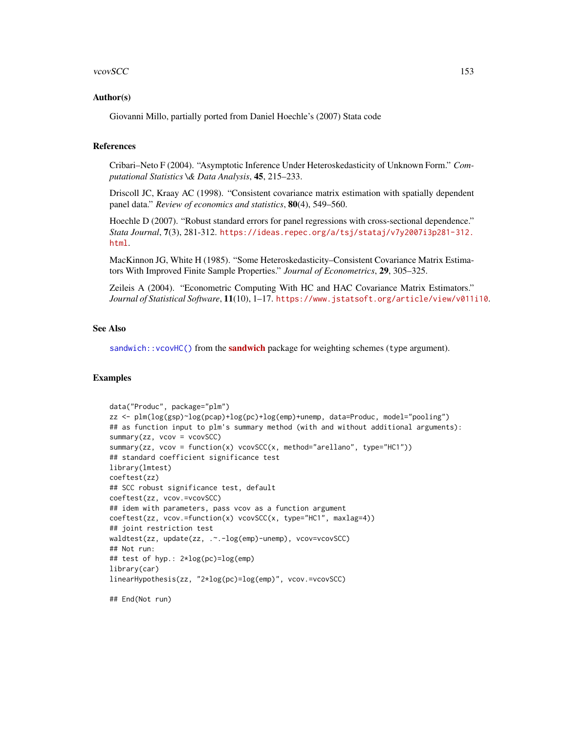## Author(s)

Giovanni Millo, partially ported from Daniel Hoechle's (2007) Stata code

## References

Cribari–Neto F (2004). "Asymptotic Inference Under Heteroskedasticity of Unknown Form." *Computational Statistics \& Data Analysis*, **45**, 215–233.

Driscoll JC, Kraay AC (1998). "Consistent covariance matrix estimation with spatially dependent panel data." *Review of economics and statistics*, **80**(4), 549–560.

Hoechle D (2007). "Robust standard errors for panel regressions with cross-sectional dependence." *Stata Journal*, **7**(3), 281-312. https://ideas.repec.org/a/tsj/stataj/v7y2007i3p281-312.html.

MacKinnon JG, White H (1985). "Some Heteroskedasticity–Consistent Covariance Matrix Estimators With Improved Finite Sample Properties." *Journal of Econometrics*, **29**, 305–325.

Zeileis A (2004). "Econometric Computing With HC and HAC Covariance Matrix Estimators." *Journal of Statistical Software*, **11**(10), 1–17. https://www.jstatsoft.org/article/view/v011i10.

## See Also

`sandwich::vcovHC()` from the **sandwich** package for weighting schemes (`type` argument).

## Examples

```
data("Produc", package="plm")
zz <- plm(log(gsp)~log(pcap)+log(pc)+log(emp)+unemp, data=Produc, model="pooling")
## as function input to plm's summary method (with and without additional arguments):
summary(zz, vcov = vcovSCC)
summary(zz, vcov = function(x) vcovSCC(x, method="arellano", type="HC1"))
## standard coefficient significance test
library(lmtest)
coeftest(zz)
## SCC robust significance test, default
coeftest(zz, vcov.=vcovSCC)
## idem with parameters, pass vcov as a function argument
coeftest(zz, vcov.=function(x) vcovSCC(x, type="HC1", maxlag=4))
## joint restriction test
waldtest(zz, update(zz, .~.-log(emp)-unemp), vcov=vcovSCC)
## Not run:
## test of hyp.: 2*log(pc)=log(emp)
library(car)
linearHypothesis(zz, "2*log(pc)=log(emp)", vcov.=vcovSCC)

## End(Not run)
```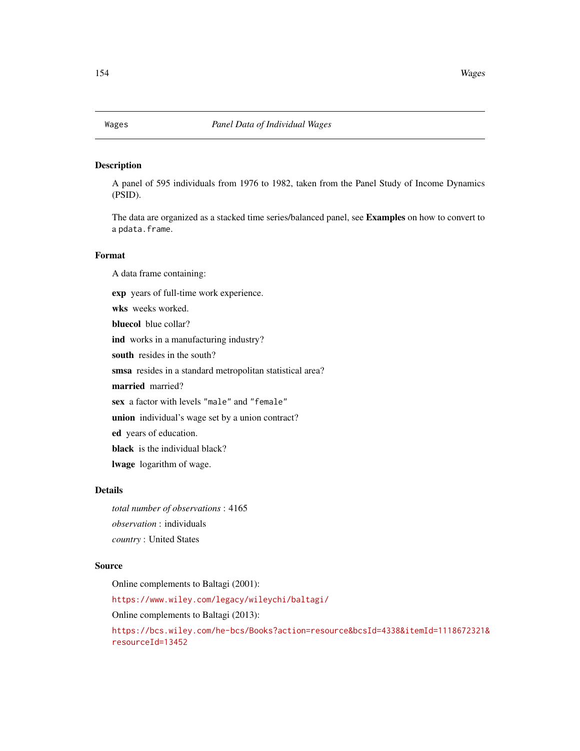# Wages — *Panel Data of Individual Wages*

## Description

A panel of 595 individuals from 1976 to 1982, taken from the Panel Study of Income Dynamics (PSID).

The data are organized as a stacked time series/balanced panel, see **Examples** on how to convert to a `pdata.frame`.

## Format

A data frame containing:

**exp** years of full-time work experience.

**wks** weeks worked.

**bluecol** blue collar?

**ind** works in a manufacturing industry?

**south** resides in the south?

**smsa** resides in a standard metropolitan statistical area?

**married** married?

**sex** a factor with levels `"male"` and `"female"`

**union** individual's wage set by a union contract?

**ed** years of education.

**black** is the individual black?

**lwage** logarithm of wage.

## Details

*total number of observations* : 4165

*observation* : individuals

*country* : United States

## Source

Online complements to Baltagi (2001):

https://www.wiley.com/legacy/wileychi/baltagi/

Online complements to Baltagi (2013):

https://bcs.wiley.com/he-bcs/Books?action=resource&bcsId=4338&itemId=1118672321&resourceId=13452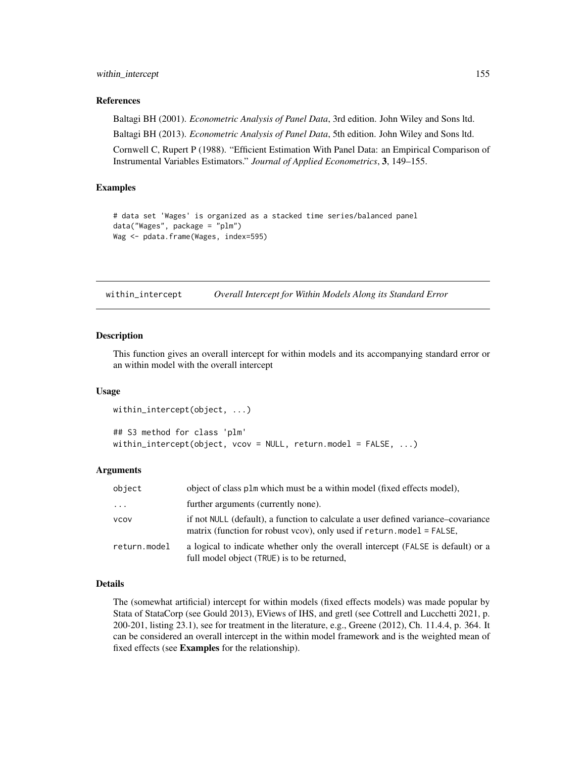### References

Baltagi BH (2001). *Econometric Analysis of Panel Data*, 3rd edition. John Wiley and Sons ltd.

Baltagi BH (2013). *Econometric Analysis of Panel Data*, 5th edition. John Wiley and Sons ltd.

Cornwell C, Rupert P (1988). "Efficient Estimation With Panel Data: an Empirical Comparison of Instrumental Variables Estimators." *Journal of Applied Econometrics*, **3**, 149–155.

### Examples

```
# data set 'Wages' is organized as a stacked time series/balanced panel
data("Wages", package = "plm")
Wag <- pdata.frame(Wages, index=595)
```

---

## within_intercept — *Overall Intercept for Within Models Along its Standard Error*

---

### Description

This function gives an overall intercept for within models and its accompanying standard error or an within model with the overall intercept

### Usage

```
within_intercept(object, ...)

## S3 method for class 'plm'
within_intercept(object, vcov = NULL, return.model = FALSE, ...)
```

### Arguments

| | |
|---|---|
| object | object of class plm which must be a within model (fixed effects model), |
| ... | further arguments (currently none). |
| vcov | if not NULL (default), a function to calculate a user defined variance–covariance matrix (function for robust vcov), only used if return.model = FALSE, |
| return.model | a logical to indicate whether only the overall intercept (FALSE is default) or a full model object (TRUE) is to be returned, |

### Details

The (somewhat artificial) intercept for within models (fixed effects models) was made popular by Stata of StataCorp (see Gould 2013), EViews of IHS, and gretl (see Cottrell and Lucchetti 2021, p. 200-201, listing 23.1), see for treatment in the literature, e.g., Greene (2012), Ch. 11.4.4, p. 364. It can be considered an overall intercept in the within model framework and is the weighted mean of fixed effects (see **Examples** for the relationship).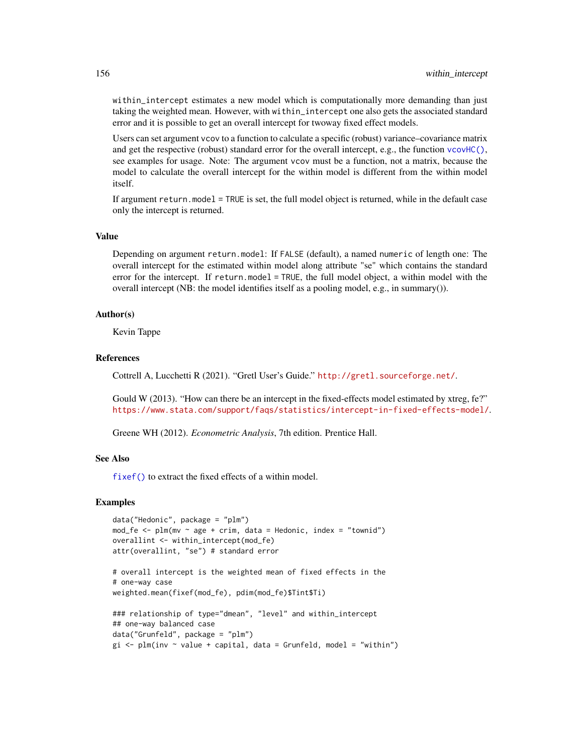`within_intercept` estimates a new model which is computationally more demanding than just taking the weighted mean. However, with `within_intercept` one also gets the associated standard error and it is possible to get an overall intercept for twoway fixed effect models.

Users can set argument `vcov` to a function to calculate a specific (robust) variance–covariance matrix and get the respective (robust) standard error for the overall intercept, e.g., the function `vcovHC()`, see examples for usage. Note: The argument `vcov` must be a function, not a matrix, because the model to calculate the overall intercept for the within model is different from the within model itself.

If argument `return.model = TRUE` is set, the full model object is returned, while in the default case only the intercept is returned.

## Value

Depending on argument `return.model`: If `FALSE` (default), a named `numeric` of length one: The overall intercept for the estimated within model along attribute "se" which contains the standard error for the intercept. If `return.model = TRUE`, the full model object, a within model with the overall intercept (NB: the model identifies itself as a pooling model, e.g., in summary()).

## Author(s)

Kevin Tappe

## References

Cottrell A, Lucchetti R (2021). "Gretl User's Guide." http://gretl.sourceforge.net/.

Gould W (2013). "How can there be an intercept in the fixed-effects model estimated by xtreg, fe?" https://www.stata.com/support/faqs/statistics/intercept-in-fixed-effects-model/.

Greene WH (2012). *Econometric Analysis*, 7th edition. Prentice Hall.

## See Also

`fixef()` to extract the fixed effects of a within model.

## Examples

```
data("Hedonic", package = "plm")
mod_fe <- plm(mv ~ age + crim, data = Hedonic, index = "townid")
overallint <- within_intercept(mod_fe)
attr(overallint, "se") # standard error

# overall intercept is the weighted mean of fixed effects in the
# one-way case
weighted.mean(fixef(mod_fe), pdim(mod_fe)$Tint$Ti)

### relationship of type="dmean", "level" and within_intercept
## one-way balanced case
data("Grunfeld", package = "plm")
gi <- plm(inv ~ value + capital, data = Grunfeld, model = "within")
```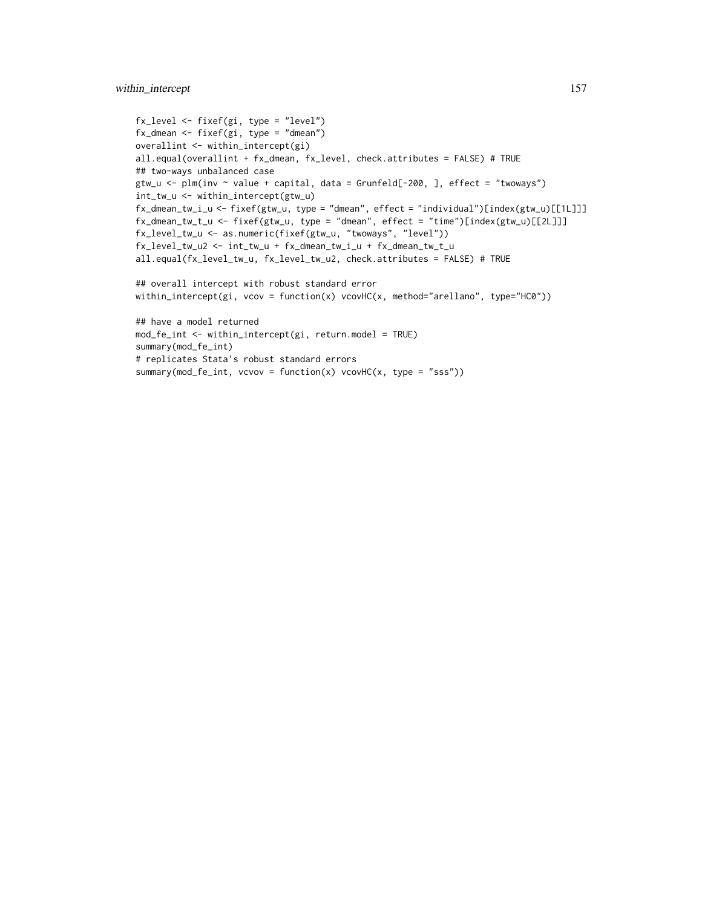```
fx_level <- fixef(gi, type = "level")
fx_dmean <- fixef(gi, type = "dmean")
overallint <- within_intercept(gi)
all.equal(overallint + fx_dmean, fx_level, check.attributes = FALSE) # TRUE
## two-ways unbalanced case
gtw_u <- plm(inv ~ value + capital, data = Grunfeld[-200, ], effect = "twoways")
int_tw_u <- within_intercept(gtw_u)
fx_dmean_tw_i_u <- fixef(gtw_u, type = "dmean", effect = "individual")[index(gtw_u)[[1L]]]
fx_dmean_tw_t_u <- fixef(gtw_u, type = "dmean", effect = "time")[index(gtw_u)[[2L]]]
fx_level_tw_u <- as.numeric(fixef(gtw_u, "twoways", "level"))
fx_level_tw_u2 <- int_tw_u + fx_dmean_tw_i_u + fx_dmean_tw_t_u
all.equal(fx_level_tw_u, fx_level_tw_u2, check.attributes = FALSE) # TRUE

## overall intercept with robust standard error
within_intercept(gi, vcov = function(x) vcovHC(x, method="arellano", type="HC0"))

## have a model returned
mod_fe_int <- within_intercept(gi, return.model = TRUE)
summary(mod_fe_int)
# replicates Stata's robust standard errors
summary(mod_fe_int, vcvov = function(x) vcovHC(x, type = "sss"))
```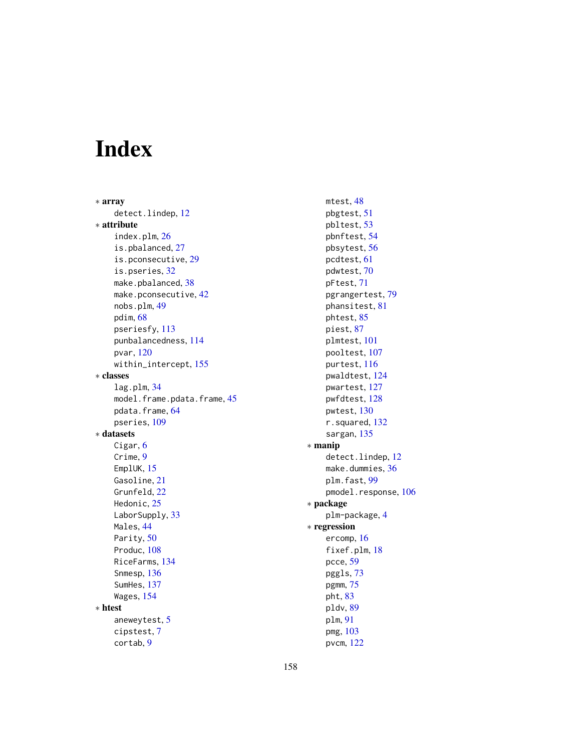# Index

∗ **array**
- detect.lindep, 12

∗ **attribute**
- index.plm, 26
- is.pbalanced, 27
- is.pconsecutive, 29
- is.pseries, 32
- make.pbalanced, 38
- make.pconsecutive, 42
- nobs.plm, 49
- pdim, 68
- pseriesfy, 113
- punbalancedness, 114
- pvar, 120
- within_intercept, 155

∗ **classes**
- lag.plm, 34
- model.frame.pdata.frame, 45
- pdata.frame, 64
- pseries, 109

∗ **datasets**
- Cigar, 6
- Crime, 9
- EmplUK, 15
- Gasoline, 21
- Grunfeld, 22
- Hedonic, 25
- LaborSupply, 33
- Males, 44
- Parity, 50
- Produc, 108
- RiceFarms, 134
- Snmesp, 136
- SumHes, 137
- Wages, 154

∗ **htest**
- aneweytest, 5
- cipstest, 7
- cortab, 9
- mtest, 48
- pbgtest, 51
- pbltest, 53
- pbnftest, 54
- pbsytest, 56
- pcdtest, 61
- pdwtest, 70
- pFtest, 71
- pgrangertest, 79
- phansitest, 81
- phtest, 85
- piest, 87
- plmtest, 101
- pooltest, 107
- purtest, 116
- pwaldtest, 124
- pwartest, 127
- pwfdtest, 128
- pwtest, 130
- r.squared, 132
- sargan, 135

∗ **manip**
- detect.lindep, 12
- make.dummies, 36
- plm.fast, 99
- pmodel.response, 106

∗ **package**
- plm-package, 4

∗ **regression**
- ercomp, 16
- fixef.plm, 18
- pcce, 59
- pggls, 73
- pgmm, 75
- pht, 83
- pldv, 89
- plm, 91
- pmg, 103
- pvcm, 122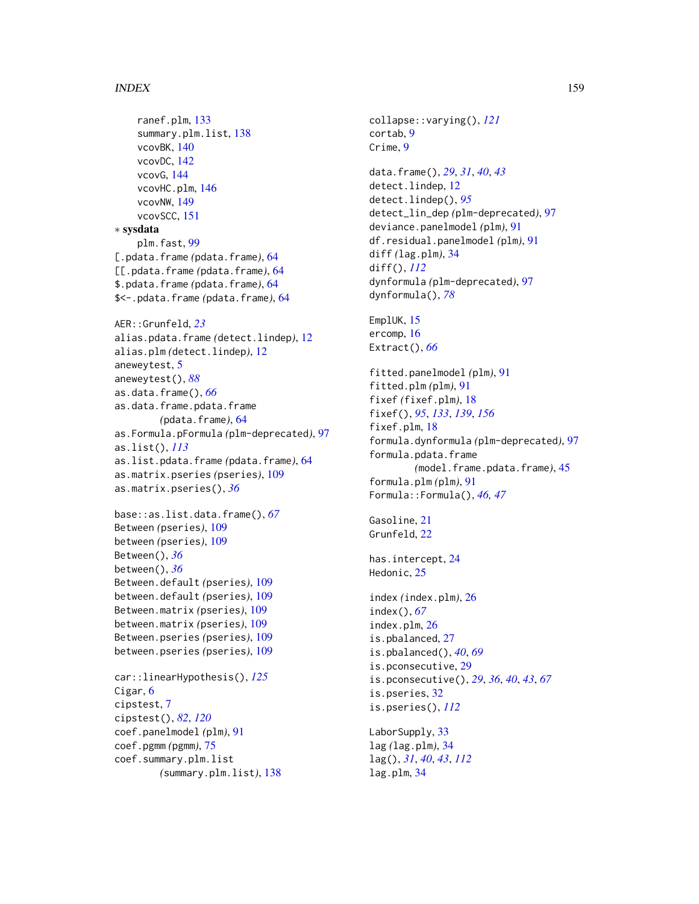ranef.plm, 133
summary.plm.list, 138
vcovBK, 140
vcovDC, 142
vcovG, 144
vcovHC.plm, 146
vcovNW, 149
vcovSCC, 151

∗ **sysdata**
plm.fast, 99

[.pdata.frame *(*pdata.frame*)*, 64
[[.pdata.frame *(*pdata.frame*)*, 64
$.pdata.frame *(*pdata.frame*)*, 64
$<-.pdata.frame *(*pdata.frame*)*, 64

AER::Grunfeld, *23*
alias.pdata.frame *(*detect.lindep*)*, 12
alias.plm *(*detect.lindep*)*, 12
aneweytest, 5
aneweytest(), *88*
as.data.frame(), *66*
as.data.frame.pdata.frame *(*pdata.frame*)*, 64
as.Formula.pFormula *(*plm-deprecated*)*, 97
as.list(), *113*
as.list.pdata.frame *(*pdata.frame*)*, 64
as.matrix.pseries *(*pseries*)*, 109
as.matrix.pseries(), *36*

base::as.list.data.frame(), *67*
Between *(*pseries*)*, 109
between *(*pseries*)*, 109
Between(), *36*
between(), *36*
Between.default *(*pseries*)*, 109
between.default *(*pseries*)*, 109
Between.matrix *(*pseries*)*, 109
between.matrix *(*pseries*)*, 109
Between.pseries *(*pseries*)*, 109
between.pseries *(*pseries*)*, 109

car::linearHypothesis(), *125*
Cigar, 6
cipstest, 7
cipstest(), *82*, *120*
coef.panelmodel *(*plm*)*, 91
coef.pgmm *(*pgmm*)*, 75
coef.summary.plm.list *(*summary.plm.list*)*, 138

collapse::varying(), *121*
cortab, 9
Crime, 9

data.frame(), *29*, *31*, *40*, *43*
detect.lindep, 12
detect.lindep(), *95*
detect_lin_dep *(*plm-deprecated*)*, 97
deviance.panelmodel *(*plm*)*, 91
df.residual.panelmodel *(*plm*)*, 91
diff *(*lag.plm*)*, 34
diff(), *112*
dynformula *(*plm-deprecated*)*, 97
dynformula(), *78*

EmplUK, 15
ercomp, 16
Extract(), *66*

fitted.panelmodel *(*plm*)*, 91
fitted.plm *(*plm*)*, 91
fixef *(*fixef.plm*)*, 18
fixef(), *95*, *133*, *139*, *156*
fixef.plm, 18
formula.dynformula *(*plm-deprecated*)*, 97
formula.pdata.frame *(*model.frame.pdata.frame*)*, 45
formula.plm *(*plm*)*, 91
Formula::Formula(), *46, 47*

Gasoline, 21
Grunfeld, 22

has.intercept, 24
Hedonic, 25

index *(*index.plm*)*, 26
index(), *67*
index.plm, 26
is.pbalanced, 27
is.pbalanced(), *40*, *69*
is.pconsecutive, 29
is.pconsecutive(), *29*, *36*, *40*, *43*, *67*
is.pseries, 32
is.pseries(), *112*

LaborSupply, 33
lag *(*lag.plm*)*, 34
lag(), *31*, *40*, *43*, *112*
lag.plm, 34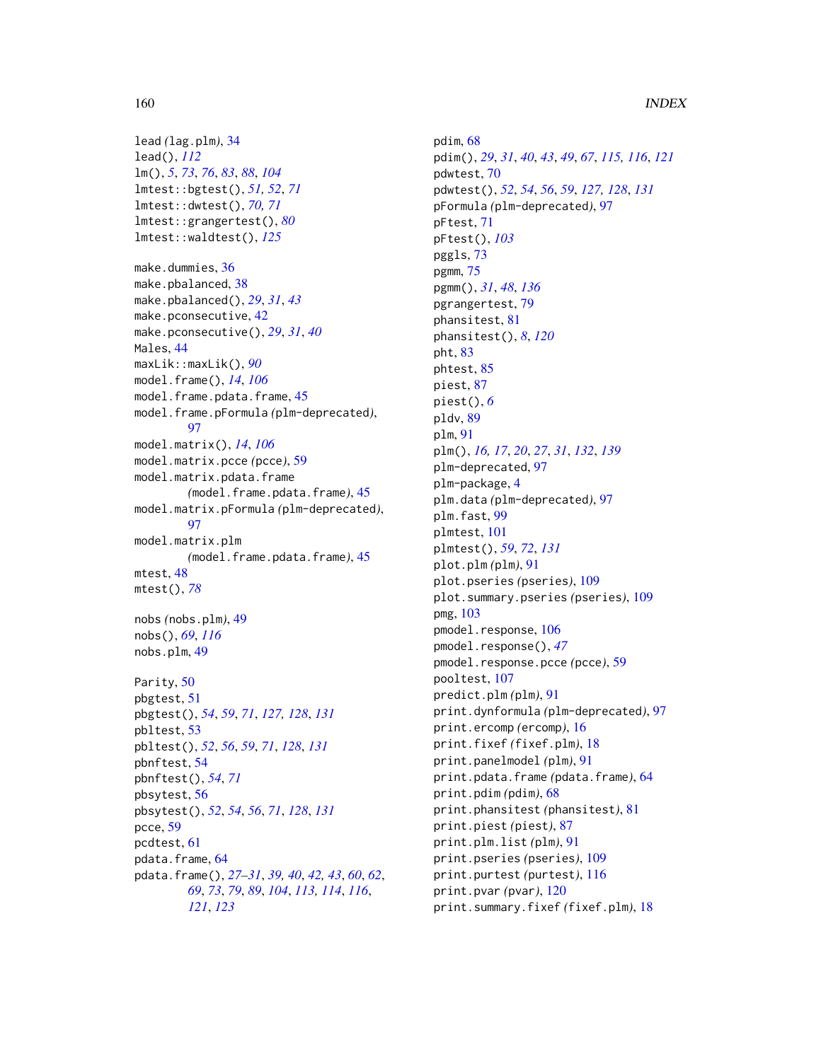lead (lag.plm), 34
lead(), *112*
lm(), *5*, *73*, *76*, *83*, *88*, *104*
lmtest::bgtest(), *51, 52*, *71*
lmtest::dwtest(), *70, 71*
lmtest::grangertest(), *80*
lmtest::waldtest(), *125*

make.dummies, 36
make.pbalanced, 38
make.pbalanced(), *29*, *31*, *43*
make.pconsecutive, 42
make.pconsecutive(), *29*, *31*, *40*
Males, 44
maxLik::maxLik(), *90*
model.frame(), *14*, *106*
model.frame.pdata.frame, 45
model.frame.pFormula (plm-deprecated), 97
model.matrix(), *14*, *106*
model.matrix.pcce (pcce), 59
model.matrix.pdata.frame (model.frame.pdata.frame), 45
model.matrix.pFormula (plm-deprecated), 97
model.matrix.plm (model.frame.pdata.frame), 45
mtest, 48
mtest(), *78*

nobs (nobs.plm), 49
nobs(), *69*, *116*
nobs.plm, 49

Parity, 50
pbgtest, 51
pbgtest(), *54*, *59*, *71*, *127, 128*, *131*
pbltest, 53
pbltest(), *52*, *56*, *59*, *71*, *128*, *131*
pbnftest, 54
pbnftest(), *54*, *71*
pbsytest, 56
pbsytest(), *52*, *54*, *56*, *71*, *128*, *131*
pcce, 59
pcdtest, 61
pdata.frame, 64
pdata.frame(), *27–31*, *39*, *40*, *42*, *43*, *60*, *62*, *69*, *73*, *79*, *89*, *104*, *113, 114*, *116*, *121*, *123*
pdim, 68
pdim(), *29*, *31*, *40*, *43*, *49*, *67*, *115, 116*, *121*
pdwtest, 70
pdwtest(), *52*, *54*, *56*, *59*, *127, 128*, *131*
pFormula (plm-deprecated), 97
pFtest, 71
pFtest(), *103*
pggls, 73
pgmm, 75
pgmm(), *31*, *48*, *136*
pgrangertest, 79
phansitest, 81
phansitest(), *8*, *120*
pht, 83
phtest, 85
piest, 87
piest(), *6*
pldv, 89
plm, 91
plm(), *16, 17*, *20*, *27*, *31*, *132*, *139*
plm-deprecated, 97
plm-package, 4
plm.data (plm-deprecated), 97
plm.fast, 99
plmtest, 101
plmtest(), *59*, *72*, *131*
plot.plm (plm), 91
plot.pseries (pseries), 109
plot.summary.pseries (pseries), 109
pmg, 103
pmodel.response, 106
pmodel.response(), *47*
pmodel.response.pcce (pcce), 59
pooltest, 107
predict.plm (plm), 91
print.dynformula (plm-deprecated), 97
print.ercomp (ercomp), 16
print.fixef (fixef.plm), 18
print.panelmodel (plm), 91
print.pdata.frame (pdata.frame), 64
print.pdim (pdim), 68
print.phansitest (phansitest), 81
print.piest (piest), 87
print.plm.list (plm), 91
print.pseries (pseries), 109
print.purtest (purtest), 116
print.pvar (pvar), 120
print.summary.fixef (fixef.plm), 18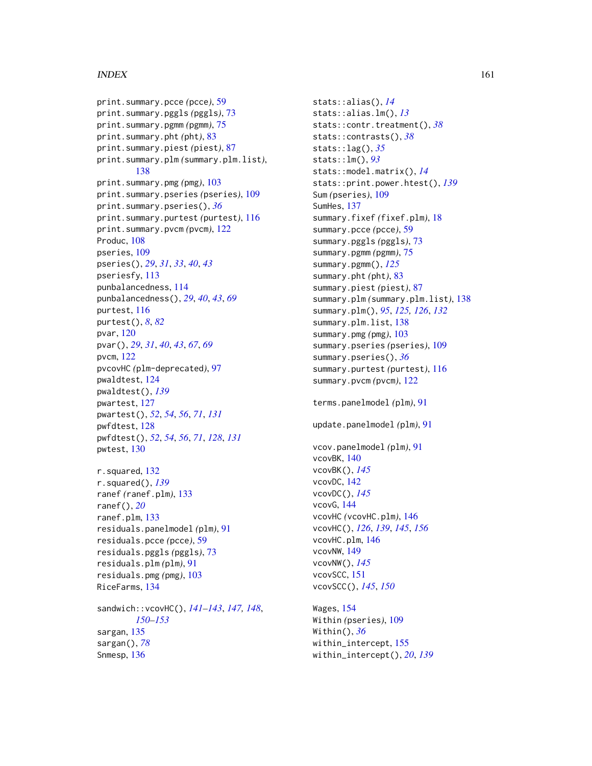print.summary.pcce (pcce), 59
print.summary.pggls (pggls), 73
print.summary.pgmm (pgmm), 75
print.summary.pht (pht), 83
print.summary.piest (piest), 87
print.summary.plm (summary.plm.list), 138
print.summary.pmg (pmg), 103
print.summary.pseries (pseries), 109
print.summary.pseries(), *36*
print.summary.purtest (purtest), 116
print.summary.pvcm (pvcm), 122
Produc, 108
pseries, 109
pseries(), *29*, *31*, *33*, *40*, *43*
pseriesfy, 113
punbalancedness, 114
punbalancedness(), *29*, *40*, *43*, *69*
purtest, 116
purtest(), *8*, *82*
pvar, 120
pvar(), *29*, *31*, *40*, *43*, *67*, *69*
pvcm, 122
pvcovHC (plm-deprecated), 97
pwaldtest, 124
pwaldtest(), *139*
pwartest, 127
pwartest(), *52*, *54*, *56*, *71*, *131*
pwfdtest, 128
pwfdtest(), *52*, *54*, *56*, *71*, *128*, *131*
pwtest, 130

r.squared, 132
r.squared(), *139*
ranef (ranef.plm), 133
ranef(), *20*
ranef.plm, 133
residuals.panelmodel (plm), 91
residuals.pcce (pcce), 59
residuals.pggls (pggls), 73
residuals.plm (plm), 91
residuals.pmg (pmg), 103
RiceFarms, 134

sandwich::vcovHC(), *141–143*, *147, 148*, *150–153*
sargan, 135
sargan(), *78*
Snmesp, 136
stats::alias(), *14*
stats::alias.lm(), *13*
stats::contr.treatment(), *38*
stats::contrasts(), *38*
stats::lag(), *35*
stats::lm(), *93*
stats::model.matrix(), *14*
stats::print.power.htest(), *139*
Sum (pseries), 109
SumHes, 137
summary.fixef (fixef.plm), 18
summary.pcce (pcce), 59
summary.pggls (pggls), 73
summary.pgmm (pgmm), 75
summary.pgmm(), *125*
summary.pht (pht), 83
summary.piest (piest), 87
summary.plm (summary.plm.list), 138
summary.plm(), *95*, *125, 126*, *132*
summary.plm.list, 138
summary.pmg (pmg), 103
summary.pseries (pseries), 109
summary.pseries(), *36*
summary.purtest (purtest), 116
summary.pvcm (pvcm), 122

terms.panelmodel (plm), 91

update.panelmodel (plm), 91

vcov.panelmodel (plm), 91
vcovBK, 140
vcovBK(), *145*
vcovDC, 142
vcovDC(), *145*
vcovG, 144
vcovHC (vcovHC.plm), 146
vcovHC(), *126*, *139*, *145*, *156*
vcovHC.plm, 146
vcovNW, 149
vcovNW(), *145*
vcovSCC, 151
vcovSCC(), *145*, *150*

Wages, 154
Within (pseries), 109
Within(), *36*
within_intercept, 155
within_intercept(), *20*, *139*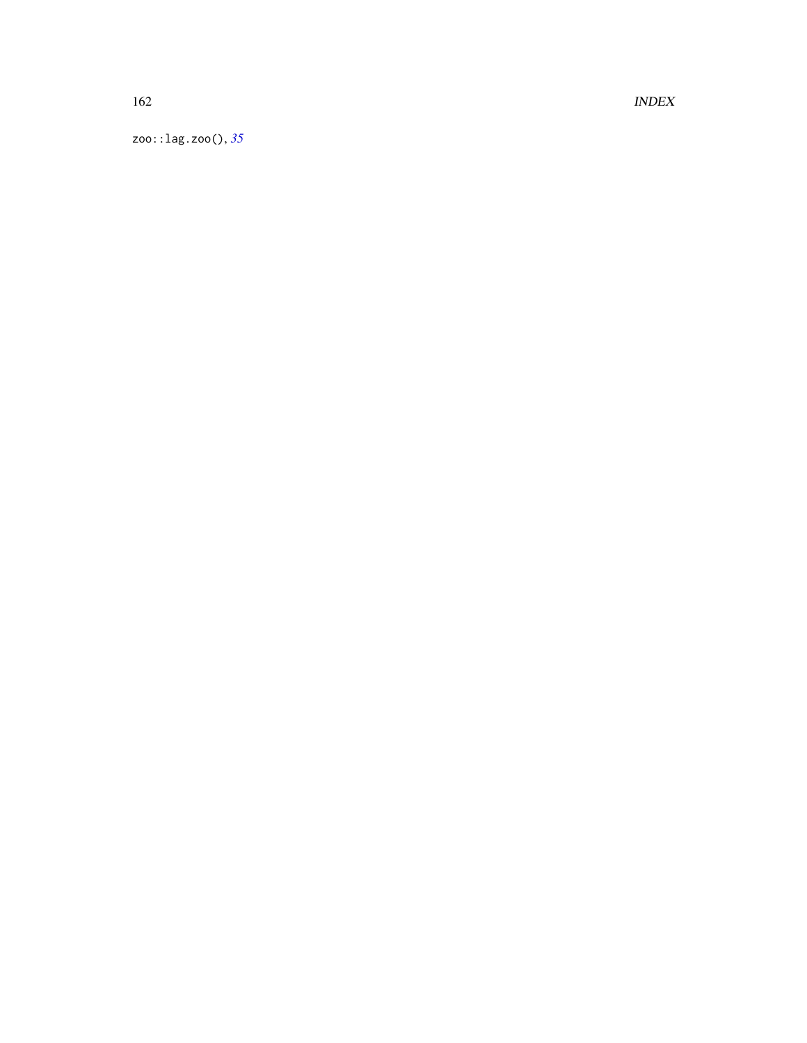`zoo::lag.zoo()`, *35*